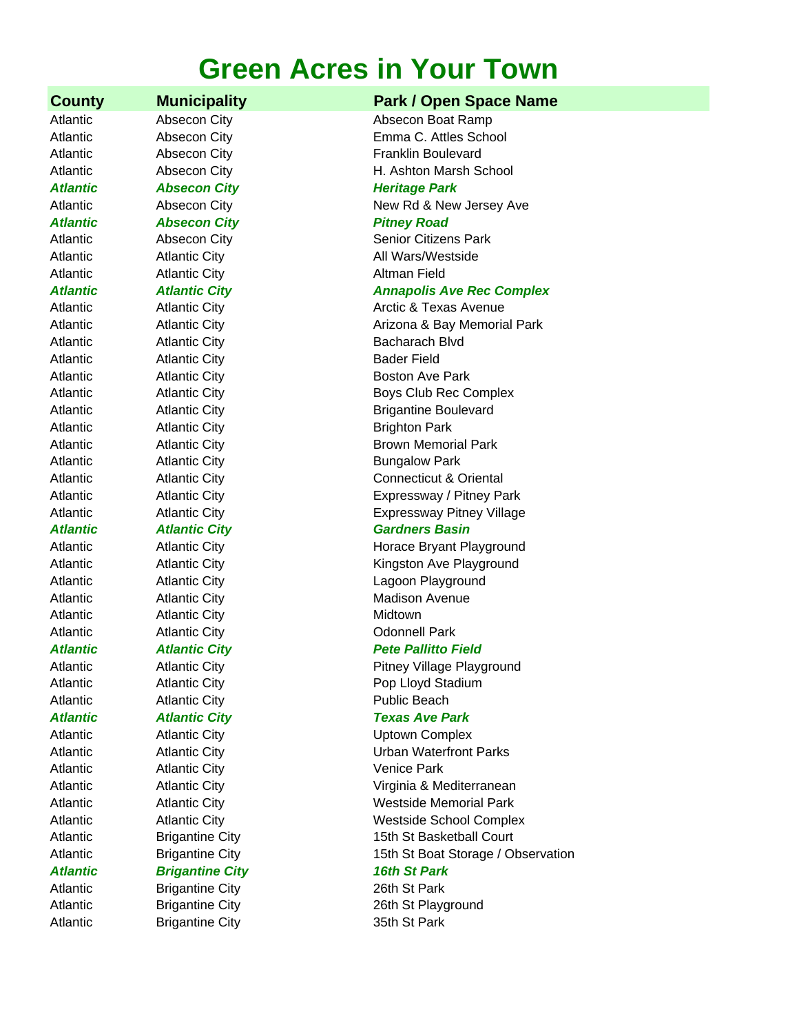# Green Acres in Your Town

| County | Municipality | Park / Open Space Name |
|---|---|---|
| Atlantic | Absecon City | Absecon Boat Ramp |
| Atlantic | Absecon City | Emma C. Attles School |
| Atlantic | Absecon City | Franklin Boulevard |
| Atlantic | Absecon City | H. Ashton Marsh School |
| ***Atlantic*** | ***Absecon City*** | ***Heritage Park*** |
| Atlantic | Absecon City | New Rd & New Jersey Ave |
| ***Atlantic*** | ***Absecon City*** | ***Pitney Road*** |
| Atlantic | Absecon City | Senior Citizens Park |
| Atlantic | Atlantic City | All Wars/Westside |
| Atlantic | Atlantic City | Altman Field |
| ***Atlantic*** | ***Atlantic City*** | ***Annapolis Ave Rec Complex*** |
| Atlantic | Atlantic City | Arctic & Texas Avenue |
| Atlantic | Atlantic City | Arizona & Bay Memorial Park |
| Atlantic | Atlantic City | Bacharach Blvd |
| Atlantic | Atlantic City | Bader Field |
| Atlantic | Atlantic City | Boston Ave Park |
| Atlantic | Atlantic City | Boys Club Rec Complex |
| Atlantic | Atlantic City | Brigantine Boulevard |
| Atlantic | Atlantic City | Brighton Park |
| Atlantic | Atlantic City | Brown Memorial Park |
| Atlantic | Atlantic City | Bungalow Park |
| Atlantic | Atlantic City | Connecticut & Oriental |
| Atlantic | Atlantic City | Expressway / Pitney Park |
| Atlantic | Atlantic City | Expressway Pitney Village |
| ***Atlantic*** | ***Atlantic City*** | ***Gardners Basin*** |
| Atlantic | Atlantic City | Horace Bryant Playground |
| Atlantic | Atlantic City | Kingston Ave Playground |
| Atlantic | Atlantic City | Lagoon Playground |
| Atlantic | Atlantic City | Madison Avenue |
| Atlantic | Atlantic City | Midtown |
| Atlantic | Atlantic City | Odonnell Park |
| ***Atlantic*** | ***Atlantic City*** | ***Pete Pallitto Field*** |
| Atlantic | Atlantic City | Pitney Village Playground |
| Atlantic | Atlantic City | Pop Lloyd Stadium |
| Atlantic | Atlantic City | Public Beach |
| ***Atlantic*** | ***Atlantic City*** | ***Texas Ave Park*** |
| Atlantic | Atlantic City | Uptown Complex |
| Atlantic | Atlantic City | Urban Waterfront Parks |
| Atlantic | Atlantic City | Venice Park |
| Atlantic | Atlantic City | Virginia & Mediterranean |
| Atlantic | Atlantic City | Westside Memorial Park |
| Atlantic | Atlantic City | Westside School Complex |
| Atlantic | Brigantine City | 15th St Basketball Court |
| Atlantic | Brigantine City | 15th St Boat Storage / Observation |
| ***Atlantic*** | ***Brigantine City*** | ***16th St Park*** |
| Atlantic | Brigantine City | 26th St Park |
| Atlantic | Brigantine City | 26th St Playground |
| Atlantic | Brigantine City | 35th St Park |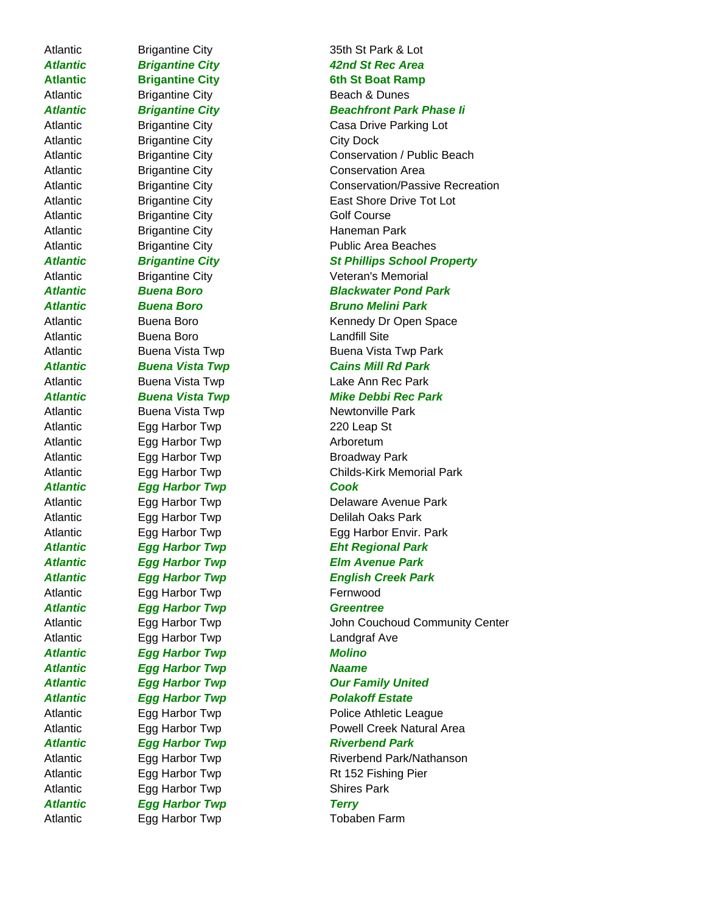| | | |
|---|---|---|
| Atlantic | Brigantine City | 35th St Park & Lot |
| ***Atlantic*** | ***Brigantine City*** | ***42nd St Rec Area*** |
| **Atlantic** | **Brigantine City** | **6th St Boat Ramp** |
| Atlantic | Brigantine City | Beach & Dunes |
| ***Atlantic*** | ***Brigantine City*** | ***Beachfront Park Phase Ii*** |
| Atlantic | Brigantine City | Casa Drive Parking Lot |
| Atlantic | Brigantine City | City Dock |
| Atlantic | Brigantine City | Conservation / Public Beach |
| Atlantic | Brigantine City | Conservation Area |
| Atlantic | Brigantine City | Conservation/Passive Recreation |
| Atlantic | Brigantine City | East Shore Drive Tot Lot |
| Atlantic | Brigantine City | Golf Course |
| Atlantic | Brigantine City | Haneman Park |
| Atlantic | Brigantine City | Public Area Beaches |
| ***Atlantic*** | ***Brigantine City*** | ***St Phillips School Property*** |
| Atlantic | Brigantine City | Veteran's Memorial |
| ***Atlantic*** | ***Buena Boro*** | ***Blackwater Pond Park*** |
| ***Atlantic*** | ***Buena Boro*** | ***Bruno Melini Park*** |
| Atlantic | Buena Boro | Kennedy Dr Open Space |
| Atlantic | Buena Boro | Landfill Site |
| Atlantic | Buena Vista Twp | Buena Vista Twp Park |
| ***Atlantic*** | ***Buena Vista Twp*** | ***Cains Mill Rd Park*** |
| Atlantic | Buena Vista Twp | Lake Ann Rec Park |
| ***Atlantic*** | ***Buena Vista Twp*** | ***Mike Debbi Rec Park*** |
| Atlantic | Buena Vista Twp | Newtonville Park |
| Atlantic | Egg Harbor Twp | 220 Leap St |
| Atlantic | Egg Harbor Twp | Arboretum |
| Atlantic | Egg Harbor Twp | Broadway Park |
| Atlantic | Egg Harbor Twp | Childs-Kirk Memorial Park |
| ***Atlantic*** | ***Egg Harbor Twp*** | ***Cook*** |
| Atlantic | Egg Harbor Twp | Delaware Avenue Park |
| Atlantic | Egg Harbor Twp | Delilah Oaks Park |
| Atlantic | Egg Harbor Twp | Egg Harbor Envir. Park |
| ***Atlantic*** | ***Egg Harbor Twp*** | ***Eht Regional Park*** |
| ***Atlantic*** | ***Egg Harbor Twp*** | ***Elm Avenue Park*** |
| ***Atlantic*** | ***Egg Harbor Twp*** | ***English Creek Park*** |
| Atlantic | Egg Harbor Twp | Fernwood |
| ***Atlantic*** | ***Egg Harbor Twp*** | ***Greentree*** |
| Atlantic | Egg Harbor Twp | John Couchoud Community Center |
| Atlantic | Egg Harbor Twp | Landgraf Ave |
| ***Atlantic*** | ***Egg Harbor Twp*** | ***Molino*** |
| ***Atlantic*** | ***Egg Harbor Twp*** | ***Naame*** |
| ***Atlantic*** | ***Egg Harbor Twp*** | ***Our Family United*** |
| ***Atlantic*** | ***Egg Harbor Twp*** | ***Polakoff Estate*** |
| Atlantic | Egg Harbor Twp | Police Athletic League |
| Atlantic | Egg Harbor Twp | Powell Creek Natural Area |
| ***Atlantic*** | ***Egg Harbor Twp*** | ***Riverbend Park*** |
| Atlantic | Egg Harbor Twp | Riverbend Park/Nathanson |
| Atlantic | Egg Harbor Twp | Rt 152 Fishing Pier |
| Atlantic | Egg Harbor Twp | Shires Park |
| ***Atlantic*** | ***Egg Harbor Twp*** | ***Terry*** |
| Atlantic | Egg Harbor Twp | Tobaben Farm |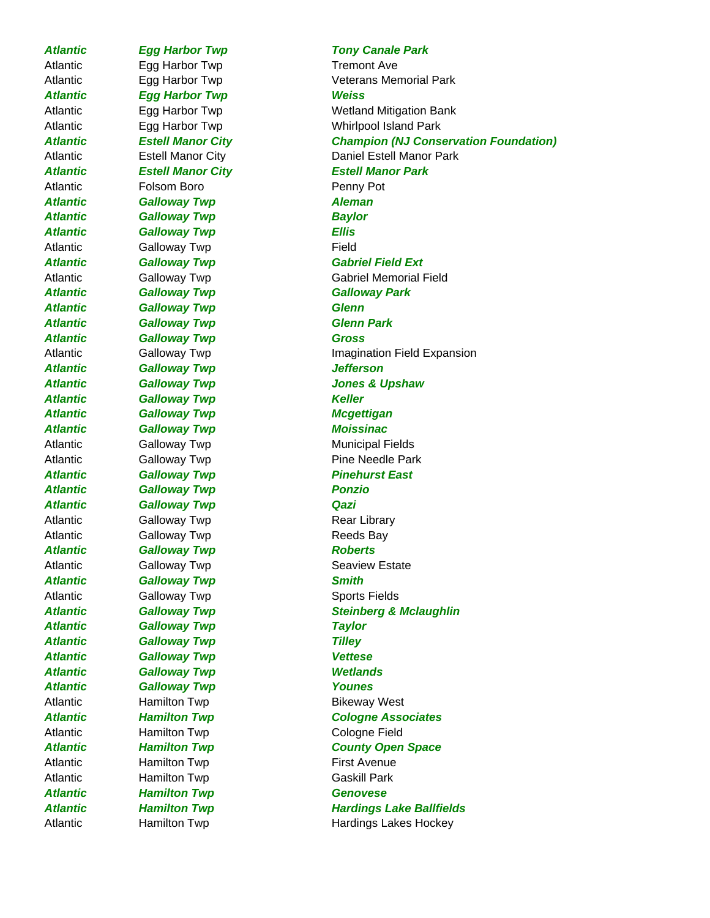| | | |
|---|---|---|
| ***Atlantic*** | ***Egg Harbor Twp*** | ***Tony Canale Park*** |
| Atlantic | Egg Harbor Twp | Tremont Ave |
| Atlantic | Egg Harbor Twp | Veterans Memorial Park |
| ***Atlantic*** | ***Egg Harbor Twp*** | ***Weiss*** |
| Atlantic | Egg Harbor Twp | Wetland Mitigation Bank |
| Atlantic | Egg Harbor Twp | Whirlpool Island Park |
| ***Atlantic*** | ***Estell Manor City*** | ***Champion (NJ Conservation Foundation)*** |
| Atlantic | Estell Manor City | Daniel Estell Manor Park |
| ***Atlantic*** | ***Estell Manor City*** | ***Estell Manor Park*** |
| Atlantic | Folsom Boro | Penny Pot |
| ***Atlantic*** | ***Galloway Twp*** | ***Aleman*** |
| ***Atlantic*** | ***Galloway Twp*** | ***Baylor*** |
| ***Atlantic*** | ***Galloway Twp*** | ***Ellis*** |
| Atlantic | Galloway Twp | Field |
| ***Atlantic*** | ***Galloway Twp*** | ***Gabriel Field Ext*** |
| Atlantic | Galloway Twp | Gabriel Memorial Field |
| ***Atlantic*** | ***Galloway Twp*** | ***Galloway Park*** |
| ***Atlantic*** | ***Galloway Twp*** | ***Glenn*** |
| ***Atlantic*** | ***Galloway Twp*** | ***Glenn Park*** |
| ***Atlantic*** | ***Galloway Twp*** | ***Gross*** |
| Atlantic | Galloway Twp | Imagination Field Expansion |
| ***Atlantic*** | ***Galloway Twp*** | ***Jefferson*** |
| ***Atlantic*** | ***Galloway Twp*** | ***Jones & Upshaw*** |
| ***Atlantic*** | ***Galloway Twp*** | ***Keller*** |
| ***Atlantic*** | ***Galloway Twp*** | ***Mcgettigan*** |
| ***Atlantic*** | ***Galloway Twp*** | ***Moissinac*** |
| Atlantic | Galloway Twp | Municipal Fields |
| Atlantic | Galloway Twp | Pine Needle Park |
| ***Atlantic*** | ***Galloway Twp*** | ***Pinehurst East*** |
| ***Atlantic*** | ***Galloway Twp*** | ***Ponzio*** |
| ***Atlantic*** | ***Galloway Twp*** | ***Qazi*** |
| Atlantic | Galloway Twp | Rear Library |
| Atlantic | Galloway Twp | Reeds Bay |
| ***Atlantic*** | ***Galloway Twp*** | ***Roberts*** |
| Atlantic | Galloway Twp | Seaview Estate |
| ***Atlantic*** | ***Galloway Twp*** | ***Smith*** |
| Atlantic | Galloway Twp | Sports Fields |
| ***Atlantic*** | ***Galloway Twp*** | ***Steinberg & Mclaughlin*** |
| ***Atlantic*** | ***Galloway Twp*** | ***Taylor*** |
| ***Atlantic*** | ***Galloway Twp*** | ***Tilley*** |
| ***Atlantic*** | ***Galloway Twp*** | ***Vettese*** |
| ***Atlantic*** | ***Galloway Twp*** | ***Wetlands*** |
| ***Atlantic*** | ***Galloway Twp*** | ***Younes*** |
| Atlantic | Hamilton Twp | Bikeway West |
| ***Atlantic*** | ***Hamilton Twp*** | ***Cologne Associates*** |
| Atlantic | Hamilton Twp | Cologne Field |
| ***Atlantic*** | ***Hamilton Twp*** | ***County Open Space*** |
| Atlantic | Hamilton Twp | First Avenue |
| Atlantic | Hamilton Twp | Gaskill Park |
| ***Atlantic*** | ***Hamilton Twp*** | ***Genovese*** |
| ***Atlantic*** | ***Hamilton Twp*** | ***Hardings Lake Ballfields*** |
| Atlantic | Hamilton Twp | Hardings Lakes Hockey |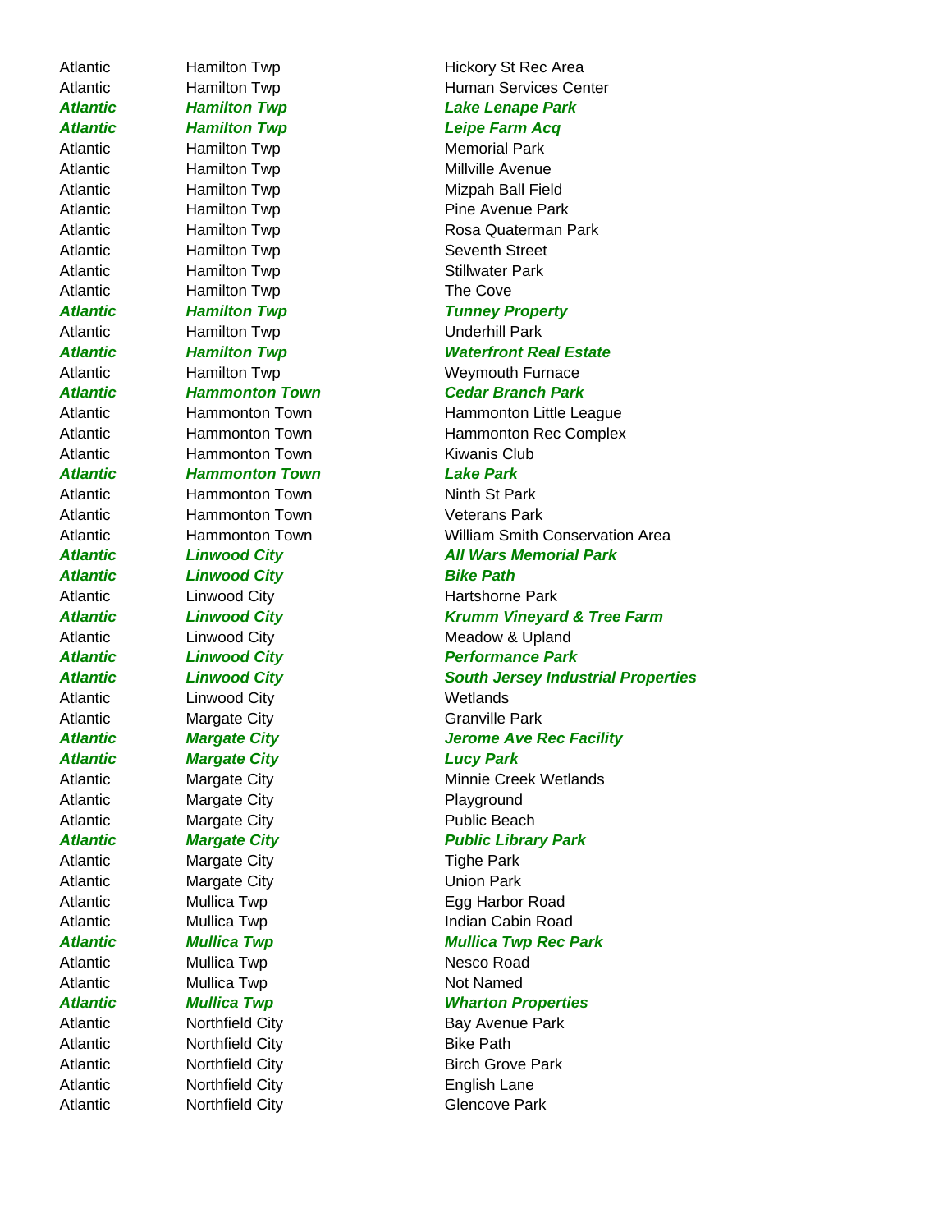| | | |
|---|---|---|
| Atlantic | Hamilton Twp | Hickory St Rec Area |
| Atlantic | Hamilton Twp | Human Services Center |
| ***Atlantic*** | ***Hamilton Twp*** | ***Lake Lenape Park*** |
| ***Atlantic*** | ***Hamilton Twp*** | ***Leipe Farm Acq*** |
| Atlantic | Hamilton Twp | Memorial Park |
| Atlantic | Hamilton Twp | Millville Avenue |
| Atlantic | Hamilton Twp | Mizpah Ball Field |
| Atlantic | Hamilton Twp | Pine Avenue Park |
| Atlantic | Hamilton Twp | Rosa Quaterman Park |
| Atlantic | Hamilton Twp | Seventh Street |
| Atlantic | Hamilton Twp | Stillwater Park |
| Atlantic | Hamilton Twp | The Cove |
| ***Atlantic*** | ***Hamilton Twp*** | ***Tunney Property*** |
| Atlantic | Hamilton Twp | Underhill Park |
| ***Atlantic*** | ***Hamilton Twp*** | ***Waterfront Real Estate*** |
| Atlantic | Hamilton Twp | Weymouth Furnace |
| ***Atlantic*** | ***Hammonton Town*** | ***Cedar Branch Park*** |
| Atlantic | Hammonton Town | Hammonton Little League |
| Atlantic | Hammonton Town | Hammonton Rec Complex |
| Atlantic | Hammonton Town | Kiwanis Club |
| ***Atlantic*** | ***Hammonton Town*** | ***Lake Park*** |
| Atlantic | Hammonton Town | Ninth St Park |
| Atlantic | Hammonton Town | Veterans Park |
| Atlantic | Hammonton Town | William Smith Conservation Area |
| ***Atlantic*** | ***Linwood City*** | ***All Wars Memorial Park*** |
| ***Atlantic*** | ***Linwood City*** | ***Bike Path*** |
| Atlantic | Linwood City | Hartshorne Park |
| ***Atlantic*** | ***Linwood City*** | ***Krumm Vineyard & Tree Farm*** |
| Atlantic | Linwood City | Meadow & Upland |
| ***Atlantic*** | ***Linwood City*** | ***Performance Park*** |
| ***Atlantic*** | ***Linwood City*** | ***South Jersey Industrial Properties*** |
| Atlantic | Linwood City | Wetlands |
| Atlantic | Margate City | Granville Park |
| ***Atlantic*** | ***Margate City*** | ***Jerome Ave Rec Facility*** |
| ***Atlantic*** | ***Margate City*** | ***Lucy Park*** |
| Atlantic | Margate City | Minnie Creek Wetlands |
| Atlantic | Margate City | Playground |
| Atlantic | Margate City | Public Beach |
| ***Atlantic*** | ***Margate City*** | ***Public Library Park*** |
| Atlantic | Margate City | Tighe Park |
| Atlantic | Margate City | Union Park |
| Atlantic | Mullica Twp | Egg Harbor Road |
| Atlantic | Mullica Twp | Indian Cabin Road |
| ***Atlantic*** | ***Mullica Twp*** | ***Mullica Twp Rec Park*** |
| Atlantic | Mullica Twp | Nesco Road |
| Atlantic | Mullica Twp | Not Named |
| ***Atlantic*** | ***Mullica Twp*** | ***Wharton Properties*** |
| Atlantic | Northfield City | Bay Avenue Park |
| Atlantic | Northfield City | Bike Path |
| Atlantic | Northfield City | Birch Grove Park |
| Atlantic | Northfield City | English Lane |
| Atlantic | Northfield City | Glencove Park |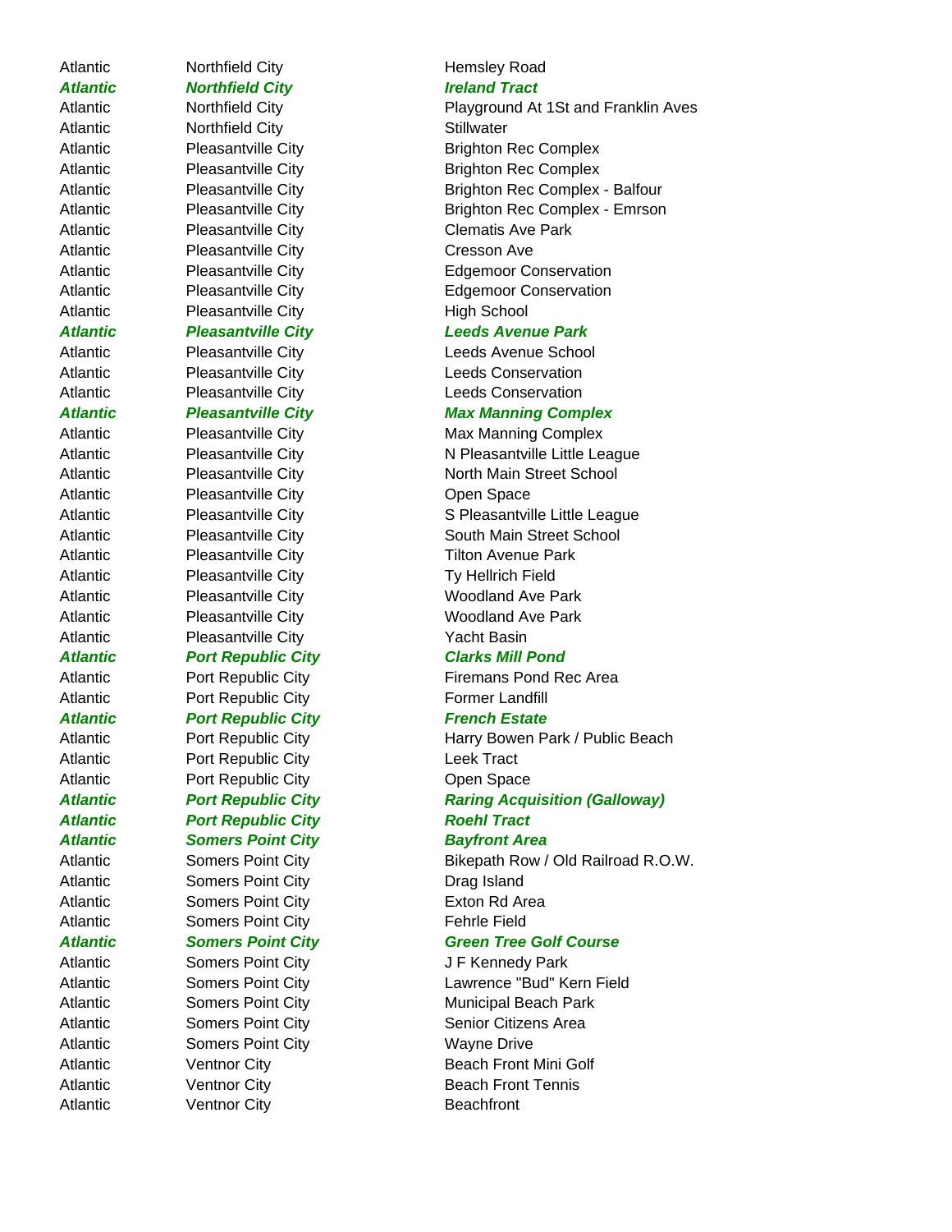| | | |
|---|---|---|
| Atlantic | Northfield City | Hemsley Road |
| ***Atlantic*** | ***Northfield City*** | ***Ireland Tract*** |
| Atlantic | Northfield City | Playground At 1St and Franklin Aves |
| Atlantic | Northfield City | Stillwater |
| Atlantic | Pleasantville City | Brighton Rec Complex |
| Atlantic | Pleasantville City | Brighton Rec Complex |
| Atlantic | Pleasantville City | Brighton Rec Complex - Balfour |
| Atlantic | Pleasantville City | Brighton Rec Complex - Emrson |
| Atlantic | Pleasantville City | Clematis Ave Park |
| Atlantic | Pleasantville City | Cresson Ave |
| Atlantic | Pleasantville City | Edgemoor Conservation |
| Atlantic | Pleasantville City | Edgemoor Conservation |
| Atlantic | Pleasantville City | High School |
| ***Atlantic*** | ***Pleasantville City*** | ***Leeds Avenue Park*** |
| Atlantic | Pleasantville City | Leeds Avenue School |
| Atlantic | Pleasantville City | Leeds Conservation |
| Atlantic | Pleasantville City | Leeds Conservation |
| ***Atlantic*** | ***Pleasantville City*** | ***Max Manning Complex*** |
| Atlantic | Pleasantville City | Max Manning Complex |
| Atlantic | Pleasantville City | N Pleasantville Little League |
| Atlantic | Pleasantville City | North Main Street School |
| Atlantic | Pleasantville City | Open Space |
| Atlantic | Pleasantville City | S Pleasantville Little League |
| Atlantic | Pleasantville City | South Main Street School |
| Atlantic | Pleasantville City | Tilton Avenue Park |
| Atlantic | Pleasantville City | Ty Hellrich Field |
| Atlantic | Pleasantville City | Woodland Ave Park |
| Atlantic | Pleasantville City | Woodland Ave Park |
| Atlantic | Pleasantville City | Yacht Basin |
| ***Atlantic*** | ***Port Republic City*** | ***Clarks Mill Pond*** |
| Atlantic | Port Republic City | Firemans Pond Rec Area |
| Atlantic | Port Republic City | Former Landfill |
| ***Atlantic*** | ***Port Republic City*** | ***French Estate*** |
| Atlantic | Port Republic City | Harry Bowen Park / Public Beach |
| Atlantic | Port Republic City | Leek Tract |
| Atlantic | Port Republic City | Open Space |
| ***Atlantic*** | ***Port Republic City*** | ***Raring Acquisition (Galloway)*** |
| ***Atlantic*** | ***Port Republic City*** | ***Roehl Tract*** |
| ***Atlantic*** | ***Somers Point City*** | ***Bayfront Area*** |
| Atlantic | Somers Point City | Bikepath Row / Old Railroad R.O.W. |
| Atlantic | Somers Point City | Drag Island |
| Atlantic | Somers Point City | Exton Rd Area |
| Atlantic | Somers Point City | Fehrle Field |
| ***Atlantic*** | ***Somers Point City*** | ***Green Tree Golf Course*** |
| Atlantic | Somers Point City | J F Kennedy Park |
| Atlantic | Somers Point City | Lawrence "Bud" Kern Field |
| Atlantic | Somers Point City | Municipal Beach Park |
| Atlantic | Somers Point City | Senior Citizens Area |
| Atlantic | Somers Point City | Wayne Drive |
| Atlantic | Ventnor City | Beach Front Mini Golf |
| Atlantic | Ventnor City | Beach Front Tennis |
| Atlantic | Ventnor City | Beachfront |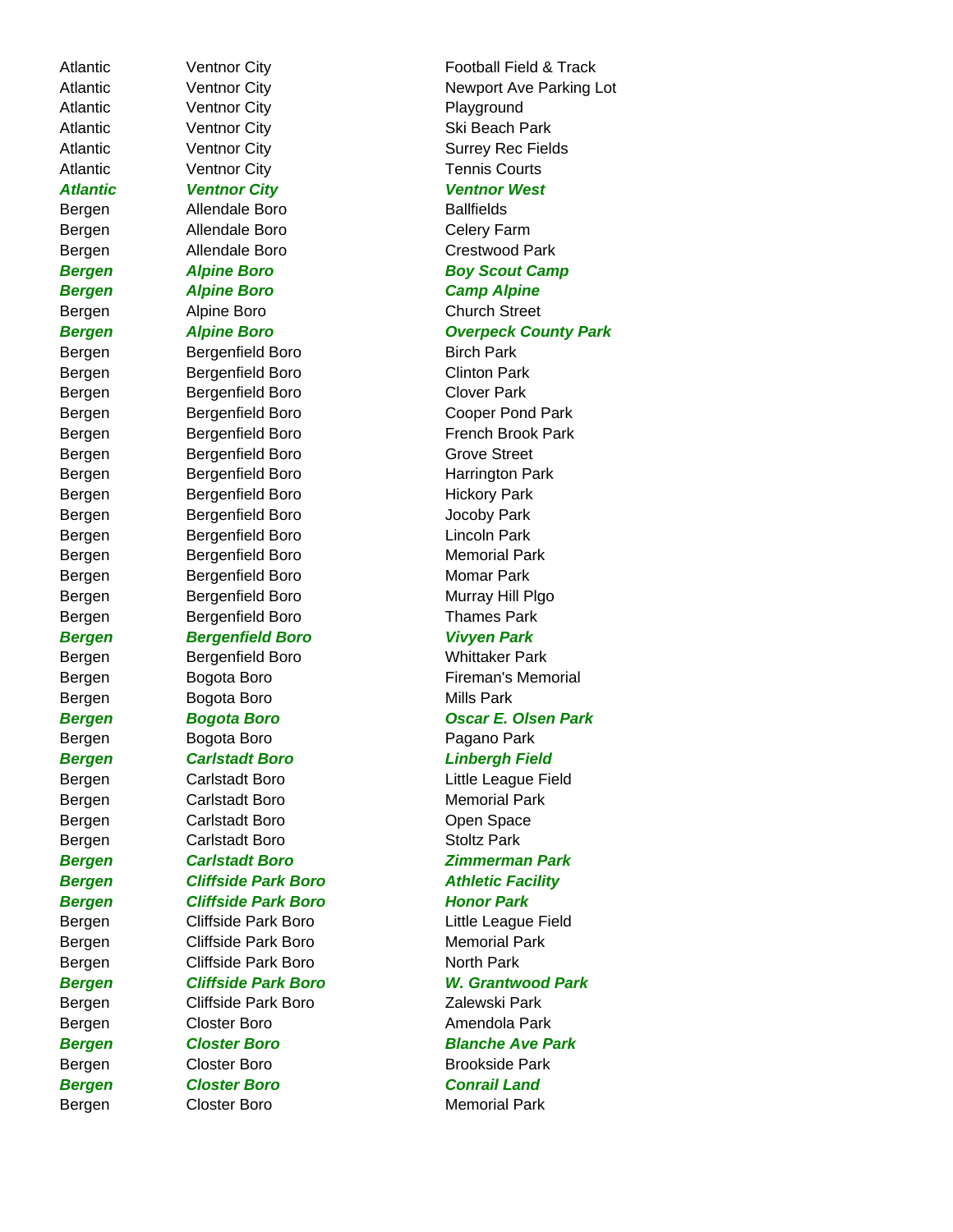| | | |
|---|---|---|
| Atlantic | Ventnor City | Football Field & Track |
| Atlantic | Ventnor City | Newport Ave Parking Lot |
| Atlantic | Ventnor City | Playground |
| Atlantic | Ventnor City | Ski Beach Park |
| Atlantic | Ventnor City | Surrey Rec Fields |
| Atlantic | Ventnor City | Tennis Courts |
| ***Atlantic*** | ***Ventnor City*** | ***Ventnor West*** |
| Bergen | Allendale Boro | Ballfields |
| Bergen | Allendale Boro | Celery Farm |
| Bergen | Allendale Boro | Crestwood Park |
| ***Bergen*** | ***Alpine Boro*** | ***Boy Scout Camp*** |
| ***Bergen*** | ***Alpine Boro*** | ***Camp Alpine*** |
| Bergen | Alpine Boro | Church Street |
| ***Bergen*** | ***Alpine Boro*** | ***Overpeck County Park*** |
| Bergen | Bergenfield Boro | Birch Park |
| Bergen | Bergenfield Boro | Clinton Park |
| Bergen | Bergenfield Boro | Clover Park |
| Bergen | Bergenfield Boro | Cooper Pond Park |
| Bergen | Bergenfield Boro | French Brook Park |
| Bergen | Bergenfield Boro | Grove Street |
| Bergen | Bergenfield Boro | Harrington Park |
| Bergen | Bergenfield Boro | Hickory Park |
| Bergen | Bergenfield Boro | Jocoby Park |
| Bergen | Bergenfield Boro | Lincoln Park |
| Bergen | Bergenfield Boro | Memorial Park |
| Bergen | Bergenfield Boro | Momar Park |
| Bergen | Bergenfield Boro | Murray Hill Plgo |
| Bergen | Bergenfield Boro | Thames Park |
| ***Bergen*** | ***Bergenfield Boro*** | ***Vivyen Park*** |
| Bergen | Bergenfield Boro | Whittaker Park |
| Bergen | Bogota Boro | Fireman's Memorial |
| Bergen | Bogota Boro | Mills Park |
| ***Bergen*** | ***Bogota Boro*** | ***Oscar E. Olsen Park*** |
| Bergen | Bogota Boro | Pagano Park |
| ***Bergen*** | ***Carlstadt Boro*** | ***Linbergh Field*** |
| Bergen | Carlstadt Boro | Little League Field |
| Bergen | Carlstadt Boro | Memorial Park |
| Bergen | Carlstadt Boro | Open Space |
| Bergen | Carlstadt Boro | Stoltz Park |
| ***Bergen*** | ***Carlstadt Boro*** | ***Zimmerman Park*** |
| ***Bergen*** | ***Cliffside Park Boro*** | ***Athletic Facility*** |
| ***Bergen*** | ***Cliffside Park Boro*** | ***Honor Park*** |
| Bergen | Cliffside Park Boro | Little League Field |
| Bergen | Cliffside Park Boro | Memorial Park |
| Bergen | Cliffside Park Boro | North Park |
| ***Bergen*** | ***Cliffside Park Boro*** | ***W. Grantwood Park*** |
| Bergen | Cliffside Park Boro | Zalewski Park |
| Bergen | Closter Boro | Amendola Park |
| ***Bergen*** | ***Closter Boro*** | ***Blanche Ave Park*** |
| Bergen | Closter Boro | Brookside Park |
| ***Bergen*** | ***Closter Boro*** | ***Conrail Land*** |
| Bergen | Closter Boro | Memorial Park |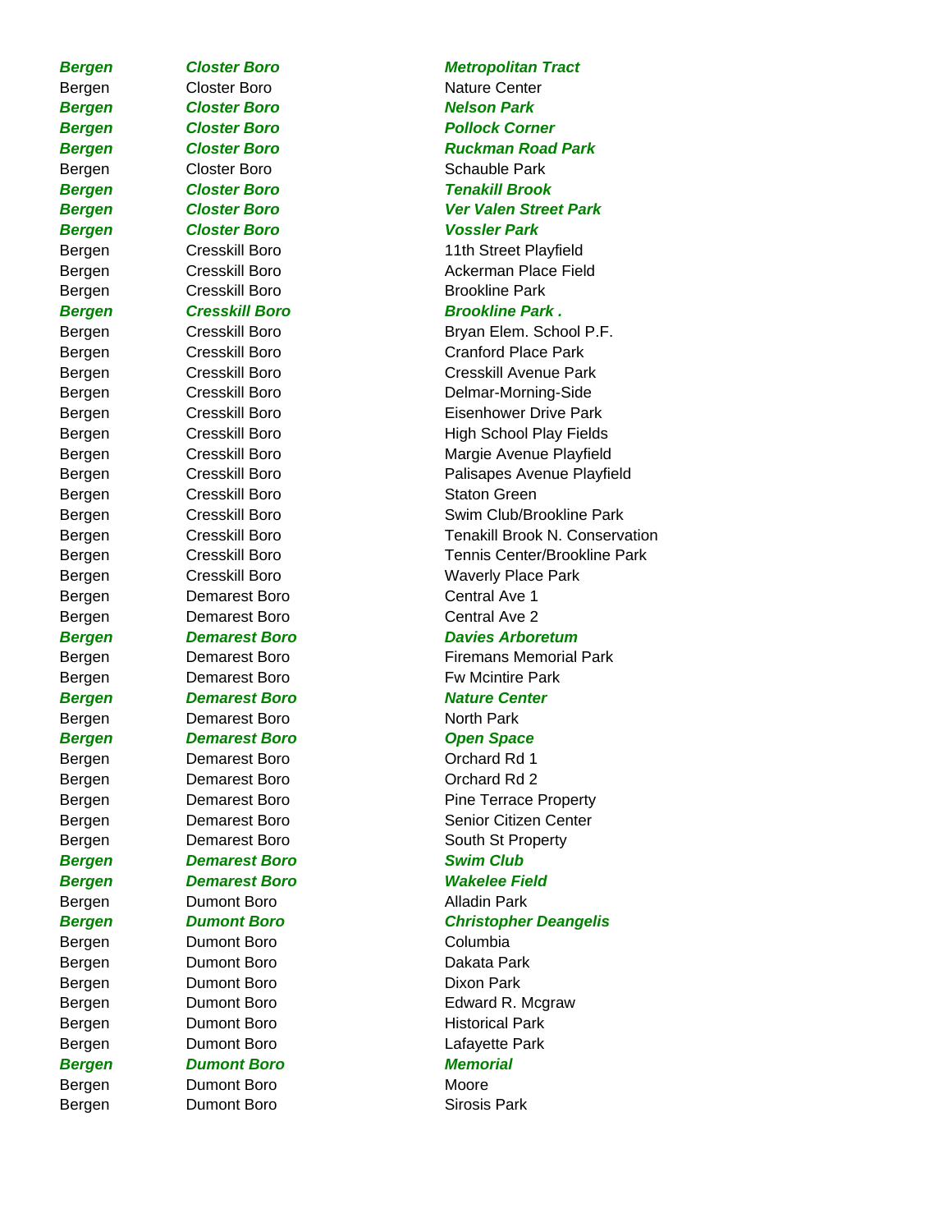| | | |
|---|---|---|
| ***Bergen*** | ***Closter Boro*** | ***Metropolitan Tract*** |
| Bergen | Closter Boro | Nature Center |
| ***Bergen*** | ***Closter Boro*** | ***Nelson Park*** |
| ***Bergen*** | ***Closter Boro*** | ***Pollock Corner*** |
| ***Bergen*** | ***Closter Boro*** | ***Ruckman Road Park*** |
| Bergen | Closter Boro | Schauble Park |
| ***Bergen*** | ***Closter Boro*** | ***Tenakill Brook*** |
| ***Bergen*** | ***Closter Boro*** | ***Ver Valen Street Park*** |
| ***Bergen*** | ***Closter Boro*** | ***Vossler Park*** |
| Bergen | Cresskill Boro | 11th Street Playfield |
| Bergen | Cresskill Boro | Ackerman Place Field |
| Bergen | Cresskill Boro | Brookline Park |
| ***Bergen*** | ***Cresskill Boro*** | ***Brookline Park .*** |
| Bergen | Cresskill Boro | Bryan Elem. School P.F. |
| Bergen | Cresskill Boro | Cranford Place Park |
| Bergen | Cresskill Boro | Cresskill Avenue Park |
| Bergen | Cresskill Boro | Delmar-Morning-Side |
| Bergen | Cresskill Boro | Eisenhower Drive Park |
| Bergen | Cresskill Boro | High School Play Fields |
| Bergen | Cresskill Boro | Margie Avenue Playfield |
| Bergen | Cresskill Boro | Palisapes Avenue Playfield |
| Bergen | Cresskill Boro | Staton Green |
| Bergen | Cresskill Boro | Swim Club/Brookline Park |
| Bergen | Cresskill Boro | Tenakill Brook N. Conservation |
| Bergen | Cresskill Boro | Tennis Center/Brookline Park |
| Bergen | Cresskill Boro | Waverly Place Park |
| Bergen | Demarest Boro | Central Ave 1 |
| Bergen | Demarest Boro | Central Ave 2 |
| ***Bergen*** | ***Demarest Boro*** | ***Davies Arboretum*** |
| Bergen | Demarest Boro | Firemans Memorial Park |
| Bergen | Demarest Boro | Fw Mcintire Park |
| ***Bergen*** | ***Demarest Boro*** | ***Nature Center*** |
| Bergen | Demarest Boro | North Park |
| ***Bergen*** | ***Demarest Boro*** | ***Open Space*** |
| Bergen | Demarest Boro | Orchard Rd 1 |
| Bergen | Demarest Boro | Orchard Rd 2 |
| Bergen | Demarest Boro | Pine Terrace Property |
| Bergen | Demarest Boro | Senior Citizen Center |
| Bergen | Demarest Boro | South St Property |
| ***Bergen*** | ***Demarest Boro*** | ***Swim Club*** |
| ***Bergen*** | ***Demarest Boro*** | ***Wakelee Field*** |
| Bergen | Dumont Boro | Alladin Park |
| ***Bergen*** | ***Dumont Boro*** | ***Christopher Deangelis*** |
| Bergen | Dumont Boro | Columbia |
| Bergen | Dumont Boro | Dakata Park |
| Bergen | Dumont Boro | Dixon Park |
| Bergen | Dumont Boro | Edward R. Mcgraw |
| Bergen | Dumont Boro | Historical Park |
| Bergen | Dumont Boro | Lafayette Park |
| ***Bergen*** | ***Dumont Boro*** | ***Memorial*** |
| Bergen | Dumont Boro | Moore |
| Bergen | Dumont Boro | Sirosis Park |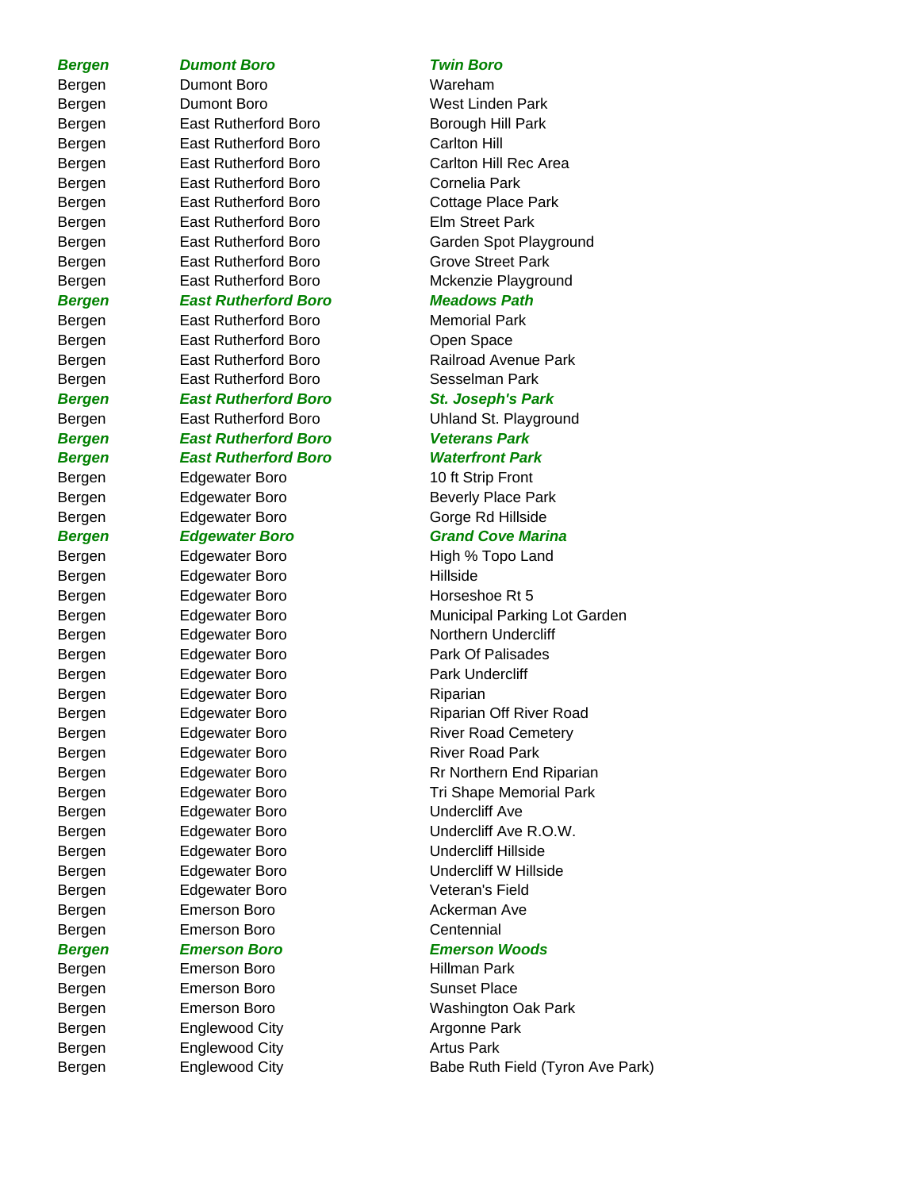| | | |
|---|---|---|
| ***Bergen*** | ***Dumont Boro*** | ***Twin Boro*** |
| Bergen | Dumont Boro | Wareham |
| Bergen | Dumont Boro | West Linden Park |
| Bergen | East Rutherford Boro | Borough Hill Park |
| Bergen | East Rutherford Boro | Carlton Hill |
| Bergen | East Rutherford Boro | Carlton Hill Rec Area |
| Bergen | East Rutherford Boro | Cornelia Park |
| Bergen | East Rutherford Boro | Cottage Place Park |
| Bergen | East Rutherford Boro | Elm Street Park |
| Bergen | East Rutherford Boro | Garden Spot Playground |
| Bergen | East Rutherford Boro | Grove Street Park |
| Bergen | East Rutherford Boro | Mckenzie Playground |
| ***Bergen*** | ***East Rutherford Boro*** | ***Meadows Path*** |
| Bergen | East Rutherford Boro | Memorial Park |
| Bergen | East Rutherford Boro | Open Space |
| Bergen | East Rutherford Boro | Railroad Avenue Park |
| Bergen | East Rutherford Boro | Sesselman Park |
| ***Bergen*** | ***East Rutherford Boro*** | ***St. Joseph's Park*** |
| Bergen | East Rutherford Boro | Uhland St. Playground |
| ***Bergen*** | ***East Rutherford Boro*** | ***Veterans Park*** |
| ***Bergen*** | ***East Rutherford Boro*** | ***Waterfront Park*** |
| Bergen | Edgewater Boro | 10 ft Strip Front |
| Bergen | Edgewater Boro | Beverly Place Park |
| Bergen | Edgewater Boro | Gorge Rd Hillside |
| ***Bergen*** | ***Edgewater Boro*** | ***Grand Cove Marina*** |
| Bergen | Edgewater Boro | High % Topo Land |
| Bergen | Edgewater Boro | Hillside |
| Bergen | Edgewater Boro | Horseshoe Rt 5 |
| Bergen | Edgewater Boro | Municipal Parking Lot Garden |
| Bergen | Edgewater Boro | Northern Undercliff |
| Bergen | Edgewater Boro | Park Of Palisades |
| Bergen | Edgewater Boro | Park Undercliff |
| Bergen | Edgewater Boro | Riparian |
| Bergen | Edgewater Boro | Riparian Off River Road |
| Bergen | Edgewater Boro | River Road Cemetery |
| Bergen | Edgewater Boro | River Road Park |
| Bergen | Edgewater Boro | Rr Northern End Riparian |
| Bergen | Edgewater Boro | Tri Shape Memorial Park |
| Bergen | Edgewater Boro | Undercliff Ave |
| Bergen | Edgewater Boro | Undercliff Ave R.O.W. |
| Bergen | Edgewater Boro | Undercliff Hillside |
| Bergen | Edgewater Boro | Undercliff W Hillside |
| Bergen | Edgewater Boro | Veteran's Field |
| Bergen | Emerson Boro | Ackerman Ave |
| Bergen | Emerson Boro | Centennial |
| ***Bergen*** | ***Emerson Boro*** | ***Emerson Woods*** |
| Bergen | Emerson Boro | Hillman Park |
| Bergen | Emerson Boro | Sunset Place |
| Bergen | Emerson Boro | Washington Oak Park |
| Bergen | Englewood City | Argonne Park |
| Bergen | Englewood City | Artus Park |
| Bergen | Englewood City | Babe Ruth Field (Tyron Ave Park) |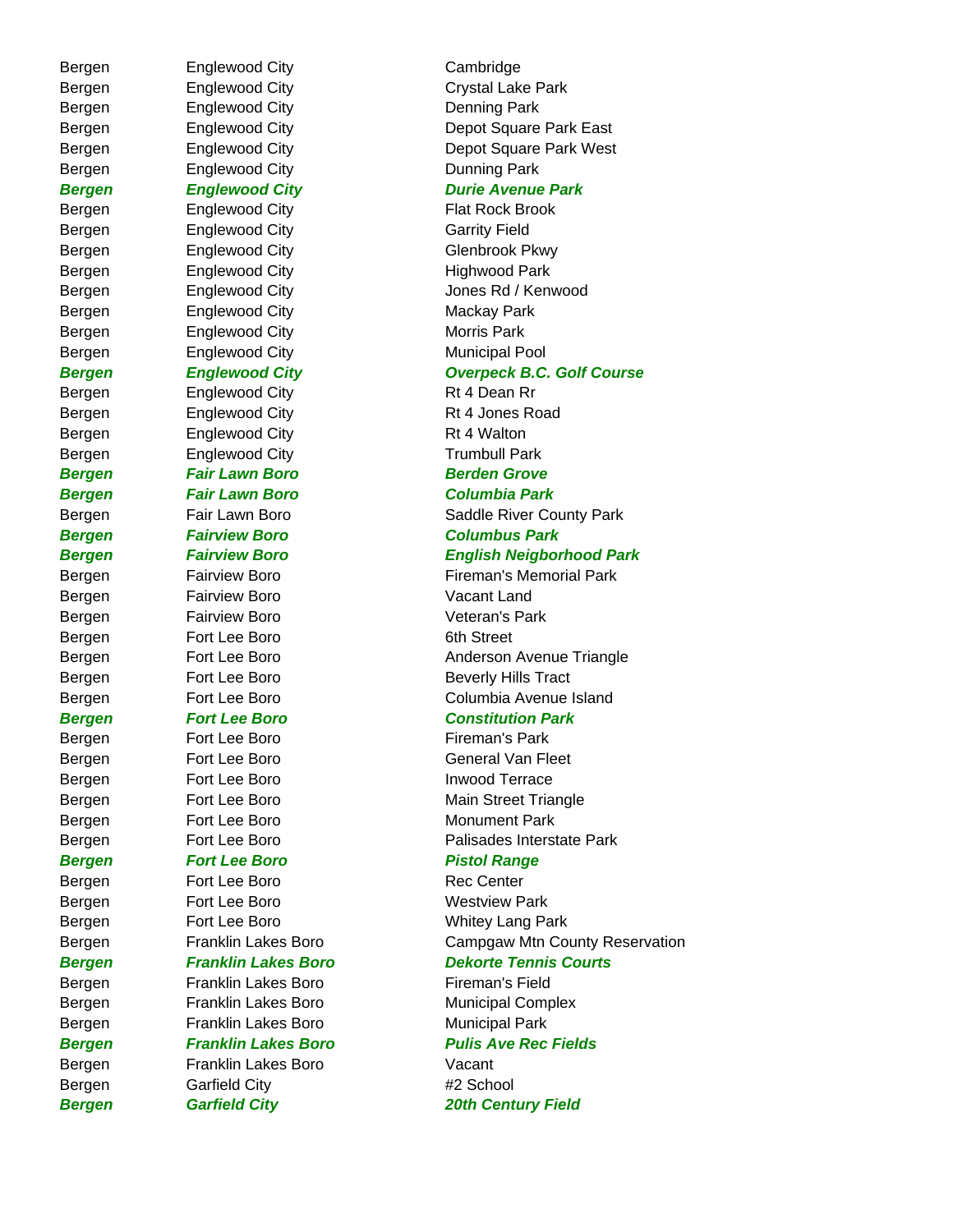| | | |
|---|---|---|
| Bergen | Englewood City | Cambridge |
| Bergen | Englewood City | Crystal Lake Park |
| Bergen | Englewood City | Denning Park |
| Bergen | Englewood City | Depot Square Park East |
| Bergen | Englewood City | Depot Square Park West |
| Bergen | Englewood City | Dunning Park |
| ***Bergen*** | ***Englewood City*** | ***Durie Avenue Park*** |
| Bergen | Englewood City | Flat Rock Brook |
| Bergen | Englewood City | Garrity Field |
| Bergen | Englewood City | Glenbrook Pkwy |
| Bergen | Englewood City | Highwood Park |
| Bergen | Englewood City | Jones Rd / Kenwood |
| Bergen | Englewood City | Mackay Park |
| Bergen | Englewood City | Morris Park |
| Bergen | Englewood City | Municipal Pool |
| ***Bergen*** | ***Englewood City*** | ***Overpeck B.C. Golf Course*** |
| Bergen | Englewood City | Rt 4 Dean Rr |
| Bergen | Englewood City | Rt 4 Jones Road |
| Bergen | Englewood City | Rt 4 Walton |
| Bergen | Englewood City | Trumbull Park |
| ***Bergen*** | ***Fair Lawn Boro*** | ***Berden Grove*** |
| ***Bergen*** | ***Fair Lawn Boro*** | ***Columbia Park*** |
| Bergen | Fair Lawn Boro | Saddle River County Park |
| ***Bergen*** | ***Fairview Boro*** | ***Columbus Park*** |
| ***Bergen*** | ***Fairview Boro*** | ***English Neigborhood Park*** |
| Bergen | Fairview Boro | Fireman's Memorial Park |
| Bergen | Fairview Boro | Vacant Land |
| Bergen | Fairview Boro | Veteran's Park |
| Bergen | Fort Lee Boro | 6th Street |
| Bergen | Fort Lee Boro | Anderson Avenue Triangle |
| Bergen | Fort Lee Boro | Beverly Hills Tract |
| Bergen | Fort Lee Boro | Columbia Avenue Island |
| ***Bergen*** | ***Fort Lee Boro*** | ***Constitution Park*** |
| Bergen | Fort Lee Boro | Fireman's Park |
| Bergen | Fort Lee Boro | General Van Fleet |
| Bergen | Fort Lee Boro | Inwood Terrace |
| Bergen | Fort Lee Boro | Main Street Triangle |
| Bergen | Fort Lee Boro | Monument Park |
| Bergen | Fort Lee Boro | Palisades Interstate Park |
| ***Bergen*** | ***Fort Lee Boro*** | ***Pistol Range*** |
| Bergen | Fort Lee Boro | Rec Center |
| Bergen | Fort Lee Boro | Westview Park |
| Bergen | Fort Lee Boro | Whitey Lang Park |
| Bergen | Franklin Lakes Boro | Campgaw Mtn County Reservation |
| ***Bergen*** | ***Franklin Lakes Boro*** | ***Dekorte Tennis Courts*** |
| Bergen | Franklin Lakes Boro | Fireman's Field |
| Bergen | Franklin Lakes Boro | Municipal Complex |
| Bergen | Franklin Lakes Boro | Municipal Park |
| ***Bergen*** | ***Franklin Lakes Boro*** | ***Pulis Ave Rec Fields*** |
| Bergen | Franklin Lakes Boro | Vacant |
| Bergen | Garfield City | #2 School |
| ***Bergen*** | ***Garfield City*** | ***20th Century Field*** |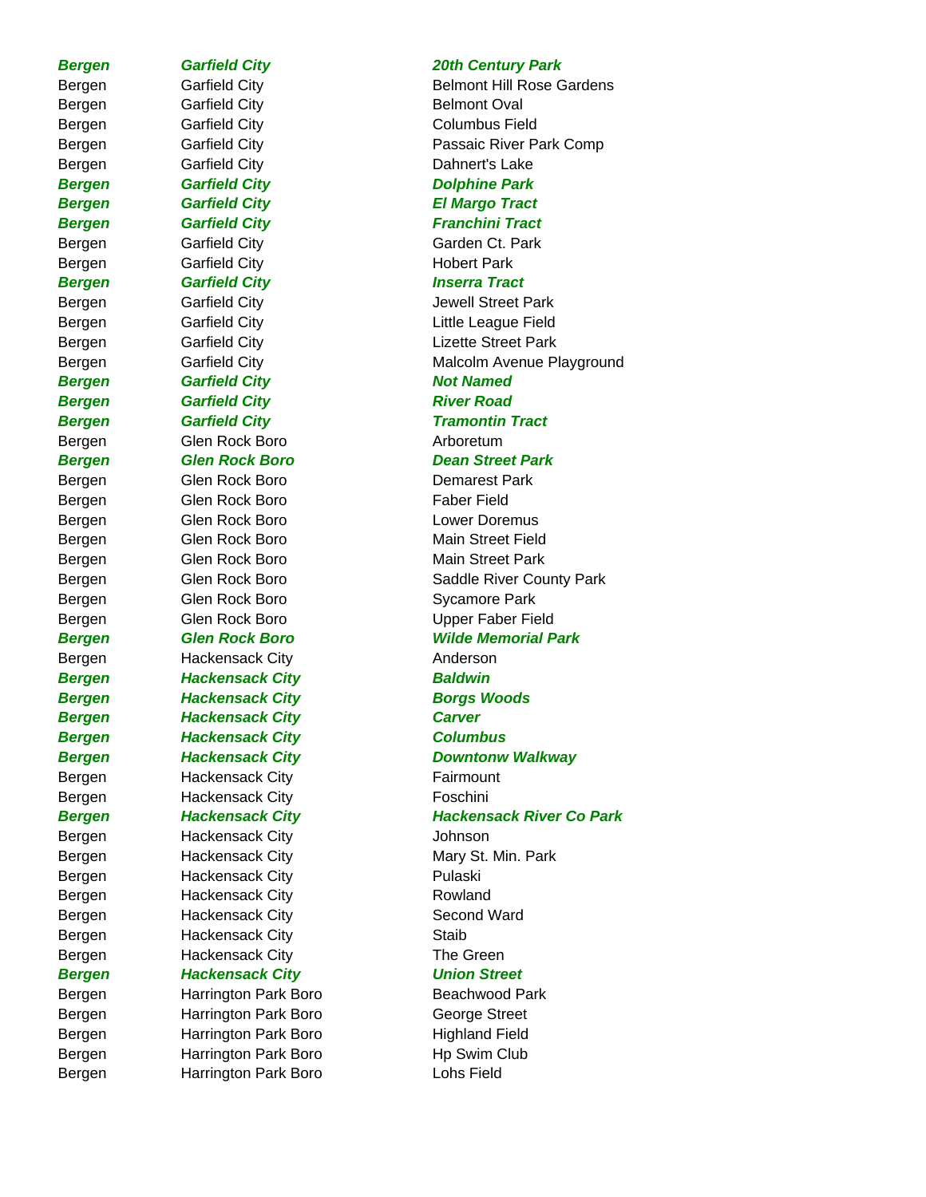| | | |
|---|---|---|
| ***Bergen*** | ***Garfield City*** | ***20th Century Park*** |
| Bergen | Garfield City | Belmont Hill Rose Gardens |
| Bergen | Garfield City | Belmont Oval |
| Bergen | Garfield City | Columbus Field |
| Bergen | Garfield City | Passaic River Park Comp |
| Bergen | Garfield City | Dahnert's Lake |
| ***Bergen*** | ***Garfield City*** | ***Dolphine Park*** |
| ***Bergen*** | ***Garfield City*** | ***El Margo Tract*** |
| ***Bergen*** | ***Garfield City*** | ***Franchini Tract*** |
| Bergen | Garfield City | Garden Ct. Park |
| Bergen | Garfield City | Hobert Park |
| ***Bergen*** | ***Garfield City*** | ***Inserra Tract*** |
| Bergen | Garfield City | Jewell Street Park |
| Bergen | Garfield City | Little League Field |
| Bergen | Garfield City | Lizette Street Park |
| Bergen | Garfield City | Malcolm Avenue Playground |
| ***Bergen*** | ***Garfield City*** | ***Not Named*** |
| ***Bergen*** | ***Garfield City*** | ***River Road*** |
| ***Bergen*** | ***Garfield City*** | ***Tramontin Tract*** |
| Bergen | Glen Rock Boro | Arboretum |
| ***Bergen*** | ***Glen Rock Boro*** | ***Dean Street Park*** |
| Bergen | Glen Rock Boro | Demarest Park |
| Bergen | Glen Rock Boro | Faber Field |
| Bergen | Glen Rock Boro | Lower Doremus |
| Bergen | Glen Rock Boro | Main Street Field |
| Bergen | Glen Rock Boro | Main Street Park |
| Bergen | Glen Rock Boro | Saddle River County Park |
| Bergen | Glen Rock Boro | Sycamore Park |
| Bergen | Glen Rock Boro | Upper Faber Field |
| ***Bergen*** | ***Glen Rock Boro*** | ***Wilde Memorial Park*** |
| Bergen | Hackensack City | Anderson |
| ***Bergen*** | ***Hackensack City*** | ***Baldwin*** |
| ***Bergen*** | ***Hackensack City*** | ***Borgs Woods*** |
| ***Bergen*** | ***Hackensack City*** | ***Carver*** |
| ***Bergen*** | ***Hackensack City*** | ***Columbus*** |
| ***Bergen*** | ***Hackensack City*** | ***Downtonw Walkway*** |
| Bergen | Hackensack City | Fairmount |
| Bergen | Hackensack City | Foschini |
| ***Bergen*** | ***Hackensack City*** | ***Hackensack River Co Park*** |
| Bergen | Hackensack City | Johnson |
| Bergen | Hackensack City | Mary St. Min. Park |
| Bergen | Hackensack City | Pulaski |
| Bergen | Hackensack City | Rowland |
| Bergen | Hackensack City | Second Ward |
| Bergen | Hackensack City | Staib |
| Bergen | Hackensack City | The Green |
| ***Bergen*** | ***Hackensack City*** | ***Union Street*** |
| Bergen | Harrington Park Boro | Beachwood Park |
| Bergen | Harrington Park Boro | George Street |
| Bergen | Harrington Park Boro | Highland Field |
| Bergen | Harrington Park Boro | Hp Swim Club |
| Bergen | Harrington Park Boro | Lohs Field |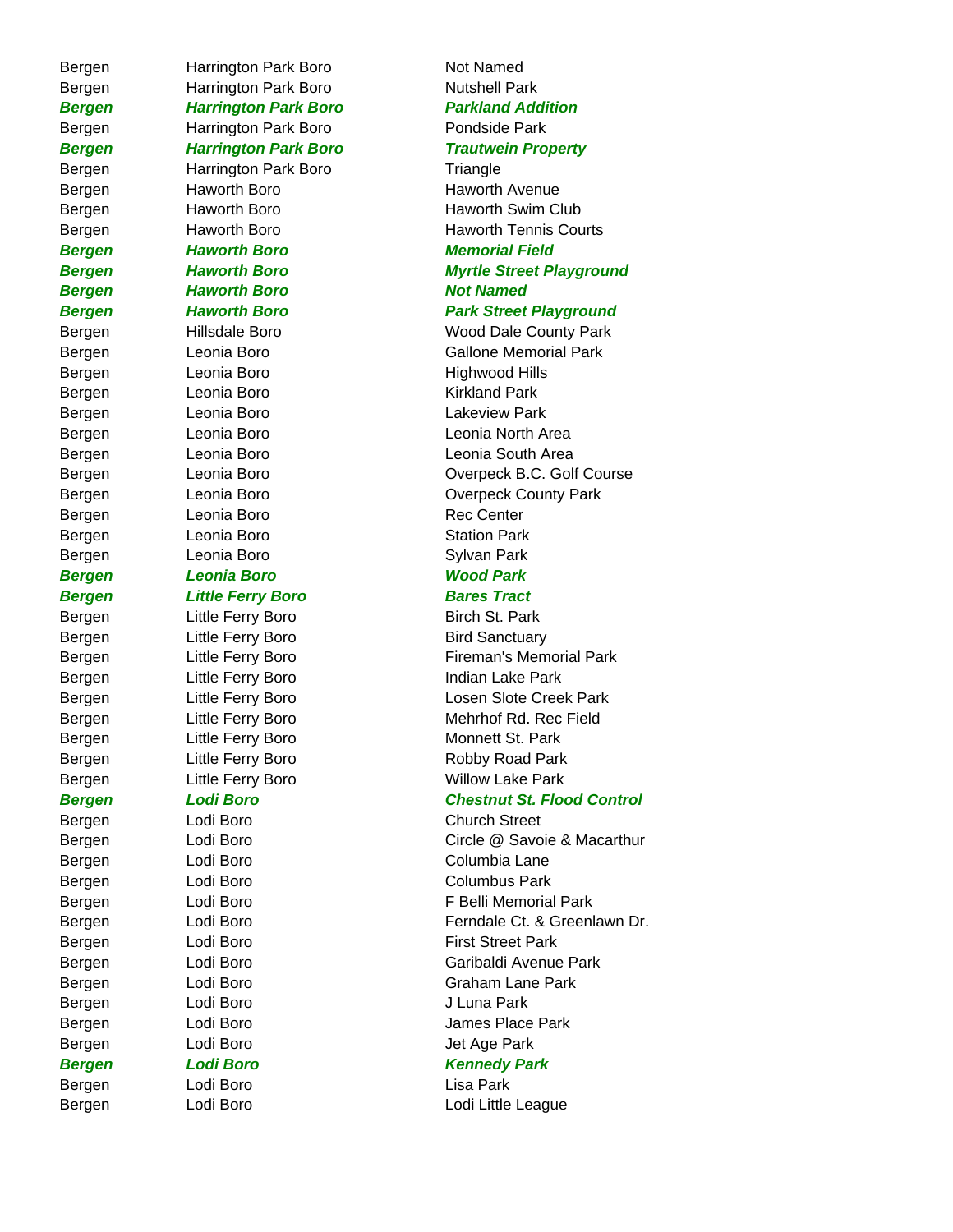| | | |
|---|---|---|
| Bergen | Harrington Park Boro | Not Named |
| Bergen | Harrington Park Boro | Nutshell Park |
| ***Bergen*** | ***Harrington Park Boro*** | ***Parkland Addition*** |
| Bergen | Harrington Park Boro | Pondside Park |
| ***Bergen*** | ***Harrington Park Boro*** | ***Trautwein Property*** |
| Bergen | Harrington Park Boro | Triangle |
| Bergen | Haworth Boro | Haworth Avenue |
| Bergen | Haworth Boro | Haworth Swim Club |
| Bergen | Haworth Boro | Haworth Tennis Courts |
| ***Bergen*** | ***Haworth Boro*** | ***Memorial Field*** |
| ***Bergen*** | ***Haworth Boro*** | ***Myrtle Street Playground*** |
| ***Bergen*** | ***Haworth Boro*** | ***Not Named*** |
| ***Bergen*** | ***Haworth Boro*** | ***Park Street Playground*** |
| Bergen | Hillsdale Boro | Wood Dale County Park |
| Bergen | Leonia Boro | Gallone Memorial Park |
| Bergen | Leonia Boro | Highwood Hills |
| Bergen | Leonia Boro | Kirkland Park |
| Bergen | Leonia Boro | Lakeview Park |
| Bergen | Leonia Boro | Leonia North Area |
| Bergen | Leonia Boro | Leonia South Area |
| Bergen | Leonia Boro | Overpeck B.C. Golf Course |
| Bergen | Leonia Boro | Overpeck County Park |
| Bergen | Leonia Boro | Rec Center |
| Bergen | Leonia Boro | Station Park |
| Bergen | Leonia Boro | Sylvan Park |
| ***Bergen*** | ***Leonia Boro*** | ***Wood Park*** |
| ***Bergen*** | ***Little Ferry Boro*** | ***Bares Tract*** |
| Bergen | Little Ferry Boro | Birch St. Park |
| Bergen | Little Ferry Boro | Bird Sanctuary |
| Bergen | Little Ferry Boro | Fireman's Memorial Park |
| Bergen | Little Ferry Boro | Indian Lake Park |
| Bergen | Little Ferry Boro | Losen Slote Creek Park |
| Bergen | Little Ferry Boro | Mehrhof Rd. Rec Field |
| Bergen | Little Ferry Boro | Monnett St. Park |
| Bergen | Little Ferry Boro | Robby Road Park |
| Bergen | Little Ferry Boro | Willow Lake Park |
| ***Bergen*** | ***Lodi Boro*** | ***Chestnut St. Flood Control*** |
| Bergen | Lodi Boro | Church Street |
| Bergen | Lodi Boro | Circle @ Savoie & Macarthur |
| Bergen | Lodi Boro | Columbia Lane |
| Bergen | Lodi Boro | Columbus Park |
| Bergen | Lodi Boro | F Belli Memorial Park |
| Bergen | Lodi Boro | Ferndale Ct. & Greenlawn Dr. |
| Bergen | Lodi Boro | First Street Park |
| Bergen | Lodi Boro | Garibaldi Avenue Park |
| Bergen | Lodi Boro | Graham Lane Park |
| Bergen | Lodi Boro | J Luna Park |
| Bergen | Lodi Boro | James Place Park |
| Bergen | Lodi Boro | Jet Age Park |
| ***Bergen*** | ***Lodi Boro*** | ***Kennedy Park*** |
| Bergen | Lodi Boro | Lisa Park |
| Bergen | Lodi Boro | Lodi Little League |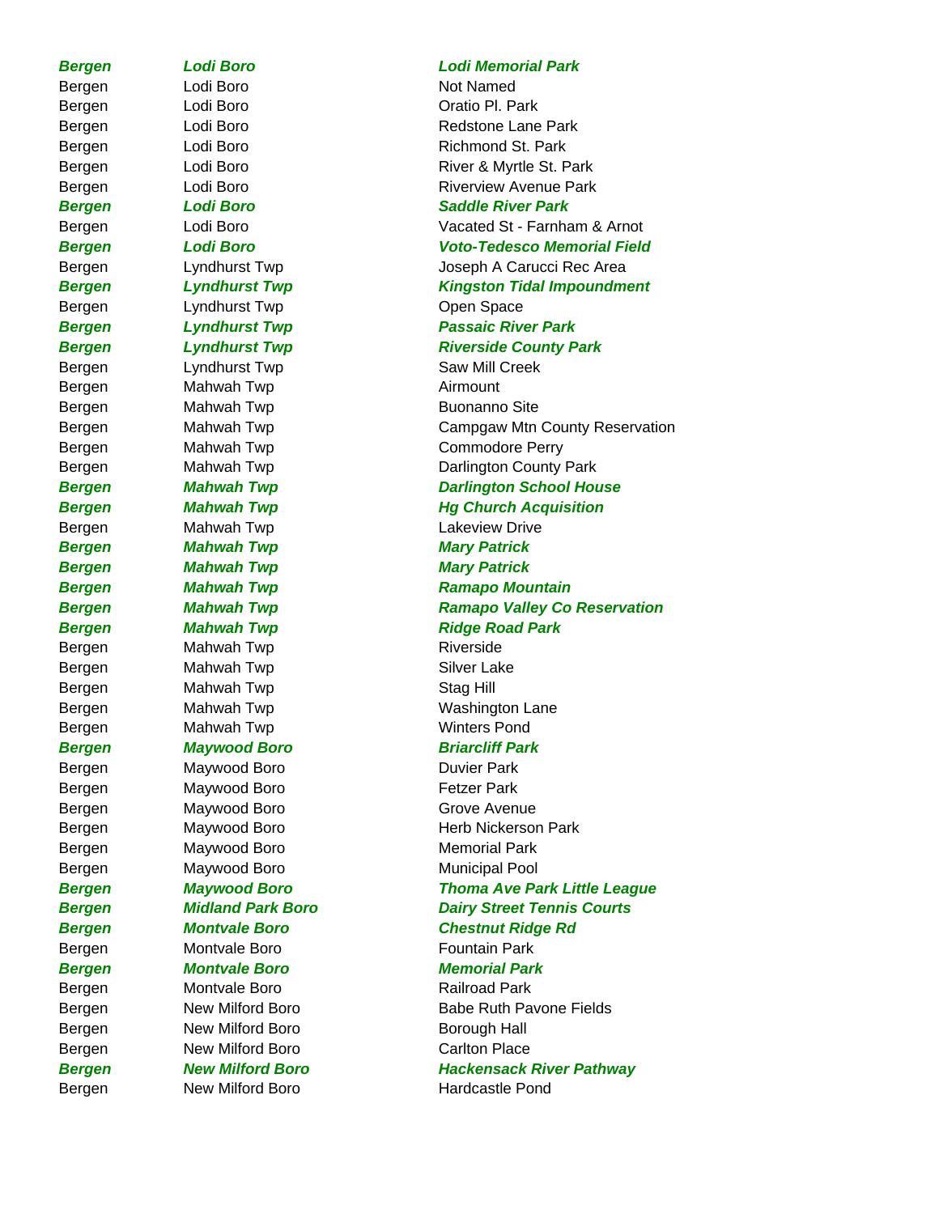| | | |
|---|---|---|
| ***Bergen*** | ***Lodi Boro*** | ***Lodi Memorial Park*** |
| Bergen | Lodi Boro | Not Named |
| Bergen | Lodi Boro | Oratio Pl. Park |
| Bergen | Lodi Boro | Redstone Lane Park |
| Bergen | Lodi Boro | Richmond St. Park |
| Bergen | Lodi Boro | River & Myrtle St. Park |
| Bergen | Lodi Boro | Riverview Avenue Park |
| ***Bergen*** | ***Lodi Boro*** | ***Saddle River Park*** |
| Bergen | Lodi Boro | Vacated St - Farnham & Arnot |
| ***Bergen*** | ***Lodi Boro*** | ***Voto-Tedesco Memorial Field*** |
| Bergen | Lyndhurst Twp | Joseph A Carucci Rec Area |
| ***Bergen*** | ***Lyndhurst Twp*** | ***Kingston Tidal Impoundment*** |
| Bergen | Lyndhurst Twp | Open Space |
| ***Bergen*** | ***Lyndhurst Twp*** | ***Passaic River Park*** |
| ***Bergen*** | ***Lyndhurst Twp*** | ***Riverside County Park*** |
| Bergen | Lyndhurst Twp | Saw Mill Creek |
| Bergen | Mahwah Twp | Airmount |
| Bergen | Mahwah Twp | Buonanno Site |
| Bergen | Mahwah Twp | Campgaw Mtn County Reservation |
| Bergen | Mahwah Twp | Commodore Perry |
| Bergen | Mahwah Twp | Darlington County Park |
| ***Bergen*** | ***Mahwah Twp*** | ***Darlington School House*** |
| ***Bergen*** | ***Mahwah Twp*** | ***Hg Church Acquisition*** |
| Bergen | Mahwah Twp | Lakeview Drive |
| ***Bergen*** | ***Mahwah Twp*** | ***Mary Patrick*** |
| ***Bergen*** | ***Mahwah Twp*** | ***Mary Patrick*** |
| ***Bergen*** | ***Mahwah Twp*** | ***Ramapo Mountain*** |
| ***Bergen*** | ***Mahwah Twp*** | ***Ramapo Valley Co Reservation*** |
| ***Bergen*** | ***Mahwah Twp*** | ***Ridge Road Park*** |
| Bergen | Mahwah Twp | Riverside |
| Bergen | Mahwah Twp | Silver Lake |
| Bergen | Mahwah Twp | Stag Hill |
| Bergen | Mahwah Twp | Washington Lane |
| Bergen | Mahwah Twp | Winters Pond |
| ***Bergen*** | ***Maywood Boro*** | ***Briarcliff Park*** |
| Bergen | Maywood Boro | Duvier Park |
| Bergen | Maywood Boro | Fetzer Park |
| Bergen | Maywood Boro | Grove Avenue |
| Bergen | Maywood Boro | Herb Nickerson Park |
| Bergen | Maywood Boro | Memorial Park |
| Bergen | Maywood Boro | Municipal Pool |
| ***Bergen*** | ***Maywood Boro*** | ***Thoma Ave Park Little League*** |
| ***Bergen*** | ***Midland Park Boro*** | ***Dairy Street Tennis Courts*** |
| ***Bergen*** | ***Montvale Boro*** | ***Chestnut Ridge Rd*** |
| Bergen | Montvale Boro | Fountain Park |
| ***Bergen*** | ***Montvale Boro*** | ***Memorial Park*** |
| Bergen | Montvale Boro | Railroad Park |
| Bergen | New Milford Boro | Babe Ruth Pavone Fields |
| Bergen | New Milford Boro | Borough Hall |
| Bergen | New Milford Boro | Carlton Place |
| ***Bergen*** | ***New Milford Boro*** | ***Hackensack River Pathway*** |
| Bergen | New Milford Boro | Hardcastle Pond |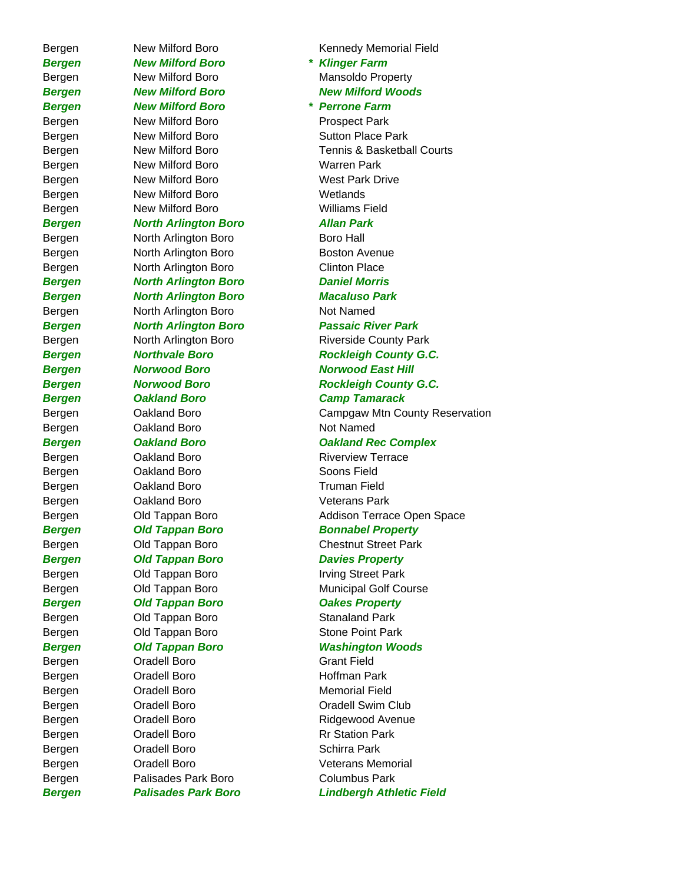| | | | |
|---|---|---|---|
| Bergen | New Milford Boro | | Kennedy Memorial Field |
| ***Bergen*** | ***New Milford Boro*** | ***\**** | ***Klinger Farm*** |
| Bergen | New Milford Boro | | Mansoldo Property |
| ***Bergen*** | ***New Milford Boro*** | | ***New Milford Woods*** |
| ***Bergen*** | ***New Milford Boro*** | ***\**** | ***Perrone Farm*** |
| Bergen | New Milford Boro | | Prospect Park |
| Bergen | New Milford Boro | | Sutton Place Park |
| Bergen | New Milford Boro | | Tennis & Basketball Courts |
| Bergen | New Milford Boro | | Warren Park |
| Bergen | New Milford Boro | | West Park Drive |
| Bergen | New Milford Boro | | Wetlands |
| Bergen | New Milford Boro | | Williams Field |
| ***Bergen*** | ***North Arlington Boro*** | | ***Allan Park*** |
| Bergen | North Arlington Boro | | Boro Hall |
| Bergen | North Arlington Boro | | Boston Avenue |
| Bergen | North Arlington Boro | | Clinton Place |
| ***Bergen*** | ***North Arlington Boro*** | | ***Daniel Morris*** |
| ***Bergen*** | ***North Arlington Boro*** | | ***Macaluso Park*** |
| Bergen | North Arlington Boro | | Not Named |
| ***Bergen*** | ***North Arlington Boro*** | | ***Passaic River Park*** |
| Bergen | North Arlington Boro | | Riverside County Park |
| ***Bergen*** | ***Northvale Boro*** | | ***Rockleigh County G.C.*** |
| ***Bergen*** | ***Norwood Boro*** | | ***Norwood East Hill*** |
| ***Bergen*** | ***Norwood Boro*** | | ***Rockleigh County G.C.*** |
| ***Bergen*** | ***Oakland Boro*** | | ***Camp Tamarack*** |
| Bergen | Oakland Boro | | Campgaw Mtn County Reservation |
| Bergen | Oakland Boro | | Not Named |
| ***Bergen*** | ***Oakland Boro*** | | ***Oakland Rec Complex*** |
| Bergen | Oakland Boro | | Riverview Terrace |
| Bergen | Oakland Boro | | Soons Field |
| Bergen | Oakland Boro | | Truman Field |
| Bergen | Oakland Boro | | Veterans Park |
| Bergen | Old Tappan Boro | | Addison Terrace Open Space |
| ***Bergen*** | ***Old Tappan Boro*** | | ***Bonnabel Property*** |
| Bergen | Old Tappan Boro | | Chestnut Street Park |
| ***Bergen*** | ***Old Tappan Boro*** | | ***Davies Property*** |
| Bergen | Old Tappan Boro | | Irving Street Park |
| Bergen | Old Tappan Boro | | Municipal Golf Course |
| ***Bergen*** | ***Old Tappan Boro*** | | ***Oakes Property*** |
| Bergen | Old Tappan Boro | | Stanaland Park |
| Bergen | Old Tappan Boro | | Stone Point Park |
| ***Bergen*** | ***Old Tappan Boro*** | | ***Washington Woods*** |
| Bergen | Oradell Boro | | Grant Field |
| Bergen | Oradell Boro | | Hoffman Park |
| Bergen | Oradell Boro | | Memorial Field |
| Bergen | Oradell Boro | | Oradell Swim Club |
| Bergen | Oradell Boro | | Ridgewood Avenue |
| Bergen | Oradell Boro | | Rr Station Park |
| Bergen | Oradell Boro | | Schirra Park |
| Bergen | Oradell Boro | | Veterans Memorial |
| Bergen | Palisades Park Boro | | Columbus Park |
| ***Bergen*** | ***Palisades Park Boro*** | | ***Lindbergh Athletic Field*** |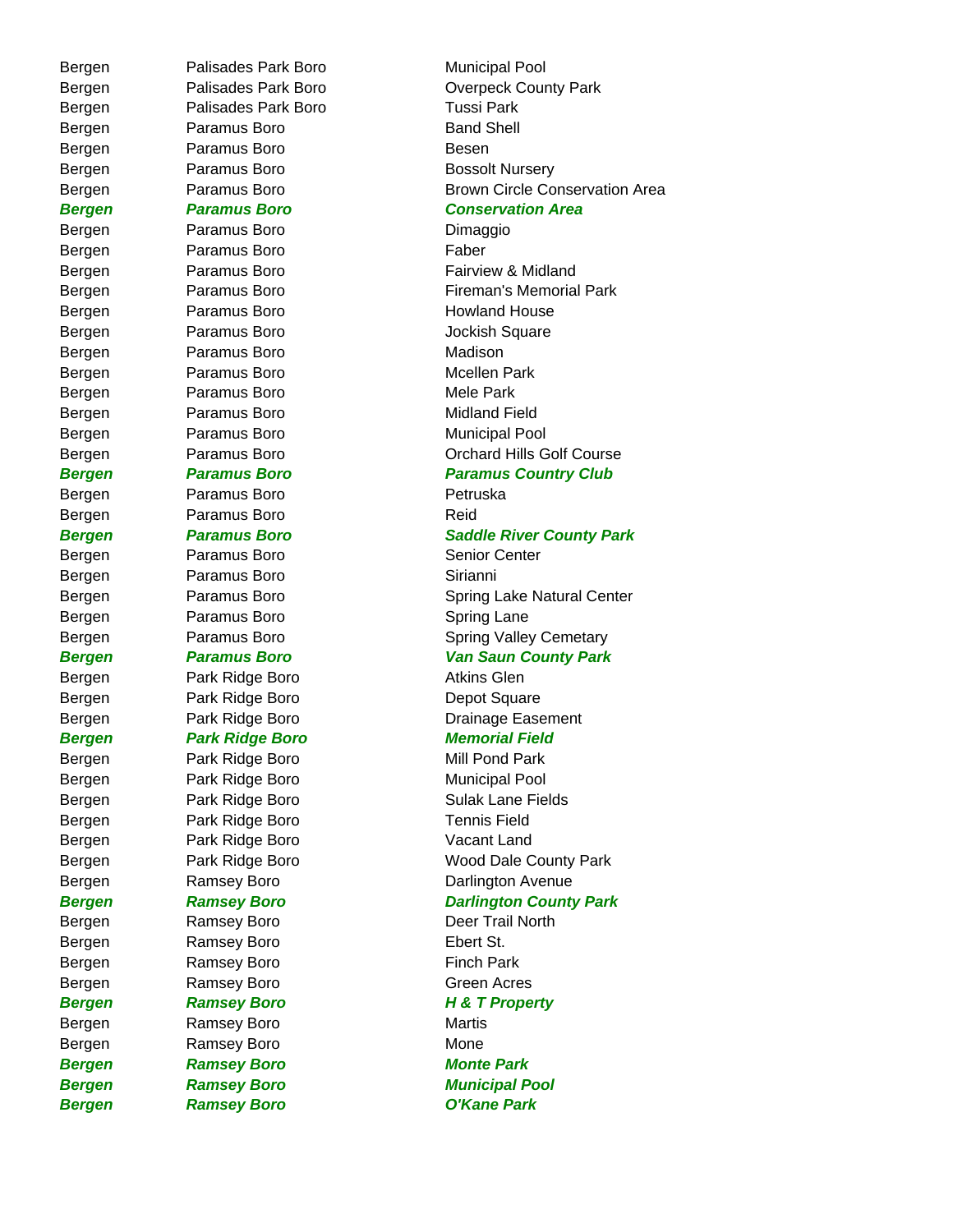| | | |
|---|---|---|
| Bergen | Palisades Park Boro | Municipal Pool |
| Bergen | Palisades Park Boro | Overpeck County Park |
| Bergen | Palisades Park Boro | Tussi Park |
| Bergen | Paramus Boro | Band Shell |
| Bergen | Paramus Boro | Besen |
| Bergen | Paramus Boro | Bossolt Nursery |
| Bergen | Paramus Boro | Brown Circle Conservation Area |
| ***Bergen*** | ***Paramus Boro*** | ***Conservation Area*** |
| Bergen | Paramus Boro | Dimaggio |
| Bergen | Paramus Boro | Faber |
| Bergen | Paramus Boro | Fairview & Midland |
| Bergen | Paramus Boro | Fireman's Memorial Park |
| Bergen | Paramus Boro | Howland House |
| Bergen | Paramus Boro | Jockish Square |
| Bergen | Paramus Boro | Madison |
| Bergen | Paramus Boro | Mcellen Park |
| Bergen | Paramus Boro | Mele Park |
| Bergen | Paramus Boro | Midland Field |
| Bergen | Paramus Boro | Municipal Pool |
| Bergen | Paramus Boro | Orchard Hills Golf Course |
| ***Bergen*** | ***Paramus Boro*** | ***Paramus Country Club*** |
| Bergen | Paramus Boro | Petruska |
| Bergen | Paramus Boro | Reid |
| ***Bergen*** | ***Paramus Boro*** | ***Saddle River County Park*** |
| Bergen | Paramus Boro | Senior Center |
| Bergen | Paramus Boro | Sirianni |
| Bergen | Paramus Boro | Spring Lake Natural Center |
| Bergen | Paramus Boro | Spring Lane |
| Bergen | Paramus Boro | Spring Valley Cemetary |
| ***Bergen*** | ***Paramus Boro*** | ***Van Saun County Park*** |
| Bergen | Park Ridge Boro | Atkins Glen |
| Bergen | Park Ridge Boro | Depot Square |
| Bergen | Park Ridge Boro | Drainage Easement |
| ***Bergen*** | ***Park Ridge Boro*** | ***Memorial Field*** |
| Bergen | Park Ridge Boro | Mill Pond Park |
| Bergen | Park Ridge Boro | Municipal Pool |
| Bergen | Park Ridge Boro | Sulak Lane Fields |
| Bergen | Park Ridge Boro | Tennis Field |
| Bergen | Park Ridge Boro | Vacant Land |
| Bergen | Park Ridge Boro | Wood Dale County Park |
| Bergen | Ramsey Boro | Darlington Avenue |
| ***Bergen*** | ***Ramsey Boro*** | ***Darlington County Park*** |
| Bergen | Ramsey Boro | Deer Trail North |
| Bergen | Ramsey Boro | Ebert St. |
| Bergen | Ramsey Boro | Finch Park |
| Bergen | Ramsey Boro | Green Acres |
| ***Bergen*** | ***Ramsey Boro*** | ***H & T Property*** |
| Bergen | Ramsey Boro | Martis |
| Bergen | Ramsey Boro | Mone |
| ***Bergen*** | ***Ramsey Boro*** | ***Monte Park*** |
| ***Bergen*** | ***Ramsey Boro*** | ***Municipal Pool*** |
| ***Bergen*** | ***Ramsey Boro*** | ***O'Kane Park*** |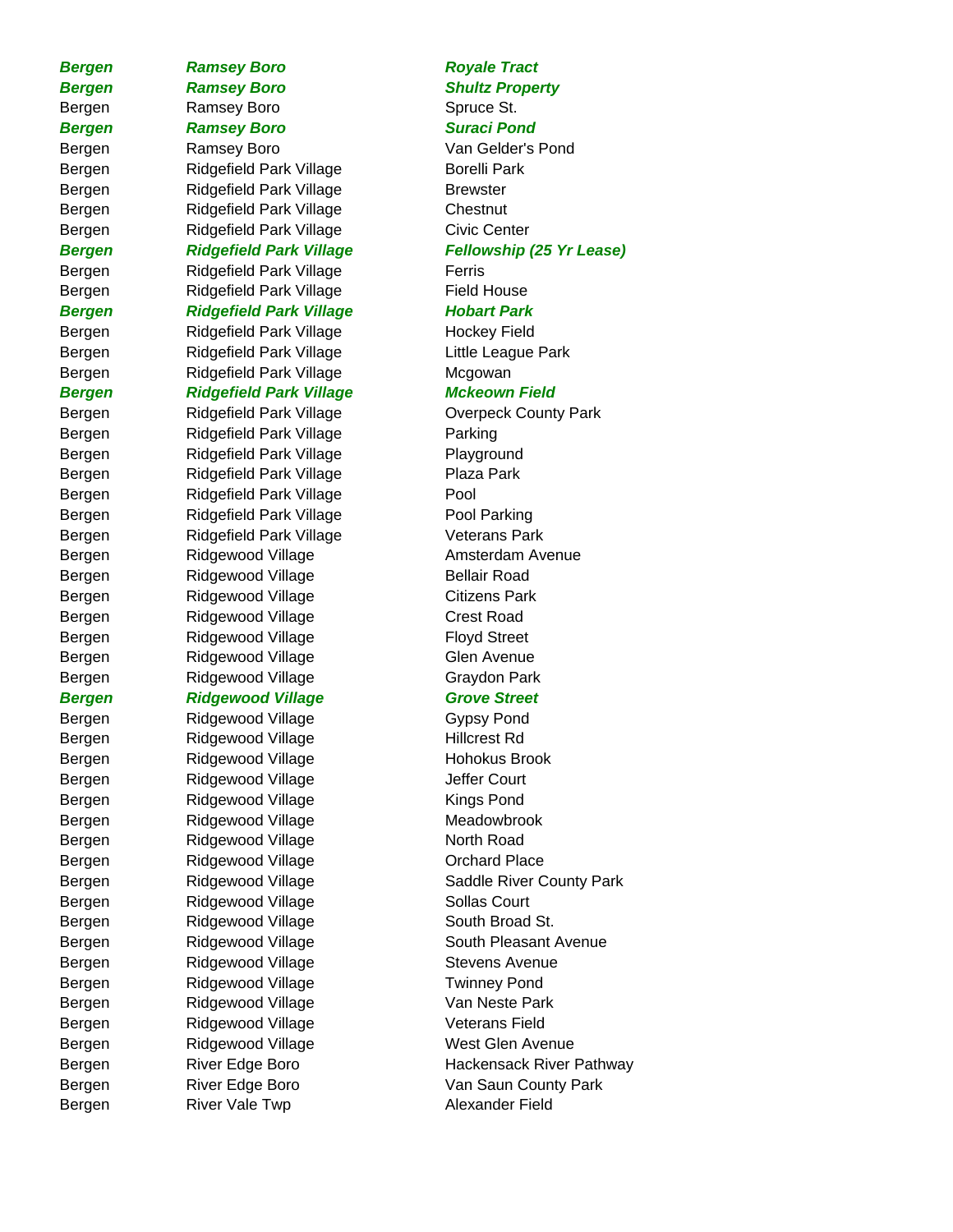| | | |
|---|---|---|
| ***Bergen*** | ***Ramsey Boro*** | ***Royale Tract*** |
| ***Bergen*** | ***Ramsey Boro*** | ***Shultz Property*** |
| Bergen | Ramsey Boro | Spruce St. |
| ***Bergen*** | ***Ramsey Boro*** | ***Suraci Pond*** |
| Bergen | Ramsey Boro | Van Gelder's Pond |
| Bergen | Ridgefield Park Village | Borelli Park |
| Bergen | Ridgefield Park Village | Brewster |
| Bergen | Ridgefield Park Village | Chestnut |
| Bergen | Ridgefield Park Village | Civic Center |
| ***Bergen*** | ***Ridgefield Park Village*** | ***Fellowship (25 Yr Lease)*** |
| Bergen | Ridgefield Park Village | Ferris |
| Bergen | Ridgefield Park Village | Field House |
| ***Bergen*** | ***Ridgefield Park Village*** | ***Hobart Park*** |
| Bergen | Ridgefield Park Village | Hockey Field |
| Bergen | Ridgefield Park Village | Little League Park |
| Bergen | Ridgefield Park Village | Mcgowan |
| ***Bergen*** | ***Ridgefield Park Village*** | ***Mckeown Field*** |
| Bergen | Ridgefield Park Village | Overpeck County Park |
| Bergen | Ridgefield Park Village | Parking |
| Bergen | Ridgefield Park Village | Playground |
| Bergen | Ridgefield Park Village | Plaza Park |
| Bergen | Ridgefield Park Village | Pool |
| Bergen | Ridgefield Park Village | Pool Parking |
| Bergen | Ridgefield Park Village | Veterans Park |
| Bergen | Ridgewood Village | Amsterdam Avenue |
| Bergen | Ridgewood Village | Bellair Road |
| Bergen | Ridgewood Village | Citizens Park |
| Bergen | Ridgewood Village | Crest Road |
| Bergen | Ridgewood Village | Floyd Street |
| Bergen | Ridgewood Village | Glen Avenue |
| Bergen | Ridgewood Village | Graydon Park |
| ***Bergen*** | ***Ridgewood Village*** | ***Grove Street*** |
| Bergen | Ridgewood Village | Gypsy Pond |
| Bergen | Ridgewood Village | Hillcrest Rd |
| Bergen | Ridgewood Village | Hohokus Brook |
| Bergen | Ridgewood Village | Jeffer Court |
| Bergen | Ridgewood Village | Kings Pond |
| Bergen | Ridgewood Village | Meadowbrook |
| Bergen | Ridgewood Village | North Road |
| Bergen | Ridgewood Village | Orchard Place |
| Bergen | Ridgewood Village | Saddle River County Park |
| Bergen | Ridgewood Village | Sollas Court |
| Bergen | Ridgewood Village | South Broad St. |
| Bergen | Ridgewood Village | South Pleasant Avenue |
| Bergen | Ridgewood Village | Stevens Avenue |
| Bergen | Ridgewood Village | Twinney Pond |
| Bergen | Ridgewood Village | Van Neste Park |
| Bergen | Ridgewood Village | Veterans Field |
| Bergen | Ridgewood Village | West Glen Avenue |
| Bergen | River Edge Boro | Hackensack River Pathway |
| Bergen | River Edge Boro | Van Saun County Park |
| Bergen | River Vale Twp | Alexander Field |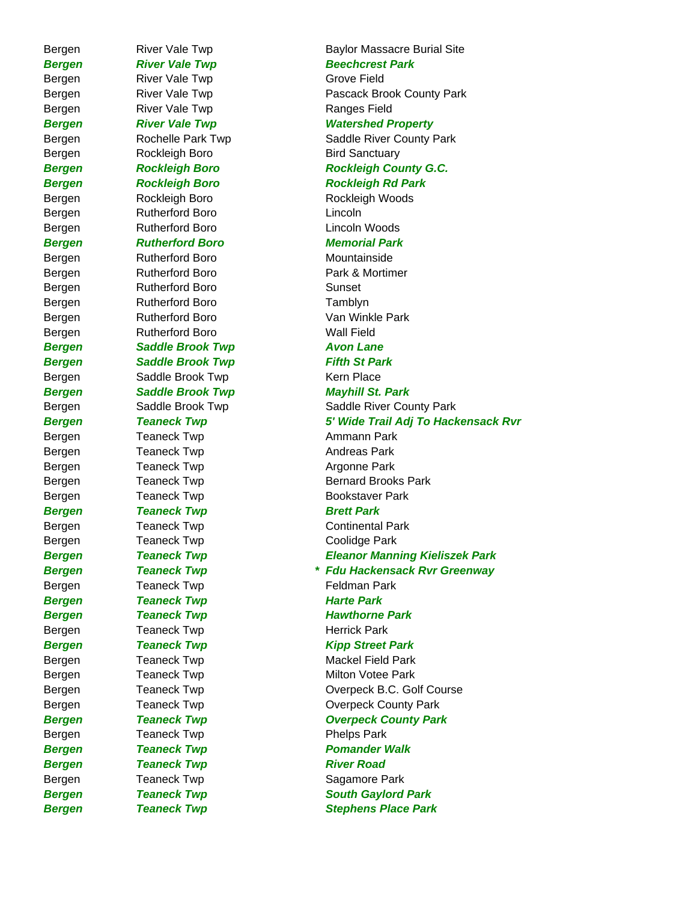| | | | |
|---|---|---|---|
| Bergen | River Vale Twp | | Baylor Massacre Burial Site |
| ***Bergen*** | ***River Vale Twp*** | | ***Beechcrest Park*** |
| Bergen | River Vale Twp | | Grove Field |
| Bergen | River Vale Twp | | Pascack Brook County Park |
| Bergen | River Vale Twp | | Ranges Field |
| ***Bergen*** | ***River Vale Twp*** | | ***Watershed Property*** |
| Bergen | Rochelle Park Twp | | Saddle River County Park |
| Bergen | Rockleigh Boro | | Bird Sanctuary |
| ***Bergen*** | ***Rockleigh Boro*** | | ***Rockleigh County G.C.*** |
| ***Bergen*** | ***Rockleigh Boro*** | | ***Rockleigh Rd Park*** |
| Bergen | Rockleigh Boro | | Rockleigh Woods |
| Bergen | Rutherford Boro | | Lincoln |
| Bergen | Rutherford Boro | | Lincoln Woods |
| ***Bergen*** | ***Rutherford Boro*** | | ***Memorial Park*** |
| Bergen | Rutherford Boro | | Mountainside |
| Bergen | Rutherford Boro | | Park & Mortimer |
| Bergen | Rutherford Boro | | Sunset |
| Bergen | Rutherford Boro | | Tamblyn |
| Bergen | Rutherford Boro | | Van Winkle Park |
| Bergen | Rutherford Boro | | Wall Field |
| ***Bergen*** | ***Saddle Brook Twp*** | | ***Avon Lane*** |
| ***Bergen*** | ***Saddle Brook Twp*** | | ***Fifth St Park*** |
| Bergen | Saddle Brook Twp | | Kern Place |
| ***Bergen*** | ***Saddle Brook Twp*** | | ***Mayhill St. Park*** |
| Bergen | Saddle Brook Twp | | Saddle River County Park |
| ***Bergen*** | ***Teaneck Twp*** | | ***5' Wide Trail Adj To Hackensack Rvr*** |
| Bergen | Teaneck Twp | | Ammann Park |
| Bergen | Teaneck Twp | | Andreas Park |
| Bergen | Teaneck Twp | | Argonne Park |
| Bergen | Teaneck Twp | | Bernard Brooks Park |
| Bergen | Teaneck Twp | | Bookstaver Park |
| ***Bergen*** | ***Teaneck Twp*** | | ***Brett Park*** |
| Bergen | Teaneck Twp | | Continental Park |
| Bergen | Teaneck Twp | | Coolidge Park |
| ***Bergen*** | ***Teaneck Twp*** | | ***Eleanor Manning Kieliszek Park*** |
| ***Bergen*** | ***Teaneck Twp*** | * | ***Fdu Hackensack Rvr Greenway*** |
| Bergen | Teaneck Twp | | Feldman Park |
| ***Bergen*** | ***Teaneck Twp*** | | ***Harte Park*** |
| ***Bergen*** | ***Teaneck Twp*** | | ***Hawthorne Park*** |
| Bergen | Teaneck Twp | | Herrick Park |
| ***Bergen*** | ***Teaneck Twp*** | | ***Kipp Street Park*** |
| Bergen | Teaneck Twp | | Mackel Field Park |
| Bergen | Teaneck Twp | | Milton Votee Park |
| Bergen | Teaneck Twp | | Overpeck B.C. Golf Course |
| Bergen | Teaneck Twp | | Overpeck County Park |
| ***Bergen*** | ***Teaneck Twp*** | | ***Overpeck County Park*** |
| Bergen | Teaneck Twp | | Phelps Park |
| ***Bergen*** | ***Teaneck Twp*** | | ***Pomander Walk*** |
| ***Bergen*** | ***Teaneck Twp*** | | ***River Road*** |
| Bergen | Teaneck Twp | | Sagamore Park |
| ***Bergen*** | ***Teaneck Twp*** | | ***South Gaylord Park*** |
| ***Bergen*** | ***Teaneck Twp*** | | ***Stephens Place Park*** |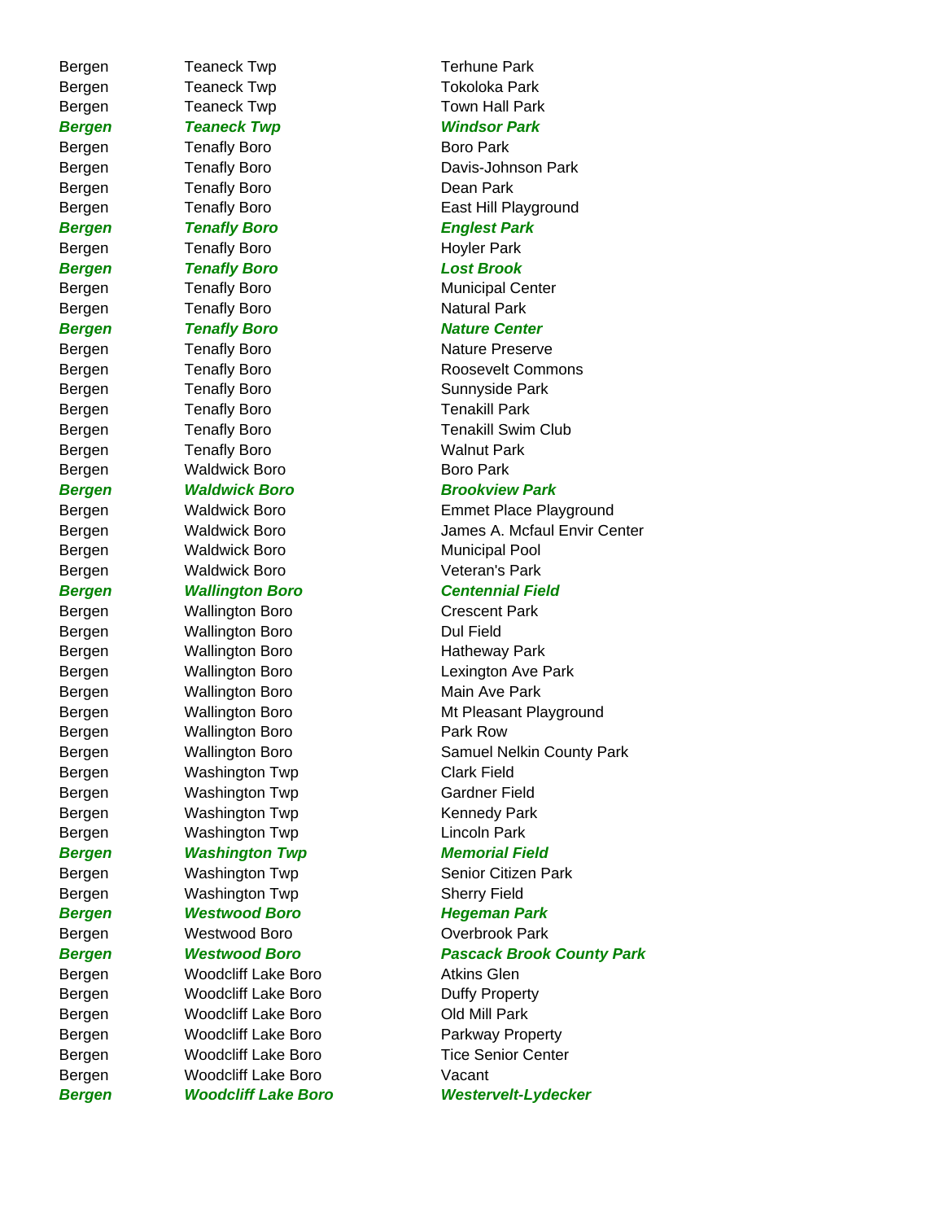| | | |
|---|---|---|
| Bergen | Teaneck Twp | Terhune Park |
| Bergen | Teaneck Twp | Tokoloka Park |
| Bergen | Teaneck Twp | Town Hall Park |
| ***Bergen*** | ***Teaneck Twp*** | ***Windsor Park*** |
| Bergen | Tenafly Boro | Boro Park |
| Bergen | Tenafly Boro | Davis-Johnson Park |
| Bergen | Tenafly Boro | Dean Park |
| Bergen | Tenafly Boro | East Hill Playground |
| ***Bergen*** | ***Tenafly Boro*** | ***Englest Park*** |
| Bergen | Tenafly Boro | Hoyler Park |
| ***Bergen*** | ***Tenafly Boro*** | ***Lost Brook*** |
| Bergen | Tenafly Boro | Municipal Center |
| Bergen | Tenafly Boro | Natural Park |
| ***Bergen*** | ***Tenafly Boro*** | ***Nature Center*** |
| Bergen | Tenafly Boro | Nature Preserve |
| Bergen | Tenafly Boro | Roosevelt Commons |
| Bergen | Tenafly Boro | Sunnyside Park |
| Bergen | Tenafly Boro | Tenakill Park |
| Bergen | Tenafly Boro | Tenakill Swim Club |
| Bergen | Tenafly Boro | Walnut Park |
| Bergen | Waldwick Boro | Boro Park |
| ***Bergen*** | ***Waldwick Boro*** | ***Brookview Park*** |
| Bergen | Waldwick Boro | Emmet Place Playground |
| Bergen | Waldwick Boro | James A. Mcfaul Envir Center |
| Bergen | Waldwick Boro | Municipal Pool |
| Bergen | Waldwick Boro | Veteran's Park |
| ***Bergen*** | ***Wallington Boro*** | ***Centennial Field*** |
| Bergen | Wallington Boro | Crescent Park |
| Bergen | Wallington Boro | Dul Field |
| Bergen | Wallington Boro | Hatheway Park |
| Bergen | Wallington Boro | Lexington Ave Park |
| Bergen | Wallington Boro | Main Ave Park |
| Bergen | Wallington Boro | Mt Pleasant Playground |
| Bergen | Wallington Boro | Park Row |
| Bergen | Wallington Boro | Samuel Nelkin County Park |
| Bergen | Washington Twp | Clark Field |
| Bergen | Washington Twp | Gardner Field |
| Bergen | Washington Twp | Kennedy Park |
| Bergen | Washington Twp | Lincoln Park |
| ***Bergen*** | ***Washington Twp*** | ***Memorial Field*** |
| Bergen | Washington Twp | Senior Citizen Park |
| Bergen | Washington Twp | Sherry Field |
| ***Bergen*** | ***Westwood Boro*** | ***Hegeman Park*** |
| Bergen | Westwood Boro | Overbrook Park |
| ***Bergen*** | ***Westwood Boro*** | ***Pascack Brook County Park*** |
| Bergen | Woodcliff Lake Boro | Atkins Glen |
| Bergen | Woodcliff Lake Boro | Duffy Property |
| Bergen | Woodcliff Lake Boro | Old Mill Park |
| Bergen | Woodcliff Lake Boro | Parkway Property |
| Bergen | Woodcliff Lake Boro | Tice Senior Center |
| Bergen | Woodcliff Lake Boro | Vacant |
| ***Bergen*** | ***Woodcliff Lake Boro*** | ***Westervelt-Lydecker*** |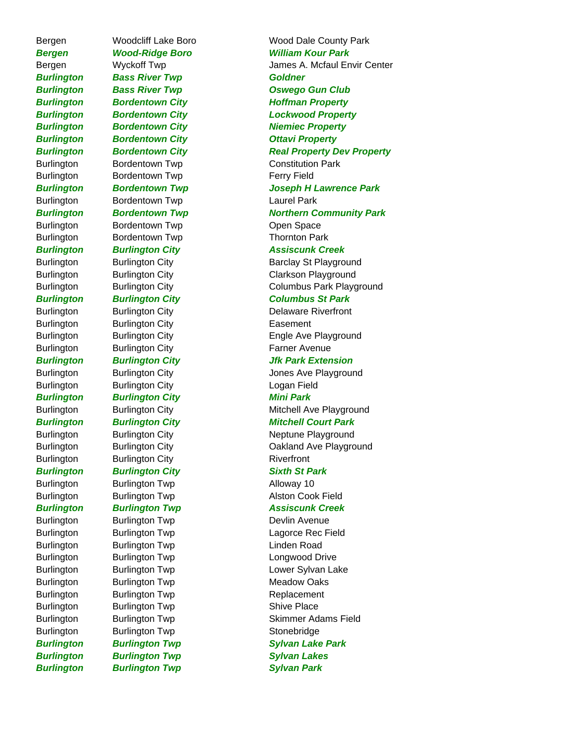| | | |
|---|---|---|
| Bergen | Woodcliff Lake Boro | Wood Dale County Park |
| ***Bergen*** | ***Wood-Ridge Boro*** | ***William Kour Park*** |
| Bergen | Wyckoff Twp | James A. Mcfaul Envir Center |
| ***Burlington*** | ***Bass River Twp*** | ***Goldner*** |
| ***Burlington*** | ***Bass River Twp*** | ***Oswego Gun Club*** |
| ***Burlington*** | ***Bordentown City*** | ***Hoffman Property*** |
| ***Burlington*** | ***Bordentown City*** | ***Lockwood Property*** |
| ***Burlington*** | ***Bordentown City*** | ***Niemiec Property*** |
| ***Burlington*** | ***Bordentown City*** | ***Ottavi Property*** |
| ***Burlington*** | ***Bordentown City*** | ***Real Property Dev Property*** |
| Burlington | Bordentown Twp | Constitution Park |
| Burlington | Bordentown Twp | Ferry Field |
| ***Burlington*** | ***Bordentown Twp*** | ***Joseph H Lawrence Park*** |
| Burlington | Bordentown Twp | Laurel Park |
| ***Burlington*** | ***Bordentown Twp*** | ***Northern Community Park*** |
| Burlington | Bordentown Twp | Open Space |
| Burlington | Bordentown Twp | Thornton Park |
| ***Burlington*** | ***Burlington City*** | ***Assiscunk Creek*** |
| Burlington | Burlington City | Barclay St Playground |
| Burlington | Burlington City | Clarkson Playground |
| Burlington | Burlington City | Columbus Park Playground |
| ***Burlington*** | ***Burlington City*** | ***Columbus St Park*** |
| Burlington | Burlington City | Delaware Riverfront |
| Burlington | Burlington City | Easement |
| Burlington | Burlington City | Engle Ave Playground |
| Burlington | Burlington City | Farner Avenue |
| ***Burlington*** | ***Burlington City*** | ***Jfk Park Extension*** |
| Burlington | Burlington City | Jones Ave Playground |
| Burlington | Burlington City | Logan Field |
| ***Burlington*** | ***Burlington City*** | ***Mini Park*** |
| Burlington | Burlington City | Mitchell Ave Playground |
| ***Burlington*** | ***Burlington City*** | ***Mitchell Court Park*** |
| Burlington | Burlington City | Neptune Playground |
| Burlington | Burlington City | Oakland Ave Playground |
| Burlington | Burlington City | Riverfront |
| ***Burlington*** | ***Burlington City*** | ***Sixth St Park*** |
| Burlington | Burlington Twp | Alloway 10 |
| Burlington | Burlington Twp | Alston Cook Field |
| ***Burlington*** | ***Burlington Twp*** | ***Assiscunk Creek*** |
| Burlington | Burlington Twp | Devlin Avenue |
| Burlington | Burlington Twp | Lagorce Rec Field |
| Burlington | Burlington Twp | Linden Road |
| Burlington | Burlington Twp | Longwood Drive |
| Burlington | Burlington Twp | Lower Sylvan Lake |
| Burlington | Burlington Twp | Meadow Oaks |
| Burlington | Burlington Twp | Replacement |
| Burlington | Burlington Twp | Shive Place |
| Burlington | Burlington Twp | Skimmer Adams Field |
| Burlington | Burlington Twp | Stonebridge |
| ***Burlington*** | ***Burlington Twp*** | ***Sylvan Lake Park*** |
| ***Burlington*** | ***Burlington Twp*** | ***Sylvan Lakes*** |
| ***Burlington*** | ***Burlington Twp*** | ***Sylvan Park*** |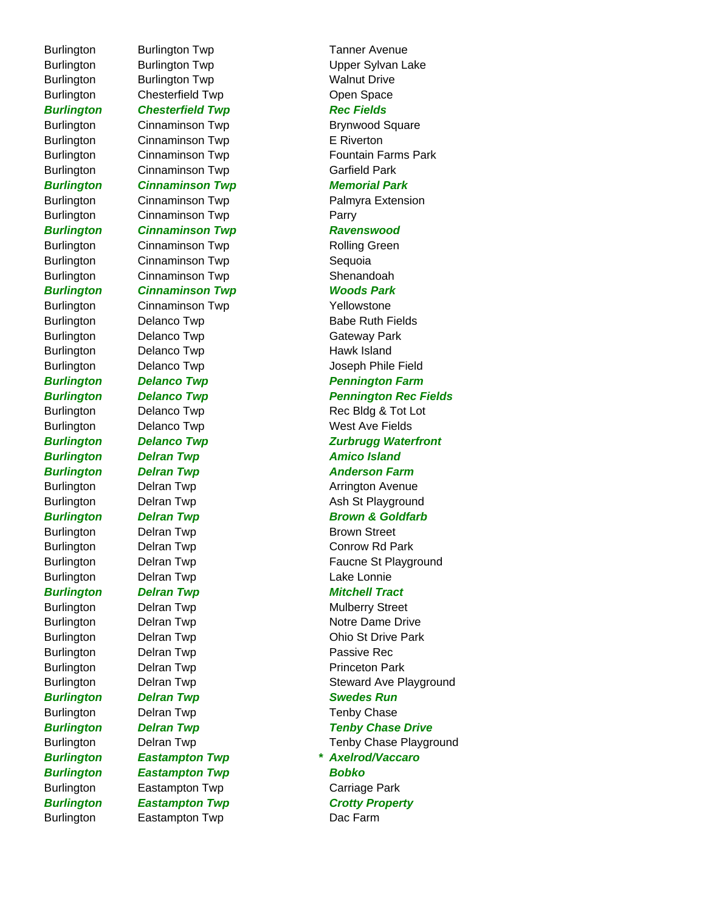| | | | |
|---|---|---|---|
| Burlington | Burlington Twp | | Tanner Avenue |
| Burlington | Burlington Twp | | Upper Sylvan Lake |
| Burlington | Burlington Twp | | Walnut Drive |
| Burlington | Chesterfield Twp | | Open Space |
| ***Burlington*** | ***Chesterfield Twp*** | | ***Rec Fields*** |
| Burlington | Cinnaminson Twp | | Brynwood Square |
| Burlington | Cinnaminson Twp | | E Riverton |
| Burlington | Cinnaminson Twp | | Fountain Farms Park |
| Burlington | Cinnaminson Twp | | Garfield Park |
| ***Burlington*** | ***Cinnaminson Twp*** | | ***Memorial Park*** |
| Burlington | Cinnaminson Twp | | Palmyra Extension |
| Burlington | Cinnaminson Twp | | Parry |
| ***Burlington*** | ***Cinnaminson Twp*** | | ***Ravenswood*** |
| Burlington | Cinnaminson Twp | | Rolling Green |
| Burlington | Cinnaminson Twp | | Sequoia |
| Burlington | Cinnaminson Twp | | Shenandoah |
| ***Burlington*** | ***Cinnaminson Twp*** | | ***Woods Park*** |
| Burlington | Cinnaminson Twp | | Yellowstone |
| Burlington | Delanco Twp | | Babe Ruth Fields |
| Burlington | Delanco Twp | | Gateway Park |
| Burlington | Delanco Twp | | Hawk Island |
| Burlington | Delanco Twp | | Joseph Phile Field |
| ***Burlington*** | ***Delanco Twp*** | | ***Pennington Farm*** |
| ***Burlington*** | ***Delanco Twp*** | | ***Pennington Rec Fields*** |
| Burlington | Delanco Twp | | Rec Bldg & Tot Lot |
| Burlington | Delanco Twp | | West Ave Fields |
| ***Burlington*** | ***Delanco Twp*** | | ***Zurbrugg Waterfront*** |
| ***Burlington*** | ***Delran Twp*** | | ***Amico Island*** |
| ***Burlington*** | ***Delran Twp*** | | ***Anderson Farm*** |
| Burlington | Delran Twp | | Arrington Avenue |
| Burlington | Delran Twp | | Ash St Playground |
| ***Burlington*** | ***Delran Twp*** | | ***Brown & Goldfarb*** |
| Burlington | Delran Twp | | Brown Street |
| Burlington | Delran Twp | | Conrow Rd Park |
| Burlington | Delran Twp | | Faucne St Playground |
| Burlington | Delran Twp | | Lake Lonnie |
| ***Burlington*** | ***Delran Twp*** | | ***Mitchell Tract*** |
| Burlington | Delran Twp | | Mulberry Street |
| Burlington | Delran Twp | | Notre Dame Drive |
| Burlington | Delran Twp | | Ohio St Drive Park |
| Burlington | Delran Twp | | Passive Rec |
| Burlington | Delran Twp | | Princeton Park |
| Burlington | Delran Twp | | Steward Ave Playground |
| ***Burlington*** | ***Delran Twp*** | | ***Swedes Run*** |
| Burlington | Delran Twp | | Tenby Chase |
| ***Burlington*** | ***Delran Twp*** | | ***Tenby Chase Drive*** |
| Burlington | Delran Twp | | Tenby Chase Playground |
| ***Burlington*** | ***Eastampton Twp*** | * | ***Axelrod/Vaccaro*** |
| ***Burlington*** | ***Eastampton Twp*** | | ***Bobko*** |
| Burlington | Eastampton Twp | | Carriage Park |
| ***Burlington*** | ***Eastampton Twp*** | | ***Crotty Property*** |
| Burlington | Eastampton Twp | | Dac Farm |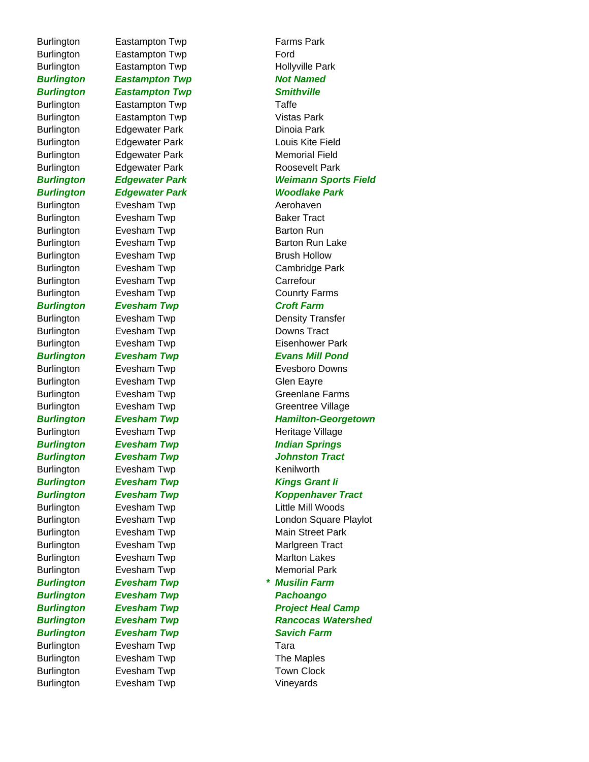| | | | |
|---|---|---|---|
| Burlington | Eastampton Twp | | Farms Park |
| Burlington | Eastampton Twp | | Ford |
| Burlington | Eastampton Twp | | Hollyville Park |
| ***Burlington*** | ***Eastampton Twp*** | | ***Not Named*** |
| ***Burlington*** | ***Eastampton Twp*** | | ***Smithville*** |
| Burlington | Eastampton Twp | | Taffe |
| Burlington | Eastampton Twp | | Vistas Park |
| Burlington | Edgewater Park | | Dinoia Park |
| Burlington | Edgewater Park | | Louis Kite Field |
| Burlington | Edgewater Park | | Memorial Field |
| Burlington | Edgewater Park | | Roosevelt Park |
| ***Burlington*** | ***Edgewater Park*** | | ***Weimann Sports Field*** |
| ***Burlington*** | ***Edgewater Park*** | | ***Woodlake Park*** |
| Burlington | Evesham Twp | | Aerohaven |
| Burlington | Evesham Twp | | Baker Tract |
| Burlington | Evesham Twp | | Barton Run |
| Burlington | Evesham Twp | | Barton Run Lake |
| Burlington | Evesham Twp | | Brush Hollow |
| Burlington | Evesham Twp | | Cambridge Park |
| Burlington | Evesham Twp | | Carrefour |
| Burlington | Evesham Twp | | Counrty Farms |
| ***Burlington*** | ***Evesham Twp*** | | ***Croft Farm*** |
| Burlington | Evesham Twp | | Density Transfer |
| Burlington | Evesham Twp | | Downs Tract |
| Burlington | Evesham Twp | | Eisenhower Park |
| ***Burlington*** | ***Evesham Twp*** | | ***Evans Mill Pond*** |
| Burlington | Evesham Twp | | Evesboro Downs |
| Burlington | Evesham Twp | | Glen Eayre |
| Burlington | Evesham Twp | | Greenlane Farms |
| Burlington | Evesham Twp | | Greentree Village |
| ***Burlington*** | ***Evesham Twp*** | | ***Hamilton-Georgetown*** |
| Burlington | Evesham Twp | | Heritage Village |
| ***Burlington*** | ***Evesham Twp*** | | ***Indian Springs*** |
| ***Burlington*** | ***Evesham Twp*** | | ***Johnston Tract*** |
| Burlington | Evesham Twp | | Kenilworth |
| ***Burlington*** | ***Evesham Twp*** | | ***Kings Grant Ii*** |
| ***Burlington*** | ***Evesham Twp*** | | ***Koppenhaver Tract*** |
| Burlington | Evesham Twp | | Little Mill Woods |
| Burlington | Evesham Twp | | London Square Playlot |
| Burlington | Evesham Twp | | Main Street Park |
| Burlington | Evesham Twp | | Marlgreen Tract |
| Burlington | Evesham Twp | | Marlton Lakes |
| Burlington | Evesham Twp | | Memorial Park |
| ***Burlington*** | ***Evesham Twp*** | *** | ***Musilin Farm*** |
| ***Burlington*** | ***Evesham Twp*** | | ***Pachoango*** |
| ***Burlington*** | ***Evesham Twp*** | | ***Project Heal Camp*** |
| ***Burlington*** | ***Evesham Twp*** | | ***Rancocas Watershed*** |
| ***Burlington*** | ***Evesham Twp*** | | ***Savich Farm*** |
| Burlington | Evesham Twp | | Tara |
| Burlington | Evesham Twp | | The Maples |
| Burlington | Evesham Twp | | Town Clock |
| Burlington | Evesham Twp | | Vineyards |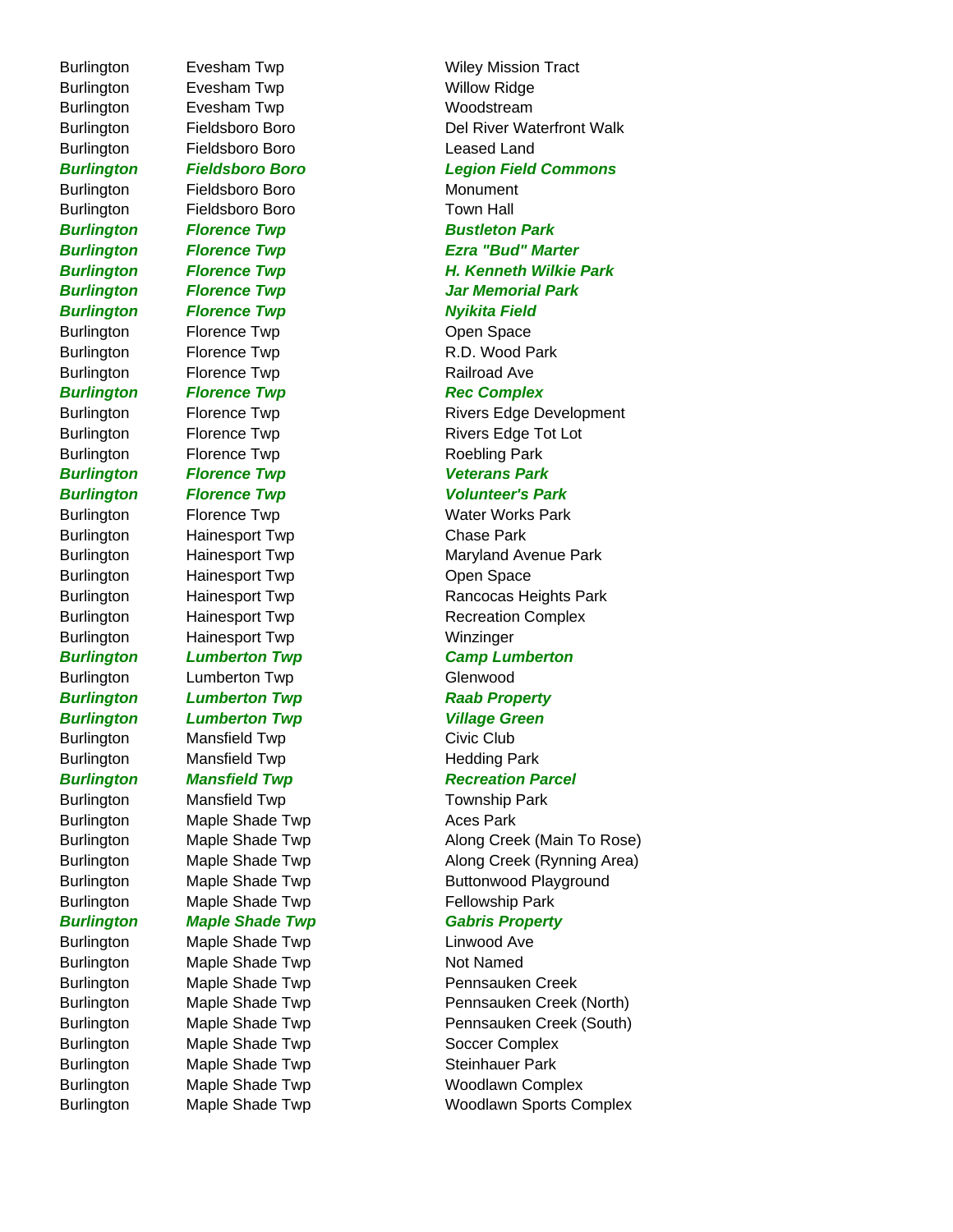| | | |
|---|---|---|
| Burlington | Evesham Twp | Wiley Mission Tract |
| Burlington | Evesham Twp | Willow Ridge |
| Burlington | Evesham Twp | Woodstream |
| Burlington | Fieldsboro Boro | Del River Waterfront Walk |
| Burlington | Fieldsboro Boro | Leased Land |
| ***Burlington*** | ***Fieldsboro Boro*** | ***Legion Field Commons*** |
| Burlington | Fieldsboro Boro | Monument |
| Burlington | Fieldsboro Boro | Town Hall |
| ***Burlington*** | ***Florence Twp*** | ***Bustleton Park*** |
| ***Burlington*** | ***Florence Twp*** | ***Ezra "Bud" Marter*** |
| ***Burlington*** | ***Florence Twp*** | ***H. Kenneth Wilkie Park*** |
| ***Burlington*** | ***Florence Twp*** | ***Jar Memorial Park*** |
| ***Burlington*** | ***Florence Twp*** | ***Nyikita Field*** |
| Burlington | Florence Twp | Open Space |
| Burlington | Florence Twp | R.D. Wood Park |
| Burlington | Florence Twp | Railroad Ave |
| ***Burlington*** | ***Florence Twp*** | ***Rec Complex*** |
| Burlington | Florence Twp | Rivers Edge Development |
| Burlington | Florence Twp | Rivers Edge Tot Lot |
| Burlington | Florence Twp | Roebling Park |
| ***Burlington*** | ***Florence Twp*** | ***Veterans Park*** |
| ***Burlington*** | ***Florence Twp*** | ***Volunteer's Park*** |
| Burlington | Florence Twp | Water Works Park |
| Burlington | Hainesport Twp | Chase Park |
| Burlington | Hainesport Twp | Maryland Avenue Park |
| Burlington | Hainesport Twp | Open Space |
| Burlington | Hainesport Twp | Rancocas Heights Park |
| Burlington | Hainesport Twp | Recreation Complex |
| Burlington | Hainesport Twp | Winzinger |
| ***Burlington*** | ***Lumberton Twp*** | ***Camp Lumberton*** |
| Burlington | Lumberton Twp | Glenwood |
| ***Burlington*** | ***Lumberton Twp*** | ***Raab Property*** |
| ***Burlington*** | ***Lumberton Twp*** | ***Village Green*** |
| Burlington | Mansfield Twp | Civic Club |
| Burlington | Mansfield Twp | Hedding Park |
| ***Burlington*** | ***Mansfield Twp*** | ***Recreation Parcel*** |
| Burlington | Mansfield Twp | Township Park |
| Burlington | Maple Shade Twp | Aces Park |
| Burlington | Maple Shade Twp | Along Creek (Main To Rose) |
| Burlington | Maple Shade Twp | Along Creek (Rynning Area) |
| Burlington | Maple Shade Twp | Buttonwood Playground |
| Burlington | Maple Shade Twp | Fellowship Park |
| ***Burlington*** | ***Maple Shade Twp*** | ***Gabris Property*** |
| Burlington | Maple Shade Twp | Linwood Ave |
| Burlington | Maple Shade Twp | Not Named |
| Burlington | Maple Shade Twp | Pennsauken Creek |
| Burlington | Maple Shade Twp | Pennsauken Creek (North) |
| Burlington | Maple Shade Twp | Pennsauken Creek (South) |
| Burlington | Maple Shade Twp | Soccer Complex |
| Burlington | Maple Shade Twp | Steinhauer Park |
| Burlington | Maple Shade Twp | Woodlawn Complex |
| Burlington | Maple Shade Twp | Woodlawn Sports Complex |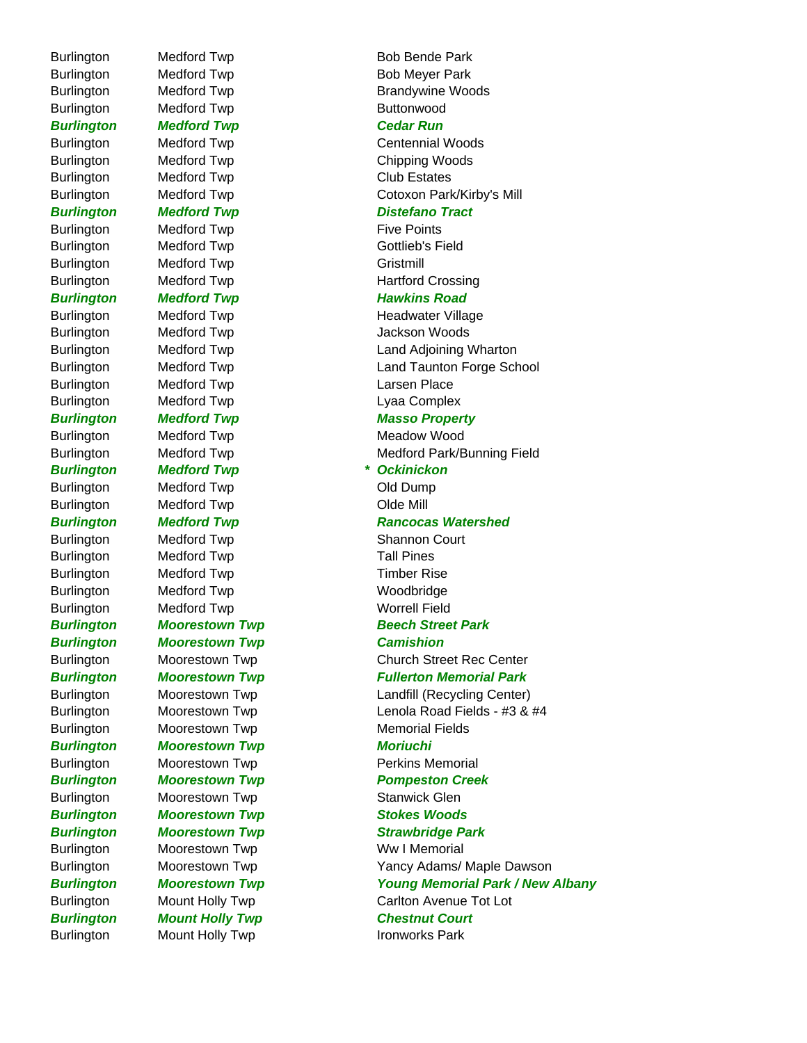| | | | |
|---|---|---|---|
| Burlington | Medford Twp | | Bob Bende Park |
| Burlington | Medford Twp | | Bob Meyer Park |
| Burlington | Medford Twp | | Brandywine Woods |
| Burlington | Medford Twp | | Buttonwood |
| ***Burlington*** | ***Medford Twp*** | | ***Cedar Run*** |
| Burlington | Medford Twp | | Centennial Woods |
| Burlington | Medford Twp | | Chipping Woods |
| Burlington | Medford Twp | | Club Estates |
| Burlington | Medford Twp | | Cotoxon Park/Kirby's Mill |
| ***Burlington*** | ***Medford Twp*** | | ***Distefano Tract*** |
| Burlington | Medford Twp | | Five Points |
| Burlington | Medford Twp | | Gottlieb's Field |
| Burlington | Medford Twp | | Gristmill |
| Burlington | Medford Twp | | Hartford Crossing |
| ***Burlington*** | ***Medford Twp*** | | ***Hawkins Road*** |
| Burlington | Medford Twp | | Headwater Village |
| Burlington | Medford Twp | | Jackson Woods |
| Burlington | Medford Twp | | Land Adjoining Wharton |
| Burlington | Medford Twp | | Land Taunton Forge School |
| Burlington | Medford Twp | | Larsen Place |
| Burlington | Medford Twp | | Lyaa Complex |
| ***Burlington*** | ***Medford Twp*** | | ***Masso Property*** |
| Burlington | Medford Twp | | Meadow Wood |
| Burlington | Medford Twp | | Medford Park/Bunning Field |
| ***Burlington*** | ***Medford Twp*** | * | ***Ockinickon*** |
| Burlington | Medford Twp | | Old Dump |
| Burlington | Medford Twp | | Olde Mill |
| ***Burlington*** | ***Medford Twp*** | | ***Rancocas Watershed*** |
| Burlington | Medford Twp | | Shannon Court |
| Burlington | Medford Twp | | Tall Pines |
| Burlington | Medford Twp | | Timber Rise |
| Burlington | Medford Twp | | Woodbridge |
| Burlington | Medford Twp | | Worrell Field |
| ***Burlington*** | ***Moorestown Twp*** | | ***Beech Street Park*** |
| ***Burlington*** | ***Moorestown Twp*** | | ***Camishion*** |
| Burlington | Moorestown Twp | | Church Street Rec Center |
| ***Burlington*** | ***Moorestown Twp*** | | ***Fullerton Memorial Park*** |
| Burlington | Moorestown Twp | | Landfill (Recycling Center) |
| Burlington | Moorestown Twp | | Lenola Road Fields - #3 & #4 |
| Burlington | Moorestown Twp | | Memorial Fields |
| ***Burlington*** | ***Moorestown Twp*** | | ***Moriuchi*** |
| Burlington | Moorestown Twp | | Perkins Memorial |
| ***Burlington*** | ***Moorestown Twp*** | | ***Pompeston Creek*** |
| Burlington | Moorestown Twp | | Stanwick Glen |
| ***Burlington*** | ***Moorestown Twp*** | | ***Stokes Woods*** |
| ***Burlington*** | ***Moorestown Twp*** | | ***Strawbridge Park*** |
| Burlington | Moorestown Twp | | Ww I Memorial |
| Burlington | Moorestown Twp | | Yancy Adams/ Maple Dawson |
| ***Burlington*** | ***Moorestown Twp*** | | ***Young Memorial Park / New Albany*** |
| Burlington | Mount Holly Twp | | Carlton Avenue Tot Lot |
| ***Burlington*** | ***Mount Holly Twp*** | | ***Chestnut Court*** |
| Burlington | Mount Holly Twp | | Ironworks Park |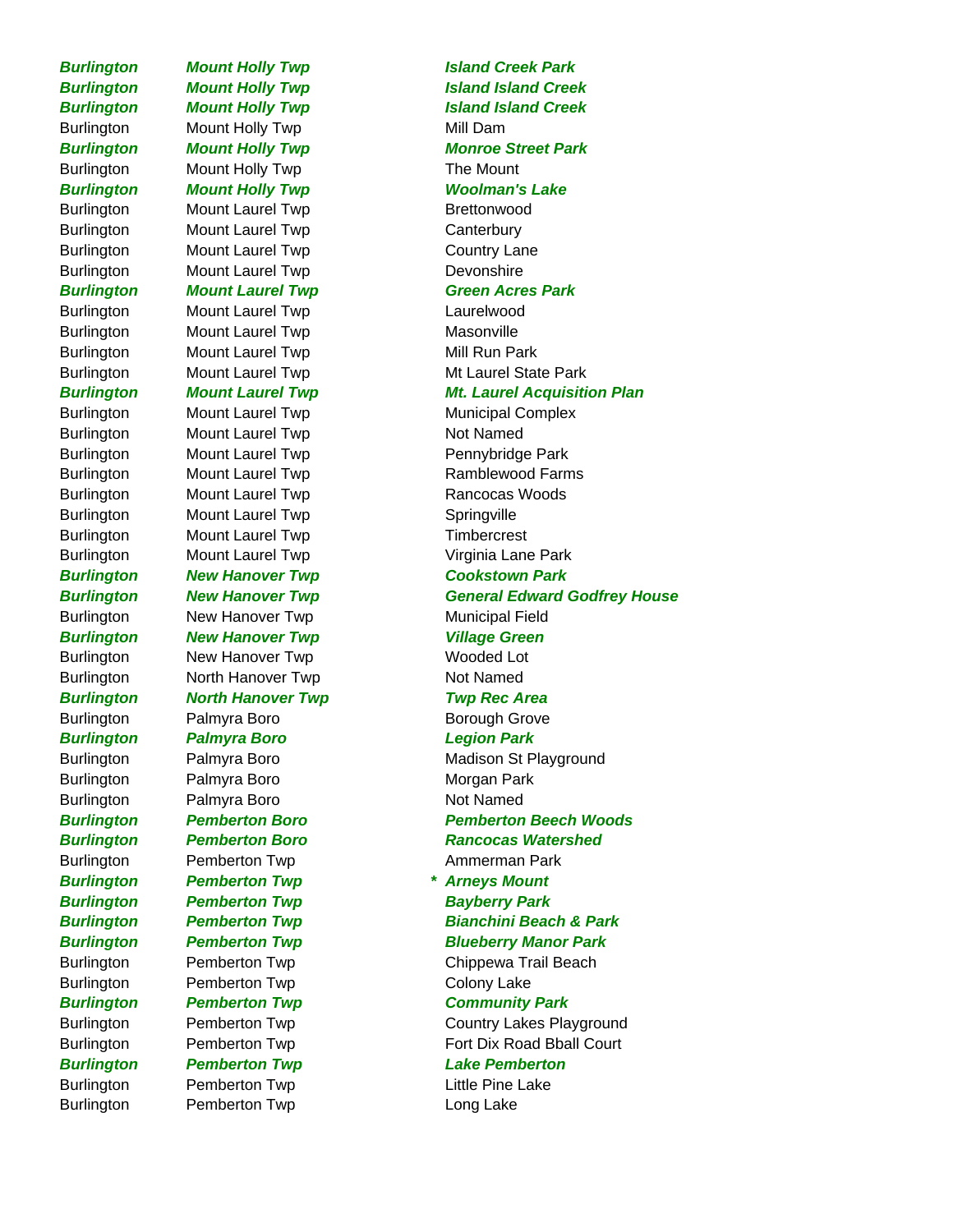| | | | |
|---|---|---|---|
| ***Burlington*** | ***Mount Holly Twp*** | | ***Island Creek Park*** |
| ***Burlington*** | ***Mount Holly Twp*** | | ***Island Island Creek*** |
| ***Burlington*** | ***Mount Holly Twp*** | | ***Island Island Creek*** |
| Burlington | Mount Holly Twp | | Mill Dam |
| ***Burlington*** | ***Mount Holly Twp*** | | ***Monroe Street Park*** |
| Burlington | Mount Holly Twp | | The Mount |
| ***Burlington*** | ***Mount Holly Twp*** | | ***Woolman's Lake*** |
| Burlington | Mount Laurel Twp | | Brettonwood |
| Burlington | Mount Laurel Twp | | Canterbury |
| Burlington | Mount Laurel Twp | | Country Lane |
| Burlington | Mount Laurel Twp | | Devonshire |
| ***Burlington*** | ***Mount Laurel Twp*** | | ***Green Acres Park*** |
| Burlington | Mount Laurel Twp | | Laurelwood |
| Burlington | Mount Laurel Twp | | Masonville |
| Burlington | Mount Laurel Twp | | Mill Run Park |
| Burlington | Mount Laurel Twp | | Mt Laurel State Park |
| ***Burlington*** | ***Mount Laurel Twp*** | | ***Mt. Laurel Acquisition Plan*** |
| Burlington | Mount Laurel Twp | | Municipal Complex |
| Burlington | Mount Laurel Twp | | Not Named |
| Burlington | Mount Laurel Twp | | Pennybridge Park |
| Burlington | Mount Laurel Twp | | Ramblewood Farms |
| Burlington | Mount Laurel Twp | | Rancocas Woods |
| Burlington | Mount Laurel Twp | | Springville |
| Burlington | Mount Laurel Twp | | Timbercrest |
| Burlington | Mount Laurel Twp | | Virginia Lane Park |
| ***Burlington*** | ***New Hanover Twp*** | | ***Cookstown Park*** |
| ***Burlington*** | ***New Hanover Twp*** | | ***General Edward Godfrey House*** |
| Burlington | New Hanover Twp | | Municipal Field |
| ***Burlington*** | ***New Hanover Twp*** | | ***Village Green*** |
| Burlington | New Hanover Twp | | Wooded Lot |
| Burlington | North Hanover Twp | | Not Named |
| ***Burlington*** | ***North Hanover Twp*** | | ***Twp Rec Area*** |
| Burlington | Palmyra Boro | | Borough Grove |
| ***Burlington*** | ***Palmyra Boro*** | | ***Legion Park*** |
| Burlington | Palmyra Boro | | Madison St Playground |
| Burlington | Palmyra Boro | | Morgan Park |
| Burlington | Palmyra Boro | | Not Named |
| ***Burlington*** | ***Pemberton Boro*** | | ***Pemberton Beech Woods*** |
| ***Burlington*** | ***Pemberton Boro*** | | ***Rancocas Watershed*** |
| Burlington | Pemberton Twp | | Ammerman Park |
| ***Burlington*** | ***Pemberton Twp*** | * | ***Arneys Mount*** |
| ***Burlington*** | ***Pemberton Twp*** | | ***Bayberry Park*** |
| ***Burlington*** | ***Pemberton Twp*** | | ***Bianchini Beach & Park*** |
| ***Burlington*** | ***Pemberton Twp*** | | ***Blueberry Manor Park*** |
| Burlington | Pemberton Twp | | Chippewa Trail Beach |
| Burlington | Pemberton Twp | | Colony Lake |
| ***Burlington*** | ***Pemberton Twp*** | | ***Community Park*** |
| Burlington | Pemberton Twp | | Country Lakes Playground |
| Burlington | Pemberton Twp | | Fort Dix Road Bball Court |
| ***Burlington*** | ***Pemberton Twp*** | | ***Lake Pemberton*** |
| Burlington | Pemberton Twp | | Little Pine Lake |
| Burlington | Pemberton Twp | | Long Lake |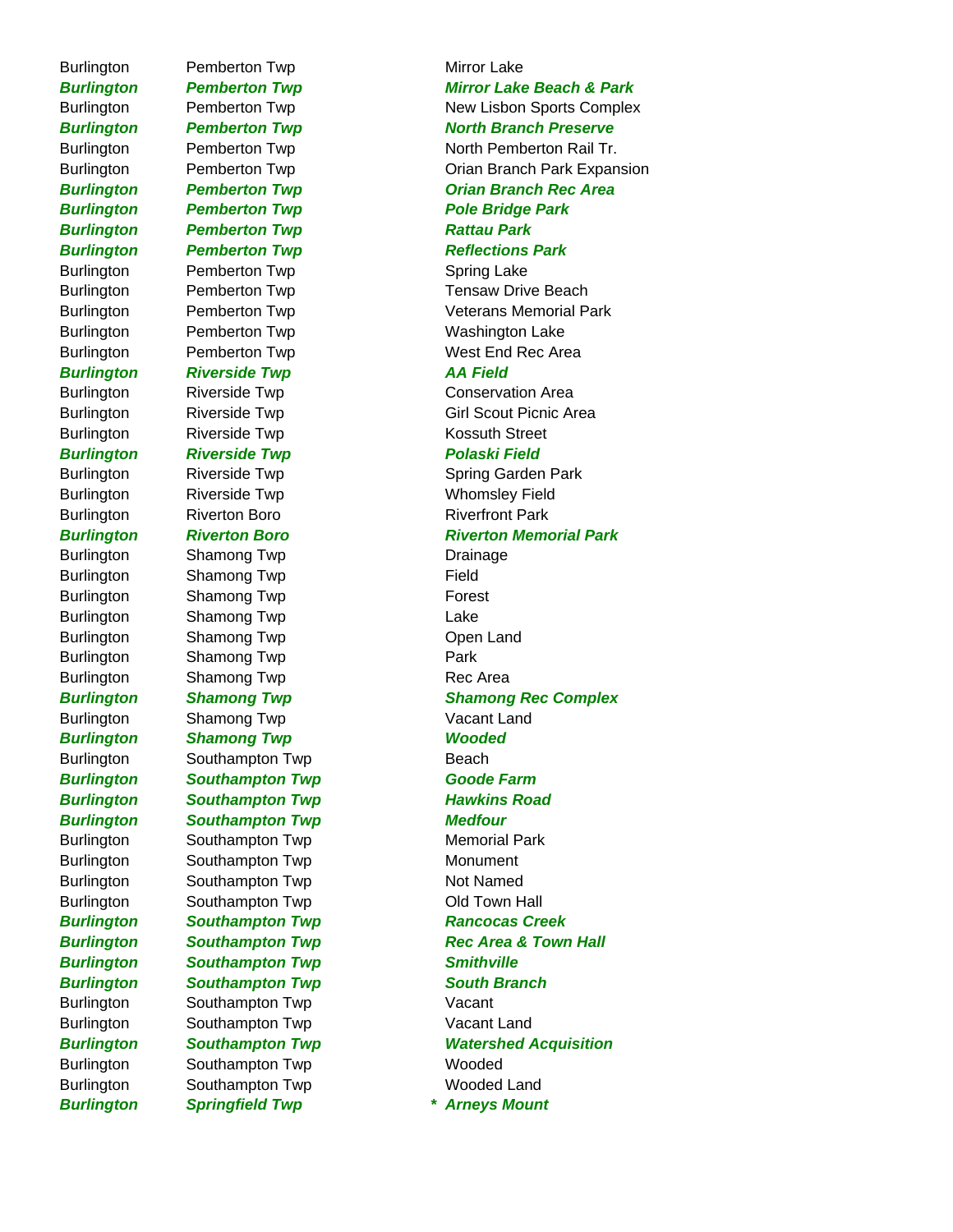| | | | |
|---|---|---|---|
| Burlington | Pemberton Twp | | Mirror Lake |
| ***Burlington*** | ***Pemberton Twp*** | | ***Mirror Lake Beach & Park*** |
| Burlington | Pemberton Twp | | New Lisbon Sports Complex |
| ***Burlington*** | ***Pemberton Twp*** | | ***North Branch Preserve*** |
| Burlington | Pemberton Twp | | North Pemberton Rail Tr. |
| Burlington | Pemberton Twp | | Orian Branch Park Expansion |
| ***Burlington*** | ***Pemberton Twp*** | | ***Orian Branch Rec Area*** |
| ***Burlington*** | ***Pemberton Twp*** | | ***Pole Bridge Park*** |
| ***Burlington*** | ***Pemberton Twp*** | | ***Rattau Park*** |
| ***Burlington*** | ***Pemberton Twp*** | | ***Reflections Park*** |
| Burlington | Pemberton Twp | | Spring Lake |
| Burlington | Pemberton Twp | | Tensaw Drive Beach |
| Burlington | Pemberton Twp | | Veterans Memorial Park |
| Burlington | Pemberton Twp | | Washington Lake |
| Burlington | Pemberton Twp | | West End Rec Area |
| ***Burlington*** | ***Riverside Twp*** | | ***AA Field*** |
| Burlington | Riverside Twp | | Conservation Area |
| Burlington | Riverside Twp | | Girl Scout Picnic Area |
| Burlington | Riverside Twp | | Kossuth Street |
| ***Burlington*** | ***Riverside Twp*** | | ***Polaski Field*** |
| Burlington | Riverside Twp | | Spring Garden Park |
| Burlington | Riverside Twp | | Whomsley Field |
| Burlington | Riverton Boro | | Riverfront Park |
| ***Burlington*** | ***Riverton Boro*** | | ***Riverton Memorial Park*** |
| Burlington | Shamong Twp | | Drainage |
| Burlington | Shamong Twp | | Field |
| Burlington | Shamong Twp | | Forest |
| Burlington | Shamong Twp | | Lake |
| Burlington | Shamong Twp | | Open Land |
| Burlington | Shamong Twp | | Park |
| Burlington | Shamong Twp | | Rec Area |
| ***Burlington*** | ***Shamong Twp*** | | ***Shamong Rec Complex*** |
| Burlington | Shamong Twp | | Vacant Land |
| ***Burlington*** | ***Shamong Twp*** | | ***Wooded*** |
| Burlington | Southampton Twp | | Beach |
| ***Burlington*** | ***Southampton Twp*** | | ***Goode Farm*** |
| ***Burlington*** | ***Southampton Twp*** | | ***Hawkins Road*** |
| ***Burlington*** | ***Southampton Twp*** | | ***Medfour*** |
| Burlington | Southampton Twp | | Memorial Park |
| Burlington | Southampton Twp | | Monument |
| Burlington | Southampton Twp | | Not Named |
| Burlington | Southampton Twp | | Old Town Hall |
| ***Burlington*** | ***Southampton Twp*** | | ***Rancocas Creek*** |
| ***Burlington*** | ***Southampton Twp*** | | ***Rec Area & Town Hall*** |
| ***Burlington*** | ***Southampton Twp*** | | ***Smithville*** |
| ***Burlington*** | ***Southampton Twp*** | | ***South Branch*** |
| Burlington | Southampton Twp | | Vacant |
| Burlington | Southampton Twp | | Vacant Land |
| ***Burlington*** | ***Southampton Twp*** | | ***Watershed Acquisition*** |
| Burlington | Southampton Twp | | Wooded |
| Burlington | Southampton Twp | | Wooded Land |
| ***Burlington*** | ***Springfield Twp*** | * | ***Arneys Mount*** |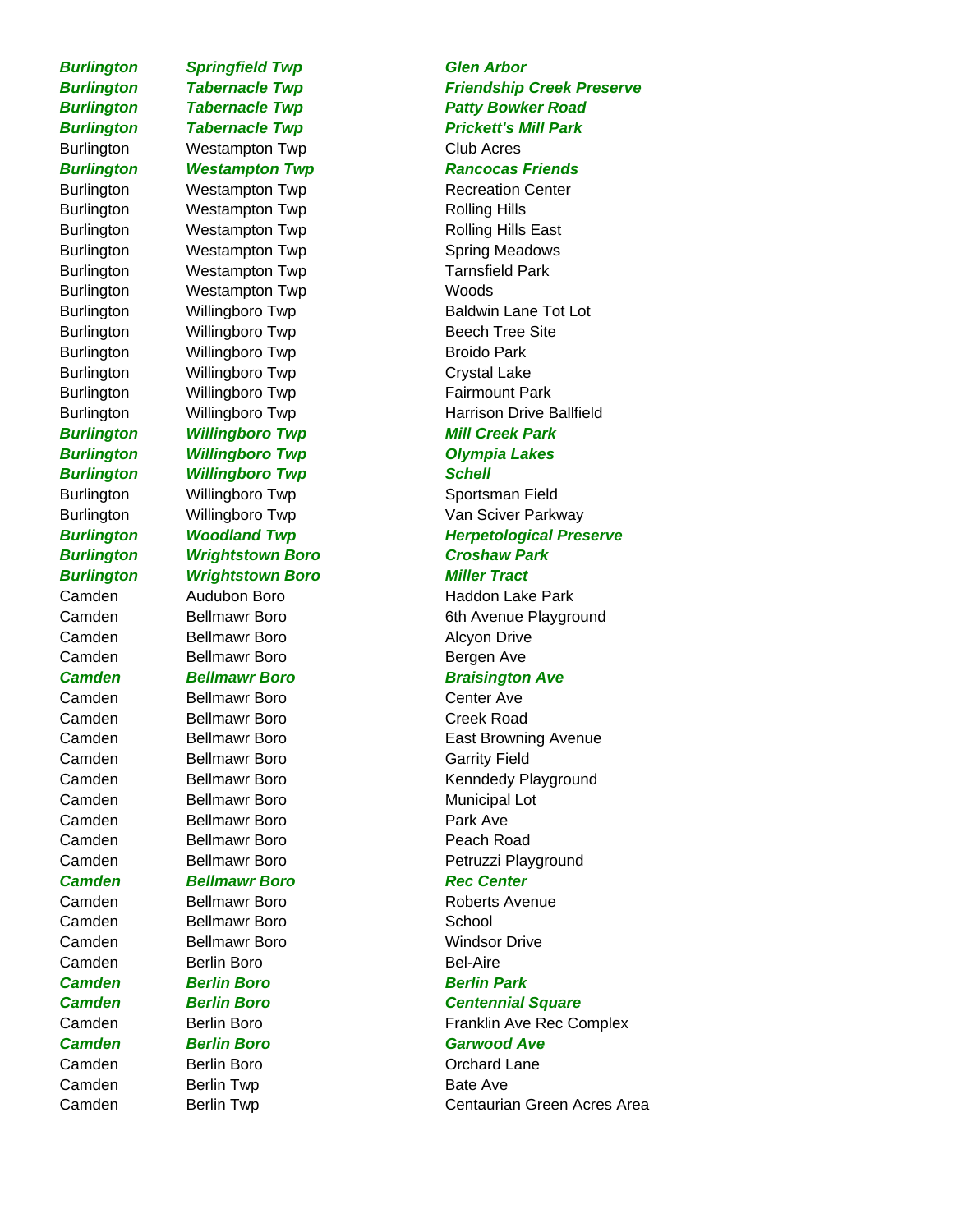| | | |
|---|---|---|
| ***Burlington*** | ***Springfield Twp*** | ***Glen Arbor*** |
| ***Burlington*** | ***Tabernacle Twp*** | ***Friendship Creek Preserve*** |
| ***Burlington*** | ***Tabernacle Twp*** | ***Patty Bowker Road*** |
| ***Burlington*** | ***Tabernacle Twp*** | ***Prickett's Mill Park*** |
| Burlington | Westampton Twp | Club Acres |
| ***Burlington*** | ***Westampton Twp*** | ***Rancocas Friends*** |
| Burlington | Westampton Twp | Recreation Center |
| Burlington | Westampton Twp | Rolling Hills |
| Burlington | Westampton Twp | Rolling Hills East |
| Burlington | Westampton Twp | Spring Meadows |
| Burlington | Westampton Twp | Tarnsfield Park |
| Burlington | Westampton Twp | Woods |
| Burlington | Willingboro Twp | Baldwin Lane Tot Lot |
| Burlington | Willingboro Twp | Beech Tree Site |
| Burlington | Willingboro Twp | Broido Park |
| Burlington | Willingboro Twp | Crystal Lake |
| Burlington | Willingboro Twp | Fairmount Park |
| Burlington | Willingboro Twp | Harrison Drive Ballfield |
| ***Burlington*** | ***Willingboro Twp*** | ***Mill Creek Park*** |
| ***Burlington*** | ***Willingboro Twp*** | ***Olympia Lakes*** |
| ***Burlington*** | ***Willingboro Twp*** | ***Schell*** |
| Burlington | Willingboro Twp | Sportsman Field |
| Burlington | Willingboro Twp | Van Sciver Parkway |
| ***Burlington*** | ***Woodland Twp*** | ***Herpetological Preserve*** |
| ***Burlington*** | ***Wrightstown Boro*** | ***Croshaw Park*** |
| ***Burlington*** | ***Wrightstown Boro*** | ***Miller Tract*** |
| Camden | Audubon Boro | Haddon Lake Park |
| Camden | Bellmawr Boro | 6th Avenue Playground |
| Camden | Bellmawr Boro | Alcyon Drive |
| Camden | Bellmawr Boro | Bergen Ave |
| ***Camden*** | ***Bellmawr Boro*** | ***Braisington Ave*** |
| Camden | Bellmawr Boro | Center Ave |
| Camden | Bellmawr Boro | Creek Road |
| Camden | Bellmawr Boro | East Browning Avenue |
| Camden | Bellmawr Boro | Garrity Field |
| Camden | Bellmawr Boro | Kenndedy Playground |
| Camden | Bellmawr Boro | Municipal Lot |
| Camden | Bellmawr Boro | Park Ave |
| Camden | Bellmawr Boro | Peach Road |
| Camden | Bellmawr Boro | Petruzzi Playground |
| ***Camden*** | ***Bellmawr Boro*** | ***Rec Center*** |
| Camden | Bellmawr Boro | Roberts Avenue |
| Camden | Bellmawr Boro | School |
| Camden | Bellmawr Boro | Windsor Drive |
| Camden | Berlin Boro | Bel-Aire |
| ***Camden*** | ***Berlin Boro*** | ***Berlin Park*** |
| ***Camden*** | ***Berlin Boro*** | ***Centennial Square*** |
| Camden | Berlin Boro | Franklin Ave Rec Complex |
| ***Camden*** | ***Berlin Boro*** | ***Garwood Ave*** |
| Camden | Berlin Boro | Orchard Lane |
| Camden | Berlin Twp | Bate Ave |
| Camden | Berlin Twp | Centaurian Green Acres Area |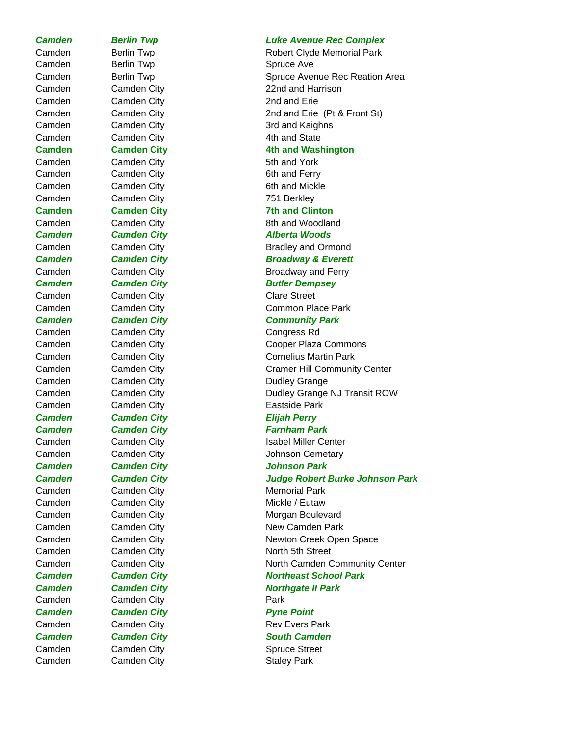| | | |
|---|---|---|
| ***Camden*** | ***Berlin Twp*** | ***Luke Avenue Rec Complex*** |
| Camden | Berlin Twp | Robert Clyde Memorial Park |
| Camden | Berlin Twp | Spruce Ave |
| Camden | Berlin Twp | Spruce Avenue Rec Reation Area |
| Camden | Camden City | 22nd and Harrison |
| Camden | Camden City | 2nd and Erie |
| Camden | Camden City | 2nd and Erie (Pt & Front St) |
| Camden | Camden City | 3rd and Kaighns |
| Camden | Camden City | 4th and State |
| **Camden** | **Camden City** | **4th and Washington** |
| Camden | Camden City | 5th and York |
| Camden | Camden City | 6th and Ferry |
| Camden | Camden City | 6th and Mickle |
| Camden | Camden City | 751 Berkley |
| **Camden** | **Camden City** | **7th and Clinton** |
| Camden | Camden City | 8th and Woodland |
| ***Camden*** | ***Camden City*** | ***Alberta Woods*** |
| Camden | Camden City | Bradley and Ormond |
| ***Camden*** | ***Camden City*** | ***Broadway & Everett*** |
| Camden | Camden City | Broadway and Ferry |
| ***Camden*** | ***Camden City*** | ***Butler Dempsey*** |
| Camden | Camden City | Clare Street |
| Camden | Camden City | Common Place Park |
| ***Camden*** | ***Camden City*** | ***Community Park*** |
| Camden | Camden City | Congress Rd |
| Camden | Camden City | Cooper Plaza Commons |
| Camden | Camden City | Cornelius Martin Park |
| Camden | Camden City | Cramer Hill Community Center |
| Camden | Camden City | Dudley Grange |
| Camden | Camden City | Dudley Grange NJ Transit ROW |
| Camden | Camden City | Eastside Park |
| ***Camden*** | ***Camden City*** | ***Elijah Perry*** |
| ***Camden*** | ***Camden City*** | ***Farnham Park*** |
| Camden | Camden City | Isabel Miller Center |
| Camden | Camden City | Johnson Cemetary |
| ***Camden*** | ***Camden City*** | ***Johnson Park*** |
| ***Camden*** | ***Camden City*** | ***Judge Robert Burke Johnson Park*** |
| Camden | Camden City | Memorial Park |
| Camden | Camden City | Mickle / Eutaw |
| Camden | Camden City | Morgan Boulevard |
| Camden | Camden City | New Camden Park |
| Camden | Camden City | Newton Creek Open Space |
| Camden | Camden City | North 5th Street |
| Camden | Camden City | North Camden Community Center |
| ***Camden*** | ***Camden City*** | ***Northeast School Park*** |
| ***Camden*** | ***Camden City*** | ***Northgate II Park*** |
| Camden | Camden City | Park |
| ***Camden*** | ***Camden City*** | ***Pyne Point*** |
| Camden | Camden City | Rev Evers Park |
| ***Camden*** | ***Camden City*** | ***South Camden*** |
| Camden | Camden City | Spruce Street |
| Camden | Camden City | Staley Park |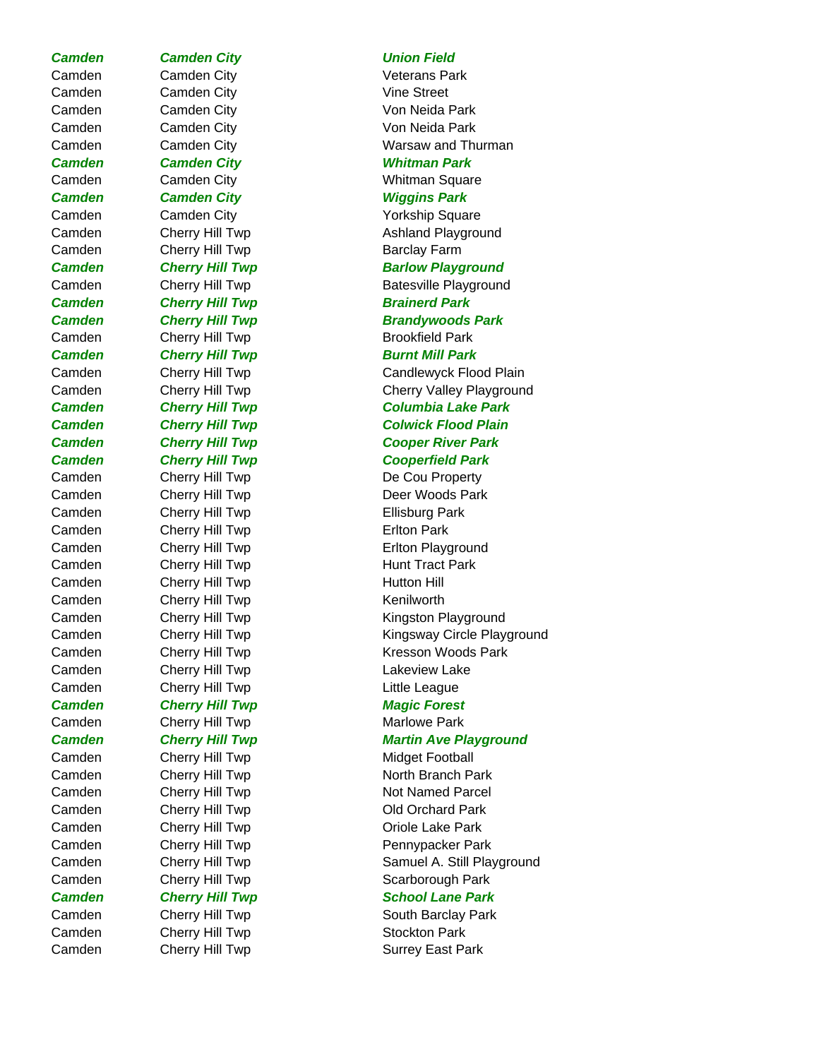| | | |
|---|---|---|
| ***Camden*** | ***Camden City*** | ***Union Field*** |
| Camden | Camden City | Veterans Park |
| Camden | Camden City | Vine Street |
| Camden | Camden City | Von Neida Park |
| Camden | Camden City | Von Neida Park |
| Camden | Camden City | Warsaw and Thurman |
| ***Camden*** | ***Camden City*** | ***Whitman Park*** |
| Camden | Camden City | Whitman Square |
| ***Camden*** | ***Camden City*** | ***Wiggins Park*** |
| Camden | Camden City | Yorkship Square |
| Camden | Cherry Hill Twp | Ashland Playground |
| Camden | Cherry Hill Twp | Barclay Farm |
| ***Camden*** | ***Cherry Hill Twp*** | ***Barlow Playground*** |
| Camden | Cherry Hill Twp | Batesville Playground |
| ***Camden*** | ***Cherry Hill Twp*** | ***Brainerd Park*** |
| ***Camden*** | ***Cherry Hill Twp*** | ***Brandywoods Park*** |
| Camden | Cherry Hill Twp | Brookfield Park |
| ***Camden*** | ***Cherry Hill Twp*** | ***Burnt Mill Park*** |
| Camden | Cherry Hill Twp | Candlewyck Flood Plain |
| Camden | Cherry Hill Twp | Cherry Valley Playground |
| ***Camden*** | ***Cherry Hill Twp*** | ***Columbia Lake Park*** |
| ***Camden*** | ***Cherry Hill Twp*** | ***Colwick Flood Plain*** |
| ***Camden*** | ***Cherry Hill Twp*** | ***Cooper River Park*** |
| ***Camden*** | ***Cherry Hill Twp*** | ***Cooperfield Park*** |
| Camden | Cherry Hill Twp | De Cou Property |
| Camden | Cherry Hill Twp | Deer Woods Park |
| Camden | Cherry Hill Twp | Ellisburg Park |
| Camden | Cherry Hill Twp | Erlton Park |
| Camden | Cherry Hill Twp | Erlton Playground |
| Camden | Cherry Hill Twp | Hunt Tract Park |
| Camden | Cherry Hill Twp | Hutton Hill |
| Camden | Cherry Hill Twp | Kenilworth |
| Camden | Cherry Hill Twp | Kingston Playground |
| Camden | Cherry Hill Twp | Kingsway Circle Playground |
| Camden | Cherry Hill Twp | Kresson Woods Park |
| Camden | Cherry Hill Twp | Lakeview Lake |
| Camden | Cherry Hill Twp | Little League |
| ***Camden*** | ***Cherry Hill Twp*** | ***Magic Forest*** |
| Camden | Cherry Hill Twp | Marlowe Park |
| ***Camden*** | ***Cherry Hill Twp*** | ***Martin Ave Playground*** |
| Camden | Cherry Hill Twp | Midget Football |
| Camden | Cherry Hill Twp | North Branch Park |
| Camden | Cherry Hill Twp | Not Named Parcel |
| Camden | Cherry Hill Twp | Old Orchard Park |
| Camden | Cherry Hill Twp | Oriole Lake Park |
| Camden | Cherry Hill Twp | Pennypacker Park |
| Camden | Cherry Hill Twp | Samuel A. Still Playground |
| Camden | Cherry Hill Twp | Scarborough Park |
| ***Camden*** | ***Cherry Hill Twp*** | ***School Lane Park*** |
| Camden | Cherry Hill Twp | South Barclay Park |
| Camden | Cherry Hill Twp | Stockton Park |
| Camden | Cherry Hill Twp | Surrey East Park |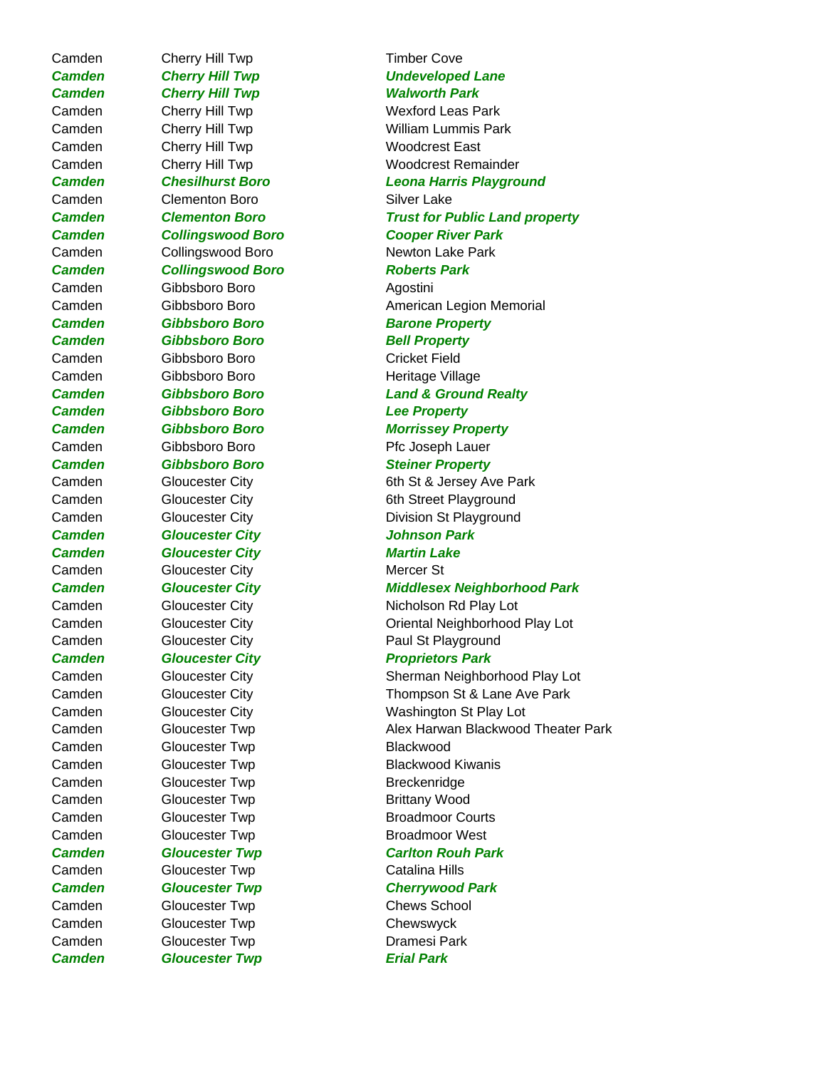| | | |
|---|---|---|
| Camden | Cherry Hill Twp | Timber Cove |
| ***Camden*** | ***Cherry Hill Twp*** | ***Undeveloped Lane*** |
| ***Camden*** | ***Cherry Hill Twp*** | ***Walworth Park*** |
| Camden | Cherry Hill Twp | Wexford Leas Park |
| Camden | Cherry Hill Twp | William Lummis Park |
| Camden | Cherry Hill Twp | Woodcrest East |
| Camden | Cherry Hill Twp | Woodcrest Remainder |
| ***Camden*** | ***Chesilhurst Boro*** | ***Leona Harris Playground*** |
| Camden | Clementon Boro | Silver Lake |
| ***Camden*** | ***Clementon Boro*** | ***Trust for Public Land property*** |
| ***Camden*** | ***Collingswood Boro*** | ***Cooper River Park*** |
| Camden | Collingswood Boro | Newton Lake Park |
| ***Camden*** | ***Collingswood Boro*** | ***Roberts Park*** |
| Camden | Gibbsboro Boro | Agostini |
| Camden | Gibbsboro Boro | American Legion Memorial |
| ***Camden*** | ***Gibbsboro Boro*** | ***Barone Property*** |
| ***Camden*** | ***Gibbsboro Boro*** | ***Bell Property*** |
| Camden | Gibbsboro Boro | Cricket Field |
| Camden | Gibbsboro Boro | Heritage Village |
| ***Camden*** | ***Gibbsboro Boro*** | ***Land & Ground Realty*** |
| ***Camden*** | ***Gibbsboro Boro*** | ***Lee Property*** |
| ***Camden*** | ***Gibbsboro Boro*** | ***Morrissey Property*** |
| Camden | Gibbsboro Boro | Pfc Joseph Lauer |
| ***Camden*** | ***Gibbsboro Boro*** | ***Steiner Property*** |
| Camden | Gloucester City | 6th St & Jersey Ave Park |
| Camden | Gloucester City | 6th Street Playground |
| Camden | Gloucester City | Division St Playground |
| ***Camden*** | ***Gloucester City*** | ***Johnson Park*** |
| ***Camden*** | ***Gloucester City*** | ***Martin Lake*** |
| Camden | Gloucester City | Mercer St |
| ***Camden*** | ***Gloucester City*** | ***Middlesex Neighborhood Park*** |
| Camden | Gloucester City | Nicholson Rd Play Lot |
| Camden | Gloucester City | Oriental Neighborhood Play Lot |
| Camden | Gloucester City | Paul St Playground |
| ***Camden*** | ***Gloucester City*** | ***Proprietors Park*** |
| Camden | Gloucester City | Sherman Neighborhood Play Lot |
| Camden | Gloucester City | Thompson St & Lane Ave Park |
| Camden | Gloucester City | Washington St Play Lot |
| Camden | Gloucester Twp | Alex Harwan Blackwood Theater Park |
| Camden | Gloucester Twp | Blackwood |
| Camden | Gloucester Twp | Blackwood Kiwanis |
| Camden | Gloucester Twp | Breckenridge |
| Camden | Gloucester Twp | Brittany Wood |
| Camden | Gloucester Twp | Broadmoor Courts |
| Camden | Gloucester Twp | Broadmoor West |
| ***Camden*** | ***Gloucester Twp*** | ***Carlton Rouh Park*** |
| Camden | Gloucester Twp | Catalina Hills |
| ***Camden*** | ***Gloucester Twp*** | ***Cherrywood Park*** |
| Camden | Gloucester Twp | Chews School |
| Camden | Gloucester Twp | Chewswyck |
| Camden | Gloucester Twp | Dramesi Park |
| ***Camden*** | ***Gloucester Twp*** | ***Erial Park*** |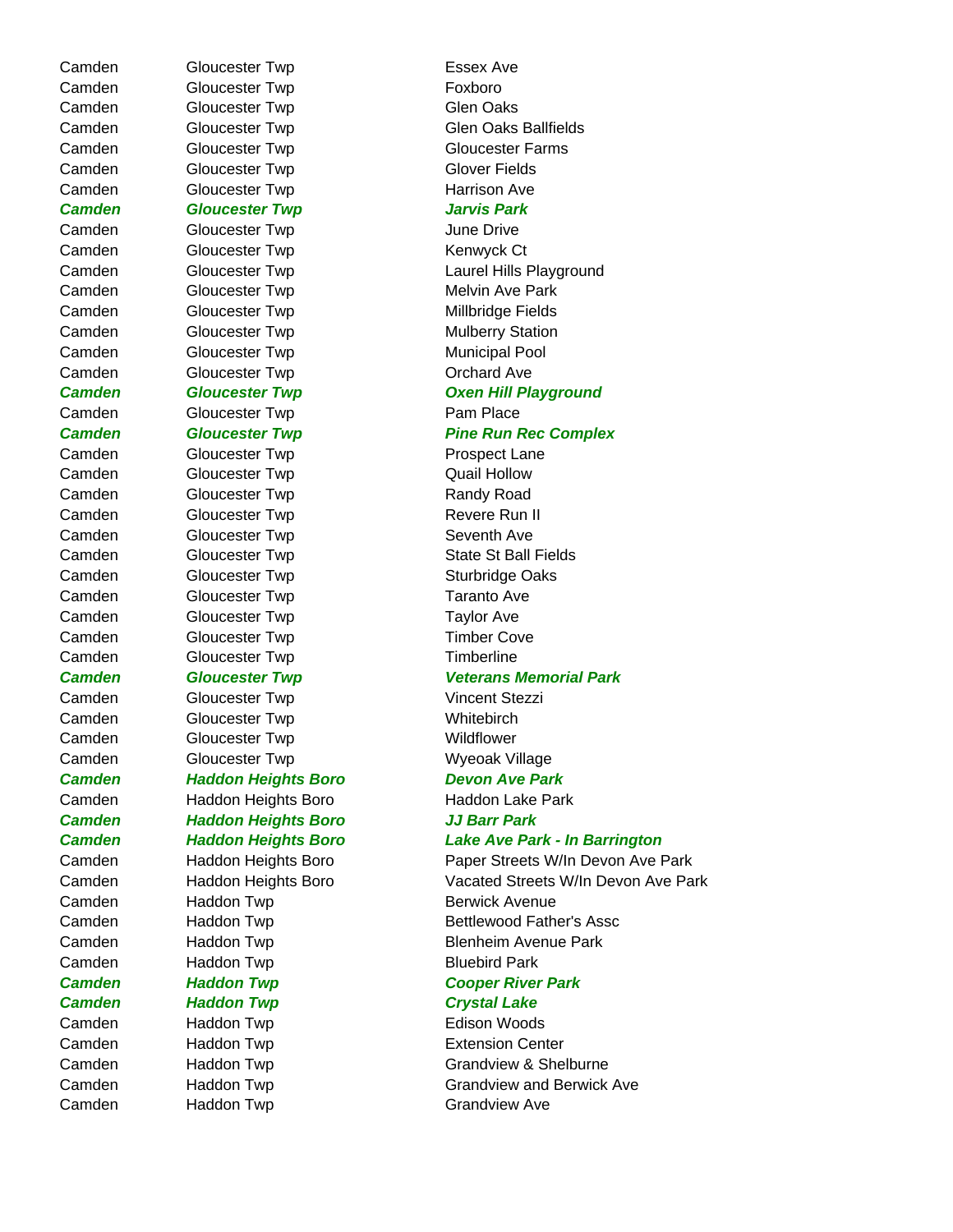| | | |
|---|---|---|
| Camden | Gloucester Twp | Essex Ave |
| Camden | Gloucester Twp | Foxboro |
| Camden | Gloucester Twp | Glen Oaks |
| Camden | Gloucester Twp | Glen Oaks Ballfields |
| Camden | Gloucester Twp | Gloucester Farms |
| Camden | Gloucester Twp | Glover Fields |
| Camden | Gloucester Twp | Harrison Ave |
| ***Camden*** | ***Gloucester Twp*** | ***Jarvis Park*** |
| Camden | Gloucester Twp | June Drive |
| Camden | Gloucester Twp | Kenwyck Ct |
| Camden | Gloucester Twp | Laurel Hills Playground |
| Camden | Gloucester Twp | Melvin Ave Park |
| Camden | Gloucester Twp | Millbridge Fields |
| Camden | Gloucester Twp | Mulberry Station |
| Camden | Gloucester Twp | Municipal Pool |
| Camden | Gloucester Twp | Orchard Ave |
| ***Camden*** | ***Gloucester Twp*** | ***Oxen Hill Playground*** |
| Camden | Gloucester Twp | Pam Place |
| ***Camden*** | ***Gloucester Twp*** | ***Pine Run Rec Complex*** |
| Camden | Gloucester Twp | Prospect Lane |
| Camden | Gloucester Twp | Quail Hollow |
| Camden | Gloucester Twp | Randy Road |
| Camden | Gloucester Twp | Revere Run II |
| Camden | Gloucester Twp | Seventh Ave |
| Camden | Gloucester Twp | State St Ball Fields |
| Camden | Gloucester Twp | Sturbridge Oaks |
| Camden | Gloucester Twp | Taranto Ave |
| Camden | Gloucester Twp | Taylor Ave |
| Camden | Gloucester Twp | Timber Cove |
| Camden | Gloucester Twp | Timberline |
| ***Camden*** | ***Gloucester Twp*** | ***Veterans Memorial Park*** |
| Camden | Gloucester Twp | Vincent Stezzi |
| Camden | Gloucester Twp | Whitebirch |
| Camden | Gloucester Twp | Wildflower |
| Camden | Gloucester Twp | Wyeoak Village |
| ***Camden*** | ***Haddon Heights Boro*** | ***Devon Ave Park*** |
| Camden | Haddon Heights Boro | Haddon Lake Park |
| ***Camden*** | ***Haddon Heights Boro*** | ***JJ Barr Park*** |
| ***Camden*** | ***Haddon Heights Boro*** | ***Lake Ave Park - In Barrington*** |
| Camden | Haddon Heights Boro | Paper Streets W/In Devon Ave Park |
| Camden | Haddon Heights Boro | Vacated Streets W/In Devon Ave Park |
| Camden | Haddon Twp | Berwick Avenue |
| Camden | Haddon Twp | Bettlewood Father's Assc |
| Camden | Haddon Twp | Blenheim Avenue Park |
| Camden | Haddon Twp | Bluebird Park |
| ***Camden*** | ***Haddon Twp*** | ***Cooper River Park*** |
| ***Camden*** | ***Haddon Twp*** | ***Crystal Lake*** |
| Camden | Haddon Twp | Edison Woods |
| Camden | Haddon Twp | Extension Center |
| Camden | Haddon Twp | Grandview & Shelburne |
| Camden | Haddon Twp | Grandview and Berwick Ave |
| Camden | Haddon Twp | Grandview Ave |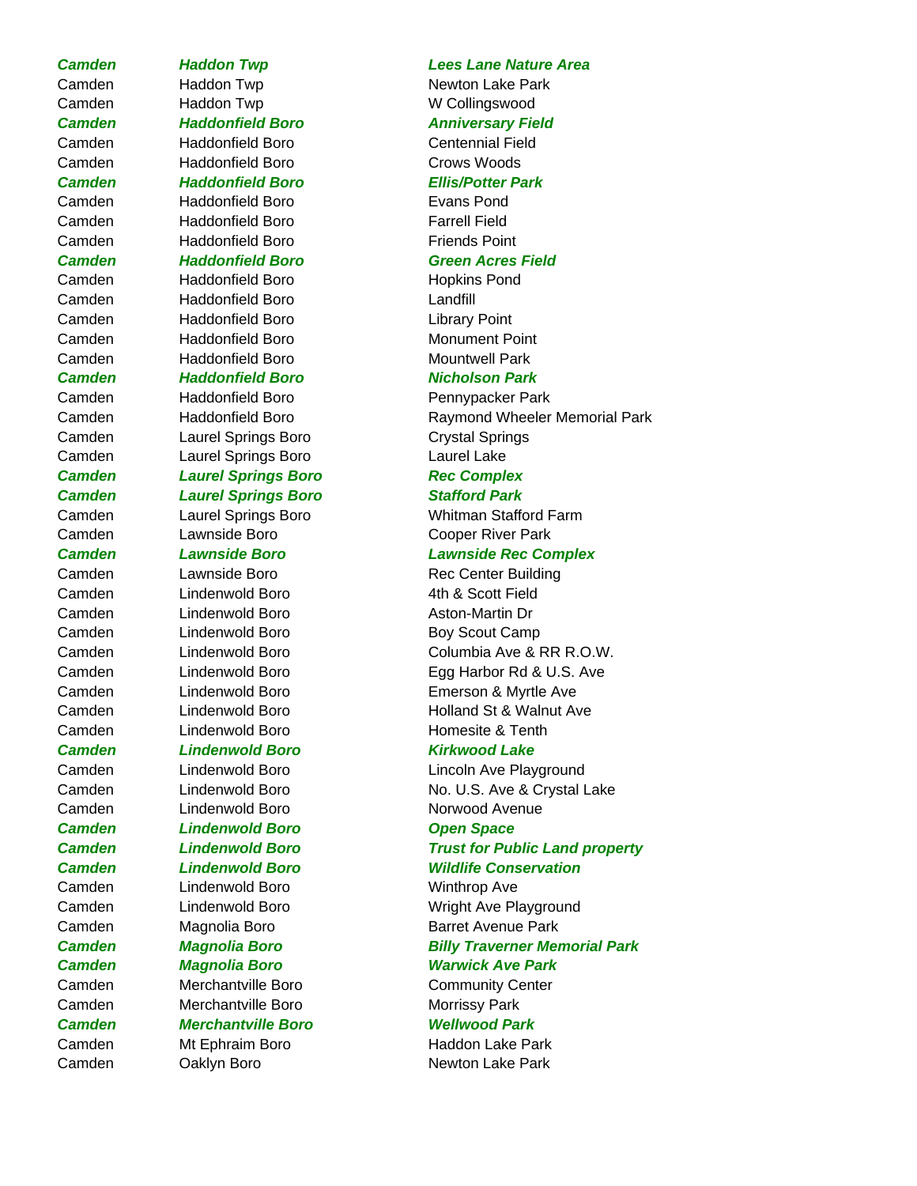| | | |
|---|---|---|
| ***Camden*** | ***Haddon Twp*** | ***Lees Lane Nature Area*** |
| Camden | Haddon Twp | Newton Lake Park |
| Camden | Haddon Twp | W Collingswood |
| ***Camden*** | ***Haddonfield Boro*** | ***Anniversary Field*** |
| Camden | Haddonfield Boro | Centennial Field |
| Camden | Haddonfield Boro | Crows Woods |
| ***Camden*** | ***Haddonfield Boro*** | ***Ellis/Potter Park*** |
| Camden | Haddonfield Boro | Evans Pond |
| Camden | Haddonfield Boro | Farrell Field |
| Camden | Haddonfield Boro | Friends Point |
| ***Camden*** | ***Haddonfield Boro*** | ***Green Acres Field*** |
| Camden | Haddonfield Boro | Hopkins Pond |
| Camden | Haddonfield Boro | Landfill |
| Camden | Haddonfield Boro | Library Point |
| Camden | Haddonfield Boro | Monument Point |
| Camden | Haddonfield Boro | Mountwell Park |
| ***Camden*** | ***Haddonfield Boro*** | ***Nicholson Park*** |
| Camden | Haddonfield Boro | Pennypacker Park |
| Camden | Haddonfield Boro | Raymond Wheeler Memorial Park |
| Camden | Laurel Springs Boro | Crystal Springs |
| Camden | Laurel Springs Boro | Laurel Lake |
| ***Camden*** | ***Laurel Springs Boro*** | ***Rec Complex*** |
| ***Camden*** | ***Laurel Springs Boro*** | ***Stafford Park*** |
| Camden | Laurel Springs Boro | Whitman Stafford Farm |
| Camden | Lawnside Boro | Cooper River Park |
| ***Camden*** | ***Lawnside Boro*** | ***Lawnside Rec Complex*** |
| Camden | Lawnside Boro | Rec Center Building |
| Camden | Lindenwold Boro | 4th & Scott Field |
| Camden | Lindenwold Boro | Aston-Martin Dr |
| Camden | Lindenwold Boro | Boy Scout Camp |
| Camden | Lindenwold Boro | Columbia Ave & RR R.O.W. |
| Camden | Lindenwold Boro | Egg Harbor Rd & U.S. Ave |
| Camden | Lindenwold Boro | Emerson & Myrtle Ave |
| Camden | Lindenwold Boro | Holland St & Walnut Ave |
| Camden | Lindenwold Boro | Homesite & Tenth |
| ***Camden*** | ***Lindenwold Boro*** | ***Kirkwood Lake*** |
| Camden | Lindenwold Boro | Lincoln Ave Playground |
| Camden | Lindenwold Boro | No. U.S. Ave & Crystal Lake |
| Camden | Lindenwold Boro | Norwood Avenue |
| ***Camden*** | ***Lindenwold Boro*** | ***Open Space*** |
| ***Camden*** | ***Lindenwold Boro*** | ***Trust for Public Land property*** |
| ***Camden*** | ***Lindenwold Boro*** | ***Wildlife Conservation*** |
| Camden | Lindenwold Boro | Winthrop Ave |
| Camden | Lindenwold Boro | Wright Ave Playground |
| Camden | Magnolia Boro | Barret Avenue Park |
| ***Camden*** | ***Magnolia Boro*** | ***Billy Traverner Memorial Park*** |
| ***Camden*** | ***Magnolia Boro*** | ***Warwick Ave Park*** |
| Camden | Merchantville Boro | Community Center |
| Camden | Merchantville Boro | Morrissy Park |
| ***Camden*** | ***Merchantville Boro*** | ***Wellwood Park*** |
| Camden | Mt Ephraim Boro | Haddon Lake Park |
| Camden | Oaklyn Boro | Newton Lake Park |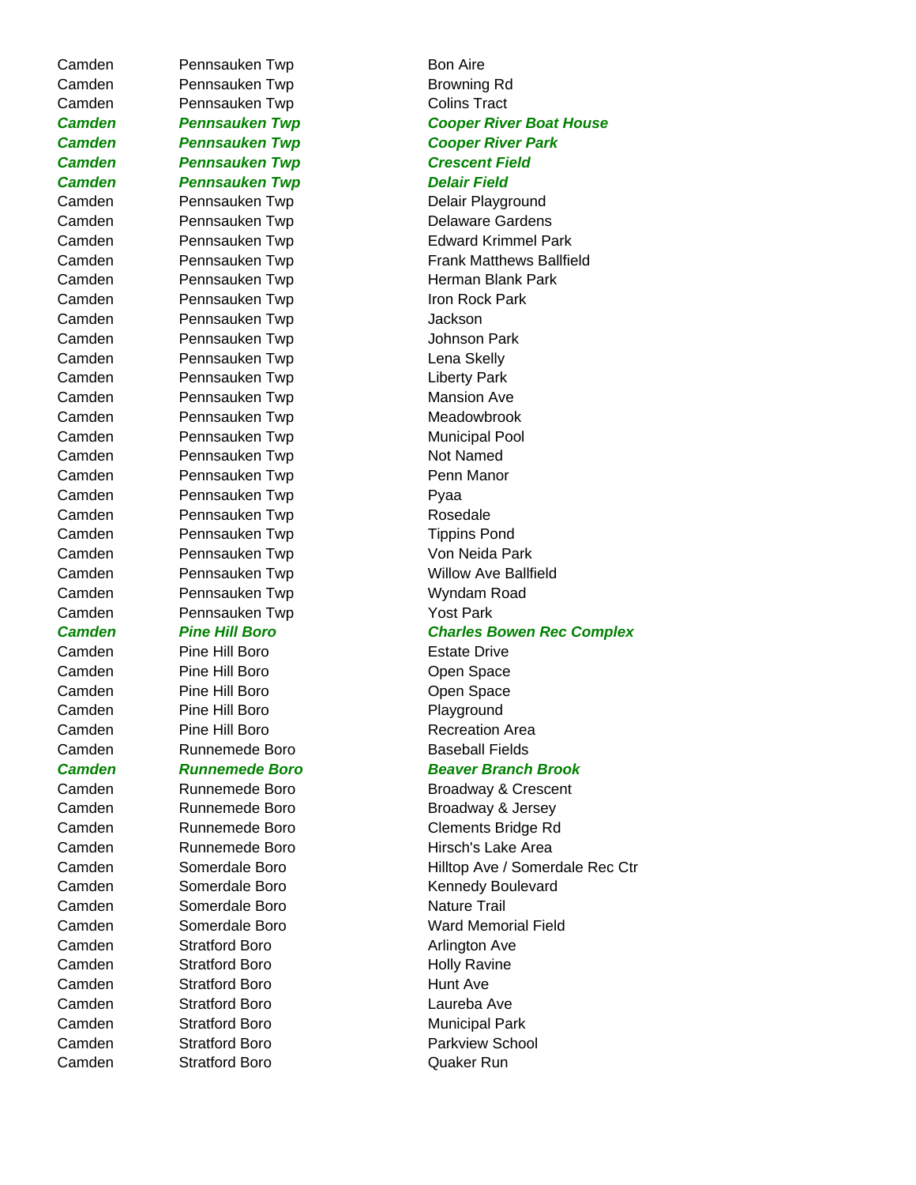| | | |
|---|---|---|
| Camden | Pennsauken Twp | Bon Aire |
| Camden | Pennsauken Twp | Browning Rd |
| Camden | Pennsauken Twp | Colins Tract |
| ***Camden*** | ***Pennsauken Twp*** | ***Cooper River Boat House*** |
| ***Camden*** | ***Pennsauken Twp*** | ***Cooper River Park*** |
| ***Camden*** | ***Pennsauken Twp*** | ***Crescent Field*** |
| ***Camden*** | ***Pennsauken Twp*** | ***Delair Field*** |
| Camden | Pennsauken Twp | Delair Playground |
| Camden | Pennsauken Twp | Delaware Gardens |
| Camden | Pennsauken Twp | Edward Krimmel Park |
| Camden | Pennsauken Twp | Frank Matthews Ballfield |
| Camden | Pennsauken Twp | Herman Blank Park |
| Camden | Pennsauken Twp | Iron Rock Park |
| Camden | Pennsauken Twp | Jackson |
| Camden | Pennsauken Twp | Johnson Park |
| Camden | Pennsauken Twp | Lena Skelly |
| Camden | Pennsauken Twp | Liberty Park |
| Camden | Pennsauken Twp | Mansion Ave |
| Camden | Pennsauken Twp | Meadowbrook |
| Camden | Pennsauken Twp | Municipal Pool |
| Camden | Pennsauken Twp | Not Named |
| Camden | Pennsauken Twp | Penn Manor |
| Camden | Pennsauken Twp | Pyaa |
| Camden | Pennsauken Twp | Rosedale |
| Camden | Pennsauken Twp | Tippins Pond |
| Camden | Pennsauken Twp | Von Neida Park |
| Camden | Pennsauken Twp | Willow Ave Ballfield |
| Camden | Pennsauken Twp | Wyndam Road |
| Camden | Pennsauken Twp | Yost Park |
| ***Camden*** | ***Pine Hill Boro*** | ***Charles Bowen Rec Complex*** |
| Camden | Pine Hill Boro | Estate Drive |
| Camden | Pine Hill Boro | Open Space |
| Camden | Pine Hill Boro | Open Space |
| Camden | Pine Hill Boro | Playground |
| Camden | Pine Hill Boro | Recreation Area |
| Camden | Runnemede Boro | Baseball Fields |
| ***Camden*** | ***Runnemede Boro*** | ***Beaver Branch Brook*** |
| Camden | Runnemede Boro | Broadway & Crescent |
| Camden | Runnemede Boro | Broadway & Jersey |
| Camden | Runnemede Boro | Clements Bridge Rd |
| Camden | Runnemede Boro | Hirsch's Lake Area |
| Camden | Somerdale Boro | Hilltop Ave / Somerdale Rec Ctr |
| Camden | Somerdale Boro | Kennedy Boulevard |
| Camden | Somerdale Boro | Nature Trail |
| Camden | Somerdale Boro | Ward Memorial Field |
| Camden | Stratford Boro | Arlington Ave |
| Camden | Stratford Boro | Holly Ravine |
| Camden | Stratford Boro | Hunt Ave |
| Camden | Stratford Boro | Laureba Ave |
| Camden | Stratford Boro | Municipal Park |
| Camden | Stratford Boro | Parkview School |
| Camden | Stratford Boro | Quaker Run |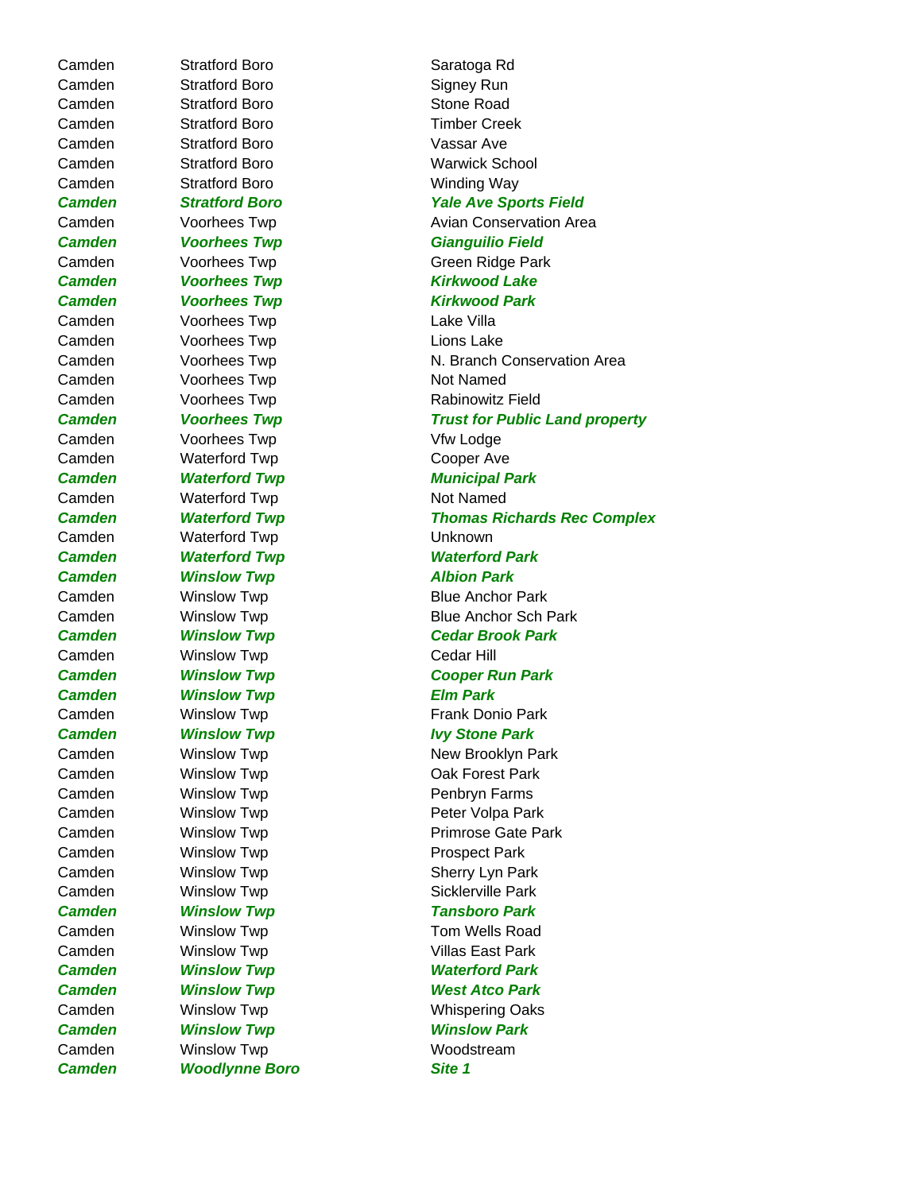| | | |
|---|---|---|
| Camden | Stratford Boro | Saratoga Rd |
| Camden | Stratford Boro | Signey Run |
| Camden | Stratford Boro | Stone Road |
| Camden | Stratford Boro | Timber Creek |
| Camden | Stratford Boro | Vassar Ave |
| Camden | Stratford Boro | Warwick School |
| Camden | Stratford Boro | Winding Way |
| ***Camden*** | ***Stratford Boro*** | ***Yale Ave Sports Field*** |
| Camden | Voorhees Twp | Avian Conservation Area |
| ***Camden*** | ***Voorhees Twp*** | ***Gianguilio Field*** |
| Camden | Voorhees Twp | Green Ridge Park |
| ***Camden*** | ***Voorhees Twp*** | ***Kirkwood Lake*** |
| ***Camden*** | ***Voorhees Twp*** | ***Kirkwood Park*** |
| Camden | Voorhees Twp | Lake Villa |
| Camden | Voorhees Twp | Lions Lake |
| Camden | Voorhees Twp | N. Branch Conservation Area |
| Camden | Voorhees Twp | Not Named |
| Camden | Voorhees Twp | Rabinowitz Field |
| ***Camden*** | ***Voorhees Twp*** | ***Trust for Public Land property*** |
| Camden | Voorhees Twp | Vfw Lodge |
| Camden | Waterford Twp | Cooper Ave |
| ***Camden*** | ***Waterford Twp*** | ***Municipal Park*** |
| Camden | Waterford Twp | Not Named |
| ***Camden*** | ***Waterford Twp*** | ***Thomas Richards Rec Complex*** |
| Camden | Waterford Twp | Unknown |
| ***Camden*** | ***Waterford Twp*** | ***Waterford Park*** |
| ***Camden*** | ***Winslow Twp*** | ***Albion Park*** |
| Camden | Winslow Twp | Blue Anchor Park |
| Camden | Winslow Twp | Blue Anchor Sch Park |
| ***Camden*** | ***Winslow Twp*** | ***Cedar Brook Park*** |
| Camden | Winslow Twp | Cedar Hill |
| ***Camden*** | ***Winslow Twp*** | ***Cooper Run Park*** |
| ***Camden*** | ***Winslow Twp*** | ***Elm Park*** |
| Camden | Winslow Twp | Frank Donio Park |
| ***Camden*** | ***Winslow Twp*** | ***Ivy Stone Park*** |
| Camden | Winslow Twp | New Brooklyn Park |
| Camden | Winslow Twp | Oak Forest Park |
| Camden | Winslow Twp | Penbryn Farms |
| Camden | Winslow Twp | Peter Volpa Park |
| Camden | Winslow Twp | Primrose Gate Park |
| Camden | Winslow Twp | Prospect Park |
| Camden | Winslow Twp | Sherry Lyn Park |
| Camden | Winslow Twp | Sicklerville Park |
| ***Camden*** | ***Winslow Twp*** | ***Tansboro Park*** |
| Camden | Winslow Twp | Tom Wells Road |
| Camden | Winslow Twp | Villas East Park |
| ***Camden*** | ***Winslow Twp*** | ***Waterford Park*** |
| ***Camden*** | ***Winslow Twp*** | ***West Atco Park*** |
| Camden | Winslow Twp | Whispering Oaks |
| ***Camden*** | ***Winslow Twp*** | ***Winslow Park*** |
| Camden | Winslow Twp | Woodstream |
| ***Camden*** | ***Woodlynne Boro*** | ***Site 1*** |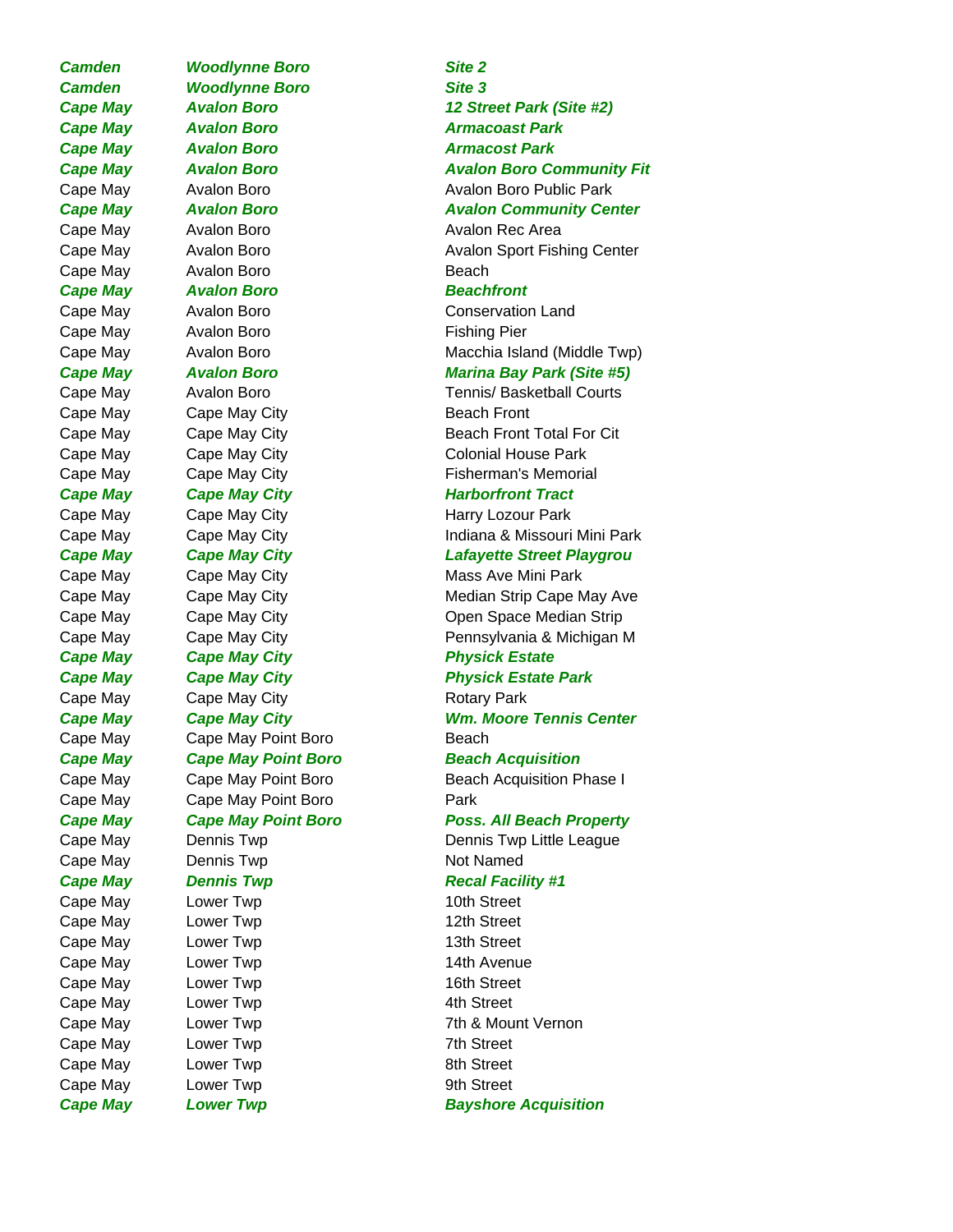| | | |
|---|---|---|
| ***Camden*** | ***Woodlynne Boro*** | ***Site 2*** |
| ***Camden*** | ***Woodlynne Boro*** | ***Site 3*** |
| ***Cape May*** | ***Avalon Boro*** | ***12 Street Park (Site #2)*** |
| ***Cape May*** | ***Avalon Boro*** | ***Armacoast Park*** |
| ***Cape May*** | ***Avalon Boro*** | ***Armacost Park*** |
| ***Cape May*** | ***Avalon Boro*** | ***Avalon Boro Community Fit*** |
| Cape May | Avalon Boro | Avalon Boro Public Park |
| ***Cape May*** | ***Avalon Boro*** | ***Avalon Community Center*** |
| Cape May | Avalon Boro | Avalon Rec Area |
| Cape May | Avalon Boro | Avalon Sport Fishing Center |
| Cape May | Avalon Boro | Beach |
| ***Cape May*** | ***Avalon Boro*** | ***Beachfront*** |
| Cape May | Avalon Boro | Conservation Land |
| Cape May | Avalon Boro | Fishing Pier |
| Cape May | Avalon Boro | Macchia Island (Middle Twp) |
| ***Cape May*** | ***Avalon Boro*** | ***Marina Bay Park (Site #5)*** |
| Cape May | Avalon Boro | Tennis/ Basketball Courts |
| Cape May | Cape May City | Beach Front |
| Cape May | Cape May City | Beach Front Total For Cit |
| Cape May | Cape May City | Colonial House Park |
| Cape May | Cape May City | Fisherman's Memorial |
| ***Cape May*** | ***Cape May City*** | ***Harborfront Tract*** |
| Cape May | Cape May City | Harry Lozour Park |
| Cape May | Cape May City | Indiana & Missouri Mini Park |
| ***Cape May*** | ***Cape May City*** | ***Lafayette Street Playgrou*** |
| Cape May | Cape May City | Mass Ave Mini Park |
| Cape May | Cape May City | Median Strip Cape May Ave |
| Cape May | Cape May City | Open Space Median Strip |
| Cape May | Cape May City | Pennsylvania & Michigan M |
| ***Cape May*** | ***Cape May City*** | ***Physick Estate*** |
| ***Cape May*** | ***Cape May City*** | ***Physick Estate Park*** |
| Cape May | Cape May City | Rotary Park |
| ***Cape May*** | ***Cape May City*** | ***Wm. Moore Tennis Center*** |
| Cape May | Cape May Point Boro | Beach |
| ***Cape May*** | ***Cape May Point Boro*** | ***Beach Acquisition*** |
| Cape May | Cape May Point Boro | Beach Acquisition Phase I |
| Cape May | Cape May Point Boro | Park |
| ***Cape May*** | ***Cape May Point Boro*** | ***Poss. All Beach Property*** |
| Cape May | Dennis Twp | Dennis Twp Little League |
| Cape May | Dennis Twp | Not Named |
| ***Cape May*** | ***Dennis Twp*** | ***Recal Facility #1*** |
| Cape May | Lower Twp | 10th Street |
| Cape May | Lower Twp | 12th Street |
| Cape May | Lower Twp | 13th Street |
| Cape May | Lower Twp | 14th Avenue |
| Cape May | Lower Twp | 16th Street |
| Cape May | Lower Twp | 4th Street |
| Cape May | Lower Twp | 7th & Mount Vernon |
| Cape May | Lower Twp | 7th Street |
| Cape May | Lower Twp | 8th Street |
| Cape May | Lower Twp | 9th Street |
| ***Cape May*** | ***Lower Twp*** | ***Bayshore Acquisition*** |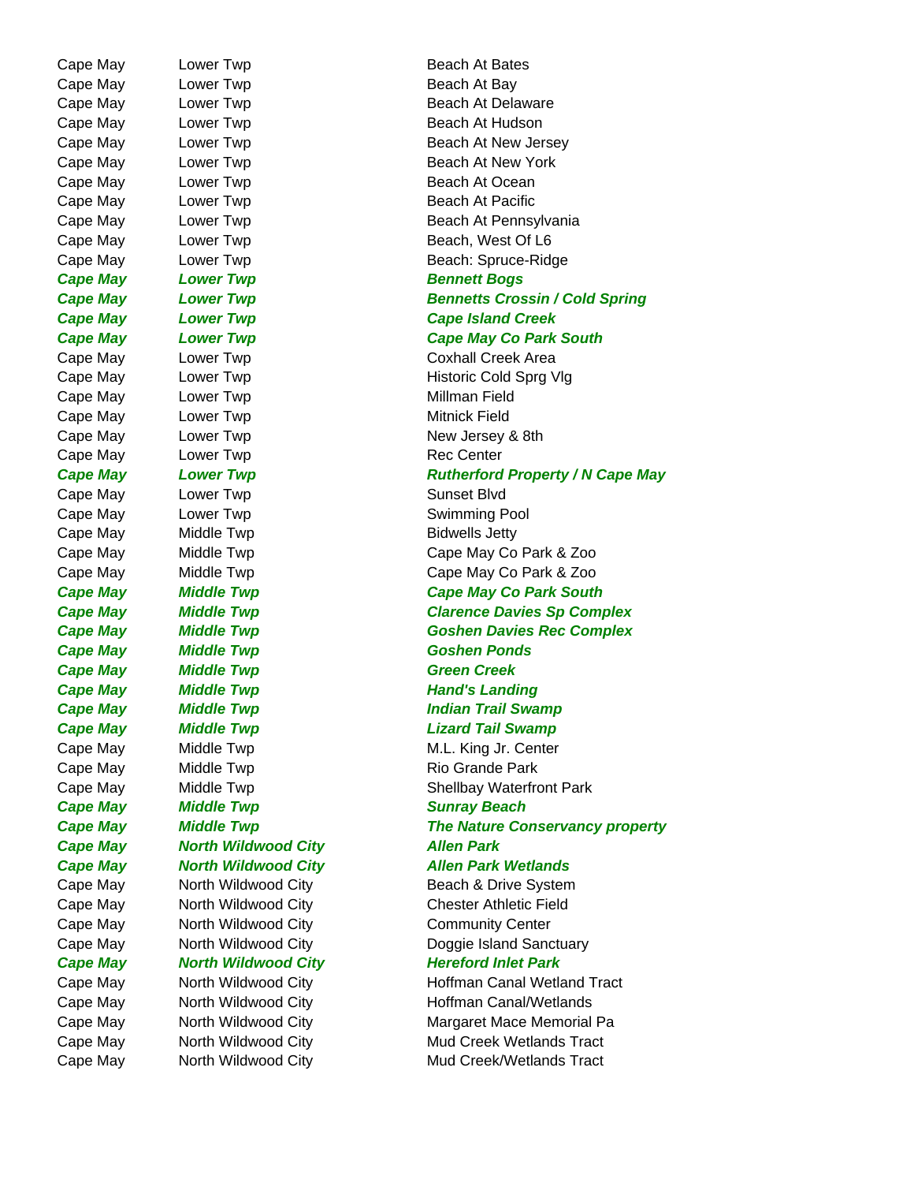| | | |
|---|---|---|
| Cape May | Lower Twp | Beach At Bates |
| Cape May | Lower Twp | Beach At Bay |
| Cape May | Lower Twp | Beach At Delaware |
| Cape May | Lower Twp | Beach At Hudson |
| Cape May | Lower Twp | Beach At New Jersey |
| Cape May | Lower Twp | Beach At New York |
| Cape May | Lower Twp | Beach At Ocean |
| Cape May | Lower Twp | Beach At Pacific |
| Cape May | Lower Twp | Beach At Pennsylvania |
| Cape May | Lower Twp | Beach, West Of L6 |
| Cape May | Lower Twp | Beach: Spruce-Ridge |
| ***Cape May*** | ***Lower Twp*** | ***Bennett Bogs*** |
| ***Cape May*** | ***Lower Twp*** | ***Bennetts Crossin / Cold Spring*** |
| ***Cape May*** | ***Lower Twp*** | ***Cape Island Creek*** |
| ***Cape May*** | ***Lower Twp*** | ***Cape May Co Park South*** |
| Cape May | Lower Twp | Coxhall Creek Area |
| Cape May | Lower Twp | Historic Cold Sprg Vlg |
| Cape May | Lower Twp | Millman Field |
| Cape May | Lower Twp | Mitnick Field |
| Cape May | Lower Twp | New Jersey & 8th |
| Cape May | Lower Twp | Rec Center |
| ***Cape May*** | ***Lower Twp*** | ***Rutherford Property / N Cape May*** |
| Cape May | Lower Twp | Sunset Blvd |
| Cape May | Lower Twp | Swimming Pool |
| Cape May | Middle Twp | Bidwells Jetty |
| Cape May | Middle Twp | Cape May Co Park & Zoo |
| Cape May | Middle Twp | Cape May Co Park & Zoo |
| ***Cape May*** | ***Middle Twp*** | ***Cape May Co Park South*** |
| ***Cape May*** | ***Middle Twp*** | ***Clarence Davies Sp Complex*** |
| ***Cape May*** | ***Middle Twp*** | ***Goshen Davies Rec Complex*** |
| ***Cape May*** | ***Middle Twp*** | ***Goshen Ponds*** |
| ***Cape May*** | ***Middle Twp*** | ***Green Creek*** |
| ***Cape May*** | ***Middle Twp*** | ***Hand's Landing*** |
| ***Cape May*** | ***Middle Twp*** | ***Indian Trail Swamp*** |
| ***Cape May*** | ***Middle Twp*** | ***Lizard Tail Swamp*** |
| Cape May | Middle Twp | M.L. King Jr. Center |
| Cape May | Middle Twp | Rio Grande Park |
| Cape May | Middle Twp | Shellbay Waterfront Park |
| ***Cape May*** | ***Middle Twp*** | ***Sunray Beach*** |
| ***Cape May*** | ***Middle Twp*** | ***The Nature Conservancy property*** |
| ***Cape May*** | ***North Wildwood City*** | ***Allen Park*** |
| ***Cape May*** | ***North Wildwood City*** | ***Allen Park Wetlands*** |
| Cape May | North Wildwood City | Beach & Drive System |
| Cape May | North Wildwood City | Chester Athletic Field |
| Cape May | North Wildwood City | Community Center |
| Cape May | North Wildwood City | Doggie Island Sanctuary |
| ***Cape May*** | ***North Wildwood City*** | ***Hereford Inlet Park*** |
| Cape May | North Wildwood City | Hoffman Canal Wetland Tract |
| Cape May | North Wildwood City | Hoffman Canal/Wetlands |
| Cape May | North Wildwood City | Margaret Mace Memorial Pa |
| Cape May | North Wildwood City | Mud Creek Wetlands Tract |
| Cape May | North Wildwood City | Mud Creek/Wetlands Tract |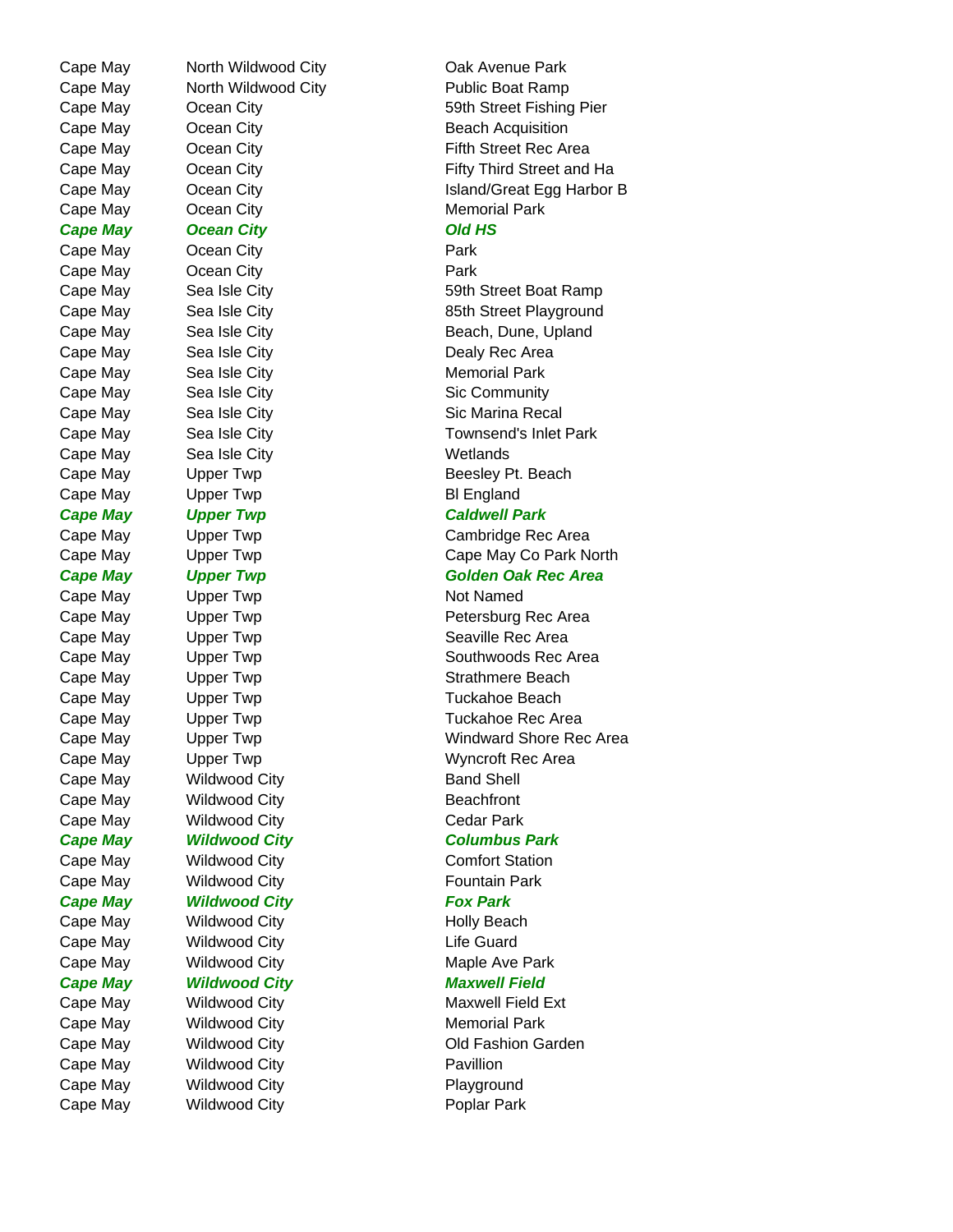| | | |
|---|---|---|
| Cape May | North Wildwood City | Oak Avenue Park |
| Cape May | North Wildwood City | Public Boat Ramp |
| Cape May | Ocean City | 59th Street Fishing Pier |
| Cape May | Ocean City | Beach Acquisition |
| Cape May | Ocean City | Fifth Street Rec Area |
| Cape May | Ocean City | Fifty Third Street and Ha |
| Cape May | Ocean City | Island/Great Egg Harbor B |
| Cape May | Ocean City | Memorial Park |
| ***Cape May*** | ***Ocean City*** | ***Old HS*** |
| Cape May | Ocean City | Park |
| Cape May | Ocean City | Park |
| Cape May | Sea Isle City | 59th Street Boat Ramp |
| Cape May | Sea Isle City | 85th Street Playground |
| Cape May | Sea Isle City | Beach, Dune, Upland |
| Cape May | Sea Isle City | Dealy Rec Area |
| Cape May | Sea Isle City | Memorial Park |
| Cape May | Sea Isle City | Sic Community |
| Cape May | Sea Isle City | Sic Marina Recal |
| Cape May | Sea Isle City | Townsend's Inlet Park |
| Cape May | Sea Isle City | Wetlands |
| Cape May | Upper Twp | Beesley Pt. Beach |
| Cape May | Upper Twp | Bl England |
| ***Cape May*** | ***Upper Twp*** | ***Caldwell Park*** |
| Cape May | Upper Twp | Cambridge Rec Area |
| Cape May | Upper Twp | Cape May Co Park North |
| ***Cape May*** | ***Upper Twp*** | ***Golden Oak Rec Area*** |
| Cape May | Upper Twp | Not Named |
| Cape May | Upper Twp | Petersburg Rec Area |
| Cape May | Upper Twp | Seaville Rec Area |
| Cape May | Upper Twp | Southwoods Rec Area |
| Cape May | Upper Twp | Strathmere Beach |
| Cape May | Upper Twp | Tuckahoe Beach |
| Cape May | Upper Twp | Tuckahoe Rec Area |
| Cape May | Upper Twp | Windward Shore Rec Area |
| Cape May | Upper Twp | Wyncroft Rec Area |
| Cape May | Wildwood City | Band Shell |
| Cape May | Wildwood City | Beachfront |
| Cape May | Wildwood City | Cedar Park |
| ***Cape May*** | ***Wildwood City*** | ***Columbus Park*** |
| Cape May | Wildwood City | Comfort Station |
| Cape May | Wildwood City | Fountain Park |
| ***Cape May*** | ***Wildwood City*** | ***Fox Park*** |
| Cape May | Wildwood City | Holly Beach |
| Cape May | Wildwood City | Life Guard |
| Cape May | Wildwood City | Maple Ave Park |
| ***Cape May*** | ***Wildwood City*** | ***Maxwell Field*** |
| Cape May | Wildwood City | Maxwell Field Ext |
| Cape May | Wildwood City | Memorial Park |
| Cape May | Wildwood City | Old Fashion Garden |
| Cape May | Wildwood City | Pavillion |
| Cape May | Wildwood City | Playground |
| Cape May | Wildwood City | Poplar Park |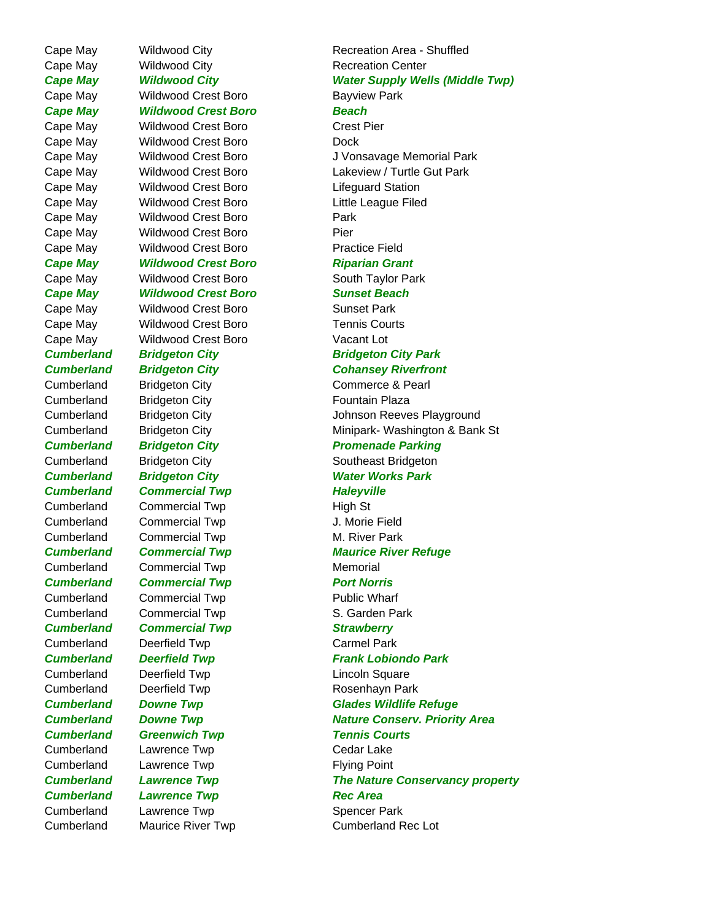| | | |
|---|---|---|
| Cape May | Wildwood City | Recreation Area - Shuffled |
| Cape May | Wildwood City | Recreation Center |
| ***Cape May*** | ***Wildwood City*** | ***Water Supply Wells (Middle Twp)*** |
| Cape May | Wildwood Crest Boro | Bayview Park |
| ***Cape May*** | ***Wildwood Crest Boro*** | ***Beach*** |
| Cape May | Wildwood Crest Boro | Crest Pier |
| Cape May | Wildwood Crest Boro | Dock |
| Cape May | Wildwood Crest Boro | J Vonsavage Memorial Park |
| Cape May | Wildwood Crest Boro | Lakeview / Turtle Gut Park |
| Cape May | Wildwood Crest Boro | Lifeguard Station |
| Cape May | Wildwood Crest Boro | Little League Filed |
| Cape May | Wildwood Crest Boro | Park |
| Cape May | Wildwood Crest Boro | Pier |
| Cape May | Wildwood Crest Boro | Practice Field |
| ***Cape May*** | ***Wildwood Crest Boro*** | ***Riparian Grant*** |
| Cape May | Wildwood Crest Boro | South Taylor Park |
| ***Cape May*** | ***Wildwood Crest Boro*** | ***Sunset Beach*** |
| Cape May | Wildwood Crest Boro | Sunset Park |
| Cape May | Wildwood Crest Boro | Tennis Courts |
| Cape May | Wildwood Crest Boro | Vacant Lot |
| ***Cumberland*** | ***Bridgeton City*** | ***Bridgeton City Park*** |
| ***Cumberland*** | ***Bridgeton City*** | ***Cohansey Riverfront*** |
| Cumberland | Bridgeton City | Commerce & Pearl |
| Cumberland | Bridgeton City | Fountain Plaza |
| Cumberland | Bridgeton City | Johnson Reeves Playground |
| Cumberland | Bridgeton City | Minipark- Washington & Bank St |
| ***Cumberland*** | ***Bridgeton City*** | ***Promenade Parking*** |
| Cumberland | Bridgeton City | Southeast Bridgeton |
| ***Cumberland*** | ***Bridgeton City*** | ***Water Works Park*** |
| ***Cumberland*** | ***Commercial Twp*** | ***Haleyville*** |
| Cumberland | Commercial Twp | High St |
| Cumberland | Commercial Twp | J. Morie Field |
| Cumberland | Commercial Twp | M. River Park |
| ***Cumberland*** | ***Commercial Twp*** | ***Maurice River Refuge*** |
| Cumberland | Commercial Twp | Memorial |
| ***Cumberland*** | ***Commercial Twp*** | ***Port Norris*** |
| Cumberland | Commercial Twp | Public Wharf |
| Cumberland | Commercial Twp | S. Garden Park |
| ***Cumberland*** | ***Commercial Twp*** | ***Strawberry*** |
| Cumberland | Deerfield Twp | Carmel Park |
| ***Cumberland*** | ***Deerfield Twp*** | ***Frank Lobiondo Park*** |
| Cumberland | Deerfield Twp | Lincoln Square |
| Cumberland | Deerfield Twp | Rosenhayn Park |
| ***Cumberland*** | ***Downe Twp*** | ***Glades Wildlife Refuge*** |
| ***Cumberland*** | ***Downe Twp*** | ***Nature Conserv. Priority Area*** |
| ***Cumberland*** | ***Greenwich Twp*** | ***Tennis Courts*** |
| Cumberland | Lawrence Twp | Cedar Lake |
| Cumberland | Lawrence Twp | Flying Point |
| ***Cumberland*** | ***Lawrence Twp*** | ***The Nature Conservancy property*** |
| ***Cumberland*** | ***Lawrence Twp*** | ***Rec Area*** |
| Cumberland | Lawrence Twp | Spencer Park |
| Cumberland | Maurice River Twp | Cumberland Rec Lot |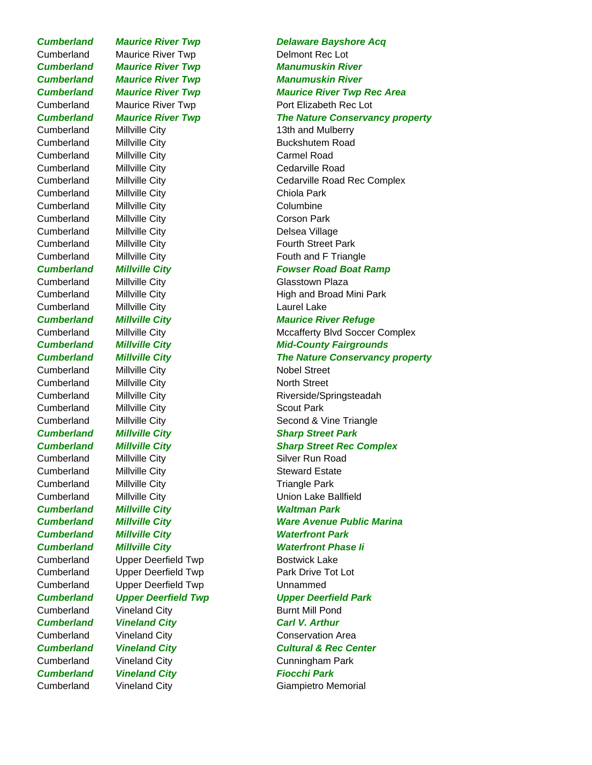| | | |
|---|---|---|
| ***Cumberland*** | ***Maurice River Twp*** | ***Delaware Bayshore Acq*** |
| Cumberland | Maurice River Twp | Delmont Rec Lot |
| ***Cumberland*** | ***Maurice River Twp*** | ***Manumuskin River*** |
| ***Cumberland*** | ***Maurice River Twp*** | ***Manumuskin River*** |
| ***Cumberland*** | ***Maurice River Twp*** | ***Maurice River Twp Rec Area*** |
| Cumberland | Maurice River Twp | Port Elizabeth Rec Lot |
| ***Cumberland*** | ***Maurice River Twp*** | ***The Nature Conservancy property*** |
| Cumberland | Millville City | 13th and Mulberry |
| Cumberland | Millville City | Buckshutem Road |
| Cumberland | Millville City | Carmel Road |
| Cumberland | Millville City | Cedarville Road |
| Cumberland | Millville City | Cedarville Road Rec Complex |
| Cumberland | Millville City | Chiola Park |
| Cumberland | Millville City | Columbine |
| Cumberland | Millville City | Corson Park |
| Cumberland | Millville City | Delsea Village |
| Cumberland | Millville City | Fourth Street Park |
| Cumberland | Millville City | Fouth and F Triangle |
| ***Cumberland*** | ***Millville City*** | ***Fowser Road Boat Ramp*** |
| Cumberland | Millville City | Glasstown Plaza |
| Cumberland | Millville City | High and Broad Mini Park |
| Cumberland | Millville City | Laurel Lake |
| ***Cumberland*** | ***Millville City*** | ***Maurice River Refuge*** |
| Cumberland | Millville City | Mccafferty Blvd Soccer Complex |
| ***Cumberland*** | ***Millville City*** | ***Mid-County Fairgrounds*** |
| ***Cumberland*** | ***Millville City*** | ***The Nature Conservancy property*** |
| Cumberland | Millville City | Nobel Street |
| Cumberland | Millville City | North Street |
| Cumberland | Millville City | Riverside/Springsteadah |
| Cumberland | Millville City | Scout Park |
| Cumberland | Millville City | Second & Vine Triangle |
| ***Cumberland*** | ***Millville City*** | ***Sharp Street Park*** |
| ***Cumberland*** | ***Millville City*** | ***Sharp Street Rec Complex*** |
| Cumberland | Millville City | Silver Run Road |
| Cumberland | Millville City | Steward Estate |
| Cumberland | Millville City | Triangle Park |
| Cumberland | Millville City | Union Lake Ballfield |
| ***Cumberland*** | ***Millville City*** | ***Waltman Park*** |
| ***Cumberland*** | ***Millville City*** | ***Ware Avenue Public Marina*** |
| ***Cumberland*** | ***Millville City*** | ***Waterfront Park*** |
| ***Cumberland*** | ***Millville City*** | ***Waterfront Phase Ii*** |
| Cumberland | Upper Deerfield Twp | Bostwick Lake |
| Cumberland | Upper Deerfield Twp | Park Drive Tot Lot |
| Cumberland | Upper Deerfield Twp | Unnammed |
| ***Cumberland*** | ***Upper Deerfield Twp*** | ***Upper Deerfield Park*** |
| Cumberland | Vineland City | Burnt Mill Pond |
| ***Cumberland*** | ***Vineland City*** | ***Carl V. Arthur*** |
| Cumberland | Vineland City | Conservation Area |
| ***Cumberland*** | ***Vineland City*** | ***Cultural & Rec Center*** |
| Cumberland | Vineland City | Cunningham Park |
| ***Cumberland*** | ***Vineland City*** | ***Fiocchi Park*** |
| Cumberland | Vineland City | Giampietro Memorial |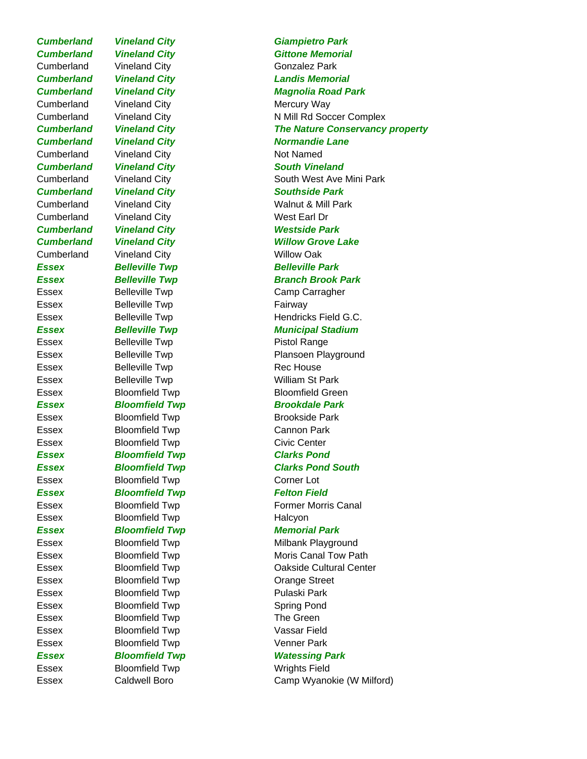| | | |
|---|---|---|
| ***Cumberland*** | ***Vineland City*** | ***Giampietro Park*** |
| ***Cumberland*** | ***Vineland City*** | ***Gittone Memorial*** |
| Cumberland | Vineland City | Gonzalez Park |
| ***Cumberland*** | ***Vineland City*** | ***Landis Memorial*** |
| ***Cumberland*** | ***Vineland City*** | ***Magnolia Road Park*** |
| Cumberland | Vineland City | Mercury Way |
| Cumberland | Vineland City | N Mill Rd Soccer Complex |
| ***Cumberland*** | ***Vineland City*** | ***The Nature Conservancy property*** |
| ***Cumberland*** | ***Vineland City*** | ***Normandie Lane*** |
| Cumberland | Vineland City | Not Named |
| ***Cumberland*** | ***Vineland City*** | ***South Vineland*** |
| Cumberland | Vineland City | South West Ave Mini Park |
| ***Cumberland*** | ***Vineland City*** | ***Southside Park*** |
| Cumberland | Vineland City | Walnut & Mill Park |
| Cumberland | Vineland City | West Earl Dr |
| ***Cumberland*** | ***Vineland City*** | ***Westside Park*** |
| ***Cumberland*** | ***Vineland City*** | ***Willow Grove Lake*** |
| Cumberland | Vineland City | Willow Oak |
| ***Essex*** | ***Belleville Twp*** | ***Belleville Park*** |
| ***Essex*** | ***Belleville Twp*** | ***Branch Brook Park*** |
| Essex | Belleville Twp | Camp Carragher |
| Essex | Belleville Twp | Fairway |
| Essex | Belleville Twp | Hendricks Field G.C. |
| ***Essex*** | ***Belleville Twp*** | ***Municipal Stadium*** |
| Essex | Belleville Twp | Pistol Range |
| Essex | Belleville Twp | Plansoen Playground |
| Essex | Belleville Twp | Rec House |
| Essex | Belleville Twp | William St Park |
| Essex | Bloomfield Twp | Bloomfield Green |
| ***Essex*** | ***Bloomfield Twp*** | ***Brookdale Park*** |
| Essex | Bloomfield Twp | Brookside Park |
| Essex | Bloomfield Twp | Cannon Park |
| Essex | Bloomfield Twp | Civic Center |
| ***Essex*** | ***Bloomfield Twp*** | ***Clarks Pond*** |
| ***Essex*** | ***Bloomfield Twp*** | ***Clarks Pond South*** |
| Essex | Bloomfield Twp | Corner Lot |
| ***Essex*** | ***Bloomfield Twp*** | ***Felton Field*** |
| Essex | Bloomfield Twp | Former Morris Canal |
| Essex | Bloomfield Twp | Halcyon |
| ***Essex*** | ***Bloomfield Twp*** | ***Memorial Park*** |
| Essex | Bloomfield Twp | Milbank Playground |
| Essex | Bloomfield Twp | Moris Canal Tow Path |
| Essex | Bloomfield Twp | Oakside Cultural Center |
| Essex | Bloomfield Twp | Orange Street |
| Essex | Bloomfield Twp | Pulaski Park |
| Essex | Bloomfield Twp | Spring Pond |
| Essex | Bloomfield Twp | The Green |
| Essex | Bloomfield Twp | Vassar Field |
| Essex | Bloomfield Twp | Venner Park |
| ***Essex*** | ***Bloomfield Twp*** | ***Watessing Park*** |
| Essex | Bloomfield Twp | Wrights Field |
| Essex | Caldwell Boro | Camp Wyanokie (W Milford) |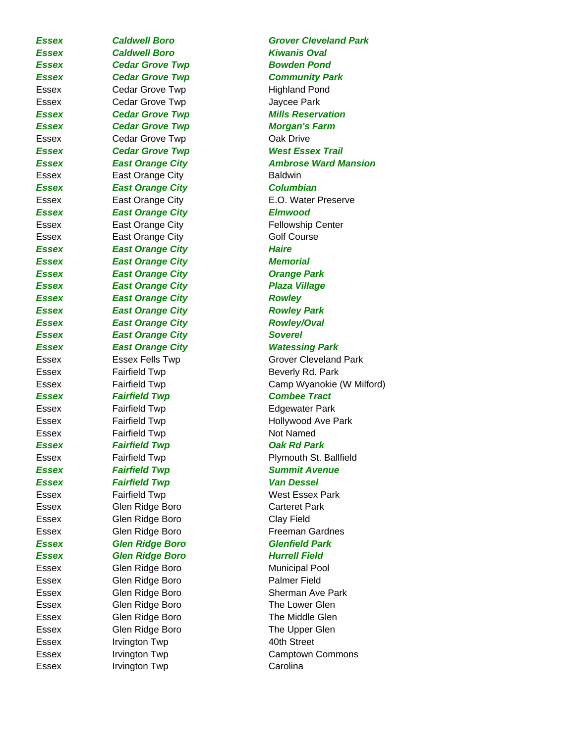| | | |
|---|---|---|
| ***Essex*** | ***Caldwell Boro*** | ***Grover Cleveland Park*** |
| ***Essex*** | ***Caldwell Boro*** | ***Kiwanis Oval*** |
| ***Essex*** | ***Cedar Grove Twp*** | ***Bowden Pond*** |
| ***Essex*** | ***Cedar Grove Twp*** | ***Community Park*** |
| Essex | Cedar Grove Twp | Highland Pond |
| Essex | Cedar Grove Twp | Jaycee Park |
| ***Essex*** | ***Cedar Grove Twp*** | ***Mills Reservation*** |
| ***Essex*** | ***Cedar Grove Twp*** | ***Morgan's Farm*** |
| Essex | Cedar Grove Twp | Oak Drive |
| ***Essex*** | ***Cedar Grove Twp*** | ***West Essex Trail*** |
| ***Essex*** | ***East Orange City*** | ***Ambrose Ward Mansion*** |
| Essex | East Orange City | Baldwin |
| ***Essex*** | ***East Orange City*** | ***Columbian*** |
| Essex | East Orange City | E.O. Water Preserve |
| ***Essex*** | ***East Orange City*** | ***Elmwood*** |
| Essex | East Orange City | Fellowship Center |
| Essex | East Orange City | Golf Course |
| ***Essex*** | ***East Orange City*** | ***Haire*** |
| ***Essex*** | ***East Orange City*** | ***Memorial*** |
| ***Essex*** | ***East Orange City*** | ***Orange Park*** |
| ***Essex*** | ***East Orange City*** | ***Plaza Village*** |
| ***Essex*** | ***East Orange City*** | ***Rowley*** |
| ***Essex*** | ***East Orange City*** | ***Rowley Park*** |
| ***Essex*** | ***East Orange City*** | ***Rowley/Oval*** |
| ***Essex*** | ***East Orange City*** | ***Soverel*** |
| ***Essex*** | ***East Orange City*** | ***Watessing Park*** |
| Essex | Essex Fells Twp | Grover Cleveland Park |
| Essex | Fairfield Twp | Beverly Rd. Park |
| Essex | Fairfield Twp | Camp Wyanokie (W Milford) |
| ***Essex*** | ***Fairfield Twp*** | ***Combee Tract*** |
| Essex | Fairfield Twp | Edgewater Park |
| Essex | Fairfield Twp | Hollywood Ave Park |
| Essex | Fairfield Twp | Not Named |
| ***Essex*** | ***Fairfield Twp*** | ***Oak Rd Park*** |
| Essex | Fairfield Twp | Plymouth St. Ballfield |
| ***Essex*** | ***Fairfield Twp*** | ***Summit Avenue*** |
| ***Essex*** | ***Fairfield Twp*** | ***Van Dessel*** |
| Essex | Fairfield Twp | West Essex Park |
| Essex | Glen Ridge Boro | Carteret Park |
| Essex | Glen Ridge Boro | Clay Field |
| Essex | Glen Ridge Boro | Freeman Gardnes |
| ***Essex*** | ***Glen Ridge Boro*** | ***Glenfield Park*** |
| ***Essex*** | ***Glen Ridge Boro*** | ***Hurrell Field*** |
| Essex | Glen Ridge Boro | Municipal Pool |
| Essex | Glen Ridge Boro | Palmer Field |
| Essex | Glen Ridge Boro | Sherman Ave Park |
| Essex | Glen Ridge Boro | The Lower Glen |
| Essex | Glen Ridge Boro | The Middle Glen |
| Essex | Glen Ridge Boro | The Upper Glen |
| Essex | Irvington Twp | 40th Street |
| Essex | Irvington Twp | Camptown Commons |
| Essex | Irvington Twp | Carolina |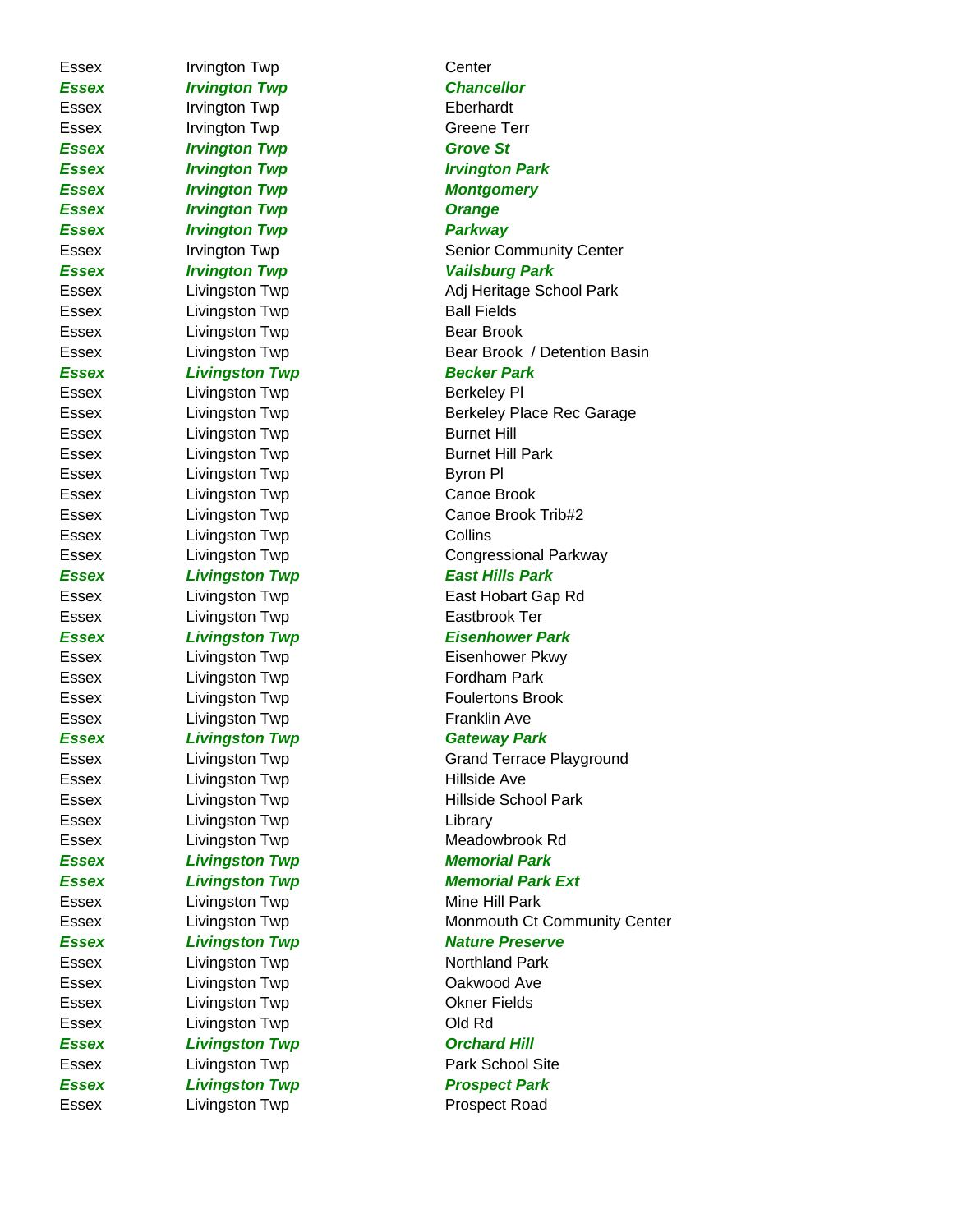| | | |
|---|---|---|
| Essex | Irvington Twp | Center |
| ***Essex*** | ***Irvington Twp*** | ***Chancellor*** |
| Essex | Irvington Twp | Eberhardt |
| Essex | Irvington Twp | Greene Terr |
| ***Essex*** | ***Irvington Twp*** | ***Grove St*** |
| ***Essex*** | ***Irvington Twp*** | ***Irvington Park*** |
| ***Essex*** | ***Irvington Twp*** | ***Montgomery*** |
| ***Essex*** | ***Irvington Twp*** | ***Orange*** |
| ***Essex*** | ***Irvington Twp*** | ***Parkway*** |
| Essex | Irvington Twp | Senior Community Center |
| ***Essex*** | ***Irvington Twp*** | ***Vailsburg Park*** |
| Essex | Livingston Twp | Adj Heritage School Park |
| Essex | Livingston Twp | Ball Fields |
| Essex | Livingston Twp | Bear Brook |
| Essex | Livingston Twp | Bear Brook / Detention Basin |
| ***Essex*** | ***Livingston Twp*** | ***Becker Park*** |
| Essex | Livingston Twp | Berkeley Pl |
| Essex | Livingston Twp | Berkeley Place Rec Garage |
| Essex | Livingston Twp | Burnet Hill |
| Essex | Livingston Twp | Burnet Hill Park |
| Essex | Livingston Twp | Byron Pl |
| Essex | Livingston Twp | Canoe Brook |
| Essex | Livingston Twp | Canoe Brook Trib#2 |
| Essex | Livingston Twp | Collins |
| Essex | Livingston Twp | Congressional Parkway |
| ***Essex*** | ***Livingston Twp*** | ***East Hills Park*** |
| Essex | Livingston Twp | East Hobart Gap Rd |
| Essex | Livingston Twp | Eastbrook Ter |
| ***Essex*** | ***Livingston Twp*** | ***Eisenhower Park*** |
| Essex | Livingston Twp | Eisenhower Pkwy |
| Essex | Livingston Twp | Fordham Park |
| Essex | Livingston Twp | Foulertons Brook |
| Essex | Livingston Twp | Franklin Ave |
| ***Essex*** | ***Livingston Twp*** | ***Gateway Park*** |
| Essex | Livingston Twp | Grand Terrace Playground |
| Essex | Livingston Twp | Hillside Ave |
| Essex | Livingston Twp | Hillside School Park |
| Essex | Livingston Twp | Library |
| Essex | Livingston Twp | Meadowbrook Rd |
| ***Essex*** | ***Livingston Twp*** | ***Memorial Park*** |
| ***Essex*** | ***Livingston Twp*** | ***Memorial Park Ext*** |
| Essex | Livingston Twp | Mine Hill Park |
| Essex | Livingston Twp | Monmouth Ct Community Center |
| ***Essex*** | ***Livingston Twp*** | ***Nature Preserve*** |
| Essex | Livingston Twp | Northland Park |
| Essex | Livingston Twp | Oakwood Ave |
| Essex | Livingston Twp | Okner Fields |
| Essex | Livingston Twp | Old Rd |
| ***Essex*** | ***Livingston Twp*** | ***Orchard Hill*** |
| Essex | Livingston Twp | Park School Site |
| ***Essex*** | ***Livingston Twp*** | ***Prospect Park*** |
| Essex | Livingston Twp | Prospect Road |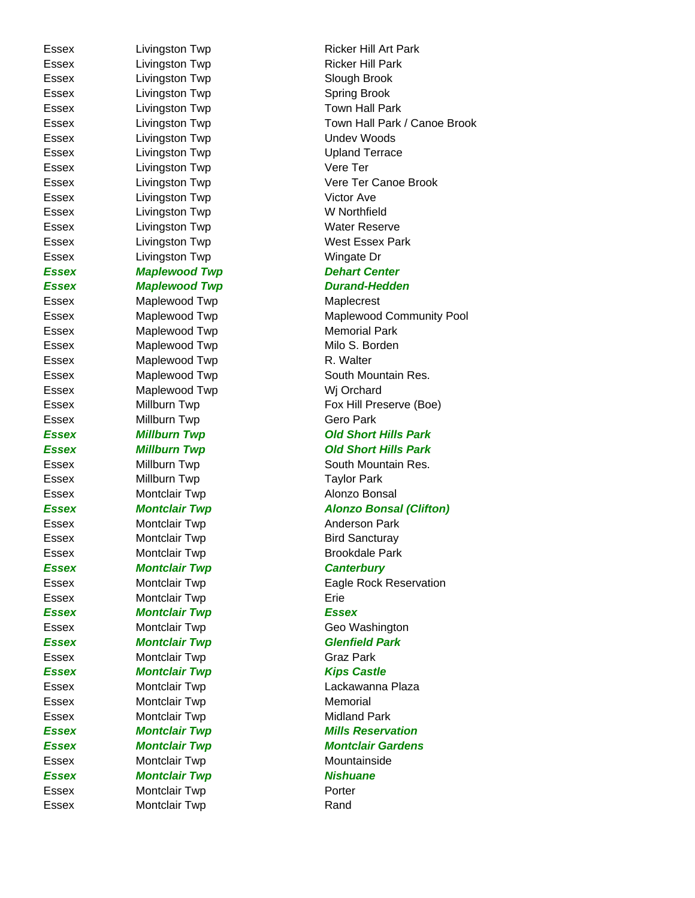| | | |
|---|---|---|
| Essex | Livingston Twp | Ricker Hill Art Park |
| Essex | Livingston Twp | Ricker Hill Park |
| Essex | Livingston Twp | Slough Brook |
| Essex | Livingston Twp | Spring Brook |
| Essex | Livingston Twp | Town Hall Park |
| Essex | Livingston Twp | Town Hall Park / Canoe Brook |
| Essex | Livingston Twp | Undev Woods |
| Essex | Livingston Twp | Upland Terrace |
| Essex | Livingston Twp | Vere Ter |
| Essex | Livingston Twp | Vere Ter Canoe Brook |
| Essex | Livingston Twp | Victor Ave |
| Essex | Livingston Twp | W Northfield |
| Essex | Livingston Twp | Water Reserve |
| Essex | Livingston Twp | West Essex Park |
| Essex | Livingston Twp | Wingate Dr |
| ***Essex*** | ***Maplewood Twp*** | ***Dehart Center*** |
| ***Essex*** | ***Maplewood Twp*** | ***Durand-Hedden*** |
| Essex | Maplewood Twp | Maplecrest |
| Essex | Maplewood Twp | Maplewood Community Pool |
| Essex | Maplewood Twp | Memorial Park |
| Essex | Maplewood Twp | Milo S. Borden |
| Essex | Maplewood Twp | R. Walter |
| Essex | Maplewood Twp | South Mountain Res. |
| Essex | Maplewood Twp | Wj Orchard |
| Essex | Millburn Twp | Fox Hill Preserve (Boe) |
| Essex | Millburn Twp | Gero Park |
| ***Essex*** | ***Millburn Twp*** | ***Old Short Hills Park*** |
| ***Essex*** | ***Millburn Twp*** | ***Old Short Hills Park*** |
| Essex | Millburn Twp | South Mountain Res. |
| Essex | Millburn Twp | Taylor Park |
| Essex | Montclair Twp | Alonzo Bonsal |
| ***Essex*** | ***Montclair Twp*** | ***Alonzo Bonsal (Clifton)*** |
| Essex | Montclair Twp | Anderson Park |
| Essex | Montclair Twp | Bird Sancturay |
| Essex | Montclair Twp | Brookdale Park |
| ***Essex*** | ***Montclair Twp*** | ***Canterbury*** |
| Essex | Montclair Twp | Eagle Rock Reservation |
| Essex | Montclair Twp | Erie |
| ***Essex*** | ***Montclair Twp*** | ***Essex*** |
| Essex | Montclair Twp | Geo Washington |
| ***Essex*** | ***Montclair Twp*** | ***Glenfield Park*** |
| Essex | Montclair Twp | Graz Park |
| ***Essex*** | ***Montclair Twp*** | ***Kips Castle*** |
| Essex | Montclair Twp | Lackawanna Plaza |
| Essex | Montclair Twp | Memorial |
| Essex | Montclair Twp | Midland Park |
| ***Essex*** | ***Montclair Twp*** | ***Mills Reservation*** |
| ***Essex*** | ***Montclair Twp*** | ***Montclair Gardens*** |
| Essex | Montclair Twp | Mountainside |
| ***Essex*** | ***Montclair Twp*** | ***Nishuane*** |
| Essex | Montclair Twp | Porter |
| Essex | Montclair Twp | Rand |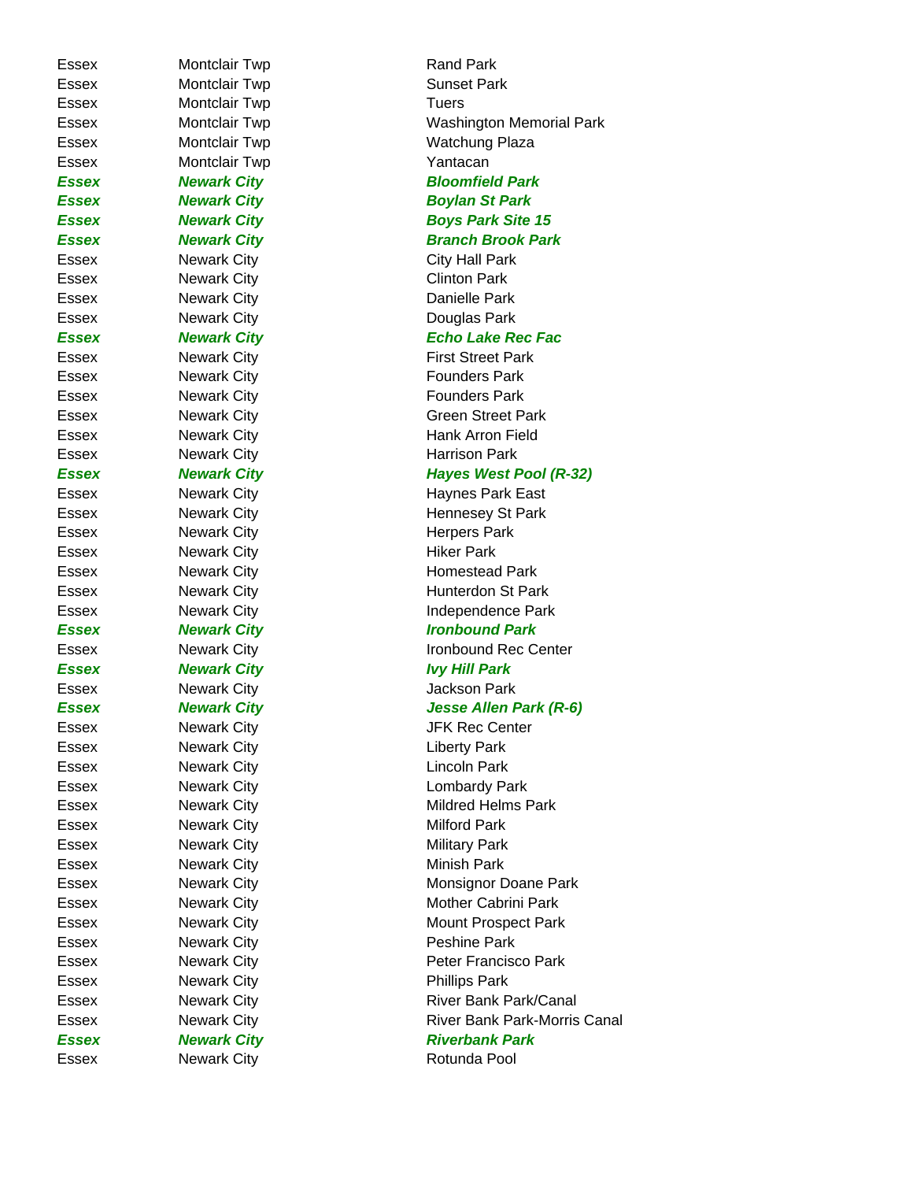| | | |
|---|---|---|
| Essex | Montclair Twp | Rand Park |
| Essex | Montclair Twp | Sunset Park |
| Essex | Montclair Twp | Tuers |
| Essex | Montclair Twp | Washington Memorial Park |
| Essex | Montclair Twp | Watchung Plaza |
| Essex | Montclair Twp | Yantacan |
| ***Essex*** | ***Newark City*** | ***Bloomfield Park*** |
| ***Essex*** | ***Newark City*** | ***Boylan St Park*** |
| ***Essex*** | ***Newark City*** | ***Boys Park Site 15*** |
| ***Essex*** | ***Newark City*** | ***Branch Brook Park*** |
| Essex | Newark City | City Hall Park |
| Essex | Newark City | Clinton Park |
| Essex | Newark City | Danielle Park |
| Essex | Newark City | Douglas Park |
| ***Essex*** | ***Newark City*** | ***Echo Lake Rec Fac*** |
| Essex | Newark City | First Street Park |
| Essex | Newark City | Founders Park |
| Essex | Newark City | Founders Park |
| Essex | Newark City | Green Street Park |
| Essex | Newark City | Hank Arron Field |
| Essex | Newark City | Harrison Park |
| ***Essex*** | ***Newark City*** | ***Hayes West Pool (R-32)*** |
| Essex | Newark City | Haynes Park East |
| Essex | Newark City | Hennesey St Park |
| Essex | Newark City | Herpers Park |
| Essex | Newark City | Hiker Park |
| Essex | Newark City | Homestead Park |
| Essex | Newark City | Hunterdon St Park |
| Essex | Newark City | Independence Park |
| ***Essex*** | ***Newark City*** | ***Ironbound Park*** |
| Essex | Newark City | Ironbound Rec Center |
| ***Essex*** | ***Newark City*** | ***Ivy Hill Park*** |
| Essex | Newark City | Jackson Park |
| ***Essex*** | ***Newark City*** | ***Jesse Allen Park (R-6)*** |
| Essex | Newark City | JFK Rec Center |
| Essex | Newark City | Liberty Park |
| Essex | Newark City | Lincoln Park |
| Essex | Newark City | Lombardy Park |
| Essex | Newark City | Mildred Helms Park |
| Essex | Newark City | Milford Park |
| Essex | Newark City | Military Park |
| Essex | Newark City | Minish Park |
| Essex | Newark City | Monsignor Doane Park |
| Essex | Newark City | Mother Cabrini Park |
| Essex | Newark City | Mount Prospect Park |
| Essex | Newark City | Peshine Park |
| Essex | Newark City | Peter Francisco Park |
| Essex | Newark City | Phillips Park |
| Essex | Newark City | River Bank Park/Canal |
| Essex | Newark City | River Bank Park-Morris Canal |
| ***Essex*** | ***Newark City*** | ***Riverbank Park*** |
| Essex | Newark City | Rotunda Pool |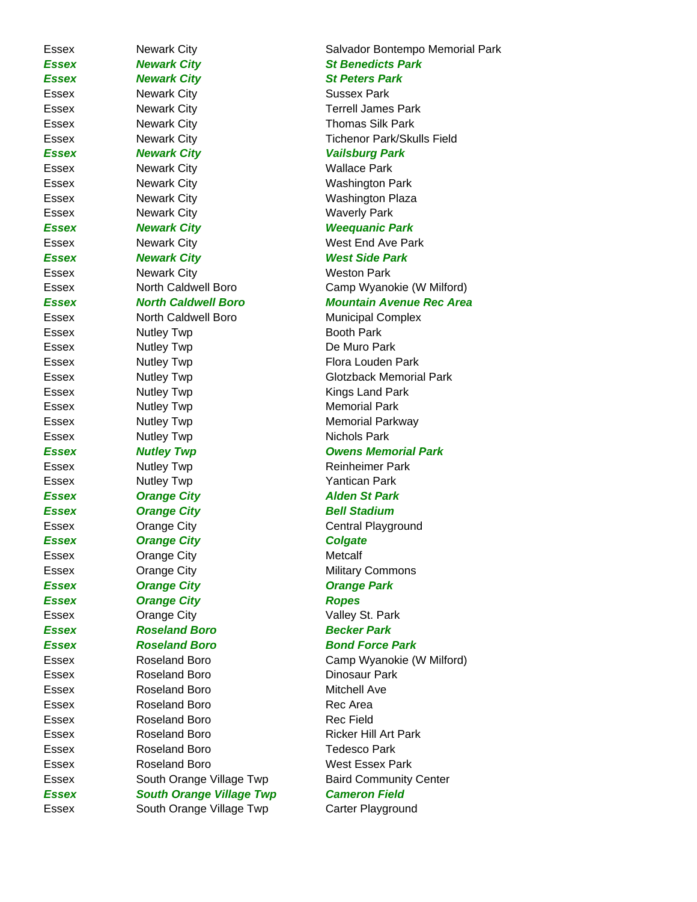| | | |
|---|---|---|
| Essex | Newark City | Salvador Bontempo Memorial Park |
| ***Essex*** | ***Newark City*** | ***St Benedicts Park*** |
| ***Essex*** | ***Newark City*** | ***St Peters Park*** |
| Essex | Newark City | Sussex Park |
| Essex | Newark City | Terrell James Park |
| Essex | Newark City | Thomas Silk Park |
| Essex | Newark City | Tichenor Park/Skulls Field |
| ***Essex*** | ***Newark City*** | ***Vailsburg Park*** |
| Essex | Newark City | Wallace Park |
| Essex | Newark City | Washington Park |
| Essex | Newark City | Washington Plaza |
| Essex | Newark City | Waverly Park |
| ***Essex*** | ***Newark City*** | ***Weequanic Park*** |
| Essex | Newark City | West End Ave Park |
| ***Essex*** | ***Newark City*** | ***West Side Park*** |
| Essex | Newark City | Weston Park |
| Essex | North Caldwell Boro | Camp Wyanokie (W Milford) |
| ***Essex*** | ***North Caldwell Boro*** | ***Mountain Avenue Rec Area*** |
| Essex | North Caldwell Boro | Municipal Complex |
| Essex | Nutley Twp | Booth Park |
| Essex | Nutley Twp | De Muro Park |
| Essex | Nutley Twp | Flora Louden Park |
| Essex | Nutley Twp | Glotzback Memorial Park |
| Essex | Nutley Twp | Kings Land Park |
| Essex | Nutley Twp | Memorial Park |
| Essex | Nutley Twp | Memorial Parkway |
| Essex | Nutley Twp | Nichols Park |
| ***Essex*** | ***Nutley Twp*** | ***Owens Memorial Park*** |
| Essex | Nutley Twp | Reinheimer Park |
| Essex | Nutley Twp | Yantican Park |
| ***Essex*** | ***Orange City*** | ***Alden St Park*** |
| ***Essex*** | ***Orange City*** | ***Bell Stadium*** |
| Essex | Orange City | Central Playground |
| ***Essex*** | ***Orange City*** | ***Colgate*** |
| Essex | Orange City | Metcalf |
| Essex | Orange City | Military Commons |
| ***Essex*** | ***Orange City*** | ***Orange Park*** |
| ***Essex*** | ***Orange City*** | ***Ropes*** |
| Essex | Orange City | Valley St. Park |
| ***Essex*** | ***Roseland Boro*** | ***Becker Park*** |
| ***Essex*** | ***Roseland Boro*** | ***Bond Force Park*** |
| Essex | Roseland Boro | Camp Wyanokie (W Milford) |
| Essex | Roseland Boro | Dinosaur Park |
| Essex | Roseland Boro | Mitchell Ave |
| Essex | Roseland Boro | Rec Area |
| Essex | Roseland Boro | Rec Field |
| Essex | Roseland Boro | Ricker Hill Art Park |
| Essex | Roseland Boro | Tedesco Park |
| Essex | Roseland Boro | West Essex Park |
| Essex | South Orange Village Twp | Baird Community Center |
| ***Essex*** | ***South Orange Village Twp*** | ***Cameron Field*** |
| Essex | South Orange Village Twp | Carter Playground |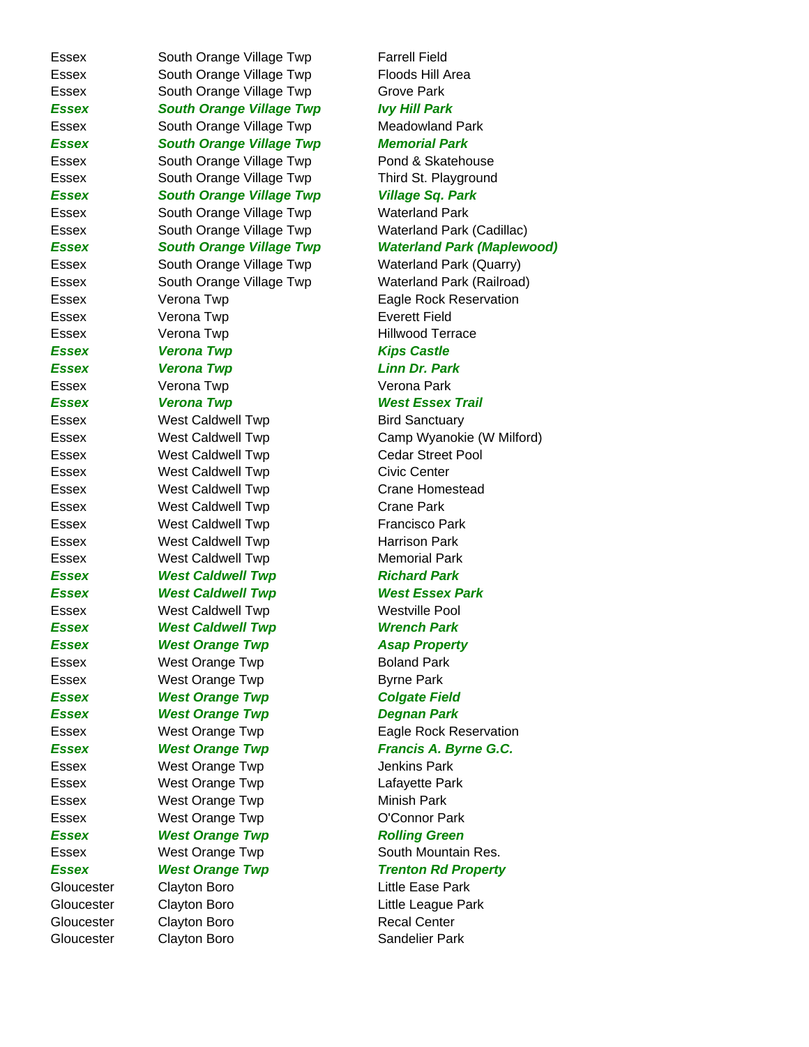| | | |
|---|---|---|
| Essex | South Orange Village Twp | Farrell Field |
| Essex | South Orange Village Twp | Floods Hill Area |
| Essex | South Orange Village Twp | Grove Park |
| ***Essex*** | ***South Orange Village Twp*** | ***Ivy Hill Park*** |
| Essex | South Orange Village Twp | Meadowland Park |
| ***Essex*** | ***South Orange Village Twp*** | ***Memorial Park*** |
| Essex | South Orange Village Twp | Pond & Skatehouse |
| Essex | South Orange Village Twp | Third St. Playground |
| ***Essex*** | ***South Orange Village Twp*** | ***Village Sq. Park*** |
| Essex | South Orange Village Twp | Waterland Park |
| Essex | South Orange Village Twp | Waterland Park (Cadillac) |
| ***Essex*** | ***South Orange Village Twp*** | ***Waterland Park (Maplewood)*** |
| Essex | South Orange Village Twp | Waterland Park (Quarry) |
| Essex | South Orange Village Twp | Waterland Park (Railroad) |
| Essex | Verona Twp | Eagle Rock Reservation |
| Essex | Verona Twp | Everett Field |
| Essex | Verona Twp | Hillwood Terrace |
| ***Essex*** | ***Verona Twp*** | ***Kips Castle*** |
| ***Essex*** | ***Verona Twp*** | ***Linn Dr. Park*** |
| Essex | Verona Twp | Verona Park |
| ***Essex*** | ***Verona Twp*** | ***West Essex Trail*** |
| Essex | West Caldwell Twp | Bird Sanctuary |
| Essex | West Caldwell Twp | Camp Wyanokie (W Milford) |
| Essex | West Caldwell Twp | Cedar Street Pool |
| Essex | West Caldwell Twp | Civic Center |
| Essex | West Caldwell Twp | Crane Homestead |
| Essex | West Caldwell Twp | Crane Park |
| Essex | West Caldwell Twp | Francisco Park |
| Essex | West Caldwell Twp | Harrison Park |
| Essex | West Caldwell Twp | Memorial Park |
| ***Essex*** | ***West Caldwell Twp*** | ***Richard Park*** |
| ***Essex*** | ***West Caldwell Twp*** | ***West Essex Park*** |
| Essex | West Caldwell Twp | Westville Pool |
| ***Essex*** | ***West Caldwell Twp*** | ***Wrench Park*** |
| ***Essex*** | ***West Orange Twp*** | ***Asap Property*** |
| Essex | West Orange Twp | Boland Park |
| Essex | West Orange Twp | Byrne Park |
| ***Essex*** | ***West Orange Twp*** | ***Colgate Field*** |
| ***Essex*** | ***West Orange Twp*** | ***Degnan Park*** |
| Essex | West Orange Twp | Eagle Rock Reservation |
| ***Essex*** | ***West Orange Twp*** | ***Francis A. Byrne G.C.*** |
| Essex | West Orange Twp | Jenkins Park |
| Essex | West Orange Twp | Lafayette Park |
| Essex | West Orange Twp | Minish Park |
| Essex | West Orange Twp | O'Connor Park |
| ***Essex*** | ***West Orange Twp*** | ***Rolling Green*** |
| Essex | West Orange Twp | South Mountain Res. |
| ***Essex*** | ***West Orange Twp*** | ***Trenton Rd Property*** |
| Gloucester | Clayton Boro | Little Ease Park |
| Gloucester | Clayton Boro | Little League Park |
| Gloucester | Clayton Boro | Recal Center |
| Gloucester | Clayton Boro | Sandelier Park |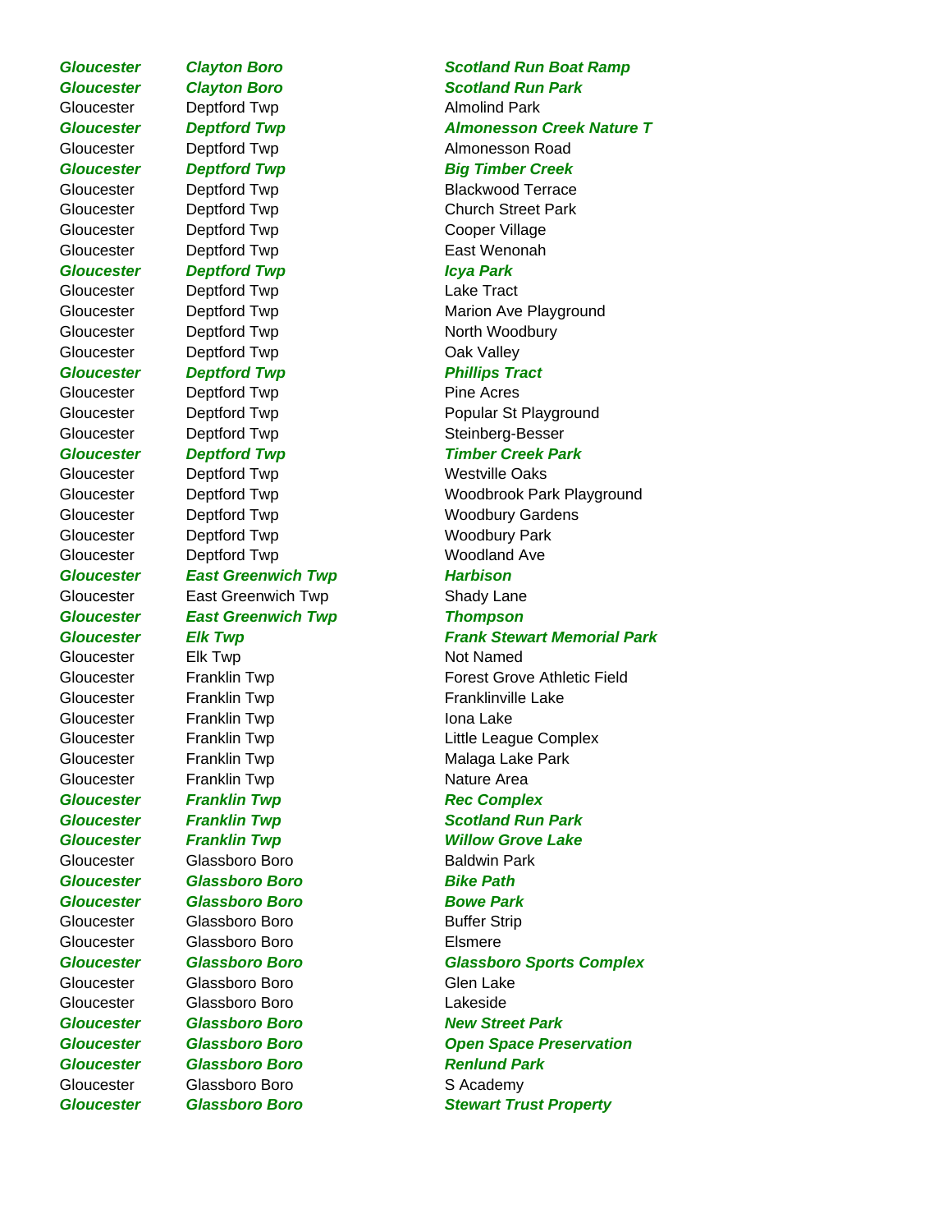| | | |
|---|---|---|
| ***Gloucester*** | ***Clayton Boro*** | ***Scotland Run Boat Ramp*** |
| ***Gloucester*** | ***Clayton Boro*** | ***Scotland Run Park*** |
| Gloucester | Deptford Twp | Almolind Park |
| ***Gloucester*** | ***Deptford Twp*** | ***Almonesson Creek Nature T*** |
| Gloucester | Deptford Twp | Almonesson Road |
| ***Gloucester*** | ***Deptford Twp*** | ***Big Timber Creek*** |
| Gloucester | Deptford Twp | Blackwood Terrace |
| Gloucester | Deptford Twp | Church Street Park |
| Gloucester | Deptford Twp | Cooper Village |
| Gloucester | Deptford Twp | East Wenonah |
| ***Gloucester*** | ***Deptford Twp*** | ***Icya Park*** |
| Gloucester | Deptford Twp | Lake Tract |
| Gloucester | Deptford Twp | Marion Ave Playground |
| Gloucester | Deptford Twp | North Woodbury |
| Gloucester | Deptford Twp | Oak Valley |
| ***Gloucester*** | ***Deptford Twp*** | ***Phillips Tract*** |
| Gloucester | Deptford Twp | Pine Acres |
| Gloucester | Deptford Twp | Popular St Playground |
| Gloucester | Deptford Twp | Steinberg-Besser |
| ***Gloucester*** | ***Deptford Twp*** | ***Timber Creek Park*** |
| Gloucester | Deptford Twp | Westville Oaks |
| Gloucester | Deptford Twp | Woodbrook Park Playground |
| Gloucester | Deptford Twp | Woodbury Gardens |
| Gloucester | Deptford Twp | Woodbury Park |
| Gloucester | Deptford Twp | Woodland Ave |
| ***Gloucester*** | ***East Greenwich Twp*** | ***Harbison*** |
| Gloucester | East Greenwich Twp | Shady Lane |
| ***Gloucester*** | ***East Greenwich Twp*** | ***Thompson*** |
| ***Gloucester*** | ***Elk Twp*** | ***Frank Stewart Memorial Park*** |
| Gloucester | Elk Twp | Not Named |
| Gloucester | Franklin Twp | Forest Grove Athletic Field |
| Gloucester | Franklin Twp | Franklinville Lake |
| Gloucester | Franklin Twp | Iona Lake |
| Gloucester | Franklin Twp | Little League Complex |
| Gloucester | Franklin Twp | Malaga Lake Park |
| Gloucester | Franklin Twp | Nature Area |
| ***Gloucester*** | ***Franklin Twp*** | ***Rec Complex*** |
| ***Gloucester*** | ***Franklin Twp*** | ***Scotland Run Park*** |
| ***Gloucester*** | ***Franklin Twp*** | ***Willow Grove Lake*** |
| Gloucester | Glassboro Boro | Baldwin Park |
| ***Gloucester*** | ***Glassboro Boro*** | ***Bike Path*** |
| ***Gloucester*** | ***Glassboro Boro*** | ***Bowe Park*** |
| Gloucester | Glassboro Boro | Buffer Strip |
| Gloucester | Glassboro Boro | Elsmere |
| ***Gloucester*** | ***Glassboro Boro*** | ***Glassboro Sports Complex*** |
| Gloucester | Glassboro Boro | Glen Lake |
| Gloucester | Glassboro Boro | Lakeside |
| ***Gloucester*** | ***Glassboro Boro*** | ***New Street Park*** |
| ***Gloucester*** | ***Glassboro Boro*** | ***Open Space Preservation*** |
| ***Gloucester*** | ***Glassboro Boro*** | ***Renlund Park*** |
| Gloucester | Glassboro Boro | S Academy |
| ***Gloucester*** | ***Glassboro Boro*** | ***Stewart Trust Property*** |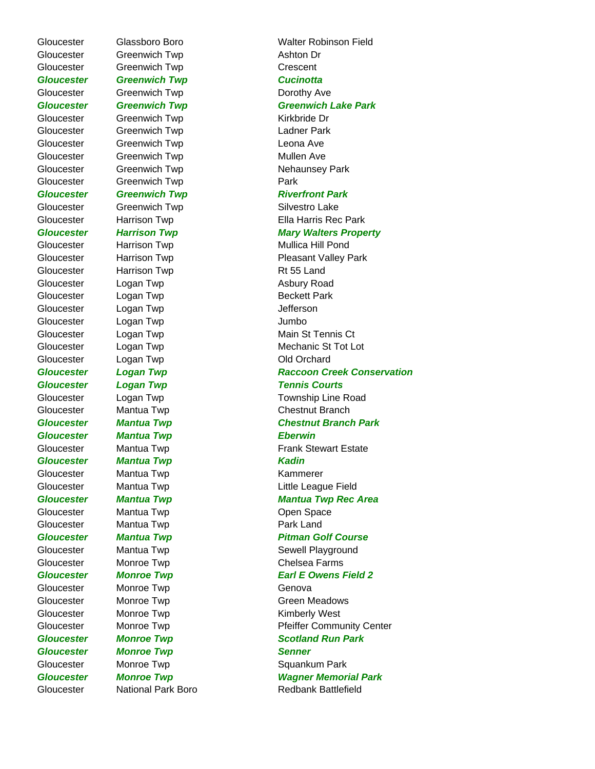| | | |
|---|---|---|
| Gloucester | Glassboro Boro | Walter Robinson Field |
| Gloucester | Greenwich Twp | Ashton Dr |
| Gloucester | Greenwich Twp | Crescent |
| ***Gloucester*** | ***Greenwich Twp*** | ***Cucinotta*** |
| Gloucester | Greenwich Twp | Dorothy Ave |
| ***Gloucester*** | ***Greenwich Twp*** | ***Greenwich Lake Park*** |
| Gloucester | Greenwich Twp | Kirkbride Dr |
| Gloucester | Greenwich Twp | Ladner Park |
| Gloucester | Greenwich Twp | Leona Ave |
| Gloucester | Greenwich Twp | Mullen Ave |
| Gloucester | Greenwich Twp | Nehaunsey Park |
| Gloucester | Greenwich Twp | Park |
| ***Gloucester*** | ***Greenwich Twp*** | ***Riverfront Park*** |
| Gloucester | Greenwich Twp | Silvestro Lake |
| Gloucester | Harrison Twp | Ella Harris Rec Park |
| ***Gloucester*** | ***Harrison Twp*** | ***Mary Walters Property*** |
| Gloucester | Harrison Twp | Mullica Hill Pond |
| Gloucester | Harrison Twp | Pleasant Valley Park |
| Gloucester | Harrison Twp | Rt 55 Land |
| Gloucester | Logan Twp | Asbury Road |
| Gloucester | Logan Twp | Beckett Park |
| Gloucester | Logan Twp | Jefferson |
| Gloucester | Logan Twp | Jumbo |
| Gloucester | Logan Twp | Main St Tennis Ct |
| Gloucester | Logan Twp | Mechanic St Tot Lot |
| Gloucester | Logan Twp | Old Orchard |
| ***Gloucester*** | ***Logan Twp*** | ***Raccoon Creek Conservation*** |
| ***Gloucester*** | ***Logan Twp*** | ***Tennis Courts*** |
| Gloucester | Logan Twp | Township Line Road |
| Gloucester | Mantua Twp | Chestnut Branch |
| ***Gloucester*** | ***Mantua Twp*** | ***Chestnut Branch Park*** |
| ***Gloucester*** | ***Mantua Twp*** | ***Eberwin*** |
| Gloucester | Mantua Twp | Frank Stewart Estate |
| ***Gloucester*** | ***Mantua Twp*** | ***Kadin*** |
| Gloucester | Mantua Twp | Kammerer |
| Gloucester | Mantua Twp | Little League Field |
| ***Gloucester*** | ***Mantua Twp*** | ***Mantua Twp Rec Area*** |
| Gloucester | Mantua Twp | Open Space |
| Gloucester | Mantua Twp | Park Land |
| ***Gloucester*** | ***Mantua Twp*** | ***Pitman Golf Course*** |
| Gloucester | Mantua Twp | Sewell Playground |
| Gloucester | Monroe Twp | Chelsea Farms |
| ***Gloucester*** | ***Monroe Twp*** | ***Earl E Owens Field 2*** |
| Gloucester | Monroe Twp | Genova |
| Gloucester | Monroe Twp | Green Meadows |
| Gloucester | Monroe Twp | Kimberly West |
| Gloucester | Monroe Twp | Pfeiffer Community Center |
| ***Gloucester*** | ***Monroe Twp*** | ***Scotland Run Park*** |
| ***Gloucester*** | ***Monroe Twp*** | ***Senner*** |
| Gloucester | Monroe Twp | Squankum Park |
| ***Gloucester*** | ***Monroe Twp*** | ***Wagner Memorial Park*** |
| Gloucester | National Park Boro | Redbank Battlefield |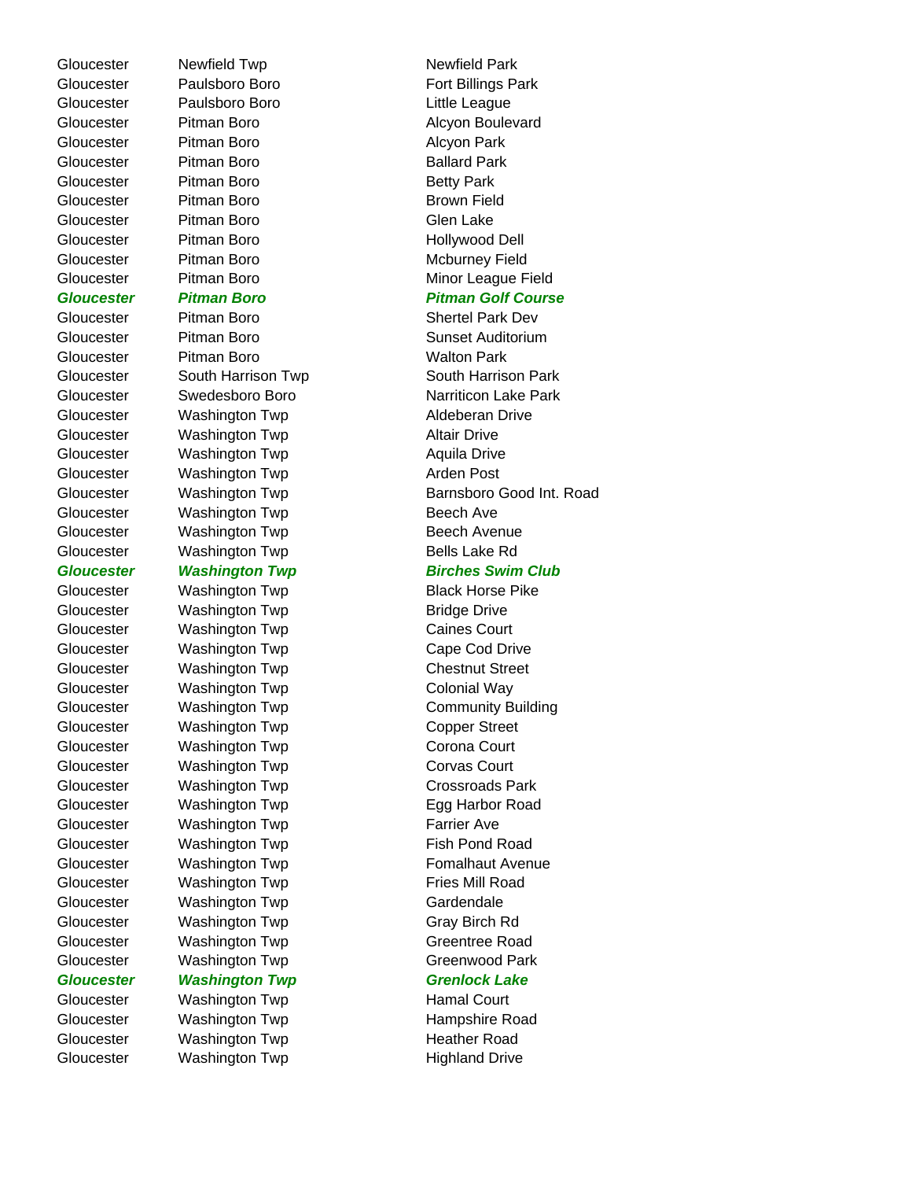| | | |
|---|---|---|
| Gloucester | Newfield Twp | Newfield Park |
| Gloucester | Paulsboro Boro | Fort Billings Park |
| Gloucester | Paulsboro Boro | Little League |
| Gloucester | Pitman Boro | Alcyon Boulevard |
| Gloucester | Pitman Boro | Alcyon Park |
| Gloucester | Pitman Boro | Ballard Park |
| Gloucester | Pitman Boro | Betty Park |
| Gloucester | Pitman Boro | Brown Field |
| Gloucester | Pitman Boro | Glen Lake |
| Gloucester | Pitman Boro | Hollywood Dell |
| Gloucester | Pitman Boro | Mcburney Field |
| Gloucester | Pitman Boro | Minor League Field |
| ***Gloucester*** | ***Pitman Boro*** | ***Pitman Golf Course*** |
| Gloucester | Pitman Boro | Shertel Park Dev |
| Gloucester | Pitman Boro | Sunset Auditorium |
| Gloucester | Pitman Boro | Walton Park |
| Gloucester | South Harrison Twp | South Harrison Park |
| Gloucester | Swedesboro Boro | Narriticon Lake Park |
| Gloucester | Washington Twp | Aldeberan Drive |
| Gloucester | Washington Twp | Altair Drive |
| Gloucester | Washington Twp | Aquila Drive |
| Gloucester | Washington Twp | Arden Post |
| Gloucester | Washington Twp | Barnsboro Good Int. Road |
| Gloucester | Washington Twp | Beech Ave |
| Gloucester | Washington Twp | Beech Avenue |
| Gloucester | Washington Twp | Bells Lake Rd |
| ***Gloucester*** | ***Washington Twp*** | ***Birches Swim Club*** |
| Gloucester | Washington Twp | Black Horse Pike |
| Gloucester | Washington Twp | Bridge Drive |
| Gloucester | Washington Twp | Caines Court |
| Gloucester | Washington Twp | Cape Cod Drive |
| Gloucester | Washington Twp | Chestnut Street |
| Gloucester | Washington Twp | Colonial Way |
| Gloucester | Washington Twp | Community Building |
| Gloucester | Washington Twp | Copper Street |
| Gloucester | Washington Twp | Corona Court |
| Gloucester | Washington Twp | Corvas Court |
| Gloucester | Washington Twp | Crossroads Park |
| Gloucester | Washington Twp | Egg Harbor Road |
| Gloucester | Washington Twp | Farrier Ave |
| Gloucester | Washington Twp | Fish Pond Road |
| Gloucester | Washington Twp | Fomalhaut Avenue |
| Gloucester | Washington Twp | Fries Mill Road |
| Gloucester | Washington Twp | Gardendale |
| Gloucester | Washington Twp | Gray Birch Rd |
| Gloucester | Washington Twp | Greentree Road |
| Gloucester | Washington Twp | Greenwood Park |
| ***Gloucester*** | ***Washington Twp*** | ***Grenlock Lake*** |
| Gloucester | Washington Twp | Hamal Court |
| Gloucester | Washington Twp | Hampshire Road |
| Gloucester | Washington Twp | Heather Road |
| Gloucester | Washington Twp | Highland Drive |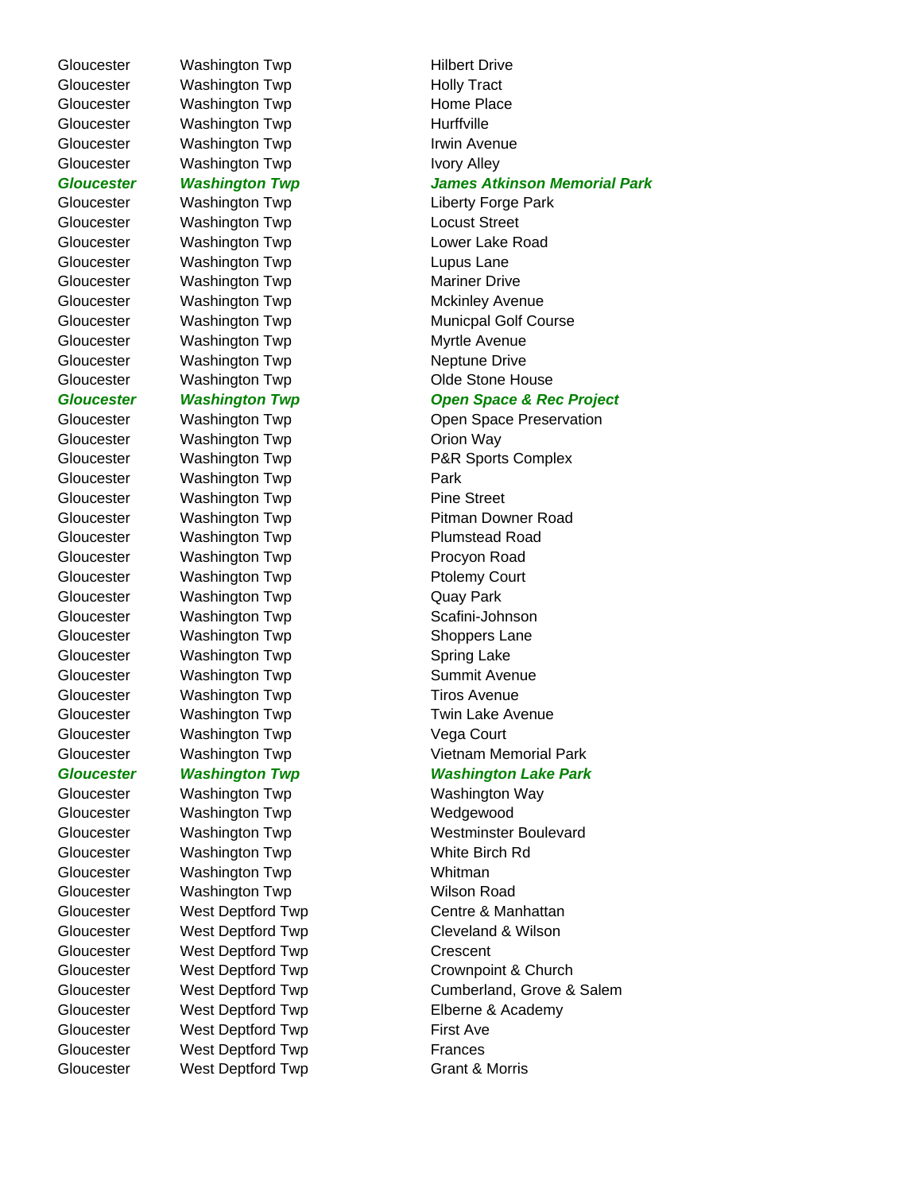| | | |
|---|---|---|
| Gloucester | Washington Twp | Hilbert Drive |
| Gloucester | Washington Twp | Holly Tract |
| Gloucester | Washington Twp | Home Place |
| Gloucester | Washington Twp | Hurffville |
| Gloucester | Washington Twp | Irwin Avenue |
| Gloucester | Washington Twp | Ivory Alley |
| ***Gloucester*** | ***Washington Twp*** | ***James Atkinson Memorial Park*** |
| Gloucester | Washington Twp | Liberty Forge Park |
| Gloucester | Washington Twp | Locust Street |
| Gloucester | Washington Twp | Lower Lake Road |
| Gloucester | Washington Twp | Lupus Lane |
| Gloucester | Washington Twp | Mariner Drive |
| Gloucester | Washington Twp | Mckinley Avenue |
| Gloucester | Washington Twp | Municpal Golf Course |
| Gloucester | Washington Twp | Myrtle Avenue |
| Gloucester | Washington Twp | Neptune Drive |
| Gloucester | Washington Twp | Olde Stone House |
| ***Gloucester*** | ***Washington Twp*** | ***Open Space & Rec Project*** |
| Gloucester | Washington Twp | Open Space Preservation |
| Gloucester | Washington Twp | Orion Way |
| Gloucester | Washington Twp | P&R Sports Complex |
| Gloucester | Washington Twp | Park |
| Gloucester | Washington Twp | Pine Street |
| Gloucester | Washington Twp | Pitman Downer Road |
| Gloucester | Washington Twp | Plumstead Road |
| Gloucester | Washington Twp | Procyon Road |
| Gloucester | Washington Twp | Ptolemy Court |
| Gloucester | Washington Twp | Quay Park |
| Gloucester | Washington Twp | Scafini-Johnson |
| Gloucester | Washington Twp | Shoppers Lane |
| Gloucester | Washington Twp | Spring Lake |
| Gloucester | Washington Twp | Summit Avenue |
| Gloucester | Washington Twp | Tiros Avenue |
| Gloucester | Washington Twp | Twin Lake Avenue |
| Gloucester | Washington Twp | Vega Court |
| Gloucester | Washington Twp | Vietnam Memorial Park |
| ***Gloucester*** | ***Washington Twp*** | ***Washington Lake Park*** |
| Gloucester | Washington Twp | Washington Way |
| Gloucester | Washington Twp | Wedgewood |
| Gloucester | Washington Twp | Westminster Boulevard |
| Gloucester | Washington Twp | White Birch Rd |
| Gloucester | Washington Twp | Whitman |
| Gloucester | Washington Twp | Wilson Road |
| Gloucester | West Deptford Twp | Centre & Manhattan |
| Gloucester | West Deptford Twp | Cleveland & Wilson |
| Gloucester | West Deptford Twp | Crescent |
| Gloucester | West Deptford Twp | Crownpoint & Church |
| Gloucester | West Deptford Twp | Cumberland, Grove & Salem |
| Gloucester | West Deptford Twp | Elberne & Academy |
| Gloucester | West Deptford Twp | First Ave |
| Gloucester | West Deptford Twp | Frances |
| Gloucester | West Deptford Twp | Grant & Morris |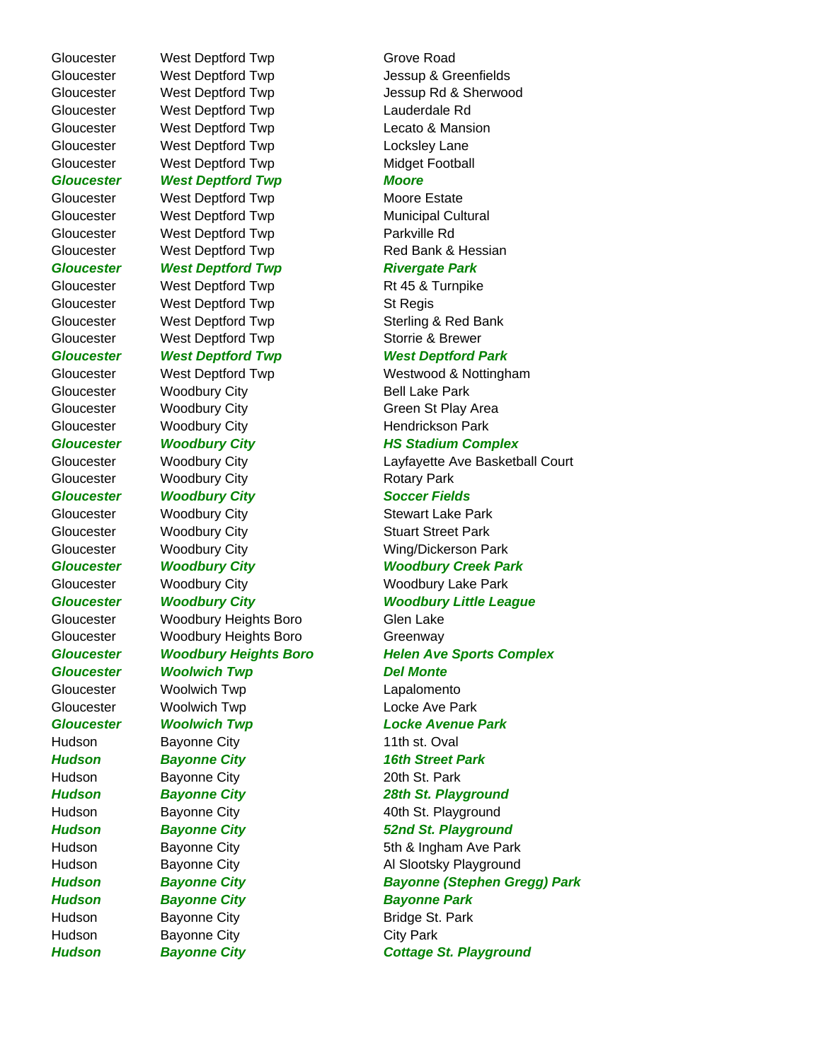| | | |
|---|---|---|
| Gloucester | West Deptford Twp | Grove Road |
| Gloucester | West Deptford Twp | Jessup & Greenfields |
| Gloucester | West Deptford Twp | Jessup Rd & Sherwood |
| Gloucester | West Deptford Twp | Lauderdale Rd |
| Gloucester | West Deptford Twp | Lecato & Mansion |
| Gloucester | West Deptford Twp | Locksley Lane |
| Gloucester | West Deptford Twp | Midget Football |
| ***Gloucester*** | ***West Deptford Twp*** | ***Moore*** |
| Gloucester | West Deptford Twp | Moore Estate |
| Gloucester | West Deptford Twp | Municipal Cultural |
| Gloucester | West Deptford Twp | Parkville Rd |
| Gloucester | West Deptford Twp | Red Bank & Hessian |
| ***Gloucester*** | ***West Deptford Twp*** | ***Rivergate Park*** |
| Gloucester | West Deptford Twp | Rt 45 & Turnpike |
| Gloucester | West Deptford Twp | St Regis |
| Gloucester | West Deptford Twp | Sterling & Red Bank |
| Gloucester | West Deptford Twp | Storrie & Brewer |
| ***Gloucester*** | ***West Deptford Twp*** | ***West Deptford Park*** |
| Gloucester | West Deptford Twp | Westwood & Nottingham |
| Gloucester | Woodbury City | Bell Lake Park |
| Gloucester | Woodbury City | Green St Play Area |
| Gloucester | Woodbury City | Hendrickson Park |
| ***Gloucester*** | ***Woodbury City*** | ***HS Stadium Complex*** |
| Gloucester | Woodbury City | Layfayette Ave Basketball Court |
| Gloucester | Woodbury City | Rotary Park |
| ***Gloucester*** | ***Woodbury City*** | ***Soccer Fields*** |
| Gloucester | Woodbury City | Stewart Lake Park |
| Gloucester | Woodbury City | Stuart Street Park |
| Gloucester | Woodbury City | Wing/Dickerson Park |
| ***Gloucester*** | ***Woodbury City*** | ***Woodbury Creek Park*** |
| Gloucester | Woodbury City | Woodbury Lake Park |
| ***Gloucester*** | ***Woodbury City*** | ***Woodbury Little League*** |
| Gloucester | Woodbury Heights Boro | Glen Lake |
| Gloucester | Woodbury Heights Boro | Greenway |
| ***Gloucester*** | ***Woodbury Heights Boro*** | ***Helen Ave Sports Complex*** |
| ***Gloucester*** | ***Woolwich Twp*** | ***Del Monte*** |
| Gloucester | Woolwich Twp | Lapalomento |
| Gloucester | Woolwich Twp | Locke Ave Park |
| ***Gloucester*** | ***Woolwich Twp*** | ***Locke Avenue Park*** |
| Hudson | Bayonne City | 11th st. Oval |
| ***Hudson*** | ***Bayonne City*** | ***16th Street Park*** |
| Hudson | Bayonne City | 20th St. Park |
| ***Hudson*** | ***Bayonne City*** | ***28th St. Playground*** |
| Hudson | Bayonne City | 40th St. Playground |
| ***Hudson*** | ***Bayonne City*** | ***52nd St. Playground*** |
| Hudson | Bayonne City | 5th & Ingham Ave Park |
| Hudson | Bayonne City | Al Slootsky Playground |
| ***Hudson*** | ***Bayonne City*** | ***Bayonne (Stephen Gregg) Park*** |
| ***Hudson*** | ***Bayonne City*** | ***Bayonne Park*** |
| Hudson | Bayonne City | Bridge St. Park |
| Hudson | Bayonne City | City Park |
| ***Hudson*** | ***Bayonne City*** | ***Cottage St. Playground*** |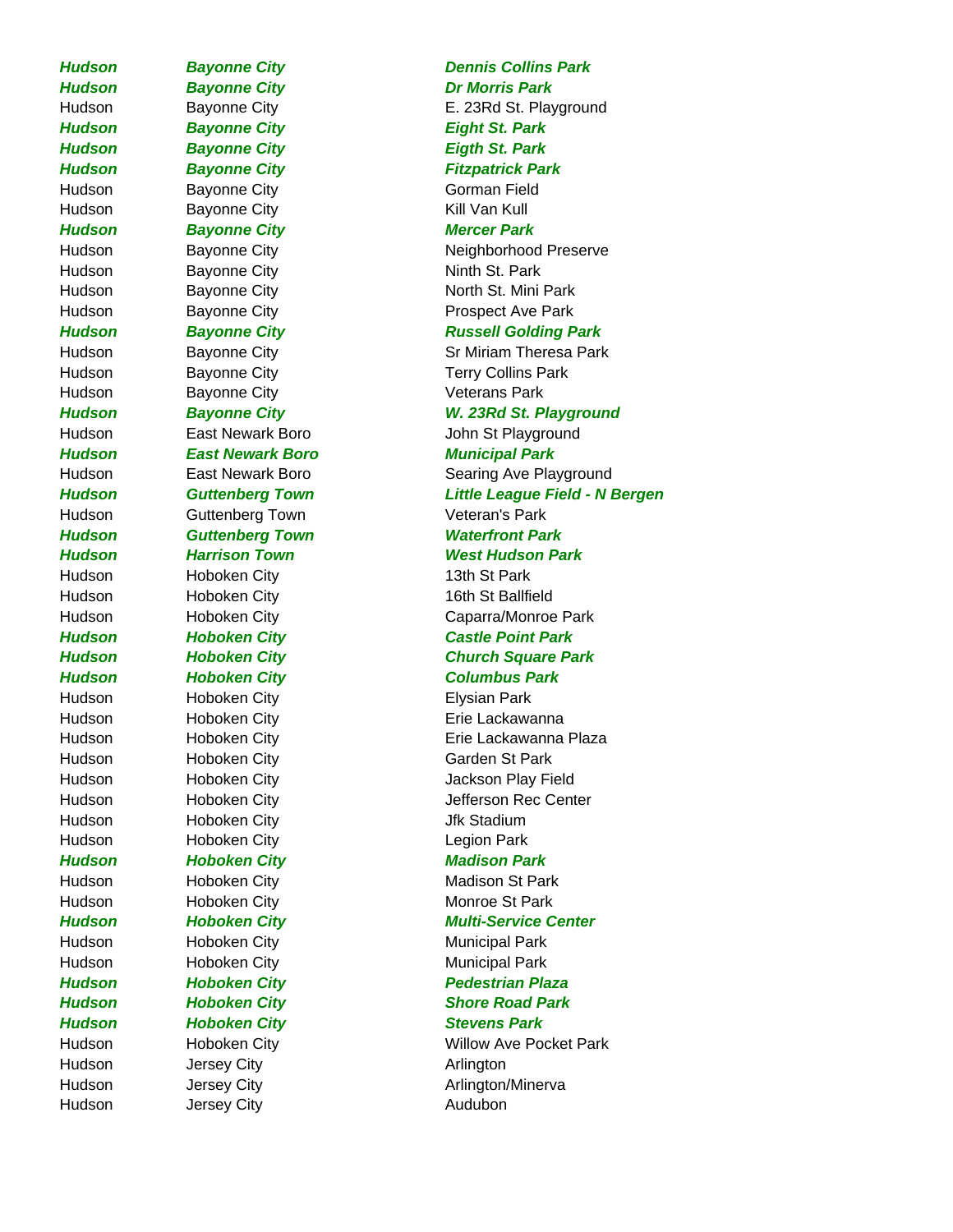| | | |
|---|---|---|
| ***Hudson*** | ***Bayonne City*** | ***Dennis Collins Park*** |
| ***Hudson*** | ***Bayonne City*** | ***Dr Morris Park*** |
| Hudson | Bayonne City | E. 23Rd St. Playground |
| ***Hudson*** | ***Bayonne City*** | ***Eight St. Park*** |
| ***Hudson*** | ***Bayonne City*** | ***Eigth St. Park*** |
| ***Hudson*** | ***Bayonne City*** | ***Fitzpatrick Park*** |
| Hudson | Bayonne City | Gorman Field |
| Hudson | Bayonne City | Kill Van Kull |
| ***Hudson*** | ***Bayonne City*** | ***Mercer Park*** |
| Hudson | Bayonne City | Neighborhood Preserve |
| Hudson | Bayonne City | Ninth St. Park |
| Hudson | Bayonne City | North St. Mini Park |
| Hudson | Bayonne City | Prospect Ave Park |
| ***Hudson*** | ***Bayonne City*** | ***Russell Golding Park*** |
| Hudson | Bayonne City | Sr Miriam Theresa Park |
| Hudson | Bayonne City | Terry Collins Park |
| Hudson | Bayonne City | Veterans Park |
| ***Hudson*** | ***Bayonne City*** | ***W. 23Rd St. Playground*** |
| Hudson | East Newark Boro | John St Playground |
| ***Hudson*** | ***East Newark Boro*** | ***Municipal Park*** |
| Hudson | East Newark Boro | Searing Ave Playground |
| ***Hudson*** | ***Guttenberg Town*** | ***Little League Field - N Bergen*** |
| Hudson | Guttenberg Town | Veteran's Park |
| ***Hudson*** | ***Guttenberg Town*** | ***Waterfront Park*** |
| ***Hudson*** | ***Harrison Town*** | ***West Hudson Park*** |
| Hudson | Hoboken City | 13th St Park |
| Hudson | Hoboken City | 16th St Ballfield |
| Hudson | Hoboken City | Caparra/Monroe Park |
| ***Hudson*** | ***Hoboken City*** | ***Castle Point Park*** |
| ***Hudson*** | ***Hoboken City*** | ***Church Square Park*** |
| ***Hudson*** | ***Hoboken City*** | ***Columbus Park*** |
| Hudson | Hoboken City | Elysian Park |
| Hudson | Hoboken City | Erie Lackawanna |
| Hudson | Hoboken City | Erie Lackawanna Plaza |
| Hudson | Hoboken City | Garden St Park |
| Hudson | Hoboken City | Jackson Play Field |
| Hudson | Hoboken City | Jefferson Rec Center |
| Hudson | Hoboken City | Jfk Stadium |
| Hudson | Hoboken City | Legion Park |
| ***Hudson*** | ***Hoboken City*** | ***Madison Park*** |
| Hudson | Hoboken City | Madison St Park |
| Hudson | Hoboken City | Monroe St Park |
| ***Hudson*** | ***Hoboken City*** | ***Multi-Service Center*** |
| Hudson | Hoboken City | Municipal Park |
| Hudson | Hoboken City | Municipal Park |
| ***Hudson*** | ***Hoboken City*** | ***Pedestrian Plaza*** |
| ***Hudson*** | ***Hoboken City*** | ***Shore Road Park*** |
| ***Hudson*** | ***Hoboken City*** | ***Stevens Park*** |
| Hudson | Hoboken City | Willow Ave Pocket Park |
| Hudson | Jersey City | Arlington |
| Hudson | Jersey City | Arlington/Minerva |
| Hudson | Jersey City | Audubon |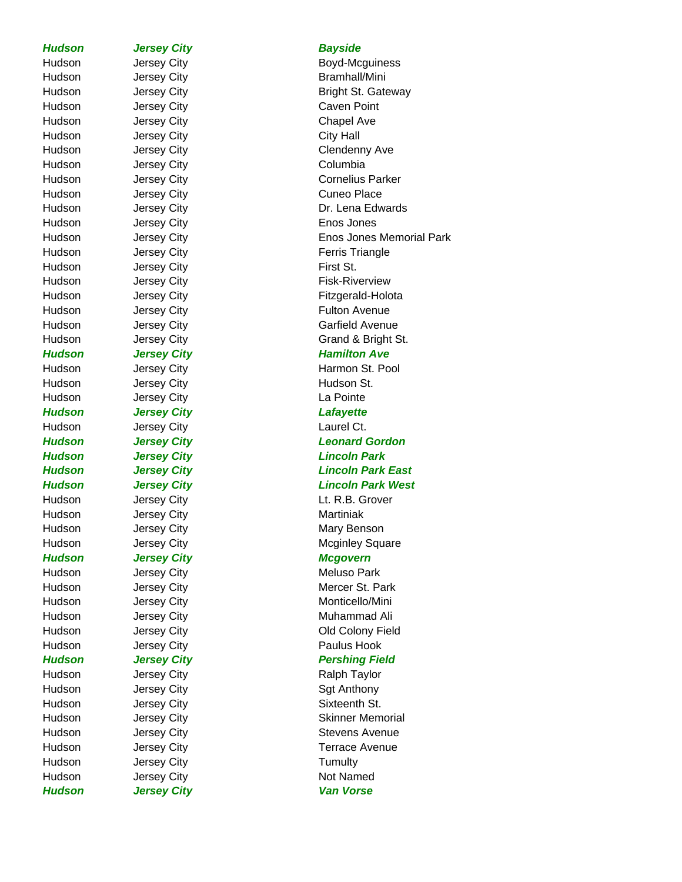| | | |
|---|---|---|
| ***Hudson*** | ***Jersey City*** | ***Bayside*** |
| Hudson | Jersey City | Boyd-Mcguiness |
| Hudson | Jersey City | Bramhall/Mini |
| Hudson | Jersey City | Bright St. Gateway |
| Hudson | Jersey City | Caven Point |
| Hudson | Jersey City | Chapel Ave |
| Hudson | Jersey City | City Hall |
| Hudson | Jersey City | Clendenny Ave |
| Hudson | Jersey City | Columbia |
| Hudson | Jersey City | Cornelius Parker |
| Hudson | Jersey City | Cuneo Place |
| Hudson | Jersey City | Dr. Lena Edwards |
| Hudson | Jersey City | Enos Jones |
| Hudson | Jersey City | Enos Jones Memorial Park |
| Hudson | Jersey City | Ferris Triangle |
| Hudson | Jersey City | First St. |
| Hudson | Jersey City | Fisk-Riverview |
| Hudson | Jersey City | Fitzgerald-Holota |
| Hudson | Jersey City | Fulton Avenue |
| Hudson | Jersey City | Garfield Avenue |
| Hudson | Jersey City | Grand & Bright St. |
| ***Hudson*** | ***Jersey City*** | ***Hamilton Ave*** |
| Hudson | Jersey City | Harmon St. Pool |
| Hudson | Jersey City | Hudson St. |
| Hudson | Jersey City | La Pointe |
| ***Hudson*** | ***Jersey City*** | ***Lafayette*** |
| Hudson | Jersey City | Laurel Ct. |
| ***Hudson*** | ***Jersey City*** | ***Leonard Gordon*** |
| ***Hudson*** | ***Jersey City*** | ***Lincoln Park*** |
| ***Hudson*** | ***Jersey City*** | ***Lincoln Park East*** |
| ***Hudson*** | ***Jersey City*** | ***Lincoln Park West*** |
| Hudson | Jersey City | Lt. R.B. Grover |
| Hudson | Jersey City | Martiniak |
| Hudson | Jersey City | Mary Benson |
| Hudson | Jersey City | Mcginley Square |
| ***Hudson*** | ***Jersey City*** | ***Mcgovern*** |
| Hudson | Jersey City | Meluso Park |
| Hudson | Jersey City | Mercer St. Park |
| Hudson | Jersey City | Monticello/Mini |
| Hudson | Jersey City | Muhammad Ali |
| Hudson | Jersey City | Old Colony Field |
| Hudson | Jersey City | Paulus Hook |
| ***Hudson*** | ***Jersey City*** | ***Pershing Field*** |
| Hudson | Jersey City | Ralph Taylor |
| Hudson | Jersey City | Sgt Anthony |
| Hudson | Jersey City | Sixteenth St. |
| Hudson | Jersey City | Skinner Memorial |
| Hudson | Jersey City | Stevens Avenue |
| Hudson | Jersey City | Terrace Avenue |
| Hudson | Jersey City | Tumulty |
| Hudson | Jersey City | Not Named |
| ***Hudson*** | ***Jersey City*** | ***Van Vorse*** |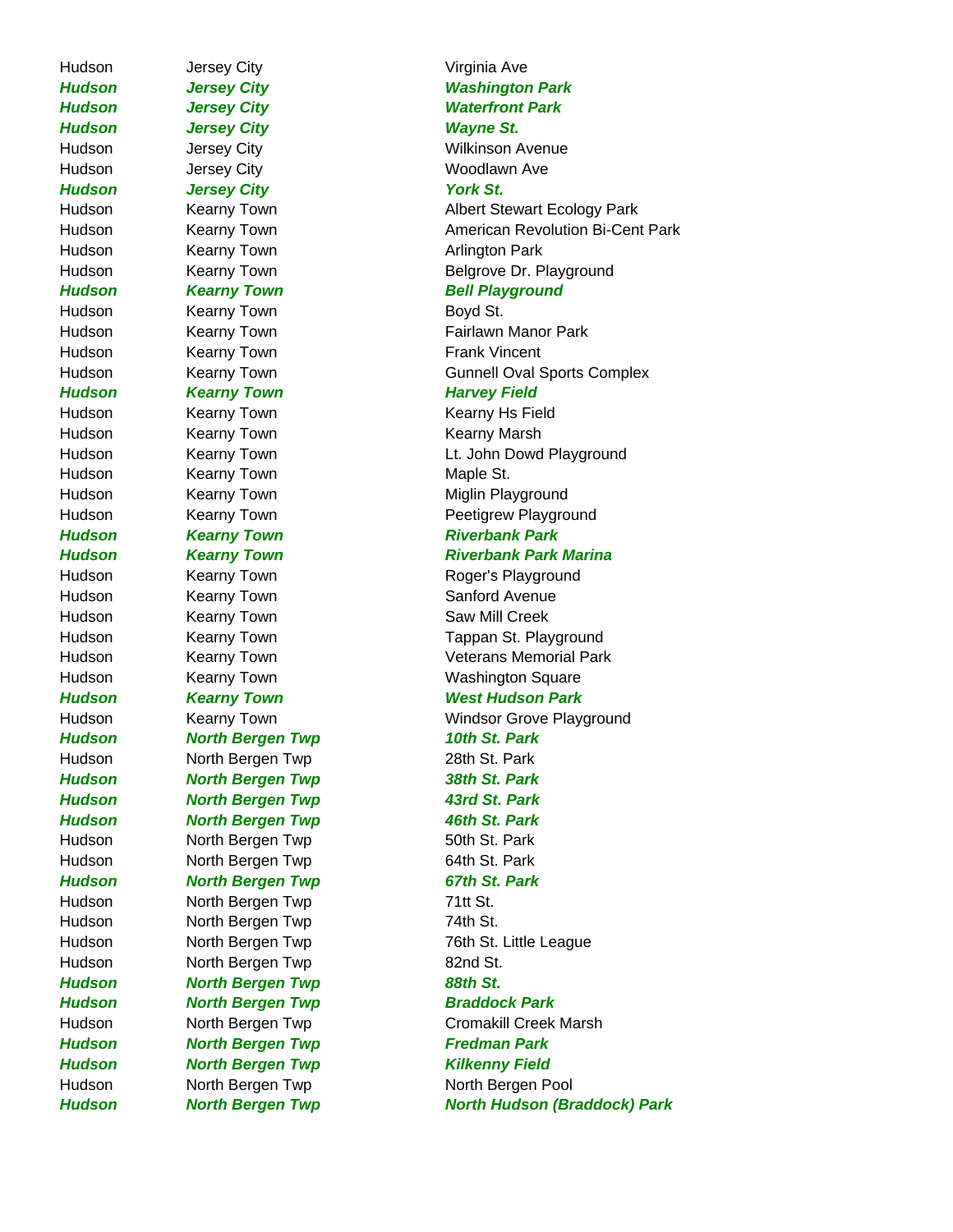| | | |
|---|---|---|
| Hudson | Jersey City | Virginia Ave |
| ***Hudson*** | ***Jersey City*** | ***Washington Park*** |
| ***Hudson*** | ***Jersey City*** | ***Waterfront Park*** |
| ***Hudson*** | ***Jersey City*** | ***Wayne St.*** |
| Hudson | Jersey City | Wilkinson Avenue |
| Hudson | Jersey City | Woodlawn Ave |
| ***Hudson*** | ***Jersey City*** | ***York St.*** |
| Hudson | Kearny Town | Albert Stewart Ecology Park |
| Hudson | Kearny Town | American Revolution Bi-Cent Park |
| Hudson | Kearny Town | Arlington Park |
| Hudson | Kearny Town | Belgrove Dr. Playground |
| ***Hudson*** | ***Kearny Town*** | ***Bell Playground*** |
| Hudson | Kearny Town | Boyd St. |
| Hudson | Kearny Town | Fairlawn Manor Park |
| Hudson | Kearny Town | Frank Vincent |
| Hudson | Kearny Town | Gunnell Oval Sports Complex |
| ***Hudson*** | ***Kearny Town*** | ***Harvey Field*** |
| Hudson | Kearny Town | Kearny Hs Field |
| Hudson | Kearny Town | Kearny Marsh |
| Hudson | Kearny Town | Lt. John Dowd Playground |
| Hudson | Kearny Town | Maple St. |
| Hudson | Kearny Town | Miglin Playground |
| Hudson | Kearny Town | Peetigrew Playground |
| ***Hudson*** | ***Kearny Town*** | ***Riverbank Park*** |
| ***Hudson*** | ***Kearny Town*** | ***Riverbank Park Marina*** |
| Hudson | Kearny Town | Roger's Playground |
| Hudson | Kearny Town | Sanford Avenue |
| Hudson | Kearny Town | Saw Mill Creek |
| Hudson | Kearny Town | Tappan St. Playground |
| Hudson | Kearny Town | Veterans Memorial Park |
| Hudson | Kearny Town | Washington Square |
| ***Hudson*** | ***Kearny Town*** | ***West Hudson Park*** |
| Hudson | Kearny Town | Windsor Grove Playground |
| ***Hudson*** | ***North Bergen Twp*** | ***10th St. Park*** |
| Hudson | North Bergen Twp | 28th St. Park |
| ***Hudson*** | ***North Bergen Twp*** | ***38th St. Park*** |
| ***Hudson*** | ***North Bergen Twp*** | ***43rd St. Park*** |
| ***Hudson*** | ***North Bergen Twp*** | ***46th St. Park*** |
| Hudson | North Bergen Twp | 50th St. Park |
| Hudson | North Bergen Twp | 64th St. Park |
| ***Hudson*** | ***North Bergen Twp*** | ***67th St. Park*** |
| Hudson | North Bergen Twp | 71tt St. |
| Hudson | North Bergen Twp | 74th St. |
| Hudson | North Bergen Twp | 76th St. Little League |
| Hudson | North Bergen Twp | 82nd St. |
| ***Hudson*** | ***North Bergen Twp*** | ***88th St.*** |
| ***Hudson*** | ***North Bergen Twp*** | ***Braddock Park*** |
| Hudson | North Bergen Twp | Cromakill Creek Marsh |
| ***Hudson*** | ***North Bergen Twp*** | ***Fredman Park*** |
| ***Hudson*** | ***North Bergen Twp*** | ***Kilkenny Field*** |
| Hudson | North Bergen Twp | North Bergen Pool |
| ***Hudson*** | ***North Bergen Twp*** | ***North Hudson (Braddock) Park*** |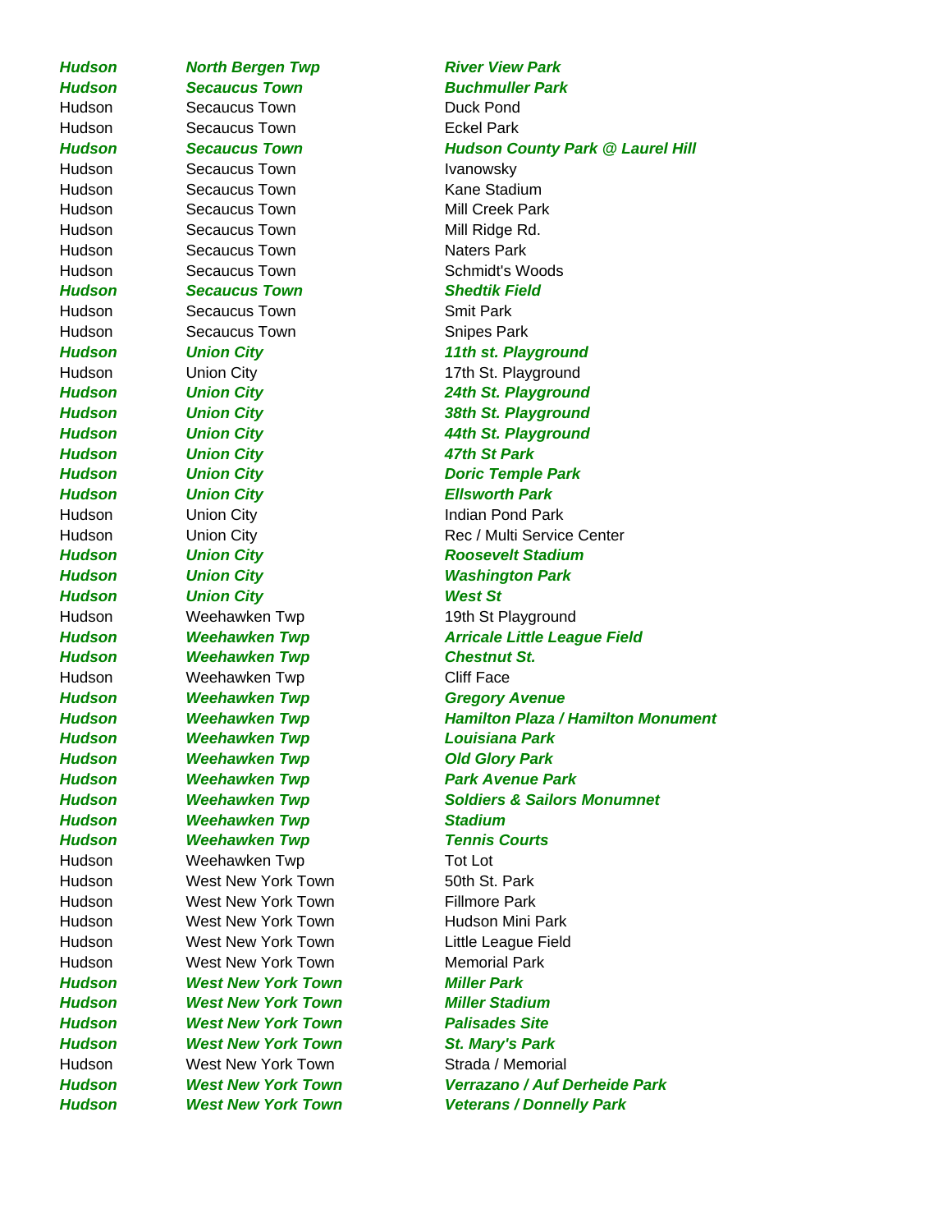| | | |
|---|---|---|
| ***Hudson*** | ***North Bergen Twp*** | ***River View Park*** |
| ***Hudson*** | ***Secaucus Town*** | ***Buchmuller Park*** |
| Hudson | Secaucus Town | Duck Pond |
| Hudson | Secaucus Town | Eckel Park |
| ***Hudson*** | ***Secaucus Town*** | ***Hudson County Park @ Laurel Hill*** |
| Hudson | Secaucus Town | Ivanowsky |
| Hudson | Secaucus Town | Kane Stadium |
| Hudson | Secaucus Town | Mill Creek Park |
| Hudson | Secaucus Town | Mill Ridge Rd. |
| Hudson | Secaucus Town | Naters Park |
| Hudson | Secaucus Town | Schmidt's Woods |
| ***Hudson*** | ***Secaucus Town*** | ***Shedtik Field*** |
| Hudson | Secaucus Town | Smit Park |
| Hudson | Secaucus Town | Snipes Park |
| ***Hudson*** | ***Union City*** | ***11th st. Playground*** |
| Hudson | Union City | 17th St. Playground |
| ***Hudson*** | ***Union City*** | ***24th St. Playground*** |
| ***Hudson*** | ***Union City*** | ***38th St. Playground*** |
| ***Hudson*** | ***Union City*** | ***44th St. Playground*** |
| ***Hudson*** | ***Union City*** | ***47th St Park*** |
| ***Hudson*** | ***Union City*** | ***Doric Temple Park*** |
| ***Hudson*** | ***Union City*** | ***Ellsworth Park*** |
| Hudson | Union City | Indian Pond Park |
| Hudson | Union City | Rec / Multi Service Center |
| ***Hudson*** | ***Union City*** | ***Roosevelt Stadium*** |
| ***Hudson*** | ***Union City*** | ***Washington Park*** |
| ***Hudson*** | ***Union City*** | ***West St*** |
| Hudson | Weehawken Twp | 19th St Playground |
| ***Hudson*** | ***Weehawken Twp*** | ***Arricale Little League Field*** |
| ***Hudson*** | ***Weehawken Twp*** | ***Chestnut St.*** |
| Hudson | Weehawken Twp | Cliff Face |
| ***Hudson*** | ***Weehawken Twp*** | ***Gregory Avenue*** |
| ***Hudson*** | ***Weehawken Twp*** | ***Hamilton Plaza / Hamilton Monument*** |
| ***Hudson*** | ***Weehawken Twp*** | ***Louisiana Park*** |
| ***Hudson*** | ***Weehawken Twp*** | ***Old Glory Park*** |
| ***Hudson*** | ***Weehawken Twp*** | ***Park Avenue Park*** |
| ***Hudson*** | ***Weehawken Twp*** | ***Soldiers & Sailors Monumnet*** |
| ***Hudson*** | ***Weehawken Twp*** | ***Stadium*** |
| ***Hudson*** | ***Weehawken Twp*** | ***Tennis Courts*** |
| Hudson | Weehawken Twp | Tot Lot |
| Hudson | West New York Town | 50th St. Park |
| Hudson | West New York Town | Fillmore Park |
| Hudson | West New York Town | Hudson Mini Park |
| Hudson | West New York Town | Little League Field |
| Hudson | West New York Town | Memorial Park |
| ***Hudson*** | ***West New York Town*** | ***Miller Park*** |
| ***Hudson*** | ***West New York Town*** | ***Miller Stadium*** |
| ***Hudson*** | ***West New York Town*** | ***Palisades Site*** |
| ***Hudson*** | ***West New York Town*** | ***St. Mary's Park*** |
| Hudson | West New York Town | Strada / Memorial |
| ***Hudson*** | ***West New York Town*** | ***Verrazano / Auf Derheide Park*** |
| ***Hudson*** | ***West New York Town*** | ***Veterans / Donnelly Park*** |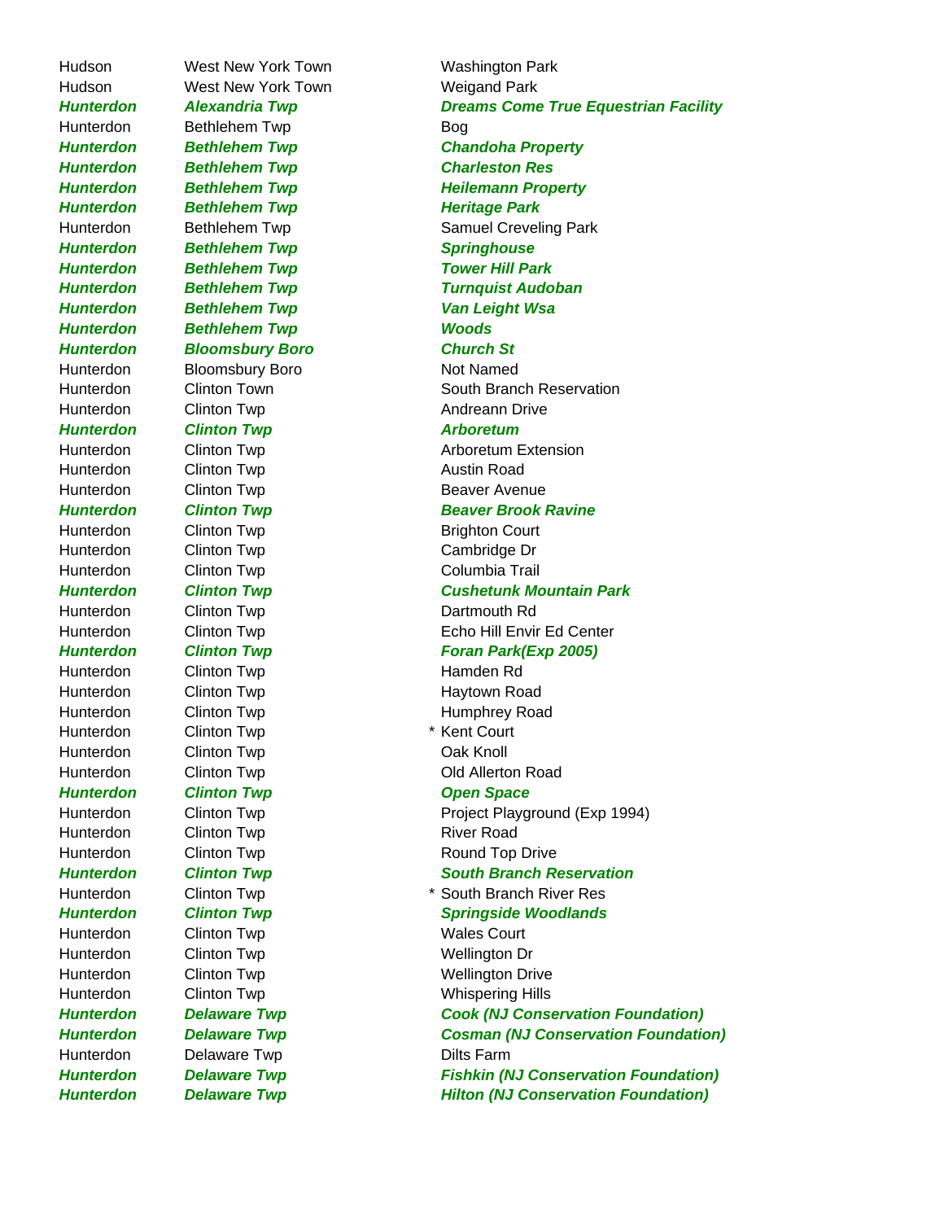| | | | |
|---|---|---|---|
| Hudson | West New York Town | | Washington Park |
| Hudson | West New York Town | | Weigand Park |
| ***Hunterdon*** | ***Alexandria Twp*** | | ***Dreams Come True Equestrian Facility*** |
| Hunterdon | Bethlehem Twp | | Bog |
| ***Hunterdon*** | ***Bethlehem Twp*** | | ***Chandoha Property*** |
| ***Hunterdon*** | ***Bethlehem Twp*** | | ***Charleston Res*** |
| ***Hunterdon*** | ***Bethlehem Twp*** | | ***Heilemann Property*** |
| ***Hunterdon*** | ***Bethlehem Twp*** | | ***Heritage Park*** |
| Hunterdon | Bethlehem Twp | | Samuel Creveling Park |
| ***Hunterdon*** | ***Bethlehem Twp*** | | ***Springhouse*** |
| ***Hunterdon*** | ***Bethlehem Twp*** | | ***Tower Hill Park*** |
| ***Hunterdon*** | ***Bethlehem Twp*** | | ***Turnquist Audoban*** |
| ***Hunterdon*** | ***Bethlehem Twp*** | | ***Van Leight Wsa*** |
| ***Hunterdon*** | ***Bethlehem Twp*** | | ***Woods*** |
| ***Hunterdon*** | ***Bloomsbury Boro*** | | ***Church St*** |
| Hunterdon | Bloomsbury Boro | | Not Named |
| Hunterdon | Clinton Town | | South Branch Reservation |
| Hunterdon | Clinton Twp | | Andreann Drive |
| ***Hunterdon*** | ***Clinton Twp*** | | ***Arboretum*** |
| Hunterdon | Clinton Twp | | Arboretum Extension |
| Hunterdon | Clinton Twp | | Austin Road |
| Hunterdon | Clinton Twp | | Beaver Avenue |
| ***Hunterdon*** | ***Clinton Twp*** | | ***Beaver Brook Ravine*** |
| Hunterdon | Clinton Twp | | Brighton Court |
| Hunterdon | Clinton Twp | | Cambridge Dr |
| Hunterdon | Clinton Twp | | Columbia Trail |
| ***Hunterdon*** | ***Clinton Twp*** | | ***Cushetunk Mountain Park*** |
| Hunterdon | Clinton Twp | | Dartmouth Rd |
| Hunterdon | Clinton Twp | | Echo Hill Envir Ed Center |
| ***Hunterdon*** | ***Clinton Twp*** | | ***Foran Park(Exp 2005)*** |
| Hunterdon | Clinton Twp | | Hamden Rd |
| Hunterdon | Clinton Twp | | Haytown Road |
| Hunterdon | Clinton Twp | | Humphrey Road |
| Hunterdon | Clinton Twp | * | Kent Court |
| Hunterdon | Clinton Twp | | Oak Knoll |
| Hunterdon | Clinton Twp | | Old Allerton Road |
| ***Hunterdon*** | ***Clinton Twp*** | | ***Open Space*** |
| Hunterdon | Clinton Twp | | Project Playground (Exp 1994) |
| Hunterdon | Clinton Twp | | River Road |
| Hunterdon | Clinton Twp | | Round Top Drive |
| ***Hunterdon*** | ***Clinton Twp*** | | ***South Branch Reservation*** |
| Hunterdon | Clinton Twp | * | South Branch River Res |
| ***Hunterdon*** | ***Clinton Twp*** | | ***Springside Woodlands*** |
| Hunterdon | Clinton Twp | | Wales Court |
| Hunterdon | Clinton Twp | | Wellington Dr |
| Hunterdon | Clinton Twp | | Wellington Drive |
| Hunterdon | Clinton Twp | | Whispering Hills |
| ***Hunterdon*** | ***Delaware Twp*** | | ***Cook (NJ Conservation Foundation)*** |
| ***Hunterdon*** | ***Delaware Twp*** | | ***Cosman (NJ Conservation Foundation)*** |
| Hunterdon | Delaware Twp | | Dilts Farm |
| ***Hunterdon*** | ***Delaware Twp*** | | ***Fishkin (NJ Conservation Foundation)*** |
| ***Hunterdon*** | ***Delaware Twp*** | | ***Hilton (NJ Conservation Foundation)*** |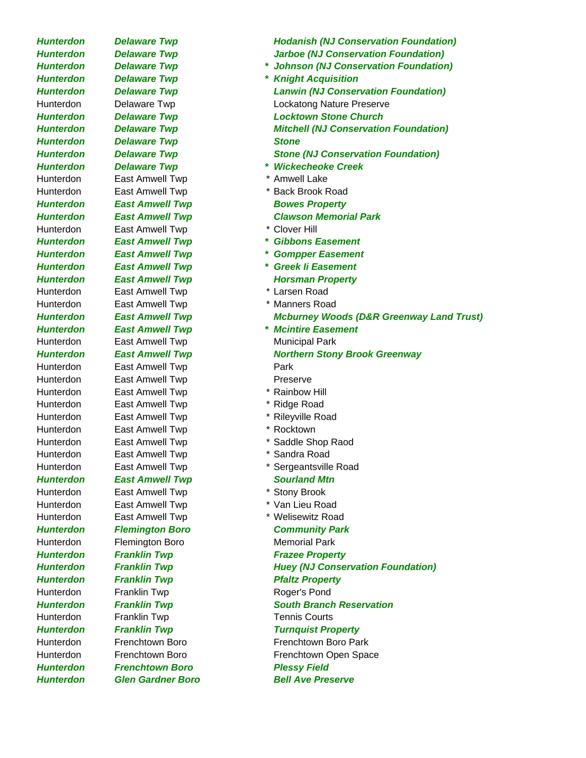| | | | |
|---|---|---|---|
| ***Hunterdon*** | ***Delaware Twp*** | | ***Hodanish (NJ Conservation Foundation)*** |
| ***Hunterdon*** | ***Delaware Twp*** | | ***Jarboe (NJ Conservation Foundation)*** |
| ***Hunterdon*** | ***Delaware Twp*** | ***** | ***Johnson (NJ Conservation Foundation)*** |
| ***Hunterdon*** | ***Delaware Twp*** | ***** | ***Knight Acquisition*** |
| ***Hunterdon*** | ***Delaware Twp*** | | ***Lanwin (NJ Conservation Foundation)*** |
| Hunterdon | Delaware Twp | | Lockatong Nature Preserve |
| ***Hunterdon*** | ***Delaware Twp*** | | ***Locktown Stone Church*** |
| ***Hunterdon*** | ***Delaware Twp*** | | ***Mitchell (NJ Conservation Foundation)*** |
| ***Hunterdon*** | ***Delaware Twp*** | | ***Stone*** |
| ***Hunterdon*** | ***Delaware Twp*** | | ***Stone (NJ Conservation Foundation)*** |
| ***Hunterdon*** | ***Delaware Twp*** | ***** | ***Wickecheoke Creek*** |
| Hunterdon | East Amwell Twp | * | Amwell Lake |
| Hunterdon | East Amwell Twp | * | Back Brook Road |
| ***Hunterdon*** | ***East Amwell Twp*** | | ***Bowes Property*** |
| ***Hunterdon*** | ***East Amwell Twp*** | | ***Clawson Memorial Park*** |
| Hunterdon | East Amwell Twp | * | Clover Hill |
| ***Hunterdon*** | ***East Amwell Twp*** | ***** | ***Gibbons Easement*** |
| ***Hunterdon*** | ***East Amwell Twp*** | ***** | ***Gompper Easement*** |
| ***Hunterdon*** | ***East Amwell Twp*** | ***** | ***Greek Ii Easement*** |
| ***Hunterdon*** | ***East Amwell Twp*** | | ***Horsman Property*** |
| Hunterdon | East Amwell Twp | * | Larsen Road |
| Hunterdon | East Amwell Twp | * | Manners Road |
| ***Hunterdon*** | ***East Amwell Twp*** | | ***Mcburney Woods (D&R Greenway Land Trust)*** |
| ***Hunterdon*** | ***East Amwell Twp*** | ***** | ***Mcintire Easement*** |
| Hunterdon | East Amwell Twp | | Municipal Park |
| ***Hunterdon*** | ***East Amwell Twp*** | | ***Northern Stony Brook Greenway*** |
| Hunterdon | East Amwell Twp | | Park |
| Hunterdon | East Amwell Twp | | Preserve |
| Hunterdon | East Amwell Twp | * | Rainbow Hill |
| Hunterdon | East Amwell Twp | * | Ridge Road |
| Hunterdon | East Amwell Twp | * | Rileyville Road |
| Hunterdon | East Amwell Twp | * | Rocktown |
| Hunterdon | East Amwell Twp | * | Saddle Shop Raod |
| Hunterdon | East Amwell Twp | * | Sandra Road |
| Hunterdon | East Amwell Twp | * | Sergeantsville Road |
| ***Hunterdon*** | ***East Amwell Twp*** | | ***Sourland Mtn*** |
| Hunterdon | East Amwell Twp | * | Stony Brook |
| Hunterdon | East Amwell Twp | * | Van Lieu Road |
| Hunterdon | East Amwell Twp | * | Welisewitz Road |
| ***Hunterdon*** | ***Flemington Boro*** | | ***Community Park*** |
| Hunterdon | Flemington Boro | | Memorial Park |
| ***Hunterdon*** | ***Franklin Twp*** | | ***Frazee Property*** |
| ***Hunterdon*** | ***Franklin Twp*** | | ***Huey (NJ Conservation Foundation)*** |
| ***Hunterdon*** | ***Franklin Twp*** | | ***Pfaltz Property*** |
| Hunterdon | Franklin Twp | | Roger's Pond |
| ***Hunterdon*** | ***Franklin Twp*** | | ***South Branch Reservation*** |
| Hunterdon | Franklin Twp | | Tennis Courts |
| ***Hunterdon*** | ***Franklin Twp*** | | ***Turnquist Property*** |
| Hunterdon | Frenchtown Boro | | Frenchtown Boro Park |
| Hunterdon | Frenchtown Boro | | Frenchtown Open Space |
| ***Hunterdon*** | ***Frenchtown Boro*** | | ***Plessy Field*** |
| ***Hunterdon*** | ***Glen Gardner Boro*** | | ***Bell Ave Preserve*** |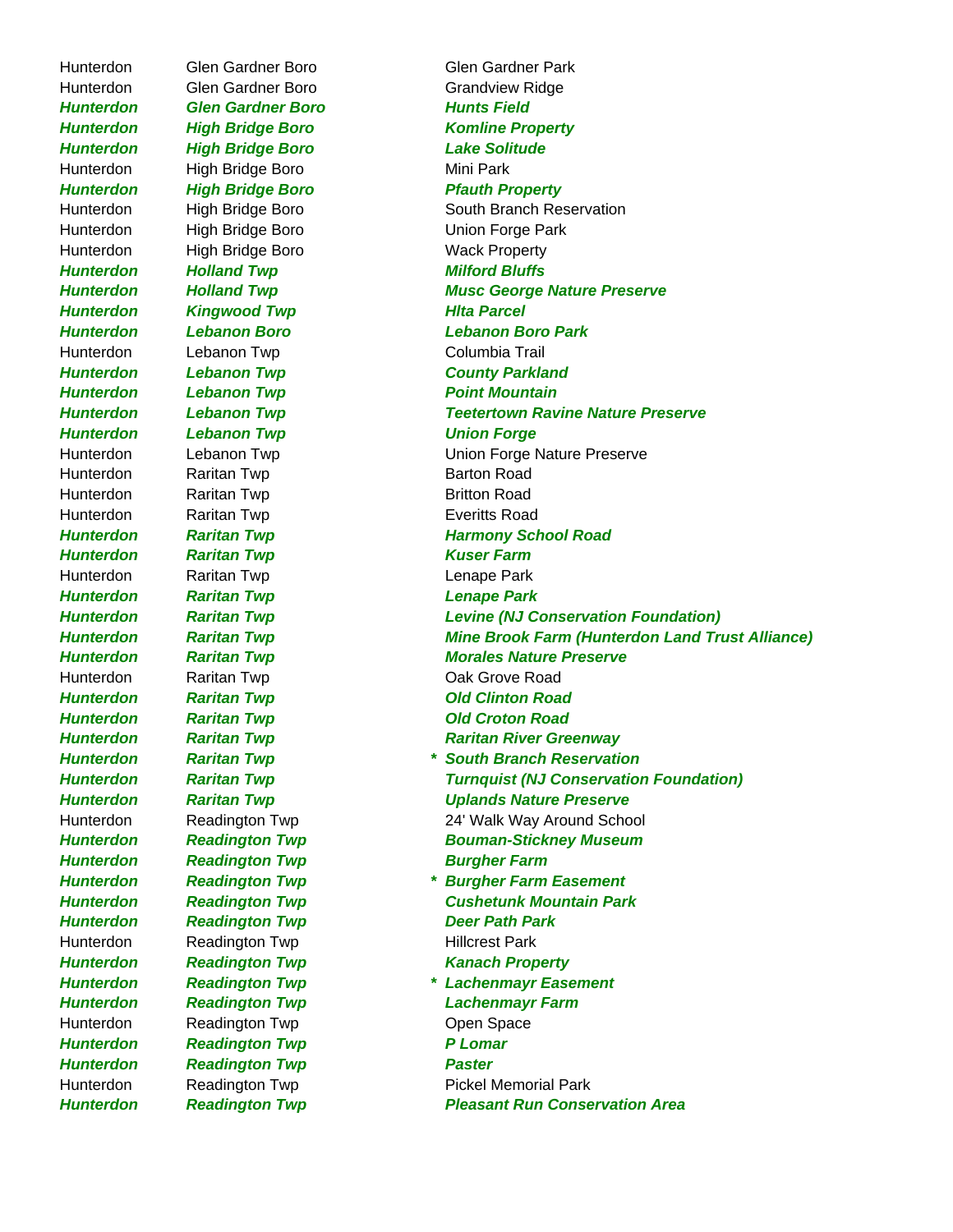| | | | |
|---|---|---|---|
| Hunterdon | Glen Gardner Boro | | Glen Gardner Park |
| Hunterdon | Glen Gardner Boro | | Grandview Ridge |
| ***Hunterdon*** | ***Glen Gardner Boro*** | | ***Hunts Field*** |
| ***Hunterdon*** | ***High Bridge Boro*** | | ***Komline Property*** |
| ***Hunterdon*** | ***High Bridge Boro*** | | ***Lake Solitude*** |
| Hunterdon | High Bridge Boro | | Mini Park |
| ***Hunterdon*** | ***High Bridge Boro*** | | ***Pfauth Property*** |
| Hunterdon | High Bridge Boro | | South Branch Reservation |
| Hunterdon | High Bridge Boro | | Union Forge Park |
| Hunterdon | High Bridge Boro | | Wack Property |
| ***Hunterdon*** | ***Holland Twp*** | | ***Milford Bluffs*** |
| ***Hunterdon*** | ***Holland Twp*** | | ***Musc George Nature Preserve*** |
| ***Hunterdon*** | ***Kingwood Twp*** | | ***Hlta Parcel*** |
| ***Hunterdon*** | ***Lebanon Boro*** | | ***Lebanon Boro Park*** |
| Hunterdon | Lebanon Twp | | Columbia Trail |
| ***Hunterdon*** | ***Lebanon Twp*** | | ***County Parkland*** |
| ***Hunterdon*** | ***Lebanon Twp*** | | ***Point Mountain*** |
| ***Hunterdon*** | ***Lebanon Twp*** | | ***Teetertown Ravine Nature Preserve*** |
| ***Hunterdon*** | ***Lebanon Twp*** | | ***Union Forge*** |
| Hunterdon | Lebanon Twp | | Union Forge Nature Preserve |
| Hunterdon | Raritan Twp | | Barton Road |
| Hunterdon | Raritan Twp | | Britton Road |
| Hunterdon | Raritan Twp | | Everitts Road |
| ***Hunterdon*** | ***Raritan Twp*** | | ***Harmony School Road*** |
| ***Hunterdon*** | ***Raritan Twp*** | | ***Kuser Farm*** |
| Hunterdon | Raritan Twp | | Lenape Park |
| ***Hunterdon*** | ***Raritan Twp*** | | ***Lenape Park*** |
| ***Hunterdon*** | ***Raritan Twp*** | | ***Levine (NJ Conservation Foundation)*** |
| ***Hunterdon*** | ***Raritan Twp*** | | ***Mine Brook Farm (Hunterdon Land Trust Alliance)*** |
| ***Hunterdon*** | ***Raritan Twp*** | | ***Morales Nature Preserve*** |
| Hunterdon | Raritan Twp | | Oak Grove Road |
| ***Hunterdon*** | ***Raritan Twp*** | | ***Old Clinton Road*** |
| ***Hunterdon*** | ***Raritan Twp*** | | ***Old Croton Road*** |
| ***Hunterdon*** | ***Raritan Twp*** | | ***Raritan River Greenway*** |
| ***Hunterdon*** | ***Raritan Twp*** | * | ***South Branch Reservation*** |
| ***Hunterdon*** | ***Raritan Twp*** | | ***Turnquist (NJ Conservation Foundation)*** |
| ***Hunterdon*** | ***Raritan Twp*** | | ***Uplands Nature Preserve*** |
| Hunterdon | Readington Twp | | 24' Walk Way Around School |
| ***Hunterdon*** | ***Readington Twp*** | | ***Bouman-Stickney Museum*** |
| ***Hunterdon*** | ***Readington Twp*** | | ***Burgher Farm*** |
| ***Hunterdon*** | ***Readington Twp*** | * | ***Burgher Farm Easement*** |
| ***Hunterdon*** | ***Readington Twp*** | | ***Cushetunk Mountain Park*** |
| ***Hunterdon*** | ***Readington Twp*** | | ***Deer Path Park*** |
| Hunterdon | Readington Twp | | Hillcrest Park |
| ***Hunterdon*** | ***Readington Twp*** | | ***Kanach Property*** |
| ***Hunterdon*** | ***Readington Twp*** | * | ***Lachenmayr Easement*** |
| ***Hunterdon*** | ***Readington Twp*** | | ***Lachenmayr Farm*** |
| Hunterdon | Readington Twp | | Open Space |
| ***Hunterdon*** | ***Readington Twp*** | | ***P Lomar*** |
| ***Hunterdon*** | ***Readington Twp*** | | ***Paster*** |
| Hunterdon | Readington Twp | | Pickel Memorial Park |
| ***Hunterdon*** | ***Readington Twp*** | | ***Pleasant Run Conservation Area*** |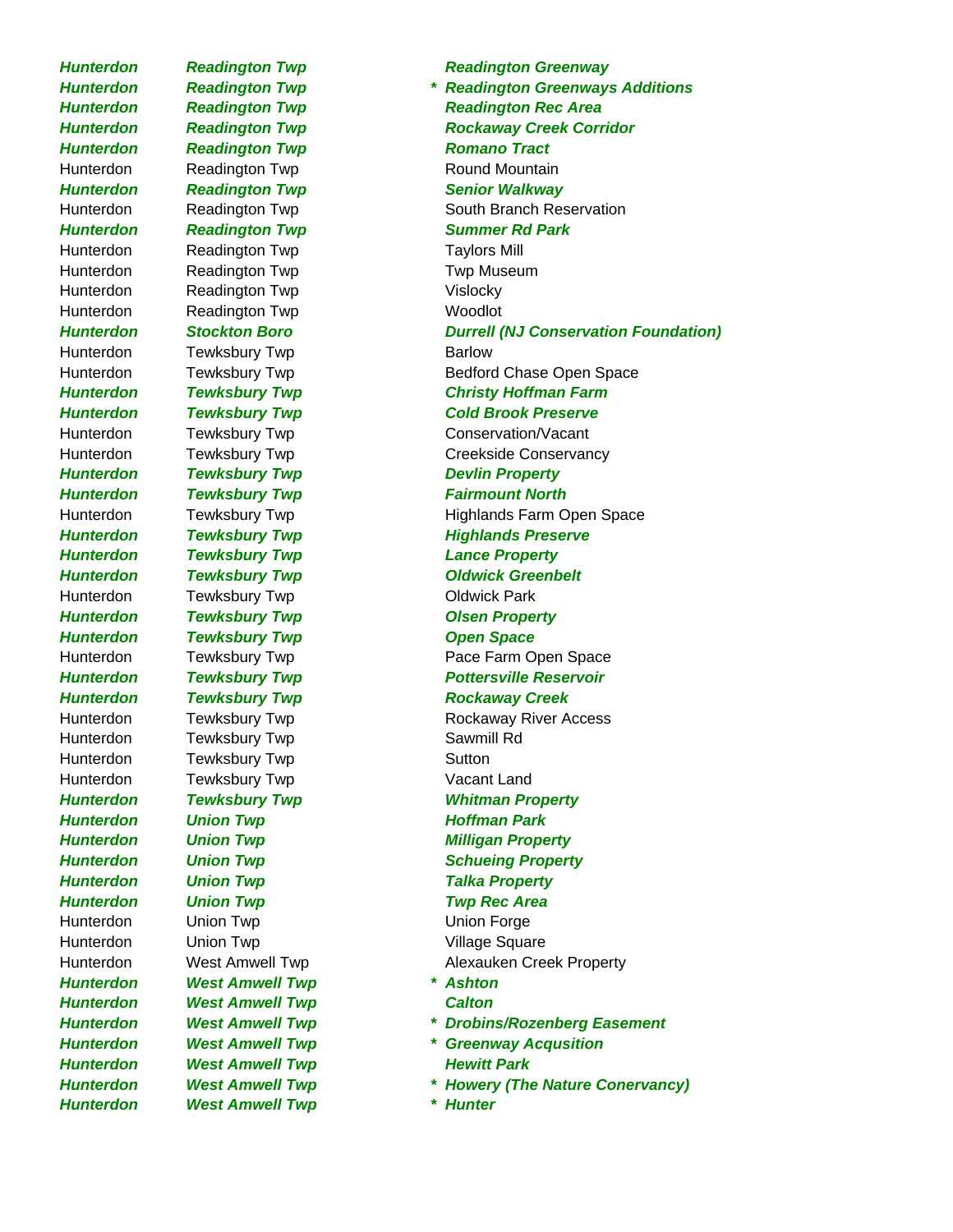| | | | |
|---|---|---|---|
| ***Hunterdon*** | ***Readington Twp*** | | ***Readington Greenway*** |
| ***Hunterdon*** | ***Readington Twp*** | * | ***Readington Greenways Additions*** |
| ***Hunterdon*** | ***Readington Twp*** | | ***Readington Rec Area*** |
| ***Hunterdon*** | ***Readington Twp*** | | ***Rockaway Creek Corridor*** |
| ***Hunterdon*** | ***Readington Twp*** | | ***Romano Tract*** |
| Hunterdon | Readington Twp | | Round Mountain |
| ***Hunterdon*** | ***Readington Twp*** | | ***Senior Walkway*** |
| Hunterdon | Readington Twp | | South Branch Reservation |
| ***Hunterdon*** | ***Readington Twp*** | | ***Summer Rd Park*** |
| Hunterdon | Readington Twp | | Taylors Mill |
| Hunterdon | Readington Twp | | Twp Museum |
| Hunterdon | Readington Twp | | Vislocky |
| Hunterdon | Readington Twp | | Woodlot |
| ***Hunterdon*** | ***Stockton Boro*** | | ***Durrell (NJ Conservation Foundation)*** |
| Hunterdon | Tewksbury Twp | | Barlow |
| Hunterdon | Tewksbury Twp | | Bedford Chase Open Space |
| ***Hunterdon*** | ***Tewksbury Twp*** | | ***Christy Hoffman Farm*** |
| ***Hunterdon*** | ***Tewksbury Twp*** | | ***Cold Brook Preserve*** |
| Hunterdon | Tewksbury Twp | | Conservation/Vacant |
| Hunterdon | Tewksbury Twp | | Creekside Conservancy |
| ***Hunterdon*** | ***Tewksbury Twp*** | | ***Devlin Property*** |
| ***Hunterdon*** | ***Tewksbury Twp*** | | ***Fairmount North*** |
| Hunterdon | Tewksbury Twp | | Highlands Farm Open Space |
| ***Hunterdon*** | ***Tewksbury Twp*** | | ***Highlands Preserve*** |
| ***Hunterdon*** | ***Tewksbury Twp*** | | ***Lance Property*** |
| ***Hunterdon*** | ***Tewksbury Twp*** | | ***Oldwick Greenbelt*** |
| Hunterdon | Tewksbury Twp | | Oldwick Park |
| ***Hunterdon*** | ***Tewksbury Twp*** | | ***Olsen Property*** |
| ***Hunterdon*** | ***Tewksbury Twp*** | | ***Open Space*** |
| Hunterdon | Tewksbury Twp | | Pace Farm Open Space |
| ***Hunterdon*** | ***Tewksbury Twp*** | | ***Pottersville Reservoir*** |
| ***Hunterdon*** | ***Tewksbury Twp*** | | ***Rockaway Creek*** |
| Hunterdon | Tewksbury Twp | | Rockaway River Access |
| Hunterdon | Tewksbury Twp | | Sawmill Rd |
| Hunterdon | Tewksbury Twp | | Sutton |
| Hunterdon | Tewksbury Twp | | Vacant Land |
| ***Hunterdon*** | ***Tewksbury Twp*** | | ***Whitman Property*** |
| ***Hunterdon*** | ***Union Twp*** | | ***Hoffman Park*** |
| ***Hunterdon*** | ***Union Twp*** | | ***Milligan Property*** |
| ***Hunterdon*** | ***Union Twp*** | | ***Schueing Property*** |
| ***Hunterdon*** | ***Union Twp*** | | ***Talka Property*** |
| ***Hunterdon*** | ***Union Twp*** | | ***Twp Rec Area*** |
| Hunterdon | Union Twp | | Union Forge |
| Hunterdon | Union Twp | | Village Square |
| Hunterdon | West Amwell Twp | | Alexauken Creek Property |
| ***Hunterdon*** | ***West Amwell Twp*** | * | ***Ashton*** |
| ***Hunterdon*** | ***West Amwell Twp*** | | ***Calton*** |
| ***Hunterdon*** | ***West Amwell Twp*** | * | ***Drobins/Rozenberg Easement*** |
| ***Hunterdon*** | ***West Amwell Twp*** | * | ***Greenway Acqusition*** |
| ***Hunterdon*** | ***West Amwell Twp*** | | ***Hewitt Park*** |
| ***Hunterdon*** | ***West Amwell Twp*** | * | ***Howery (The Nature Conervancy)*** |
| ***Hunterdon*** | ***West Amwell Twp*** | * | ***Hunter*** |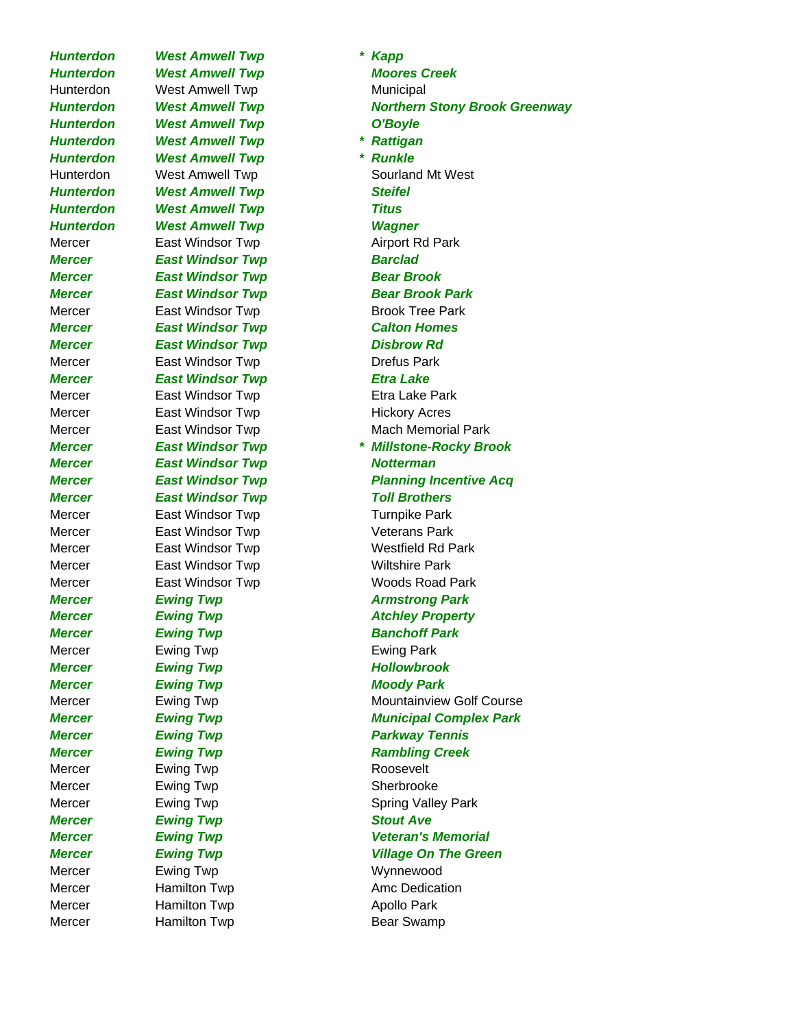| | | | |
|---|---|---|---|
| ***Hunterdon*** | ***West Amwell Twp*** | * | ***Kapp*** |
| ***Hunterdon*** | ***West Amwell Twp*** | | ***Moores Creek*** |
| Hunterdon | West Amwell Twp | | Municipal |
| ***Hunterdon*** | ***West Amwell Twp*** | | ***Northern Stony Brook Greenway*** |
| ***Hunterdon*** | ***West Amwell Twp*** | | ***O'Boyle*** |
| ***Hunterdon*** | ***West Amwell Twp*** | * | ***Rattigan*** |
| ***Hunterdon*** | ***West Amwell Twp*** | * | ***Runkle*** |
| Hunterdon | West Amwell Twp | | Sourland Mt West |
| ***Hunterdon*** | ***West Amwell Twp*** | | ***Steifel*** |
| ***Hunterdon*** | ***West Amwell Twp*** | | ***Titus*** |
| ***Hunterdon*** | ***West Amwell Twp*** | | ***Wagner*** |
| Mercer | East Windsor Twp | | Airport Rd Park |
| ***Mercer*** | ***East Windsor Twp*** | | ***Barclad*** |
| ***Mercer*** | ***East Windsor Twp*** | | ***Bear Brook*** |
| ***Mercer*** | ***East Windsor Twp*** | | ***Bear Brook Park*** |
| Mercer | East Windsor Twp | | Brook Tree Park |
| ***Mercer*** | ***East Windsor Twp*** | | ***Calton Homes*** |
| ***Mercer*** | ***East Windsor Twp*** | | ***Disbrow Rd*** |
| Mercer | East Windsor Twp | | Drefus Park |
| ***Mercer*** | ***East Windsor Twp*** | | ***Etra Lake*** |
| Mercer | East Windsor Twp | | Etra Lake Park |
| Mercer | East Windsor Twp | | Hickory Acres |
| Mercer | East Windsor Twp | | Mach Memorial Park |
| ***Mercer*** | ***East Windsor Twp*** | * | ***Millstone-Rocky Brook*** |
| ***Mercer*** | ***East Windsor Twp*** | | ***Notterman*** |
| ***Mercer*** | ***East Windsor Twp*** | | ***Planning Incentive Acq*** |
| ***Mercer*** | ***East Windsor Twp*** | | ***Toll Brothers*** |
| Mercer | East Windsor Twp | | Turnpike Park |
| Mercer | East Windsor Twp | | Veterans Park |
| Mercer | East Windsor Twp | | Westfield Rd Park |
| Mercer | East Windsor Twp | | Wiltshire Park |
| Mercer | East Windsor Twp | | Woods Road Park |
| ***Mercer*** | ***Ewing Twp*** | | ***Armstrong Park*** |
| ***Mercer*** | ***Ewing Twp*** | | ***Atchley Property*** |
| ***Mercer*** | ***Ewing Twp*** | | ***Banchoff Park*** |
| Mercer | Ewing Twp | | Ewing Park |
| ***Mercer*** | ***Ewing Twp*** | | ***Hollowbrook*** |
| ***Mercer*** | ***Ewing Twp*** | | ***Moody Park*** |
| Mercer | Ewing Twp | | Mountainview Golf Course |
| ***Mercer*** | ***Ewing Twp*** | | ***Municipal Complex Park*** |
| ***Mercer*** | ***Ewing Twp*** | | ***Parkway Tennis*** |
| ***Mercer*** | ***Ewing Twp*** | | ***Rambling Creek*** |
| Mercer | Ewing Twp | | Roosevelt |
| Mercer | Ewing Twp | | Sherbrooke |
| Mercer | Ewing Twp | | Spring Valley Park |
| ***Mercer*** | ***Ewing Twp*** | | ***Stout Ave*** |
| ***Mercer*** | ***Ewing Twp*** | | ***Veteran's Memorial*** |
| ***Mercer*** | ***Ewing Twp*** | | ***Village On The Green*** |
| Mercer | Ewing Twp | | Wynnewood |
| Mercer | Hamilton Twp | | Amc Dedication |
| Mercer | Hamilton Twp | | Apollo Park |
| Mercer | Hamilton Twp | | Bear Swamp |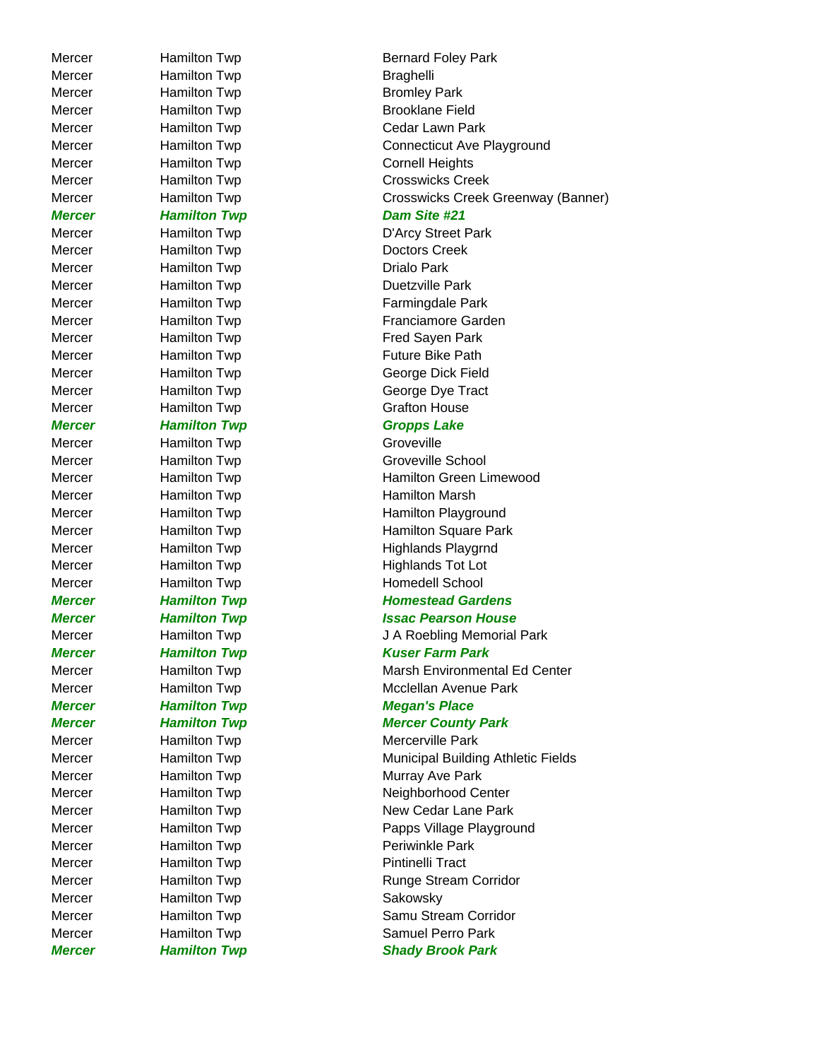| | | |
|---|---|---|
| Mercer | Hamilton Twp | Bernard Foley Park |
| Mercer | Hamilton Twp | Braghelli |
| Mercer | Hamilton Twp | Bromley Park |
| Mercer | Hamilton Twp | Brooklane Field |
| Mercer | Hamilton Twp | Cedar Lawn Park |
| Mercer | Hamilton Twp | Connecticut Ave Playground |
| Mercer | Hamilton Twp | Cornell Heights |
| Mercer | Hamilton Twp | Crosswicks Creek |
| Mercer | Hamilton Twp | Crosswicks Creek Greenway (Banner) |
| ***Mercer*** | ***Hamilton Twp*** | ***Dam Site #21*** |
| Mercer | Hamilton Twp | D'Arcy Street Park |
| Mercer | Hamilton Twp | Doctors Creek |
| Mercer | Hamilton Twp | Drialo Park |
| Mercer | Hamilton Twp | Duetzville Park |
| Mercer | Hamilton Twp | Farmingdale Park |
| Mercer | Hamilton Twp | Franciamore Garden |
| Mercer | Hamilton Twp | Fred Sayen Park |
| Mercer | Hamilton Twp | Future Bike Path |
| Mercer | Hamilton Twp | George Dick Field |
| Mercer | Hamilton Twp | George Dye Tract |
| Mercer | Hamilton Twp | Grafton House |
| ***Mercer*** | ***Hamilton Twp*** | ***Gropps Lake*** |
| Mercer | Hamilton Twp | Groveville |
| Mercer | Hamilton Twp | Groveville School |
| Mercer | Hamilton Twp | Hamilton Green Limewood |
| Mercer | Hamilton Twp | Hamilton Marsh |
| Mercer | Hamilton Twp | Hamilton Playground |
| Mercer | Hamilton Twp | Hamilton Square Park |
| Mercer | Hamilton Twp | Highlands Playgrnd |
| Mercer | Hamilton Twp | Highlands Tot Lot |
| Mercer | Hamilton Twp | Homedell School |
| ***Mercer*** | ***Hamilton Twp*** | ***Homestead Gardens*** |
| ***Mercer*** | ***Hamilton Twp*** | ***Issac Pearson House*** |
| Mercer | Hamilton Twp | J A Roebling Memorial Park |
| ***Mercer*** | ***Hamilton Twp*** | ***Kuser Farm Park*** |
| Mercer | Hamilton Twp | Marsh Environmental Ed Center |
| Mercer | Hamilton Twp | Mcclellan Avenue Park |
| ***Mercer*** | ***Hamilton Twp*** | ***Megan's Place*** |
| ***Mercer*** | ***Hamilton Twp*** | ***Mercer County Park*** |
| Mercer | Hamilton Twp | Mercerville Park |
| Mercer | Hamilton Twp | Municipal Building Athletic Fields |
| Mercer | Hamilton Twp | Murray Ave Park |
| Mercer | Hamilton Twp | Neighborhood Center |
| Mercer | Hamilton Twp | New Cedar Lane Park |
| Mercer | Hamilton Twp | Papps Village Playground |
| Mercer | Hamilton Twp | Periwinkle Park |
| Mercer | Hamilton Twp | Pintinelli Tract |
| Mercer | Hamilton Twp | Runge Stream Corridor |
| Mercer | Hamilton Twp | Sakowsky |
| Mercer | Hamilton Twp | Samu Stream Corridor |
| Mercer | Hamilton Twp | Samuel Perro Park |
| ***Mercer*** | ***Hamilton Twp*** | ***Shady Brook Park*** |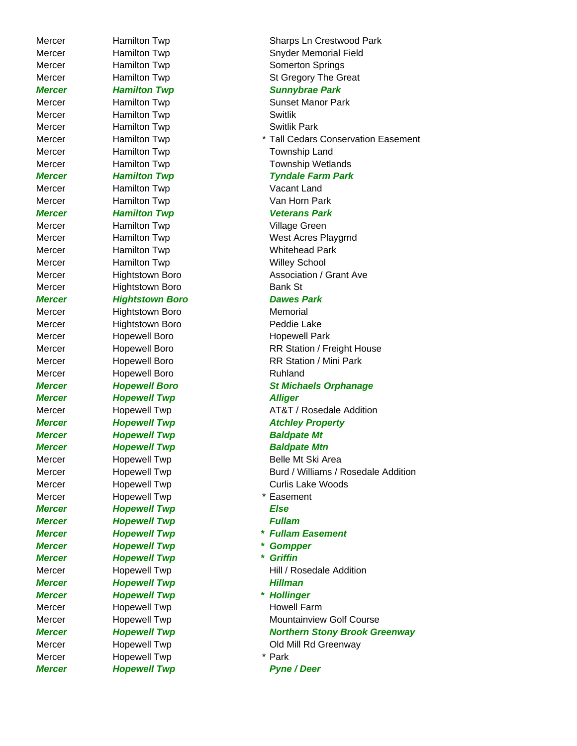| | | | |
|---|---|---|---|
| Mercer | Hamilton Twp | | Sharps Ln Crestwood Park |
| Mercer | Hamilton Twp | | Snyder Memorial Field |
| Mercer | Hamilton Twp | | Somerton Springs |
| Mercer | Hamilton Twp | | St Gregory The Great |
| ***Mercer*** | ***Hamilton Twp*** | | ***Sunnybrae Park*** |
| Mercer | Hamilton Twp | | Sunset Manor Park |
| Mercer | Hamilton Twp | | Switlik |
| Mercer | Hamilton Twp | | Switlik Park |
| Mercer | Hamilton Twp | * | Tall Cedars Conservation Easement |
| Mercer | Hamilton Twp | | Township Land |
| Mercer | Hamilton Twp | | Township Wetlands |
| ***Mercer*** | ***Hamilton Twp*** | | ***Tyndale Farm Park*** |
| Mercer | Hamilton Twp | | Vacant Land |
| Mercer | Hamilton Twp | | Van Horn Park |
| ***Mercer*** | ***Hamilton Twp*** | | ***Veterans Park*** |
| Mercer | Hamilton Twp | | Village Green |
| Mercer | Hamilton Twp | | West Acres Playgrnd |
| Mercer | Hamilton Twp | | Whitehead Park |
| Mercer | Hamilton Twp | | Willey School |
| Mercer | Hightstown Boro | | Association / Grant Ave |
| Mercer | Hightstown Boro | | Bank St |
| ***Mercer*** | ***Hightstown Boro*** | | ***Dawes Park*** |
| Mercer | Hightstown Boro | | Memorial |
| Mercer | Hightstown Boro | | Peddie Lake |
| Mercer | Hopewell Boro | | Hopewell Park |
| Mercer | Hopewell Boro | | RR Station / Freight House |
| Mercer | Hopewell Boro | | RR Station / Mini Park |
| Mercer | Hopewell Boro | | Ruhland |
| ***Mercer*** | ***Hopewell Boro*** | | ***St Michaels Orphanage*** |
| ***Mercer*** | ***Hopewell Twp*** | | ***Alliger*** |
| Mercer | Hopewell Twp | | AT&T / Rosedale Addition |
| ***Mercer*** | ***Hopewell Twp*** | | ***Atchley Property*** |
| ***Mercer*** | ***Hopewell Twp*** | | ***Baldpate Mt*** |
| ***Mercer*** | ***Hopewell Twp*** | | ***Baldpate Mtn*** |
| Mercer | Hopewell Twp | | Belle Mt Ski Area |
| Mercer | Hopewell Twp | | Burd / Williams / Rosedale Addition |
| Mercer | Hopewell Twp | | Curlis Lake Woods |
| Mercer | Hopewell Twp | * | Easement |
| ***Mercer*** | ***Hopewell Twp*** | | ***Else*** |
| ***Mercer*** | ***Hopewell Twp*** | | ***Fullam*** |
| ***Mercer*** | ***Hopewell Twp*** | *** | ***Fullam Easement*** |
| ***Mercer*** | ***Hopewell Twp*** | *** | ***Gompper*** |
| ***Mercer*** | ***Hopewell Twp*** | *** | ***Griffin*** |
| Mercer | Hopewell Twp | | Hill / Rosedale Addition |
| ***Mercer*** | ***Hopewell Twp*** | | ***Hillman*** |
| ***Mercer*** | ***Hopewell Twp*** | *** | ***Hollinger*** |
| Mercer | Hopewell Twp | | Howell Farm |
| Mercer | Hopewell Twp | | Mountainview Golf Course |
| ***Mercer*** | ***Hopewell Twp*** | | ***Northern Stony Brook Greenway*** |
| Mercer | Hopewell Twp | | Old Mill Rd Greenway |
| Mercer | Hopewell Twp | * | Park |
| ***Mercer*** | ***Hopewell Twp*** | | ***Pyne / Deer*** |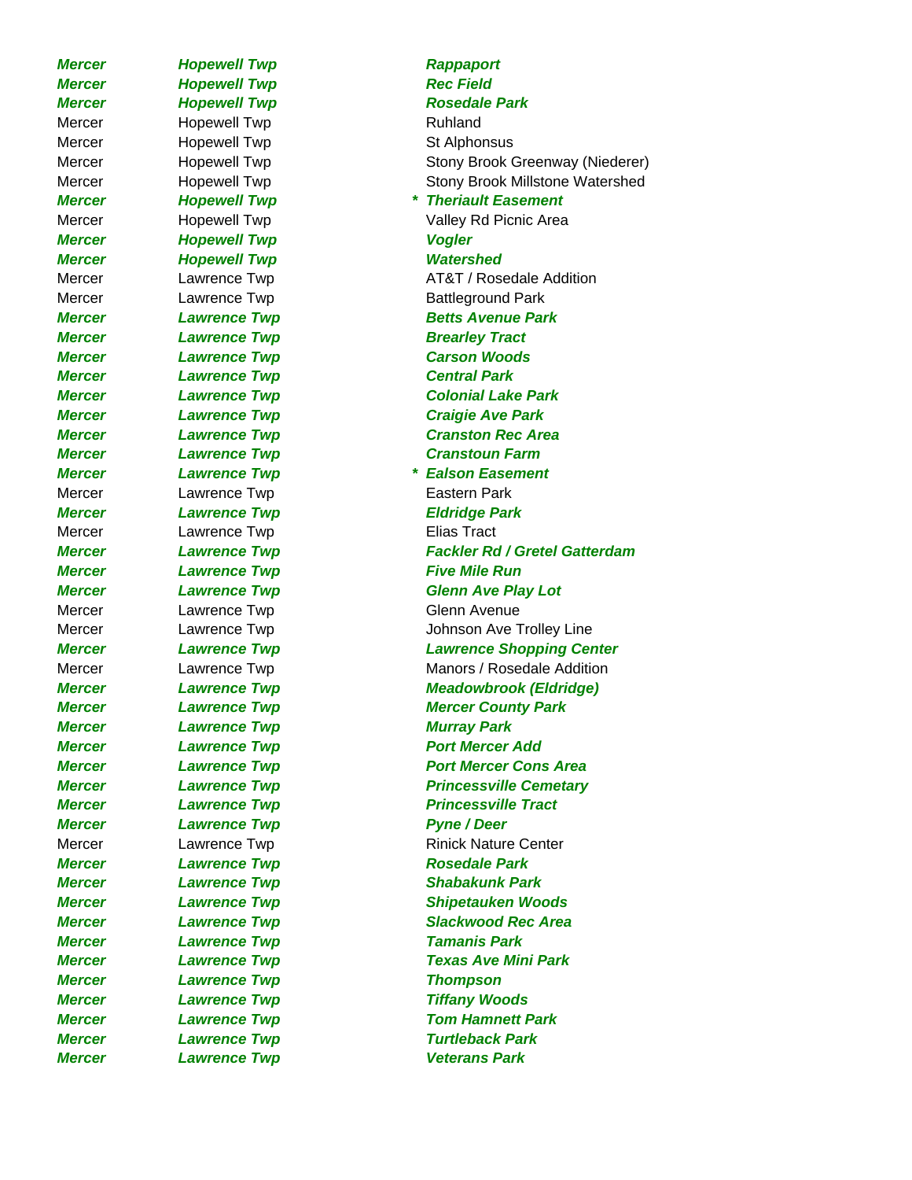| | | | |
|---|---|---|---|
| ***Mercer*** | ***Hopewell Twp*** | | ***Rappaport*** |
| ***Mercer*** | ***Hopewell Twp*** | | ***Rec Field*** |
| ***Mercer*** | ***Hopewell Twp*** | | ***Rosedale Park*** |
| Mercer | Hopewell Twp | | Ruhland |
| Mercer | Hopewell Twp | | St Alphonsus |
| Mercer | Hopewell Twp | | Stony Brook Greenway (Niederer) |
| Mercer | Hopewell Twp | | Stony Brook Millstone Watershed |
| ***Mercer*** | ***Hopewell Twp*** | * | ***Theriault Easement*** |
| Mercer | Hopewell Twp | | Valley Rd Picnic Area |
| ***Mercer*** | ***Hopewell Twp*** | | ***Vogler*** |
| ***Mercer*** | ***Hopewell Twp*** | | ***Watershed*** |
| Mercer | Lawrence Twp | | AT&T / Rosedale Addition |
| Mercer | Lawrence Twp | | Battleground Park |
| ***Mercer*** | ***Lawrence Twp*** | | ***Betts Avenue Park*** |
| ***Mercer*** | ***Lawrence Twp*** | | ***Brearley Tract*** |
| ***Mercer*** | ***Lawrence Twp*** | | ***Carson Woods*** |
| ***Mercer*** | ***Lawrence Twp*** | | ***Central Park*** |
| ***Mercer*** | ***Lawrence Twp*** | | ***Colonial Lake Park*** |
| ***Mercer*** | ***Lawrence Twp*** | | ***Craigie Ave Park*** |
| ***Mercer*** | ***Lawrence Twp*** | | ***Cranston Rec Area*** |
| ***Mercer*** | ***Lawrence Twp*** | | ***Cranstoun Farm*** |
| ***Mercer*** | ***Lawrence Twp*** | * | ***Ealson Easement*** |
| Mercer | Lawrence Twp | | Eastern Park |
| ***Mercer*** | ***Lawrence Twp*** | | ***Eldridge Park*** |
| Mercer | Lawrence Twp | | Elias Tract |
| ***Mercer*** | ***Lawrence Twp*** | | ***Fackler Rd / Gretel Gatterdam*** |
| ***Mercer*** | ***Lawrence Twp*** | | ***Five Mile Run*** |
| ***Mercer*** | ***Lawrence Twp*** | | ***Glenn Ave Play Lot*** |
| Mercer | Lawrence Twp | | Glenn Avenue |
| Mercer | Lawrence Twp | | Johnson Ave Trolley Line |
| ***Mercer*** | ***Lawrence Twp*** | | ***Lawrence Shopping Center*** |
| Mercer | Lawrence Twp | | Manors / Rosedale Addition |
| ***Mercer*** | ***Lawrence Twp*** | | ***Meadowbrook (Eldridge)*** |
| ***Mercer*** | ***Lawrence Twp*** | | ***Mercer County Park*** |
| ***Mercer*** | ***Lawrence Twp*** | | ***Murray Park*** |
| ***Mercer*** | ***Lawrence Twp*** | | ***Port Mercer Add*** |
| ***Mercer*** | ***Lawrence Twp*** | | ***Port Mercer Cons Area*** |
| ***Mercer*** | ***Lawrence Twp*** | | ***Princessville Cemetary*** |
| ***Mercer*** | ***Lawrence Twp*** | | ***Princessville Tract*** |
| ***Mercer*** | ***Lawrence Twp*** | | ***Pyne / Deer*** |
| Mercer | Lawrence Twp | | Rinick Nature Center |
| ***Mercer*** | ***Lawrence Twp*** | | ***Rosedale Park*** |
| ***Mercer*** | ***Lawrence Twp*** | | ***Shabakunk Park*** |
| ***Mercer*** | ***Lawrence Twp*** | | ***Shipetauken Woods*** |
| ***Mercer*** | ***Lawrence Twp*** | | ***Slackwood Rec Area*** |
| ***Mercer*** | ***Lawrence Twp*** | | ***Tamanis Park*** |
| ***Mercer*** | ***Lawrence Twp*** | | ***Texas Ave Mini Park*** |
| ***Mercer*** | ***Lawrence Twp*** | | ***Thompson*** |
| ***Mercer*** | ***Lawrence Twp*** | | ***Tiffany Woods*** |
| ***Mercer*** | ***Lawrence Twp*** | | ***Tom Hamnett Park*** |
| ***Mercer*** | ***Lawrence Twp*** | | ***Turtleback Park*** |
| ***Mercer*** | ***Lawrence Twp*** | | ***Veterans Park*** |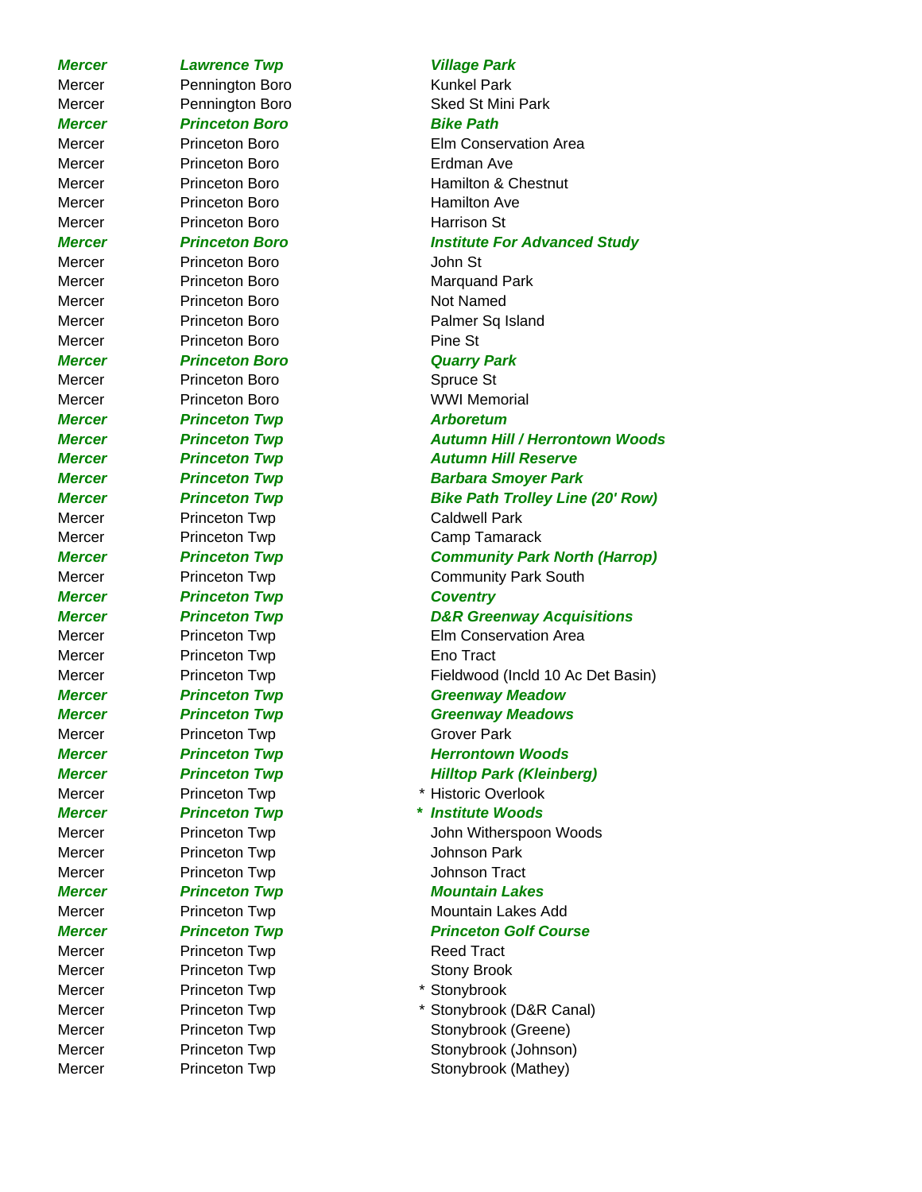| | | | |
|---|---|---|---|
| ***Mercer*** | ***Lawrence Twp*** | | ***Village Park*** |
| Mercer | Pennington Boro | | Kunkel Park |
| Mercer | Pennington Boro | | Sked St Mini Park |
| ***Mercer*** | ***Princeton Boro*** | | ***Bike Path*** |
| Mercer | Princeton Boro | | Elm Conservation Area |
| Mercer | Princeton Boro | | Erdman Ave |
| Mercer | Princeton Boro | | Hamilton & Chestnut |
| Mercer | Princeton Boro | | Hamilton Ave |
| Mercer | Princeton Boro | | Harrison St |
| ***Mercer*** | ***Princeton Boro*** | | ***Institute For Advanced Study*** |
| Mercer | Princeton Boro | | John St |
| Mercer | Princeton Boro | | Marquand Park |
| Mercer | Princeton Boro | | Not Named |
| Mercer | Princeton Boro | | Palmer Sq Island |
| Mercer | Princeton Boro | | Pine St |
| ***Mercer*** | ***Princeton Boro*** | | ***Quarry Park*** |
| Mercer | Princeton Boro | | Spruce St |
| Mercer | Princeton Boro | | WWI Memorial |
| ***Mercer*** | ***Princeton Twp*** | | ***Arboretum*** |
| ***Mercer*** | ***Princeton Twp*** | | ***Autumn Hill / Herrontown Woods*** |
| ***Mercer*** | ***Princeton Twp*** | | ***Autumn Hill Reserve*** |
| ***Mercer*** | ***Princeton Twp*** | | ***Barbara Smoyer Park*** |
| ***Mercer*** | ***Princeton Twp*** | | ***Bike Path Trolley Line (20' Row)*** |
| Mercer | Princeton Twp | | Caldwell Park |
| Mercer | Princeton Twp | | Camp Tamarack |
| ***Mercer*** | ***Princeton Twp*** | | ***Community Park North (Harrop)*** |
| Mercer | Princeton Twp | | Community Park South |
| ***Mercer*** | ***Princeton Twp*** | | ***Coventry*** |
| ***Mercer*** | ***Princeton Twp*** | | ***D&R Greenway Acquisitions*** |
| Mercer | Princeton Twp | | Elm Conservation Area |
| Mercer | Princeton Twp | | Eno Tract |
| Mercer | Princeton Twp | | Fieldwood (Incld 10 Ac Det Basin) |
| ***Mercer*** | ***Princeton Twp*** | | ***Greenway Meadow*** |
| ***Mercer*** | ***Princeton Twp*** | | ***Greenway Meadows*** |
| Mercer | Princeton Twp | | Grover Park |
| ***Mercer*** | ***Princeton Twp*** | | ***Herrontown Woods*** |
| ***Mercer*** | ***Princeton Twp*** | | ***Hilltop Park (Kleinberg)*** |
| Mercer | Princeton Twp | * | Historic Overlook |
| ***Mercer*** | ***Princeton Twp*** | *** | ***Institute Woods*** |
| Mercer | Princeton Twp | | John Witherspoon Woods |
| Mercer | Princeton Twp | | Johnson Park |
| Mercer | Princeton Twp | | Johnson Tract |
| ***Mercer*** | ***Princeton Twp*** | | ***Mountain Lakes*** |
| Mercer | Princeton Twp | | Mountain Lakes Add |
| ***Mercer*** | ***Princeton Twp*** | | ***Princeton Golf Course*** |
| Mercer | Princeton Twp | | Reed Tract |
| Mercer | Princeton Twp | | Stony Brook |
| Mercer | Princeton Twp | * | Stonybrook |
| Mercer | Princeton Twp | * | Stonybrook (D&R Canal) |
| Mercer | Princeton Twp | | Stonybrook (Greene) |
| Mercer | Princeton Twp | | Stonybrook (Johnson) |
| Mercer | Princeton Twp | | Stonybrook (Mathey) |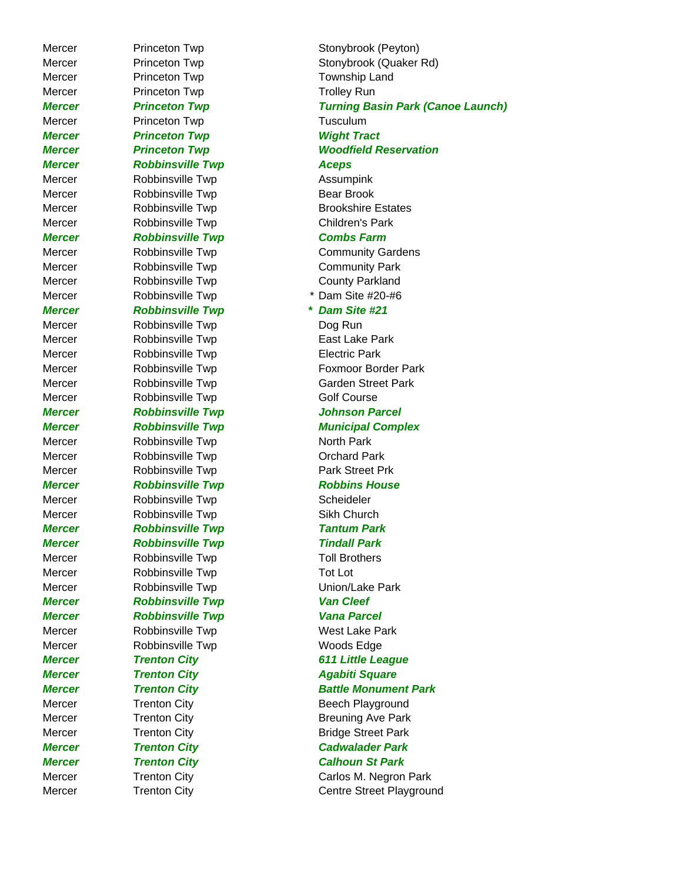| | | | |
|---|---|---|---|
| Mercer | Princeton Twp | | Stonybrook (Peyton) |
| Mercer | Princeton Twp | | Stonybrook (Quaker Rd) |
| Mercer | Princeton Twp | | Township Land |
| Mercer | Princeton Twp | | Trolley Run |
| ***Mercer*** | ***Princeton Twp*** | | ***Turning Basin Park (Canoe Launch)*** |
| Mercer | Princeton Twp | | Tusculum |
| ***Mercer*** | ***Princeton Twp*** | | ***Wight Tract*** |
| ***Mercer*** | ***Princeton Twp*** | | ***Woodfield Reservation*** |
| ***Mercer*** | ***Robbinsville Twp*** | | ***Aceps*** |
| Mercer | Robbinsville Twp | | Assumpink |
| Mercer | Robbinsville Twp | | Bear Brook |
| Mercer | Robbinsville Twp | | Brookshire Estates |
| Mercer | Robbinsville Twp | | Children's Park |
| ***Mercer*** | ***Robbinsville Twp*** | | ***Combs Farm*** |
| Mercer | Robbinsville Twp | | Community Gardens |
| Mercer | Robbinsville Twp | | Community Park |
| Mercer | Robbinsville Twp | | County Parkland |
| Mercer | Robbinsville Twp | * | Dam Site #20-#6 |
| ***Mercer*** | ***Robbinsville Twp*** | ***** | ***Dam Site #21*** |
| Mercer | Robbinsville Twp | | Dog Run |
| Mercer | Robbinsville Twp | | East Lake Park |
| Mercer | Robbinsville Twp | | Electric Park |
| Mercer | Robbinsville Twp | | Foxmoor Border Park |
| Mercer | Robbinsville Twp | | Garden Street Park |
| Mercer | Robbinsville Twp | | Golf Course |
| ***Mercer*** | ***Robbinsville Twp*** | | ***Johnson Parcel*** |
| ***Mercer*** | ***Robbinsville Twp*** | | ***Municipal Complex*** |
| Mercer | Robbinsville Twp | | North Park |
| Mercer | Robbinsville Twp | | Orchard Park |
| Mercer | Robbinsville Twp | | Park Street Prk |
| ***Mercer*** | ***Robbinsville Twp*** | | ***Robbins House*** |
| Mercer | Robbinsville Twp | | Scheideler |
| Mercer | Robbinsville Twp | | Sikh Church |
| ***Mercer*** | ***Robbinsville Twp*** | | ***Tantum Park*** |
| ***Mercer*** | ***Robbinsville Twp*** | | ***Tindall Park*** |
| Mercer | Robbinsville Twp | | Toll Brothers |
| Mercer | Robbinsville Twp | | Tot Lot |
| Mercer | Robbinsville Twp | | Union/Lake Park |
| ***Mercer*** | ***Robbinsville Twp*** | | ***Van Cleef*** |
| ***Mercer*** | ***Robbinsville Twp*** | | ***Vana Parcel*** |
| Mercer | Robbinsville Twp | | West Lake Park |
| Mercer | Robbinsville Twp | | Woods Edge |
| ***Mercer*** | ***Trenton City*** | | ***611 Little League*** |
| ***Mercer*** | ***Trenton City*** | | ***Agabiti Square*** |
| ***Mercer*** | ***Trenton City*** | | ***Battle Monument Park*** |
| Mercer | Trenton City | | Beech Playground |
| Mercer | Trenton City | | Breuning Ave Park |
| Mercer | Trenton City | | Bridge Street Park |
| ***Mercer*** | ***Trenton City*** | | ***Cadwalader Park*** |
| ***Mercer*** | ***Trenton City*** | | ***Calhoun St Park*** |
| Mercer | Trenton City | | Carlos M. Negron Park |
| Mercer | Trenton City | | Centre Street Playground |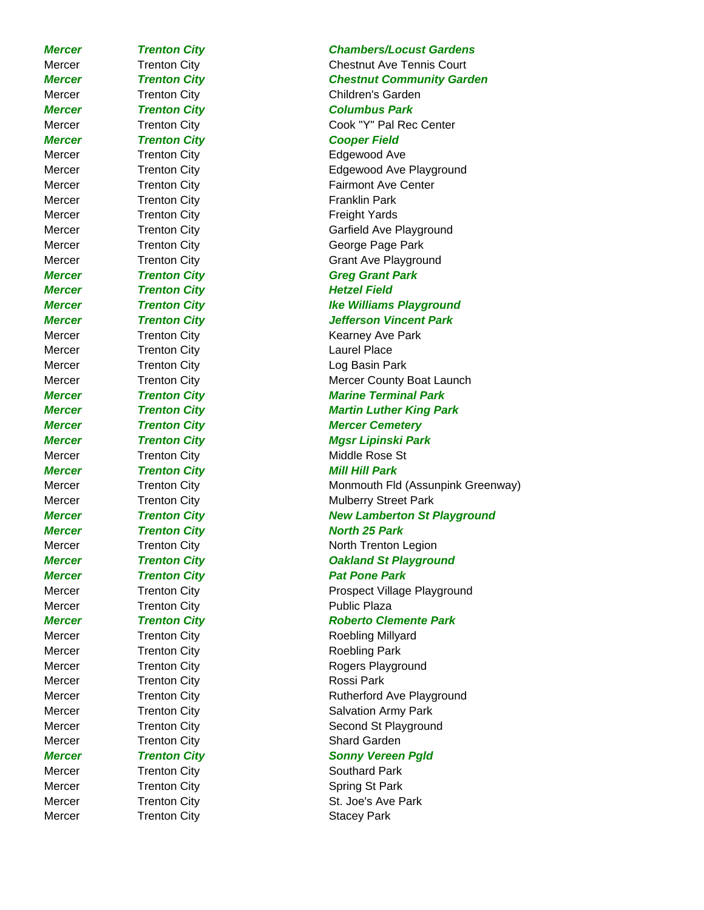| | | |
|---|---|---|
| ***Mercer*** | ***Trenton City*** | ***Chambers/Locust Gardens*** |
| Mercer | Trenton City | Chestnut Ave Tennis Court |
| ***Mercer*** | ***Trenton City*** | ***Chestnut Community Garden*** |
| Mercer | Trenton City | Children's Garden |
| ***Mercer*** | ***Trenton City*** | ***Columbus Park*** |
| Mercer | Trenton City | Cook "Y" Pal Rec Center |
| ***Mercer*** | ***Trenton City*** | ***Cooper Field*** |
| Mercer | Trenton City | Edgewood Ave |
| Mercer | Trenton City | Edgewood Ave Playground |
| Mercer | Trenton City | Fairmont Ave Center |
| Mercer | Trenton City | Franklin Park |
| Mercer | Trenton City | Freight Yards |
| Mercer | Trenton City | Garfield Ave Playground |
| Mercer | Trenton City | George Page Park |
| Mercer | Trenton City | Grant Ave Playground |
| ***Mercer*** | ***Trenton City*** | ***Greg Grant Park*** |
| ***Mercer*** | ***Trenton City*** | ***Hetzel Field*** |
| ***Mercer*** | ***Trenton City*** | ***Ike Williams Playground*** |
| ***Mercer*** | ***Trenton City*** | ***Jefferson Vincent Park*** |
| Mercer | Trenton City | Kearney Ave Park |
| Mercer | Trenton City | Laurel Place |
| Mercer | Trenton City | Log Basin Park |
| Mercer | Trenton City | Mercer County Boat Launch |
| ***Mercer*** | ***Trenton City*** | ***Marine Terminal Park*** |
| ***Mercer*** | ***Trenton City*** | ***Martin Luther King Park*** |
| ***Mercer*** | ***Trenton City*** | ***Mercer Cemetery*** |
| ***Mercer*** | ***Trenton City*** | ***Mgsr Lipinski Park*** |
| Mercer | Trenton City | Middle Rose St |
| ***Mercer*** | ***Trenton City*** | ***Mill Hill Park*** |
| Mercer | Trenton City | Monmouth Fld (Assunpink Greenway) |
| Mercer | Trenton City | Mulberry Street Park |
| ***Mercer*** | ***Trenton City*** | ***New Lamberton St Playground*** |
| ***Mercer*** | ***Trenton City*** | ***North 25 Park*** |
| Mercer | Trenton City | North Trenton Legion |
| ***Mercer*** | ***Trenton City*** | ***Oakland St Playground*** |
| ***Mercer*** | ***Trenton City*** | ***Pat Pone Park*** |
| Mercer | Trenton City | Prospect Village Playground |
| Mercer | Trenton City | Public Plaza |
| ***Mercer*** | ***Trenton City*** | ***Roberto Clemente Park*** |
| Mercer | Trenton City | Roebling Millyard |
| Mercer | Trenton City | Roebling Park |
| Mercer | Trenton City | Rogers Playground |
| Mercer | Trenton City | Rossi Park |
| Mercer | Trenton City | Rutherford Ave Playground |
| Mercer | Trenton City | Salvation Army Park |
| Mercer | Trenton City | Second St Playground |
| Mercer | Trenton City | Shard Garden |
| ***Mercer*** | ***Trenton City*** | ***Sonny Vereen Pgld*** |
| Mercer | Trenton City | Southard Park |
| Mercer | Trenton City | Spring St Park |
| Mercer | Trenton City | St. Joe's Ave Park |
| Mercer | Trenton City | Stacey Park |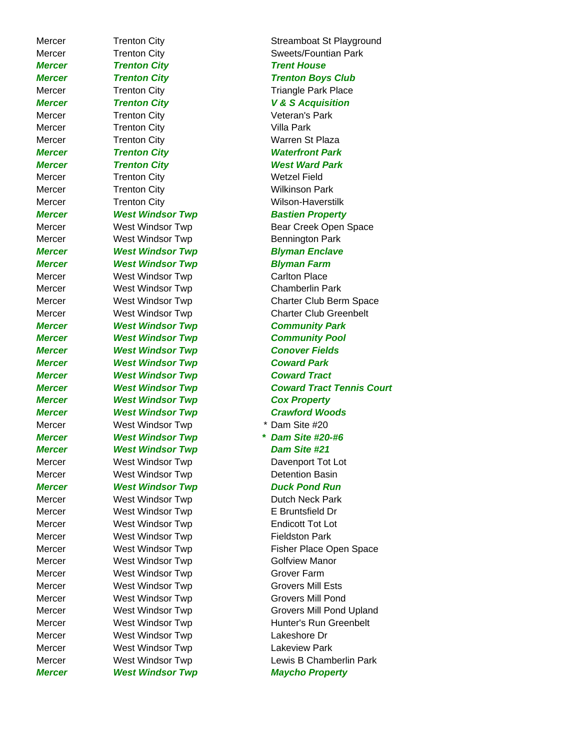| | | | |
|---|---|---|---|
| Mercer | Trenton City | | Streamboat St Playground |
| Mercer | Trenton City | | Sweets/Fountian Park |
| ***Mercer*** | ***Trenton City*** | | ***Trent House*** |
| ***Mercer*** | ***Trenton City*** | | ***Trenton Boys Club*** |
| Mercer | Trenton City | | Triangle Park Place |
| ***Mercer*** | ***Trenton City*** | | ***V & S Acquisition*** |
| Mercer | Trenton City | | Veteran's Park |
| Mercer | Trenton City | | Villa Park |
| Mercer | Trenton City | | Warren St Plaza |
| ***Mercer*** | ***Trenton City*** | | ***Waterfront Park*** |
| ***Mercer*** | ***Trenton City*** | | ***West Ward Park*** |
| Mercer | Trenton City | | Wetzel Field |
| Mercer | Trenton City | | Wilkinson Park |
| Mercer | Trenton City | | Wilson-Haverstilk |
| ***Mercer*** | ***West Windsor Twp*** | | ***Bastien Property*** |
| Mercer | West Windsor Twp | | Bear Creek Open Space |
| Mercer | West Windsor Twp | | Bennington Park |
| ***Mercer*** | ***West Windsor Twp*** | | ***Blyman Enclave*** |
| ***Mercer*** | ***West Windsor Twp*** | | ***Blyman Farm*** |
| Mercer | West Windsor Twp | | Carlton Place |
| Mercer | West Windsor Twp | | Chamberlin Park |
| Mercer | West Windsor Twp | | Charter Club Berm Space |
| Mercer | West Windsor Twp | | Charter Club Greenbelt |
| ***Mercer*** | ***West Windsor Twp*** | | ***Community Park*** |
| ***Mercer*** | ***West Windsor Twp*** | | ***Community Pool*** |
| ***Mercer*** | ***West Windsor Twp*** | | ***Conover Fields*** |
| ***Mercer*** | ***West Windsor Twp*** | | ***Coward Park*** |
| ***Mercer*** | ***West Windsor Twp*** | | ***Coward Tract*** |
| ***Mercer*** | ***West Windsor Twp*** | | ***Coward Tract Tennis Court*** |
| ***Mercer*** | ***West Windsor Twp*** | | ***Cox Property*** |
| ***Mercer*** | ***West Windsor Twp*** | | ***Crawford Woods*** |
| Mercer | West Windsor Twp | * | Dam Site #20 |
| ***Mercer*** | ***West Windsor Twp*** | ***** | ***Dam Site #20-#6*** |
| ***Mercer*** | ***West Windsor Twp*** | | ***Dam Site #21*** |
| Mercer | West Windsor Twp | | Davenport Tot Lot |
| Mercer | West Windsor Twp | | Detention Basin |
| ***Mercer*** | ***West Windsor Twp*** | | ***Duck Pond Run*** |
| Mercer | West Windsor Twp | | Dutch Neck Park |
| Mercer | West Windsor Twp | | E Bruntsfield Dr |
| Mercer | West Windsor Twp | | Endicott Tot Lot |
| Mercer | West Windsor Twp | | Fieldston Park |
| Mercer | West Windsor Twp | | Fisher Place Open Space |
| Mercer | West Windsor Twp | | Golfview Manor |
| Mercer | West Windsor Twp | | Grover Farm |
| Mercer | West Windsor Twp | | Grovers Mill Ests |
| Mercer | West Windsor Twp | | Grovers Mill Pond |
| Mercer | West Windsor Twp | | Grovers Mill Pond Upland |
| Mercer | West Windsor Twp | | Hunter's Run Greenbelt |
| Mercer | West Windsor Twp | | Lakeshore Dr |
| Mercer | West Windsor Twp | | Lakeview Park |
| Mercer | West Windsor Twp | | Lewis B Chamberlin Park |
| ***Mercer*** | ***West Windsor Twp*** | | ***Maycho Property*** |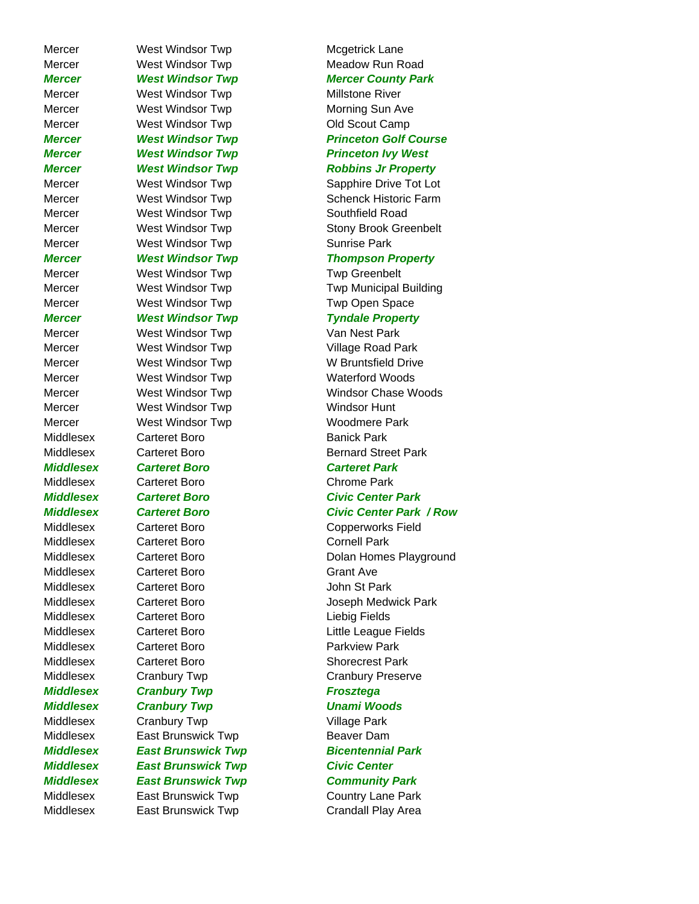| | | |
|---|---|---|
| Mercer | West Windsor Twp | Mcgetrick Lane |
| Mercer | West Windsor Twp | Meadow Run Road |
| ***Mercer*** | ***West Windsor Twp*** | ***Mercer County Park*** |
| Mercer | West Windsor Twp | Millstone River |
| Mercer | West Windsor Twp | Morning Sun Ave |
| Mercer | West Windsor Twp | Old Scout Camp |
| ***Mercer*** | ***West Windsor Twp*** | ***Princeton Golf Course*** |
| ***Mercer*** | ***West Windsor Twp*** | ***Princeton Ivy West*** |
| ***Mercer*** | ***West Windsor Twp*** | ***Robbins Jr Property*** |
| Mercer | West Windsor Twp | Sapphire Drive Tot Lot |
| Mercer | West Windsor Twp | Schenck Historic Farm |
| Mercer | West Windsor Twp | Southfield Road |
| Mercer | West Windsor Twp | Stony Brook Greenbelt |
| Mercer | West Windsor Twp | Sunrise Park |
| ***Mercer*** | ***West Windsor Twp*** | ***Thompson Property*** |
| Mercer | West Windsor Twp | Twp Greenbelt |
| Mercer | West Windsor Twp | Twp Municipal Building |
| Mercer | West Windsor Twp | Twp Open Space |
| ***Mercer*** | ***West Windsor Twp*** | ***Tyndale Property*** |
| Mercer | West Windsor Twp | Van Nest Park |
| Mercer | West Windsor Twp | Village Road Park |
| Mercer | West Windsor Twp | W Bruntsfield Drive |
| Mercer | West Windsor Twp | Waterford Woods |
| Mercer | West Windsor Twp | Windsor Chase Woods |
| Mercer | West Windsor Twp | Windsor Hunt |
| Mercer | West Windsor Twp | Woodmere Park |
| Middlesex | Carteret Boro | Banick Park |
| Middlesex | Carteret Boro | Bernard Street Park |
| ***Middlesex*** | ***Carteret Boro*** | ***Carteret Park*** |
| Middlesex | Carteret Boro | Chrome Park |
| ***Middlesex*** | ***Carteret Boro*** | ***Civic Center Park*** |
| ***Middlesex*** | ***Carteret Boro*** | ***Civic Center Park / Row*** |
| Middlesex | Carteret Boro | Copperworks Field |
| Middlesex | Carteret Boro | Cornell Park |
| Middlesex | Carteret Boro | Dolan Homes Playground |
| Middlesex | Carteret Boro | Grant Ave |
| Middlesex | Carteret Boro | John St Park |
| Middlesex | Carteret Boro | Joseph Medwick Park |
| Middlesex | Carteret Boro | Liebig Fields |
| Middlesex | Carteret Boro | Little League Fields |
| Middlesex | Carteret Boro | Parkview Park |
| Middlesex | Carteret Boro | Shorecrest Park |
| Middlesex | Cranbury Twp | Cranbury Preserve |
| ***Middlesex*** | ***Cranbury Twp*** | ***Frosztega*** |
| ***Middlesex*** | ***Cranbury Twp*** | ***Unami Woods*** |
| Middlesex | Cranbury Twp | Village Park |
| Middlesex | East Brunswick Twp | Beaver Dam |
| ***Middlesex*** | ***East Brunswick Twp*** | ***Bicentennial Park*** |
| ***Middlesex*** | ***East Brunswick Twp*** | ***Civic Center*** |
| ***Middlesex*** | ***East Brunswick Twp*** | ***Community Park*** |
| Middlesex | East Brunswick Twp | Country Lane Park |
| Middlesex | East Brunswick Twp | Crandall Play Area |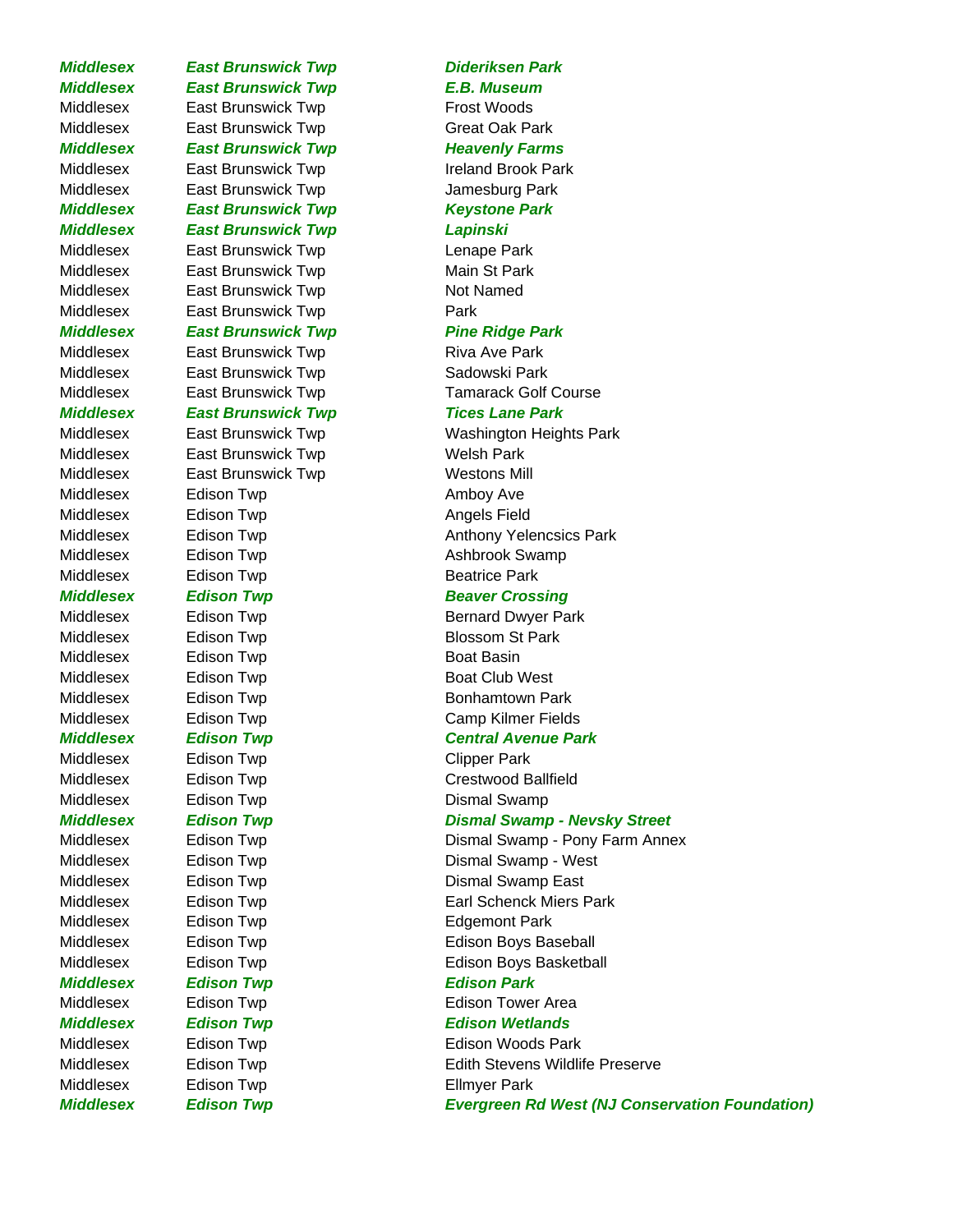| | | |
|---|---|---|
| ***Middlesex*** | ***East Brunswick Twp*** | ***Dideriksen Park*** |
| ***Middlesex*** | ***East Brunswick Twp*** | ***E.B. Museum*** |
| Middlesex | East Brunswick Twp | Frost Woods |
| Middlesex | East Brunswick Twp | Great Oak Park |
| ***Middlesex*** | ***East Brunswick Twp*** | ***Heavenly Farms*** |
| Middlesex | East Brunswick Twp | Ireland Brook Park |
| Middlesex | East Brunswick Twp | Jamesburg Park |
| ***Middlesex*** | ***East Brunswick Twp*** | ***Keystone Park*** |
| ***Middlesex*** | ***East Brunswick Twp*** | ***Lapinski*** |
| Middlesex | East Brunswick Twp | Lenape Park |
| Middlesex | East Brunswick Twp | Main St Park |
| Middlesex | East Brunswick Twp | Not Named |
| Middlesex | East Brunswick Twp | Park |
| ***Middlesex*** | ***East Brunswick Twp*** | ***Pine Ridge Park*** |
| Middlesex | East Brunswick Twp | Riva Ave Park |
| Middlesex | East Brunswick Twp | Sadowski Park |
| Middlesex | East Brunswick Twp | Tamarack Golf Course |
| ***Middlesex*** | ***East Brunswick Twp*** | ***Tices Lane Park*** |
| Middlesex | East Brunswick Twp | Washington Heights Park |
| Middlesex | East Brunswick Twp | Welsh Park |
| Middlesex | East Brunswick Twp | Westons Mill |
| Middlesex | Edison Twp | Amboy Ave |
| Middlesex | Edison Twp | Angels Field |
| Middlesex | Edison Twp | Anthony Yelencsics Park |
| Middlesex | Edison Twp | Ashbrook Swamp |
| Middlesex | Edison Twp | Beatrice Park |
| ***Middlesex*** | ***Edison Twp*** | ***Beaver Crossing*** |
| Middlesex | Edison Twp | Bernard Dwyer Park |
| Middlesex | Edison Twp | Blossom St Park |
| Middlesex | Edison Twp | Boat Basin |
| Middlesex | Edison Twp | Boat Club West |
| Middlesex | Edison Twp | Bonhamtown Park |
| Middlesex | Edison Twp | Camp Kilmer Fields |
| ***Middlesex*** | ***Edison Twp*** | ***Central Avenue Park*** |
| Middlesex | Edison Twp | Clipper Park |
| Middlesex | Edison Twp | Crestwood Ballfield |
| Middlesex | Edison Twp | Dismal Swamp |
| ***Middlesex*** | ***Edison Twp*** | ***Dismal Swamp - Nevsky Street*** |
| Middlesex | Edison Twp | Dismal Swamp - Pony Farm Annex |
| Middlesex | Edison Twp | Dismal Swamp - West |
| Middlesex | Edison Twp | Dismal Swamp East |
| Middlesex | Edison Twp | Earl Schenck Miers Park |
| Middlesex | Edison Twp | Edgemont Park |
| Middlesex | Edison Twp | Edison Boys Baseball |
| Middlesex | Edison Twp | Edison Boys Basketball |
| ***Middlesex*** | ***Edison Twp*** | ***Edison Park*** |
| Middlesex | Edison Twp | Edison Tower Area |
| ***Middlesex*** | ***Edison Twp*** | ***Edison Wetlands*** |
| Middlesex | Edison Twp | Edison Woods Park |
| Middlesex | Edison Twp | Edith Stevens Wildlife Preserve |
| Middlesex | Edison Twp | Ellmyer Park |
| ***Middlesex*** | ***Edison Twp*** | ***Evergreen Rd West (NJ Conservation Foundation)*** |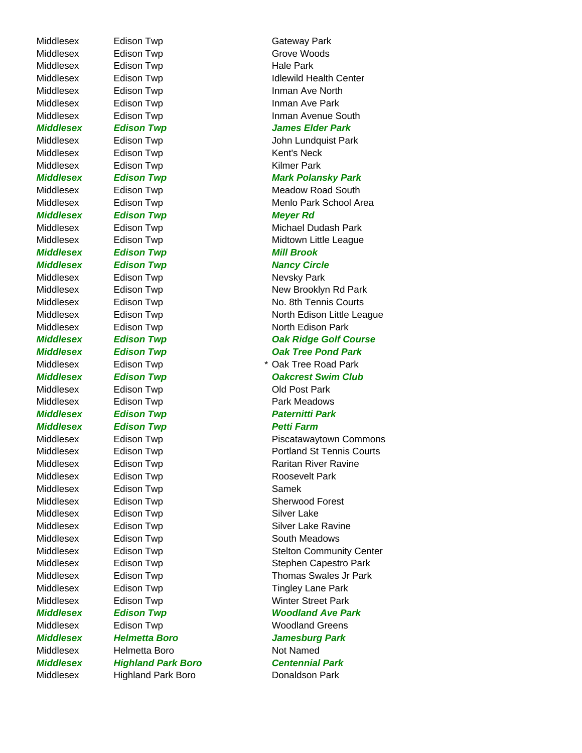| | | |
|---|---|---|
| Middlesex | Edison Twp | Gateway Park |
| Middlesex | Edison Twp | Grove Woods |
| Middlesex | Edison Twp | Hale Park |
| Middlesex | Edison Twp | Idlewild Health Center |
| Middlesex | Edison Twp | Inman Ave North |
| Middlesex | Edison Twp | Inman Ave Park |
| Middlesex | Edison Twp | Inman Avenue South |
| ***Middlesex*** | ***Edison Twp*** | ***James Elder Park*** |
| Middlesex | Edison Twp | John Lundquist Park |
| Middlesex | Edison Twp | Kent's Neck |
| Middlesex | Edison Twp | Kilmer Park |
| ***Middlesex*** | ***Edison Twp*** | ***Mark Polansky Park*** |
| Middlesex | Edison Twp | Meadow Road South |
| Middlesex | Edison Twp | Menlo Park School Area |
| ***Middlesex*** | ***Edison Twp*** | ***Meyer Rd*** |
| Middlesex | Edison Twp | Michael Dudash Park |
| Middlesex | Edison Twp | Midtown Little League |
| ***Middlesex*** | ***Edison Twp*** | ***Mill Brook*** |
| ***Middlesex*** | ***Edison Twp*** | ***Nancy Circle*** |
| Middlesex | Edison Twp | Nevsky Park |
| Middlesex | Edison Twp | New Brooklyn Rd Park |
| Middlesex | Edison Twp | No. 8th Tennis Courts |
| Middlesex | Edison Twp | North Edison Little League |
| Middlesex | Edison Twp | North Edison Park |
| ***Middlesex*** | ***Edison Twp*** | ***Oak Ridge Golf Course*** |
| ***Middlesex*** | ***Edison Twp*** | ***Oak Tree Pond Park*** |
| Middlesex | Edison Twp | * Oak Tree Road Park |
| ***Middlesex*** | ***Edison Twp*** | ***Oakcrest Swim Club*** |
| Middlesex | Edison Twp | Old Post Park |
| Middlesex | Edison Twp | Park Meadows |
| ***Middlesex*** | ***Edison Twp*** | ***Paternitti Park*** |
| ***Middlesex*** | ***Edison Twp*** | ***Petti Farm*** |
| Middlesex | Edison Twp | Piscatawaytown Commons |
| Middlesex | Edison Twp | Portland St Tennis Courts |
| Middlesex | Edison Twp | Raritan River Ravine |
| Middlesex | Edison Twp | Roosevelt Park |
| Middlesex | Edison Twp | Samek |
| Middlesex | Edison Twp | Sherwood Forest |
| Middlesex | Edison Twp | Silver Lake |
| Middlesex | Edison Twp | Silver Lake Ravine |
| Middlesex | Edison Twp | South Meadows |
| Middlesex | Edison Twp | Stelton Community Center |
| Middlesex | Edison Twp | Stephen Capestro Park |
| Middlesex | Edison Twp | Thomas Swales Jr Park |
| Middlesex | Edison Twp | Tingley Lane Park |
| Middlesex | Edison Twp | Winter Street Park |
| ***Middlesex*** | ***Edison Twp*** | ***Woodland Ave Park*** |
| Middlesex | Edison Twp | Woodland Greens |
| ***Middlesex*** | ***Helmetta Boro*** | ***Jamesburg Park*** |
| Middlesex | Helmetta Boro | Not Named |
| ***Middlesex*** | ***Highland Park Boro*** | ***Centennial Park*** |
| Middlesex | Highland Park Boro | Donaldson Park |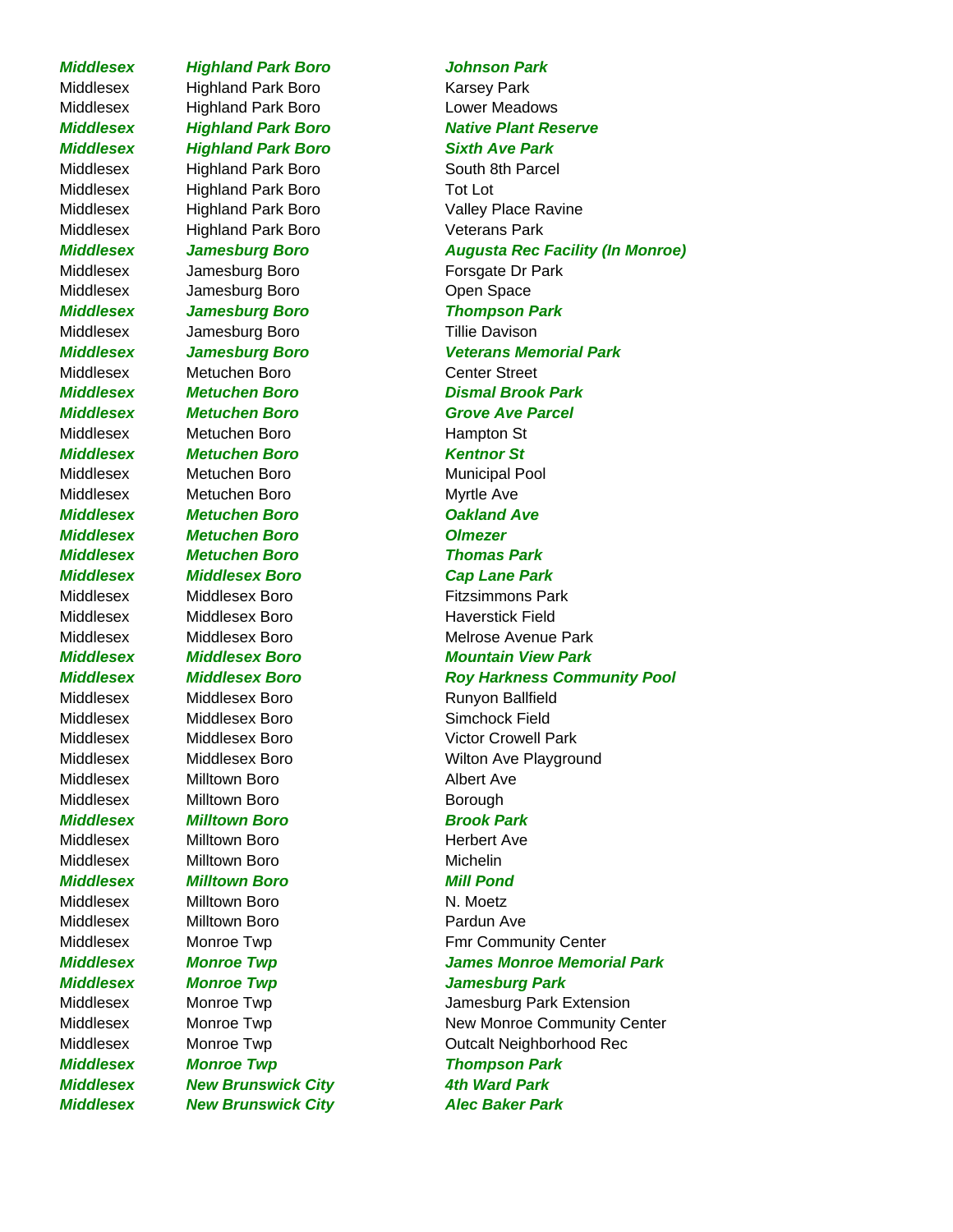| | | |
|---|---|---|
| ***Middlesex*** | ***Highland Park Boro*** | ***Johnson Park*** |
| Middlesex | Highland Park Boro | Karsey Park |
| Middlesex | Highland Park Boro | Lower Meadows |
| ***Middlesex*** | ***Highland Park Boro*** | ***Native Plant Reserve*** |
| ***Middlesex*** | ***Highland Park Boro*** | ***Sixth Ave Park*** |
| Middlesex | Highland Park Boro | South 8th Parcel |
| Middlesex | Highland Park Boro | Tot Lot |
| Middlesex | Highland Park Boro | Valley Place Ravine |
| Middlesex | Highland Park Boro | Veterans Park |
| ***Middlesex*** | ***Jamesburg Boro*** | ***Augusta Rec Facility (In Monroe)*** |
| Middlesex | Jamesburg Boro | Forsgate Dr Park |
| Middlesex | Jamesburg Boro | Open Space |
| ***Middlesex*** | ***Jamesburg Boro*** | ***Thompson Park*** |
| Middlesex | Jamesburg Boro | Tillie Davison |
| ***Middlesex*** | ***Jamesburg Boro*** | ***Veterans Memorial Park*** |
| Middlesex | Metuchen Boro | Center Street |
| ***Middlesex*** | ***Metuchen Boro*** | ***Dismal Brook Park*** |
| ***Middlesex*** | ***Metuchen Boro*** | ***Grove Ave Parcel*** |
| Middlesex | Metuchen Boro | Hampton St |
| ***Middlesex*** | ***Metuchen Boro*** | ***Kentnor St*** |
| Middlesex | Metuchen Boro | Municipal Pool |
| Middlesex | Metuchen Boro | Myrtle Ave |
| ***Middlesex*** | ***Metuchen Boro*** | ***Oakland Ave*** |
| ***Middlesex*** | ***Metuchen Boro*** | ***Olmezer*** |
| ***Middlesex*** | ***Metuchen Boro*** | ***Thomas Park*** |
| ***Middlesex*** | ***Middlesex Boro*** | ***Cap Lane Park*** |
| Middlesex | Middlesex Boro | Fitzsimmons Park |
| Middlesex | Middlesex Boro | Haverstick Field |
| Middlesex | Middlesex Boro | Melrose Avenue Park |
| ***Middlesex*** | ***Middlesex Boro*** | ***Mountain View Park*** |
| ***Middlesex*** | ***Middlesex Boro*** | ***Roy Harkness Community Pool*** |
| Middlesex | Middlesex Boro | Runyon Ballfield |
| Middlesex | Middlesex Boro | Simchock Field |
| Middlesex | Middlesex Boro | Victor Crowell Park |
| Middlesex | Middlesex Boro | Wilton Ave Playground |
| Middlesex | Milltown Boro | Albert Ave |
| Middlesex | Milltown Boro | Borough |
| ***Middlesex*** | ***Milltown Boro*** | ***Brook Park*** |
| Middlesex | Milltown Boro | Herbert Ave |
| Middlesex | Milltown Boro | Michelin |
| ***Middlesex*** | ***Milltown Boro*** | ***Mill Pond*** |
| Middlesex | Milltown Boro | N. Moetz |
| Middlesex | Milltown Boro | Pardun Ave |
| Middlesex | Monroe Twp | Fmr Community Center |
| ***Middlesex*** | ***Monroe Twp*** | ***James Monroe Memorial Park*** |
| ***Middlesex*** | ***Monroe Twp*** | ***Jamesburg Park*** |
| Middlesex | Monroe Twp | Jamesburg Park Extension |
| Middlesex | Monroe Twp | New Monroe Community Center |
| Middlesex | Monroe Twp | Outcalt Neighborhood Rec |
| ***Middlesex*** | ***Monroe Twp*** | ***Thompson Park*** |
| ***Middlesex*** | ***New Brunswick City*** | ***4th Ward Park*** |
| ***Middlesex*** | ***New Brunswick City*** | ***Alec Baker Park*** |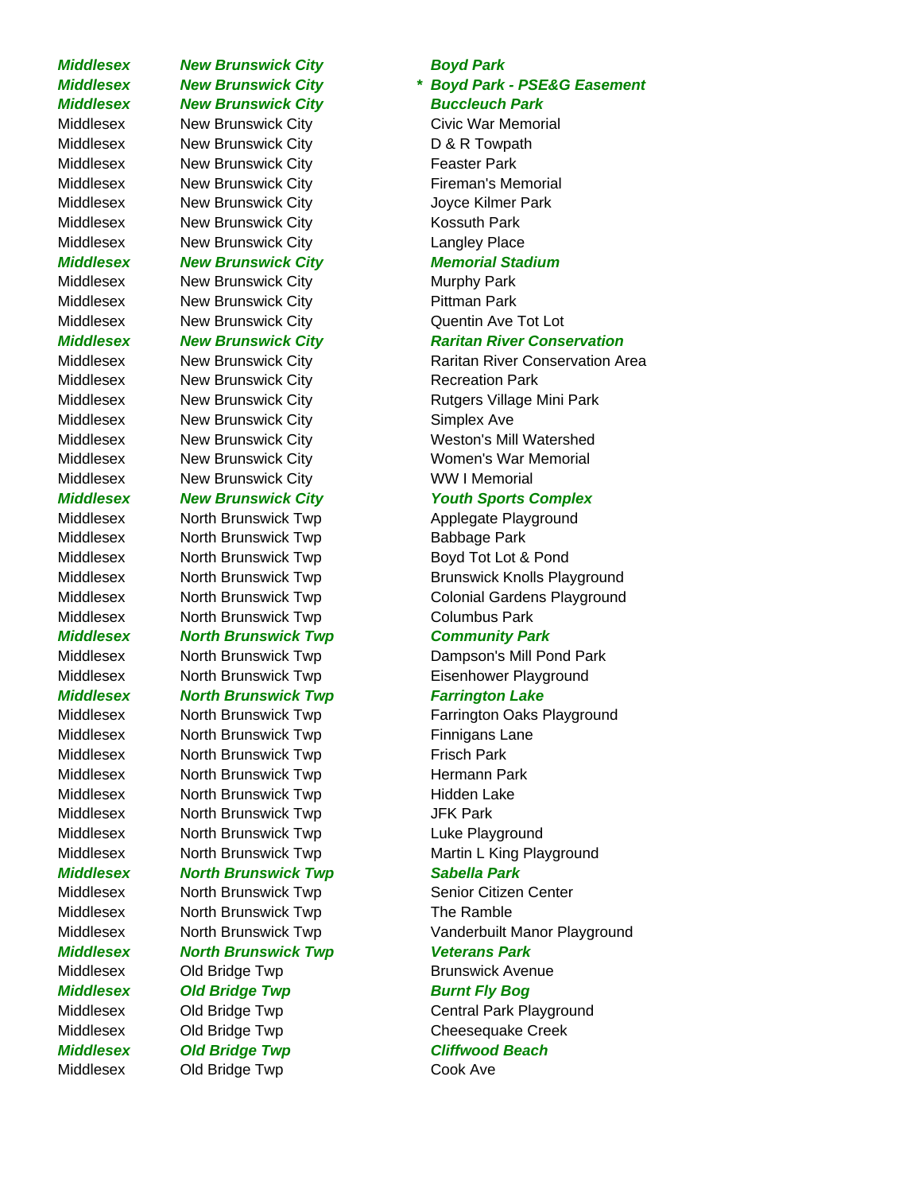| | | | |
|---|---|---|---|
| ***Middlesex*** | ***New Brunswick City*** | | ***Boyd Park*** |
| ***Middlesex*** | ***New Brunswick City*** | * | ***Boyd Park - PSE&G Easement*** |
| ***Middlesex*** | ***New Brunswick City*** | | ***Buccleuch Park*** |
| Middlesex | New Brunswick City | | Civic War Memorial |
| Middlesex | New Brunswick City | | D & R Towpath |
| Middlesex | New Brunswick City | | Feaster Park |
| Middlesex | New Brunswick City | | Fireman's Memorial |
| Middlesex | New Brunswick City | | Joyce Kilmer Park |
| Middlesex | New Brunswick City | | Kossuth Park |
| Middlesex | New Brunswick City | | Langley Place |
| ***Middlesex*** | ***New Brunswick City*** | | ***Memorial Stadium*** |
| Middlesex | New Brunswick City | | Murphy Park |
| Middlesex | New Brunswick City | | Pittman Park |
| Middlesex | New Brunswick City | | Quentin Ave Tot Lot |
| ***Middlesex*** | ***New Brunswick City*** | | ***Raritan River Conservation*** |
| Middlesex | New Brunswick City | | Raritan River Conservation Area |
| Middlesex | New Brunswick City | | Recreation Park |
| Middlesex | New Brunswick City | | Rutgers Village Mini Park |
| Middlesex | New Brunswick City | | Simplex Ave |
| Middlesex | New Brunswick City | | Weston's Mill Watershed |
| Middlesex | New Brunswick City | | Women's War Memorial |
| Middlesex | New Brunswick City | | WW I Memorial |
| ***Middlesex*** | ***New Brunswick City*** | | ***Youth Sports Complex*** |
| Middlesex | North Brunswick Twp | | Applegate Playground |
| Middlesex | North Brunswick Twp | | Babbage Park |
| Middlesex | North Brunswick Twp | | Boyd Tot Lot & Pond |
| Middlesex | North Brunswick Twp | | Brunswick Knolls Playground |
| Middlesex | North Brunswick Twp | | Colonial Gardens Playground |
| Middlesex | North Brunswick Twp | | Columbus Park |
| ***Middlesex*** | ***North Brunswick Twp*** | | ***Community Park*** |
| Middlesex | North Brunswick Twp | | Dampson's Mill Pond Park |
| Middlesex | North Brunswick Twp | | Eisenhower Playground |
| ***Middlesex*** | ***North Brunswick Twp*** | | ***Farrington Lake*** |
| Middlesex | North Brunswick Twp | | Farrington Oaks Playground |
| Middlesex | North Brunswick Twp | | Finnigans Lane |
| Middlesex | North Brunswick Twp | | Frisch Park |
| Middlesex | North Brunswick Twp | | Hermann Park |
| Middlesex | North Brunswick Twp | | Hidden Lake |
| Middlesex | North Brunswick Twp | | JFK Park |
| Middlesex | North Brunswick Twp | | Luke Playground |
| Middlesex | North Brunswick Twp | | Martin L King Playground |
| ***Middlesex*** | ***North Brunswick Twp*** | | ***Sabella Park*** |
| Middlesex | North Brunswick Twp | | Senior Citizen Center |
| Middlesex | North Brunswick Twp | | The Ramble |
| Middlesex | North Brunswick Twp | | Vanderbuilt Manor Playground |
| ***Middlesex*** | ***North Brunswick Twp*** | | ***Veterans Park*** |
| Middlesex | Old Bridge Twp | | Brunswick Avenue |
| ***Middlesex*** | ***Old Bridge Twp*** | | ***Burnt Fly Bog*** |
| Middlesex | Old Bridge Twp | | Central Park Playground |
| Middlesex | Old Bridge Twp | | Cheesequake Creek |
| ***Middlesex*** | ***Old Bridge Twp*** | | ***Cliffwood Beach*** |
| Middlesex | Old Bridge Twp | | Cook Ave |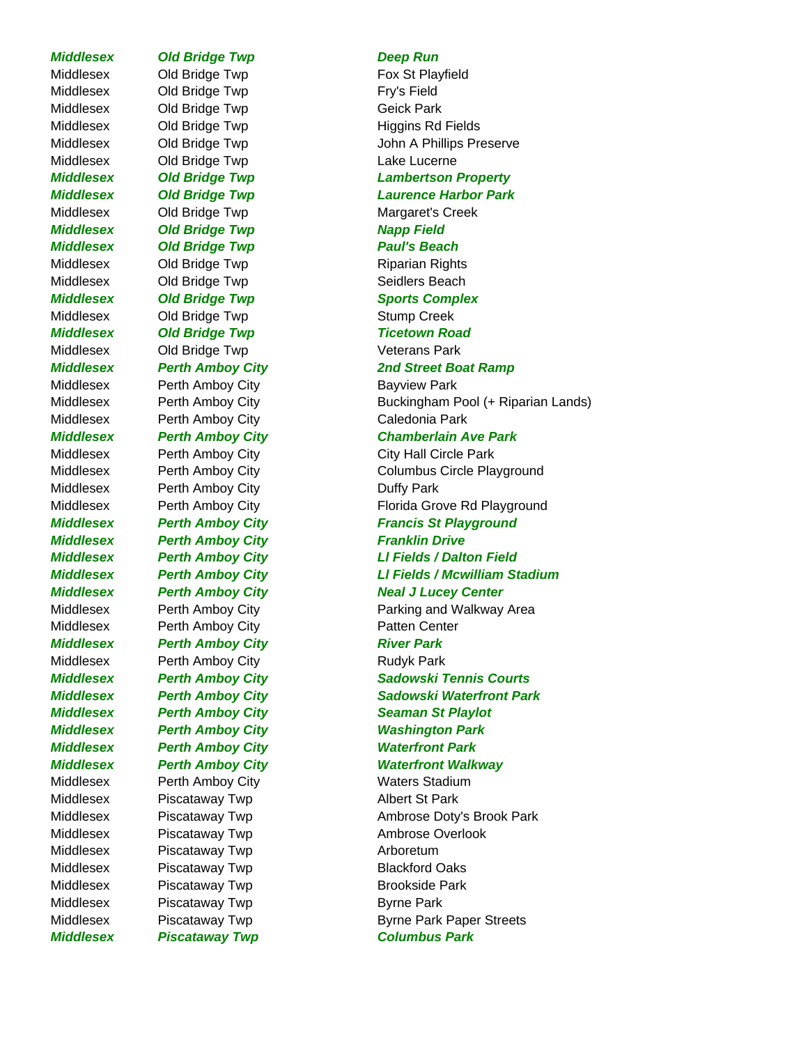| | | |
|---|---|---|
| ***Middlesex*** | ***Old Bridge Twp*** | ***Deep Run*** |
| Middlesex | Old Bridge Twp | Fox St Playfield |
| Middlesex | Old Bridge Twp | Fry's Field |
| Middlesex | Old Bridge Twp | Geick Park |
| Middlesex | Old Bridge Twp | Higgins Rd Fields |
| Middlesex | Old Bridge Twp | John A Phillips Preserve |
| Middlesex | Old Bridge Twp | Lake Lucerne |
| ***Middlesex*** | ***Old Bridge Twp*** | ***Lambertson Property*** |
| ***Middlesex*** | ***Old Bridge Twp*** | ***Laurence Harbor Park*** |
| Middlesex | Old Bridge Twp | Margaret's Creek |
| ***Middlesex*** | ***Old Bridge Twp*** | ***Napp Field*** |
| ***Middlesex*** | ***Old Bridge Twp*** | ***Paul's Beach*** |
| Middlesex | Old Bridge Twp | Riparian Rights |
| Middlesex | Old Bridge Twp | Seidlers Beach |
| ***Middlesex*** | ***Old Bridge Twp*** | ***Sports Complex*** |
| Middlesex | Old Bridge Twp | Stump Creek |
| ***Middlesex*** | ***Old Bridge Twp*** | ***Ticetown Road*** |
| Middlesex | Old Bridge Twp | Veterans Park |
| ***Middlesex*** | ***Perth Amboy City*** | ***2nd Street Boat Ramp*** |
| Middlesex | Perth Amboy City | Bayview Park |
| Middlesex | Perth Amboy City | Buckingham Pool (+ Riparian Lands) |
| Middlesex | Perth Amboy City | Caledonia Park |
| ***Middlesex*** | ***Perth Amboy City*** | ***Chamberlain Ave Park*** |
| Middlesex | Perth Amboy City | City Hall Circle Park |
| Middlesex | Perth Amboy City | Columbus Circle Playground |
| Middlesex | Perth Amboy City | Duffy Park |
| Middlesex | Perth Amboy City | Florida Grove Rd Playground |
| ***Middlesex*** | ***Perth Amboy City*** | ***Francis St Playground*** |
| ***Middlesex*** | ***Perth Amboy City*** | ***Franklin Drive*** |
| ***Middlesex*** | ***Perth Amboy City*** | ***Ll Fields / Dalton Field*** |
| ***Middlesex*** | ***Perth Amboy City*** | ***Ll Fields / Mcwilliam Stadium*** |
| ***Middlesex*** | ***Perth Amboy City*** | ***Neal J Lucey Center*** |
| Middlesex | Perth Amboy City | Parking and Walkway Area |
| Middlesex | Perth Amboy City | Patten Center |
| ***Middlesex*** | ***Perth Amboy City*** | ***River Park*** |
| Middlesex | Perth Amboy City | Rudyk Park |
| ***Middlesex*** | ***Perth Amboy City*** | ***Sadowski Tennis Courts*** |
| ***Middlesex*** | ***Perth Amboy City*** | ***Sadowski Waterfront Park*** |
| ***Middlesex*** | ***Perth Amboy City*** | ***Seaman St Playlot*** |
| ***Middlesex*** | ***Perth Amboy City*** | ***Washington Park*** |
| ***Middlesex*** | ***Perth Amboy City*** | ***Waterfront Park*** |
| ***Middlesex*** | ***Perth Amboy City*** | ***Waterfront Walkway*** |
| Middlesex | Perth Amboy City | Waters Stadium |
| Middlesex | Piscataway Twp | Albert St Park |
| Middlesex | Piscataway Twp | Ambrose Doty's Brook Park |
| Middlesex | Piscataway Twp | Ambrose Overlook |
| Middlesex | Piscataway Twp | Arboretum |
| Middlesex | Piscataway Twp | Blackford Oaks |
| Middlesex | Piscataway Twp | Brookside Park |
| Middlesex | Piscataway Twp | Byrne Park |
| Middlesex | Piscataway Twp | Byrne Park Paper Streets |
| ***Middlesex*** | ***Piscataway Twp*** | ***Columbus Park*** |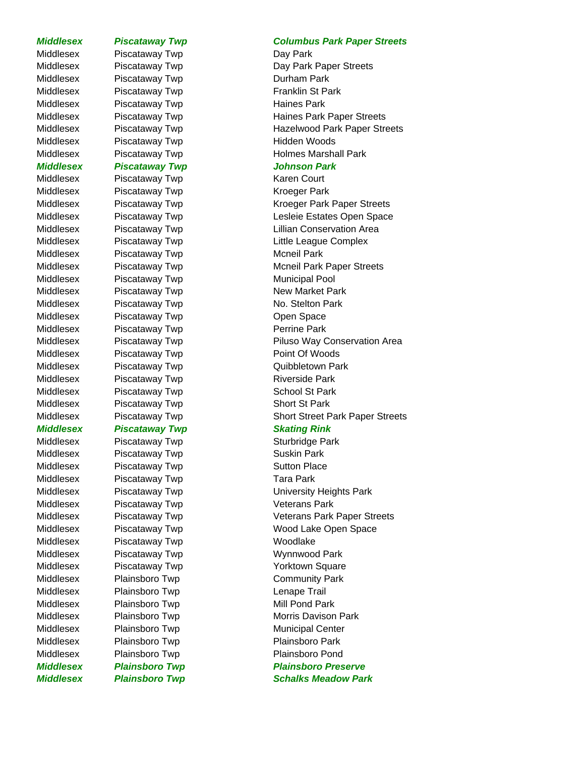| | | |
|---|---|---|
| ***Middlesex*** | ***Piscataway Twp*** | ***Columbus Park Paper Streets*** |
| Middlesex | Piscataway Twp | Day Park |
| Middlesex | Piscataway Twp | Day Park Paper Streets |
| Middlesex | Piscataway Twp | Durham Park |
| Middlesex | Piscataway Twp | Franklin St Park |
| Middlesex | Piscataway Twp | Haines Park |
| Middlesex | Piscataway Twp | Haines Park Paper Streets |
| Middlesex | Piscataway Twp | Hazelwood Park Paper Streets |
| Middlesex | Piscataway Twp | Hidden Woods |
| Middlesex | Piscataway Twp | Holmes Marshall Park |
| ***Middlesex*** | ***Piscataway Twp*** | ***Johnson Park*** |
| Middlesex | Piscataway Twp | Karen Court |
| Middlesex | Piscataway Twp | Kroeger Park |
| Middlesex | Piscataway Twp | Kroeger Park Paper Streets |
| Middlesex | Piscataway Twp | Lesleie Estates Open Space |
| Middlesex | Piscataway Twp | Lillian Conservation Area |
| Middlesex | Piscataway Twp | Little League Complex |
| Middlesex | Piscataway Twp | Mcneil Park |
| Middlesex | Piscataway Twp | Mcneil Park Paper Streets |
| Middlesex | Piscataway Twp | Municipal Pool |
| Middlesex | Piscataway Twp | New Market Park |
| Middlesex | Piscataway Twp | No. Stelton Park |
| Middlesex | Piscataway Twp | Open Space |
| Middlesex | Piscataway Twp | Perrine Park |
| Middlesex | Piscataway Twp | Piluso Way Conservation Area |
| Middlesex | Piscataway Twp | Point Of Woods |
| Middlesex | Piscataway Twp | Quibbletown Park |
| Middlesex | Piscataway Twp | Riverside Park |
| Middlesex | Piscataway Twp | School St Park |
| Middlesex | Piscataway Twp | Short St Park |
| Middlesex | Piscataway Twp | Short Street Park Paper Streets |
| ***Middlesex*** | ***Piscataway Twp*** | ***Skating Rink*** |
| Middlesex | Piscataway Twp | Sturbridge Park |
| Middlesex | Piscataway Twp | Suskin Park |
| Middlesex | Piscataway Twp | Sutton Place |
| Middlesex | Piscataway Twp | Tara Park |
| Middlesex | Piscataway Twp | University Heights Park |
| Middlesex | Piscataway Twp | Veterans Park |
| Middlesex | Piscataway Twp | Veterans Park Paper Streets |
| Middlesex | Piscataway Twp | Wood Lake Open Space |
| Middlesex | Piscataway Twp | Woodlake |
| Middlesex | Piscataway Twp | Wynnwood Park |
| Middlesex | Piscataway Twp | Yorktown Square |
| Middlesex | Plainsboro Twp | Community Park |
| Middlesex | Plainsboro Twp | Lenape Trail |
| Middlesex | Plainsboro Twp | Mill Pond Park |
| Middlesex | Plainsboro Twp | Morris Davison Park |
| Middlesex | Plainsboro Twp | Municipal Center |
| Middlesex | Plainsboro Twp | Plainsboro Park |
| Middlesex | Plainsboro Twp | Plainsboro Pond |
| ***Middlesex*** | ***Plainsboro Twp*** | ***Plainsboro Preserve*** |
| ***Middlesex*** | ***Plainsboro Twp*** | ***Schalks Meadow Park*** |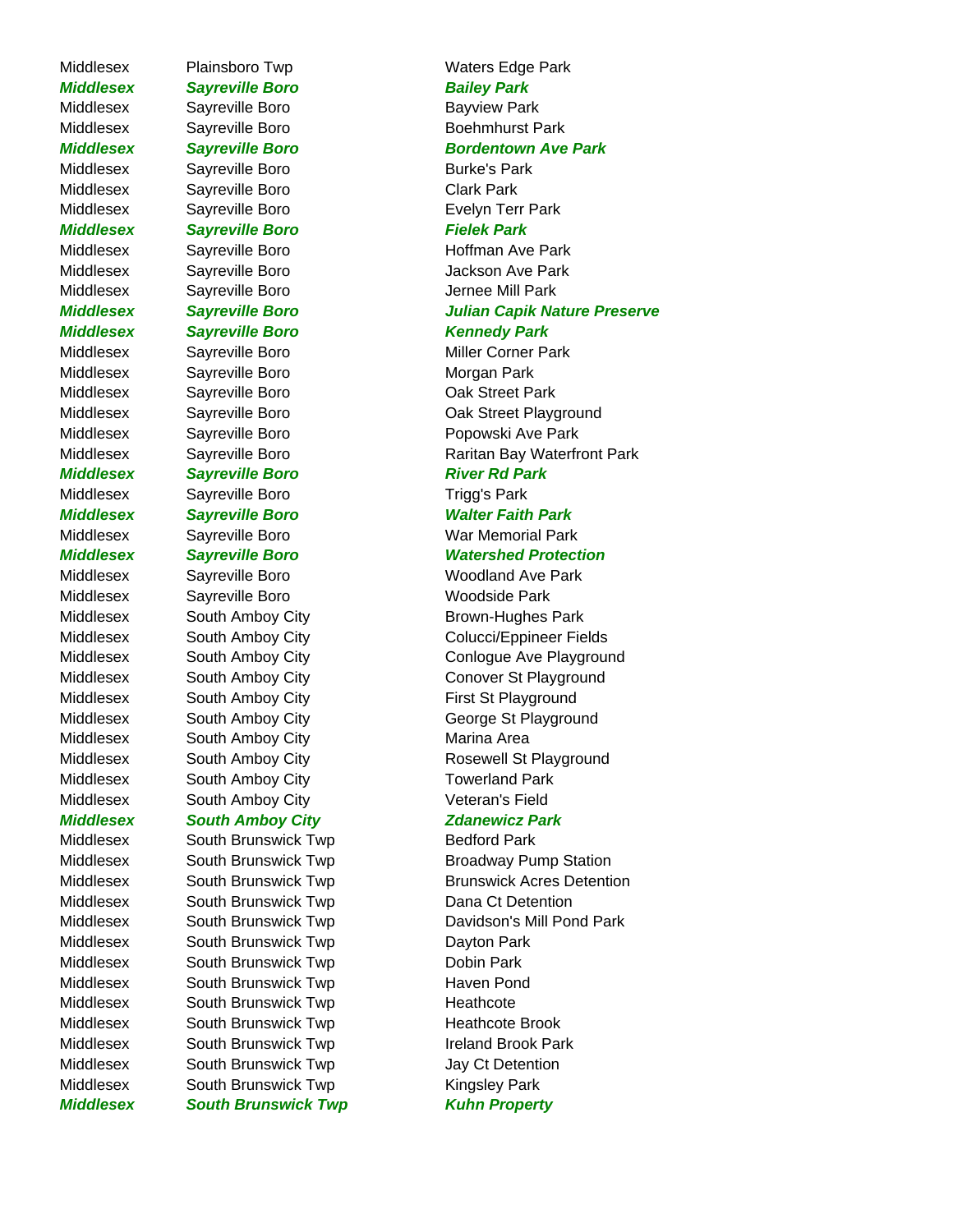| | | |
|---|---|---|
| Middlesex | Plainsboro Twp | Waters Edge Park |
| ***Middlesex*** | ***Sayreville Boro*** | ***Bailey Park*** |
| Middlesex | Sayreville Boro | Bayview Park |
| Middlesex | Sayreville Boro | Boehmhurst Park |
| ***Middlesex*** | ***Sayreville Boro*** | ***Bordentown Ave Park*** |
| Middlesex | Sayreville Boro | Burke's Park |
| Middlesex | Sayreville Boro | Clark Park |
| Middlesex | Sayreville Boro | Evelyn Terr Park |
| ***Middlesex*** | ***Sayreville Boro*** | ***Fielek Park*** |
| Middlesex | Sayreville Boro | Hoffman Ave Park |
| Middlesex | Sayreville Boro | Jackson Ave Park |
| Middlesex | Sayreville Boro | Jernee Mill Park |
| ***Middlesex*** | ***Sayreville Boro*** | ***Julian Capik Nature Preserve*** |
| ***Middlesex*** | ***Sayreville Boro*** | ***Kennedy Park*** |
| Middlesex | Sayreville Boro | Miller Corner Park |
| Middlesex | Sayreville Boro | Morgan Park |
| Middlesex | Sayreville Boro | Oak Street Park |
| Middlesex | Sayreville Boro | Oak Street Playground |
| Middlesex | Sayreville Boro | Popowski Ave Park |
| Middlesex | Sayreville Boro | Raritan Bay Waterfront Park |
| ***Middlesex*** | ***Sayreville Boro*** | ***River Rd Park*** |
| Middlesex | Sayreville Boro | Trigg's Park |
| ***Middlesex*** | ***Sayreville Boro*** | ***Walter Faith Park*** |
| Middlesex | Sayreville Boro | War Memorial Park |
| ***Middlesex*** | ***Sayreville Boro*** | ***Watershed Protection*** |
| Middlesex | Sayreville Boro | Woodland Ave Park |
| Middlesex | Sayreville Boro | Woodside Park |
| Middlesex | South Amboy City | Brown-Hughes Park |
| Middlesex | South Amboy City | Colucci/Eppineer Fields |
| Middlesex | South Amboy City | Conlogue Ave Playground |
| Middlesex | South Amboy City | Conover St Playground |
| Middlesex | South Amboy City | First St Playground |
| Middlesex | South Amboy City | George St Playground |
| Middlesex | South Amboy City | Marina Area |
| Middlesex | South Amboy City | Rosewell St Playground |
| Middlesex | South Amboy City | Towerland Park |
| Middlesex | South Amboy City | Veteran's Field |
| ***Middlesex*** | ***South Amboy City*** | ***Zdanewicz Park*** |
| Middlesex | South Brunswick Twp | Bedford Park |
| Middlesex | South Brunswick Twp | Broadway Pump Station |
| Middlesex | South Brunswick Twp | Brunswick Acres Detention |
| Middlesex | South Brunswick Twp | Dana Ct Detention |
| Middlesex | South Brunswick Twp | Davidson's Mill Pond Park |
| Middlesex | South Brunswick Twp | Dayton Park |
| Middlesex | South Brunswick Twp | Dobin Park |
| Middlesex | South Brunswick Twp | Haven Pond |
| Middlesex | South Brunswick Twp | Heathcote |
| Middlesex | South Brunswick Twp | Heathcote Brook |
| Middlesex | South Brunswick Twp | Ireland Brook Park |
| Middlesex | South Brunswick Twp | Jay Ct Detention |
| Middlesex | South Brunswick Twp | Kingsley Park |
| ***Middlesex*** | ***South Brunswick Twp*** | ***Kuhn Property*** |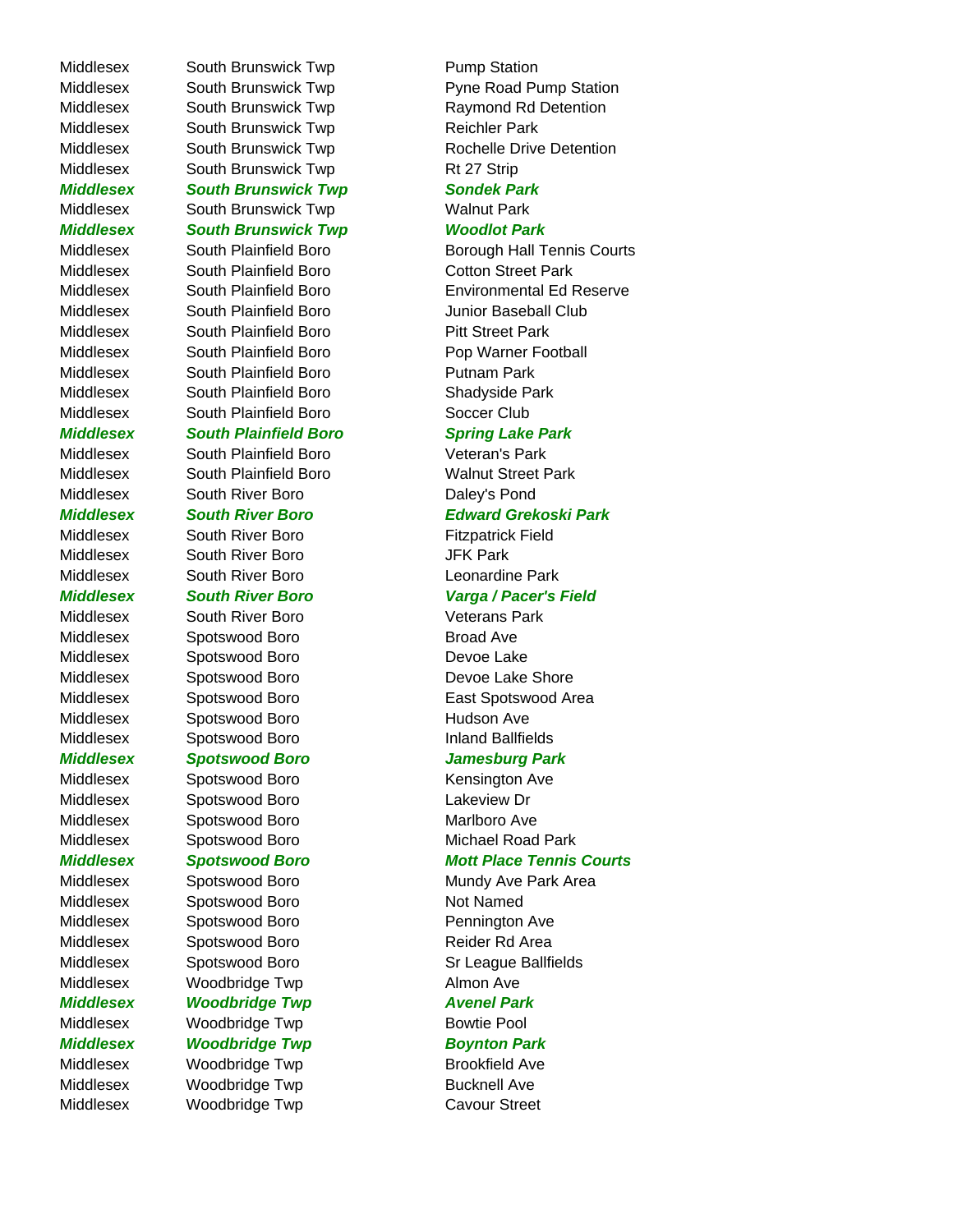| | | |
|---|---|---|
| Middlesex | South Brunswick Twp | Pump Station |
| Middlesex | South Brunswick Twp | Pyne Road Pump Station |
| Middlesex | South Brunswick Twp | Raymond Rd Detention |
| Middlesex | South Brunswick Twp | Reichler Park |
| Middlesex | South Brunswick Twp | Rochelle Drive Detention |
| Middlesex | South Brunswick Twp | Rt 27 Strip |
| ***Middlesex*** | ***South Brunswick Twp*** | ***Sondek Park*** |
| Middlesex | South Brunswick Twp | Walnut Park |
| ***Middlesex*** | ***South Brunswick Twp*** | ***Woodlot Park*** |
| Middlesex | South Plainfield Boro | Borough Hall Tennis Courts |
| Middlesex | South Plainfield Boro | Cotton Street Park |
| Middlesex | South Plainfield Boro | Environmental Ed Reserve |
| Middlesex | South Plainfield Boro | Junior Baseball Club |
| Middlesex | South Plainfield Boro | Pitt Street Park |
| Middlesex | South Plainfield Boro | Pop Warner Football |
| Middlesex | South Plainfield Boro | Putnam Park |
| Middlesex | South Plainfield Boro | Shadyside Park |
| Middlesex | South Plainfield Boro | Soccer Club |
| ***Middlesex*** | ***South Plainfield Boro*** | ***Spring Lake Park*** |
| Middlesex | South Plainfield Boro | Veteran's Park |
| Middlesex | South Plainfield Boro | Walnut Street Park |
| Middlesex | South River Boro | Daley's Pond |
| ***Middlesex*** | ***South River Boro*** | ***Edward Grekoski Park*** |
| Middlesex | South River Boro | Fitzpatrick Field |
| Middlesex | South River Boro | JFK Park |
| Middlesex | South River Boro | Leonardine Park |
| ***Middlesex*** | ***South River Boro*** | ***Varga / Pacer's Field*** |
| Middlesex | South River Boro | Veterans Park |
| Middlesex | Spotswood Boro | Broad Ave |
| Middlesex | Spotswood Boro | Devoe Lake |
| Middlesex | Spotswood Boro | Devoe Lake Shore |
| Middlesex | Spotswood Boro | East Spotswood Area |
| Middlesex | Spotswood Boro | Hudson Ave |
| Middlesex | Spotswood Boro | Inland Ballfields |
| ***Middlesex*** | ***Spotswood Boro*** | ***Jamesburg Park*** |
| Middlesex | Spotswood Boro | Kensington Ave |
| Middlesex | Spotswood Boro | Lakeview Dr |
| Middlesex | Spotswood Boro | Marlboro Ave |
| Middlesex | Spotswood Boro | Michael Road Park |
| ***Middlesex*** | ***Spotswood Boro*** | ***Mott Place Tennis Courts*** |
| Middlesex | Spotswood Boro | Mundy Ave Park Area |
| Middlesex | Spotswood Boro | Not Named |
| Middlesex | Spotswood Boro | Pennington Ave |
| Middlesex | Spotswood Boro | Reider Rd Area |
| Middlesex | Spotswood Boro | Sr League Ballfields |
| Middlesex | Woodbridge Twp | Almon Ave |
| ***Middlesex*** | ***Woodbridge Twp*** | ***Avenel Park*** |
| Middlesex | Woodbridge Twp | Bowtie Pool |
| ***Middlesex*** | ***Woodbridge Twp*** | ***Boynton Park*** |
| Middlesex | Woodbridge Twp | Brookfield Ave |
| Middlesex | Woodbridge Twp | Bucknell Ave |
| Middlesex | Woodbridge Twp | Cavour Street |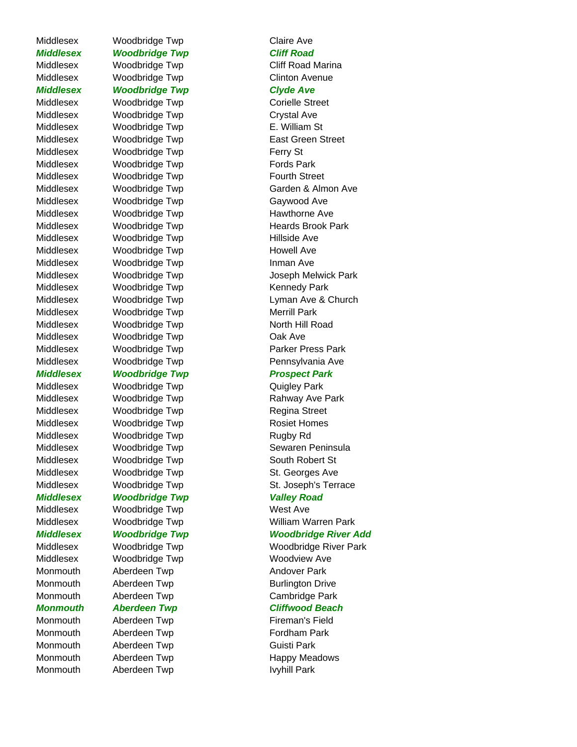| | | |
|---|---|---|
| Middlesex | Woodbridge Twp | Claire Ave |
| ***Middlesex*** | ***Woodbridge Twp*** | ***Cliff Road*** |
| Middlesex | Woodbridge Twp | Cliff Road Marina |
| Middlesex | Woodbridge Twp | Clinton Avenue |
| ***Middlesex*** | ***Woodbridge Twp*** | ***Clyde Ave*** |
| Middlesex | Woodbridge Twp | Corielle Street |
| Middlesex | Woodbridge Twp | Crystal Ave |
| Middlesex | Woodbridge Twp | E. William St |
| Middlesex | Woodbridge Twp | East Green Street |
| Middlesex | Woodbridge Twp | Ferry St |
| Middlesex | Woodbridge Twp | Fords Park |
| Middlesex | Woodbridge Twp | Fourth Street |
| Middlesex | Woodbridge Twp | Garden & Almon Ave |
| Middlesex | Woodbridge Twp | Gaywood Ave |
| Middlesex | Woodbridge Twp | Hawthorne Ave |
| Middlesex | Woodbridge Twp | Heards Brook Park |
| Middlesex | Woodbridge Twp | Hillside Ave |
| Middlesex | Woodbridge Twp | Howell Ave |
| Middlesex | Woodbridge Twp | Inman Ave |
| Middlesex | Woodbridge Twp | Joseph Melwick Park |
| Middlesex | Woodbridge Twp | Kennedy Park |
| Middlesex | Woodbridge Twp | Lyman Ave & Church |
| Middlesex | Woodbridge Twp | Merrill Park |
| Middlesex | Woodbridge Twp | North Hill Road |
| Middlesex | Woodbridge Twp | Oak Ave |
| Middlesex | Woodbridge Twp | Parker Press Park |
| Middlesex | Woodbridge Twp | Pennsylvania Ave |
| ***Middlesex*** | ***Woodbridge Twp*** | ***Prospect Park*** |
| Middlesex | Woodbridge Twp | Quigley Park |
| Middlesex | Woodbridge Twp | Rahway Ave Park |
| Middlesex | Woodbridge Twp | Regina Street |
| Middlesex | Woodbridge Twp | Rosiet Homes |
| Middlesex | Woodbridge Twp | Rugby Rd |
| Middlesex | Woodbridge Twp | Sewaren Peninsula |
| Middlesex | Woodbridge Twp | South Robert St |
| Middlesex | Woodbridge Twp | St. Georges Ave |
| Middlesex | Woodbridge Twp | St. Joseph's Terrace |
| ***Middlesex*** | ***Woodbridge Twp*** | ***Valley Road*** |
| Middlesex | Woodbridge Twp | West Ave |
| Middlesex | Woodbridge Twp | William Warren Park |
| ***Middlesex*** | ***Woodbridge Twp*** | ***Woodbridge River Add*** |
| Middlesex | Woodbridge Twp | Woodbridge River Park |
| Middlesex | Woodbridge Twp | Woodview Ave |
| Monmouth | Aberdeen Twp | Andover Park |
| Monmouth | Aberdeen Twp | Burlington Drive |
| Monmouth | Aberdeen Twp | Cambridge Park |
| ***Monmouth*** | ***Aberdeen Twp*** | ***Cliffwood Beach*** |
| Monmouth | Aberdeen Twp | Fireman's Field |
| Monmouth | Aberdeen Twp | Fordham Park |
| Monmouth | Aberdeen Twp | Guisti Park |
| Monmouth | Aberdeen Twp | Happy Meadows |
| Monmouth | Aberdeen Twp | Ivyhill Park |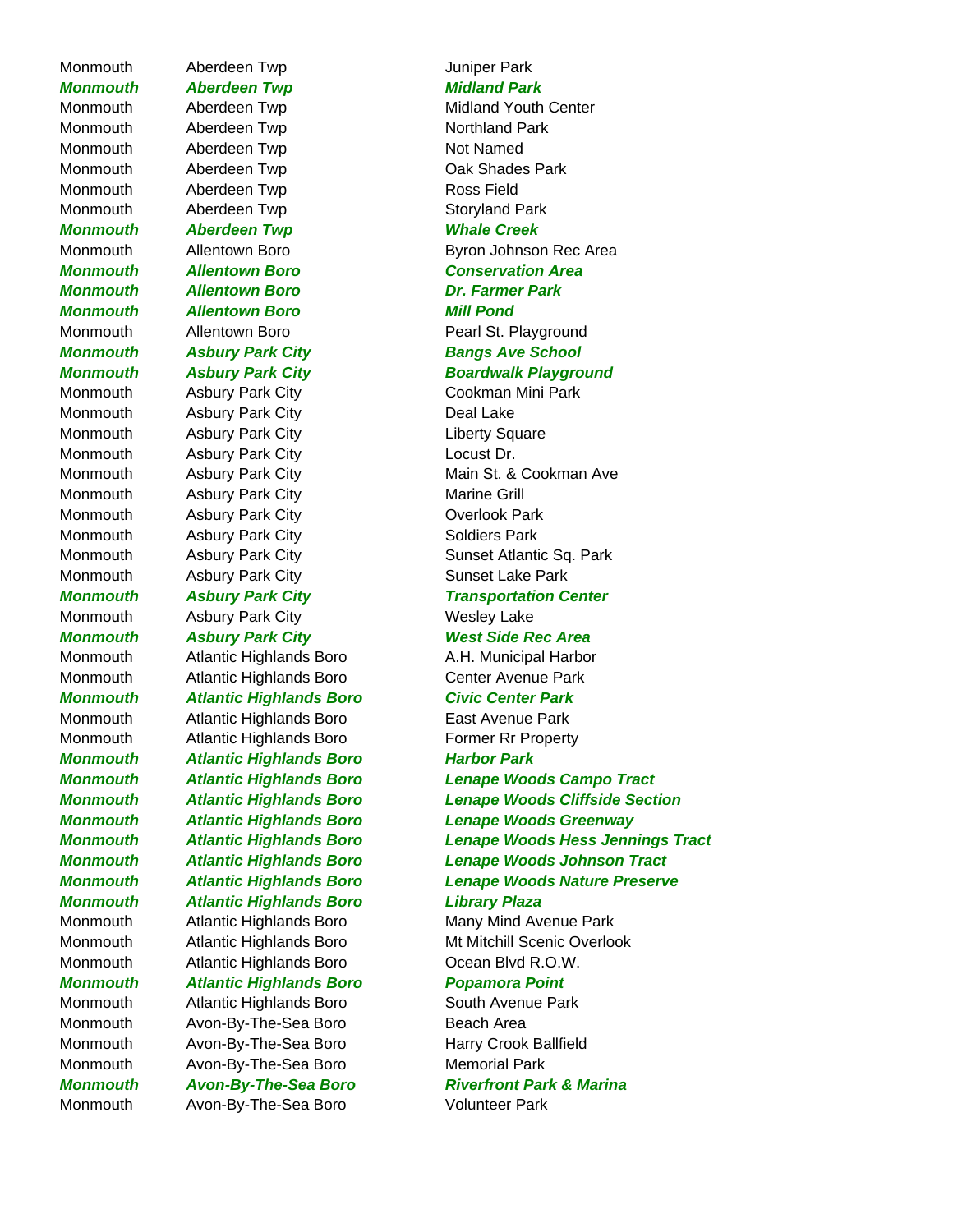| | | |
|---|---|---|
| Monmouth | Aberdeen Twp | Juniper Park |
| ***Monmouth*** | ***Aberdeen Twp*** | ***Midland Park*** |
| Monmouth | Aberdeen Twp | Midland Youth Center |
| Monmouth | Aberdeen Twp | Northland Park |
| Monmouth | Aberdeen Twp | Not Named |
| Monmouth | Aberdeen Twp | Oak Shades Park |
| Monmouth | Aberdeen Twp | Ross Field |
| Monmouth | Aberdeen Twp | Storyland Park |
| ***Monmouth*** | ***Aberdeen Twp*** | ***Whale Creek*** |
| Monmouth | Allentown Boro | Byron Johnson Rec Area |
| ***Monmouth*** | ***Allentown Boro*** | ***Conservation Area*** |
| ***Monmouth*** | ***Allentown Boro*** | ***Dr. Farmer Park*** |
| ***Monmouth*** | ***Allentown Boro*** | ***Mill Pond*** |
| Monmouth | Allentown Boro | Pearl St. Playground |
| ***Monmouth*** | ***Asbury Park City*** | ***Bangs Ave School*** |
| ***Monmouth*** | ***Asbury Park City*** | ***Boardwalk Playground*** |
| Monmouth | Asbury Park City | Cookman Mini Park |
| Monmouth | Asbury Park City | Deal Lake |
| Monmouth | Asbury Park City | Liberty Square |
| Monmouth | Asbury Park City | Locust Dr. |
| Monmouth | Asbury Park City | Main St. & Cookman Ave |
| Monmouth | Asbury Park City | Marine Grill |
| Monmouth | Asbury Park City | Overlook Park |
| Monmouth | Asbury Park City | Soldiers Park |
| Monmouth | Asbury Park City | Sunset Atlantic Sq. Park |
| Monmouth | Asbury Park City | Sunset Lake Park |
| ***Monmouth*** | ***Asbury Park City*** | ***Transportation Center*** |
| Monmouth | Asbury Park City | Wesley Lake |
| ***Monmouth*** | ***Asbury Park City*** | ***West Side Rec Area*** |
| Monmouth | Atlantic Highlands Boro | A.H. Municipal Harbor |
| Monmouth | Atlantic Highlands Boro | Center Avenue Park |
| ***Monmouth*** | ***Atlantic Highlands Boro*** | ***Civic Center Park*** |
| Monmouth | Atlantic Highlands Boro | East Avenue Park |
| Monmouth | Atlantic Highlands Boro | Former Rr Property |
| ***Monmouth*** | ***Atlantic Highlands Boro*** | ***Harbor Park*** |
| ***Monmouth*** | ***Atlantic Highlands Boro*** | ***Lenape Woods Campo Tract*** |
| ***Monmouth*** | ***Atlantic Highlands Boro*** | ***Lenape Woods Cliffside Section*** |
| ***Monmouth*** | ***Atlantic Highlands Boro*** | ***Lenape Woods Greenway*** |
| ***Monmouth*** | ***Atlantic Highlands Boro*** | ***Lenape Woods Hess Jennings Tract*** |
| ***Monmouth*** | ***Atlantic Highlands Boro*** | ***Lenape Woods Johnson Tract*** |
| ***Monmouth*** | ***Atlantic Highlands Boro*** | ***Lenape Woods Nature Preserve*** |
| ***Monmouth*** | ***Atlantic Highlands Boro*** | ***Library Plaza*** |
| Monmouth | Atlantic Highlands Boro | Many Mind Avenue Park |
| Monmouth | Atlantic Highlands Boro | Mt Mitchill Scenic Overlook |
| Monmouth | Atlantic Highlands Boro | Ocean Blvd R.O.W. |
| ***Monmouth*** | ***Atlantic Highlands Boro*** | ***Popamora Point*** |
| Monmouth | Atlantic Highlands Boro | South Avenue Park |
| Monmouth | Avon-By-The-Sea Boro | Beach Area |
| Monmouth | Avon-By-The-Sea Boro | Harry Crook Ballfield |
| Monmouth | Avon-By-The-Sea Boro | Memorial Park |
| ***Monmouth*** | ***Avon-By-The-Sea Boro*** | ***Riverfront Park & Marina*** |
| Monmouth | Avon-By-The-Sea Boro | Volunteer Park |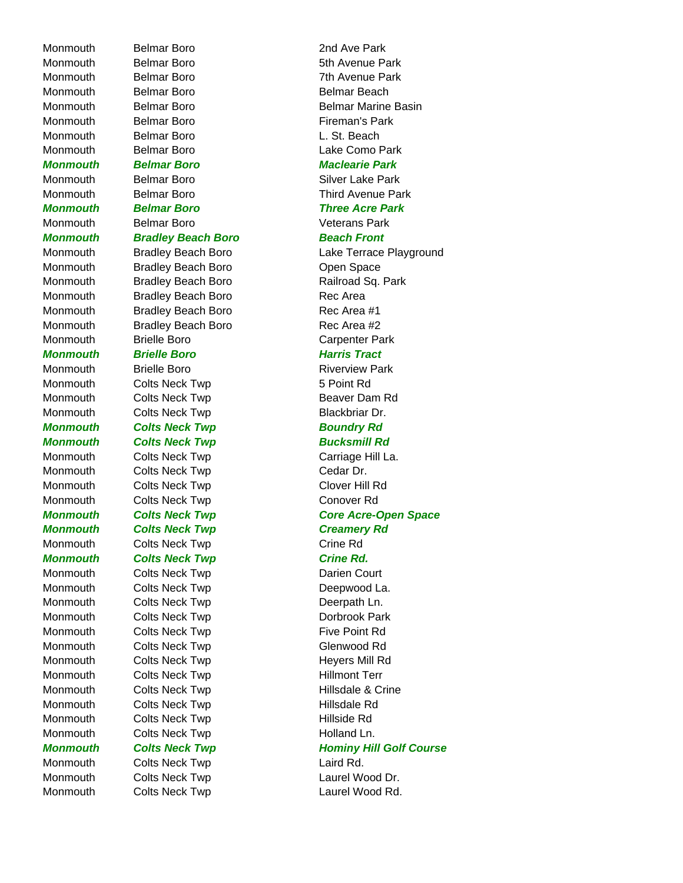| | | |
|---|---|---|
| Monmouth | Belmar Boro | 2nd Ave Park |
| Monmouth | Belmar Boro | 5th Avenue Park |
| Monmouth | Belmar Boro | 7th Avenue Park |
| Monmouth | Belmar Boro | Belmar Beach |
| Monmouth | Belmar Boro | Belmar Marine Basin |
| Monmouth | Belmar Boro | Fireman's Park |
| Monmouth | Belmar Boro | L. St. Beach |
| Monmouth | Belmar Boro | Lake Como Park |
| ***Monmouth*** | ***Belmar Boro*** | ***Maclearie Park*** |
| Monmouth | Belmar Boro | Silver Lake Park |
| Monmouth | Belmar Boro | Third Avenue Park |
| ***Monmouth*** | ***Belmar Boro*** | ***Three Acre Park*** |
| Monmouth | Belmar Boro | Veterans Park |
| ***Monmouth*** | ***Bradley Beach Boro*** | ***Beach Front*** |
| Monmouth | Bradley Beach Boro | Lake Terrace Playground |
| Monmouth | Bradley Beach Boro | Open Space |
| Monmouth | Bradley Beach Boro | Railroad Sq. Park |
| Monmouth | Bradley Beach Boro | Rec Area |
| Monmouth | Bradley Beach Boro | Rec Area #1 |
| Monmouth | Bradley Beach Boro | Rec Area #2 |
| Monmouth | Brielle Boro | Carpenter Park |
| ***Monmouth*** | ***Brielle Boro*** | ***Harris Tract*** |
| Monmouth | Brielle Boro | Riverview Park |
| Monmouth | Colts Neck Twp | 5 Point Rd |
| Monmouth | Colts Neck Twp | Beaver Dam Rd |
| Monmouth | Colts Neck Twp | Blackbriar Dr. |
| ***Monmouth*** | ***Colts Neck Twp*** | ***Boundry Rd*** |
| ***Monmouth*** | ***Colts Neck Twp*** | ***Bucksmill Rd*** |
| Monmouth | Colts Neck Twp | Carriage Hill La. |
| Monmouth | Colts Neck Twp | Cedar Dr. |
| Monmouth | Colts Neck Twp | Clover Hill Rd |
| Monmouth | Colts Neck Twp | Conover Rd |
| ***Monmouth*** | ***Colts Neck Twp*** | ***Core Acre-Open Space*** |
| ***Monmouth*** | ***Colts Neck Twp*** | ***Creamery Rd*** |
| Monmouth | Colts Neck Twp | Crine Rd |
| ***Monmouth*** | ***Colts Neck Twp*** | ***Crine Rd.*** |
| Monmouth | Colts Neck Twp | Darien Court |
| Monmouth | Colts Neck Twp | Deepwood La. |
| Monmouth | Colts Neck Twp | Deerpath Ln. |
| Monmouth | Colts Neck Twp | Dorbrook Park |
| Monmouth | Colts Neck Twp | Five Point Rd |
| Monmouth | Colts Neck Twp | Glenwood Rd |
| Monmouth | Colts Neck Twp | Heyers Mill Rd |
| Monmouth | Colts Neck Twp | Hillmont Terr |
| Monmouth | Colts Neck Twp | Hillsdale & Crine |
| Monmouth | Colts Neck Twp | Hillsdale Rd |
| Monmouth | Colts Neck Twp | Hillside Rd |
| Monmouth | Colts Neck Twp | Holland Ln. |
| ***Monmouth*** | ***Colts Neck Twp*** | ***Hominy Hill Golf Course*** |
| Monmouth | Colts Neck Twp | Laird Rd. |
| Monmouth | Colts Neck Twp | Laurel Wood Dr. |
| Monmouth | Colts Neck Twp | Laurel Wood Rd. |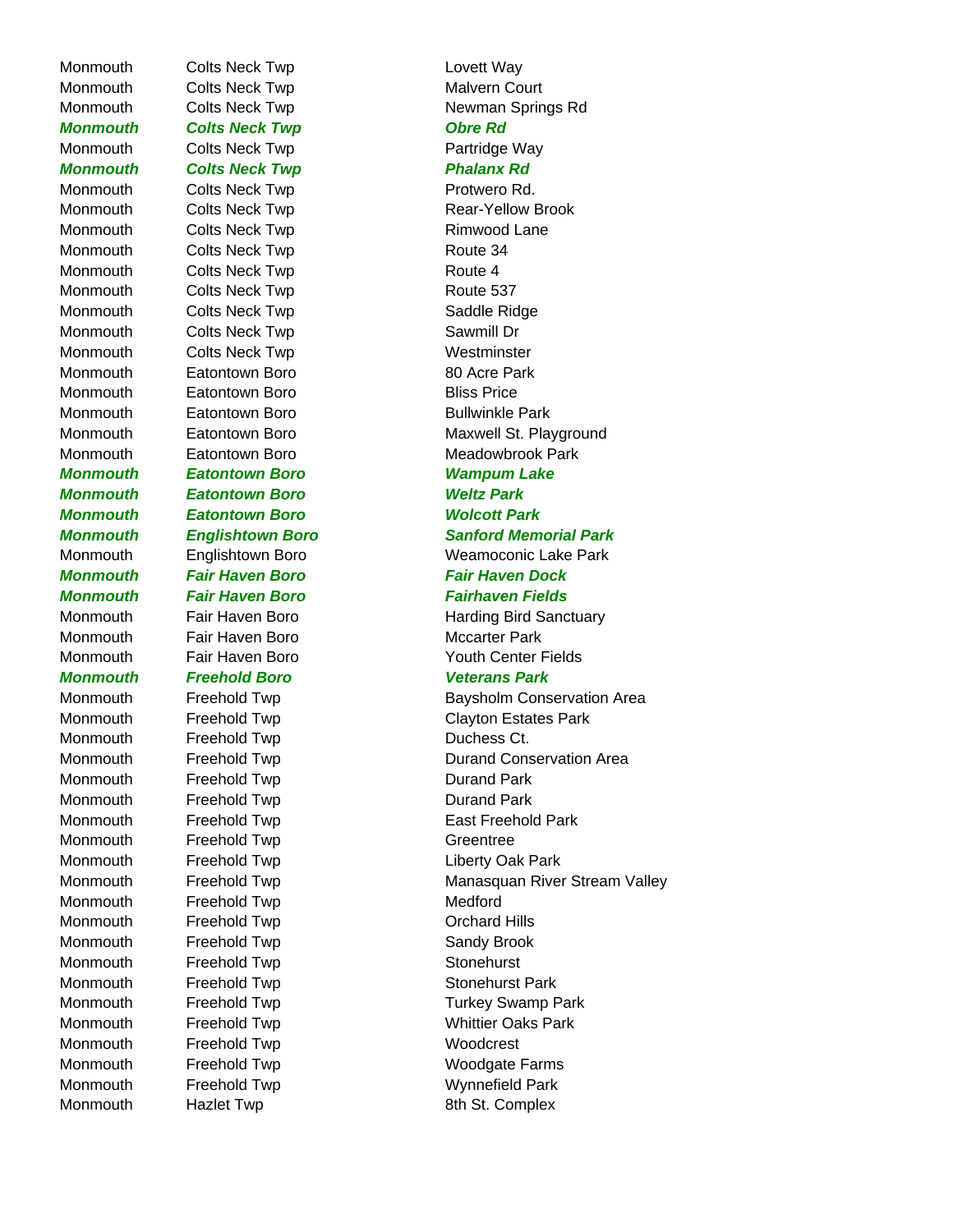| | | |
|---|---|---|
| Monmouth | Colts Neck Twp | Lovett Way |
| Monmouth | Colts Neck Twp | Malvern Court |
| Monmouth | Colts Neck Twp | Newman Springs Rd |
| ***Monmouth*** | ***Colts Neck Twp*** | ***Obre Rd*** |
| Monmouth | Colts Neck Twp | Partridge Way |
| ***Monmouth*** | ***Colts Neck Twp*** | ***Phalanx Rd*** |
| Monmouth | Colts Neck Twp | Protwero Rd. |
| Monmouth | Colts Neck Twp | Rear-Yellow Brook |
| Monmouth | Colts Neck Twp | Rimwood Lane |
| Monmouth | Colts Neck Twp | Route 34 |
| Monmouth | Colts Neck Twp | Route 4 |
| Monmouth | Colts Neck Twp | Route 537 |
| Monmouth | Colts Neck Twp | Saddle Ridge |
| Monmouth | Colts Neck Twp | Sawmill Dr |
| Monmouth | Colts Neck Twp | Westminster |
| Monmouth | Eatontown Boro | 80 Acre Park |
| Monmouth | Eatontown Boro | Bliss Price |
| Monmouth | Eatontown Boro | Bullwinkle Park |
| Monmouth | Eatontown Boro | Maxwell St. Playground |
| Monmouth | Eatontown Boro | Meadowbrook Park |
| ***Monmouth*** | ***Eatontown Boro*** | ***Wampum Lake*** |
| ***Monmouth*** | ***Eatontown Boro*** | ***Weltz Park*** |
| ***Monmouth*** | ***Eatontown Boro*** | ***Wolcott Park*** |
| ***Monmouth*** | ***Englishtown Boro*** | ***Sanford Memorial Park*** |
| Monmouth | Englishtown Boro | Weamoconic Lake Park |
| ***Monmouth*** | ***Fair Haven Boro*** | ***Fair Haven Dock*** |
| ***Monmouth*** | ***Fair Haven Boro*** | ***Fairhaven Fields*** |
| Monmouth | Fair Haven Boro | Harding Bird Sanctuary |
| Monmouth | Fair Haven Boro | Mccarter Park |
| Monmouth | Fair Haven Boro | Youth Center Fields |
| ***Monmouth*** | ***Freehold Boro*** | ***Veterans Park*** |
| Monmouth | Freehold Twp | Baysholm Conservation Area |
| Monmouth | Freehold Twp | Clayton Estates Park |
| Monmouth | Freehold Twp | Duchess Ct. |
| Monmouth | Freehold Twp | Durand Conservation Area |
| Monmouth | Freehold Twp | Durand Park |
| Monmouth | Freehold Twp | Durand Park |
| Monmouth | Freehold Twp | East Freehold Park |
| Monmouth | Freehold Twp | Greentree |
| Monmouth | Freehold Twp | Liberty Oak Park |
| Monmouth | Freehold Twp | Manasquan River Stream Valley |
| Monmouth | Freehold Twp | Medford |
| Monmouth | Freehold Twp | Orchard Hills |
| Monmouth | Freehold Twp | Sandy Brook |
| Monmouth | Freehold Twp | Stonehurst |
| Monmouth | Freehold Twp | Stonehurst Park |
| Monmouth | Freehold Twp | Turkey Swamp Park |
| Monmouth | Freehold Twp | Whittier Oaks Park |
| Monmouth | Freehold Twp | Woodcrest |
| Monmouth | Freehold Twp | Woodgate Farms |
| Monmouth | Freehold Twp | Wynnefield Park |
| Monmouth | Hazlet Twp | 8th St. Complex |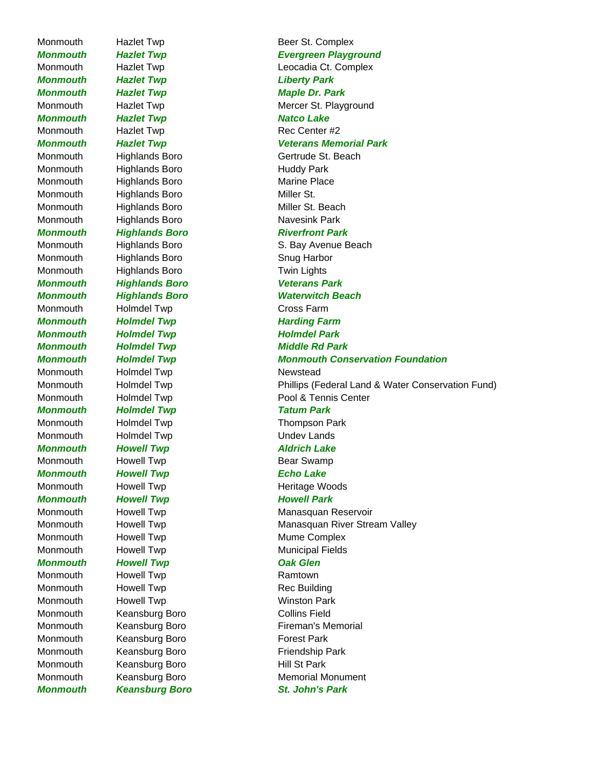| | | |
|---|---|---|
| Monmouth | Hazlet Twp | Beer St. Complex |
| ***Monmouth*** | ***Hazlet Twp*** | ***Evergreen Playground*** |
| Monmouth | Hazlet Twp | Leocadia Ct. Complex |
| ***Monmouth*** | ***Hazlet Twp*** | ***Liberty Park*** |
| ***Monmouth*** | ***Hazlet Twp*** | ***Maple Dr. Park*** |
| Monmouth | Hazlet Twp | Mercer St. Playground |
| ***Monmouth*** | ***Hazlet Twp*** | ***Natco Lake*** |
| Monmouth | Hazlet Twp | Rec Center #2 |
| ***Monmouth*** | ***Hazlet Twp*** | ***Veterans Memorial Park*** |
| Monmouth | Highlands Boro | Gertrude St. Beach |
| Monmouth | Highlands Boro | Huddy Park |
| Monmouth | Highlands Boro | Marine Place |
| Monmouth | Highlands Boro | Miller St. |
| Monmouth | Highlands Boro | Miller St. Beach |
| Monmouth | Highlands Boro | Navesink Park |
| ***Monmouth*** | ***Highlands Boro*** | ***Riverfront Park*** |
| Monmouth | Highlands Boro | S. Bay Avenue Beach |
| Monmouth | Highlands Boro | Snug Harbor |
| Monmouth | Highlands Boro | Twin Lights |
| ***Monmouth*** | ***Highlands Boro*** | ***Veterans Park*** |
| ***Monmouth*** | ***Highlands Boro*** | ***Waterwitch Beach*** |
| Monmouth | Holmdel Twp | Cross Farm |
| ***Monmouth*** | ***Holmdel Twp*** | ***Harding Farm*** |
| ***Monmouth*** | ***Holmdel Twp*** | ***Holmdel Park*** |
| ***Monmouth*** | ***Holmdel Twp*** | ***Middle Rd Park*** |
| ***Monmouth*** | ***Holmdel Twp*** | ***Monmouth Conservation Foundation*** |
| Monmouth | Holmdel Twp | Newstead |
| Monmouth | Holmdel Twp | Phillips (Federal Land & Water Conservation Fund) |
| Monmouth | Holmdel Twp | Pool & Tennis Center |
| ***Monmouth*** | ***Holmdel Twp*** | ***Tatum Park*** |
| Monmouth | Holmdel Twp | Thompson Park |
| Monmouth | Holmdel Twp | Undev Lands |
| ***Monmouth*** | ***Howell Twp*** | ***Aldrich Lake*** |
| Monmouth | Howell Twp | Bear Swamp |
| ***Monmouth*** | ***Howell Twp*** | ***Echo Lake*** |
| Monmouth | Howell Twp | Heritage Woods |
| ***Monmouth*** | ***Howell Twp*** | ***Howell Park*** |
| Monmouth | Howell Twp | Manasquan Reservoir |
| Monmouth | Howell Twp | Manasquan River Stream Valley |
| Monmouth | Howell Twp | Mume Complex |
| Monmouth | Howell Twp | Municipal Fields |
| ***Monmouth*** | ***Howell Twp*** | ***Oak Glen*** |
| Monmouth | Howell Twp | Ramtown |
| Monmouth | Howell Twp | Rec Building |
| Monmouth | Howell Twp | Winston Park |
| Monmouth | Keansburg Boro | Collins Field |
| Monmouth | Keansburg Boro | Fireman's Memorial |
| Monmouth | Keansburg Boro | Forest Park |
| Monmouth | Keansburg Boro | Friendship Park |
| Monmouth | Keansburg Boro | Hill St Park |
| Monmouth | Keansburg Boro | Memorial Monument |
| ***Monmouth*** | ***Keansburg Boro*** | ***St. John's Park*** |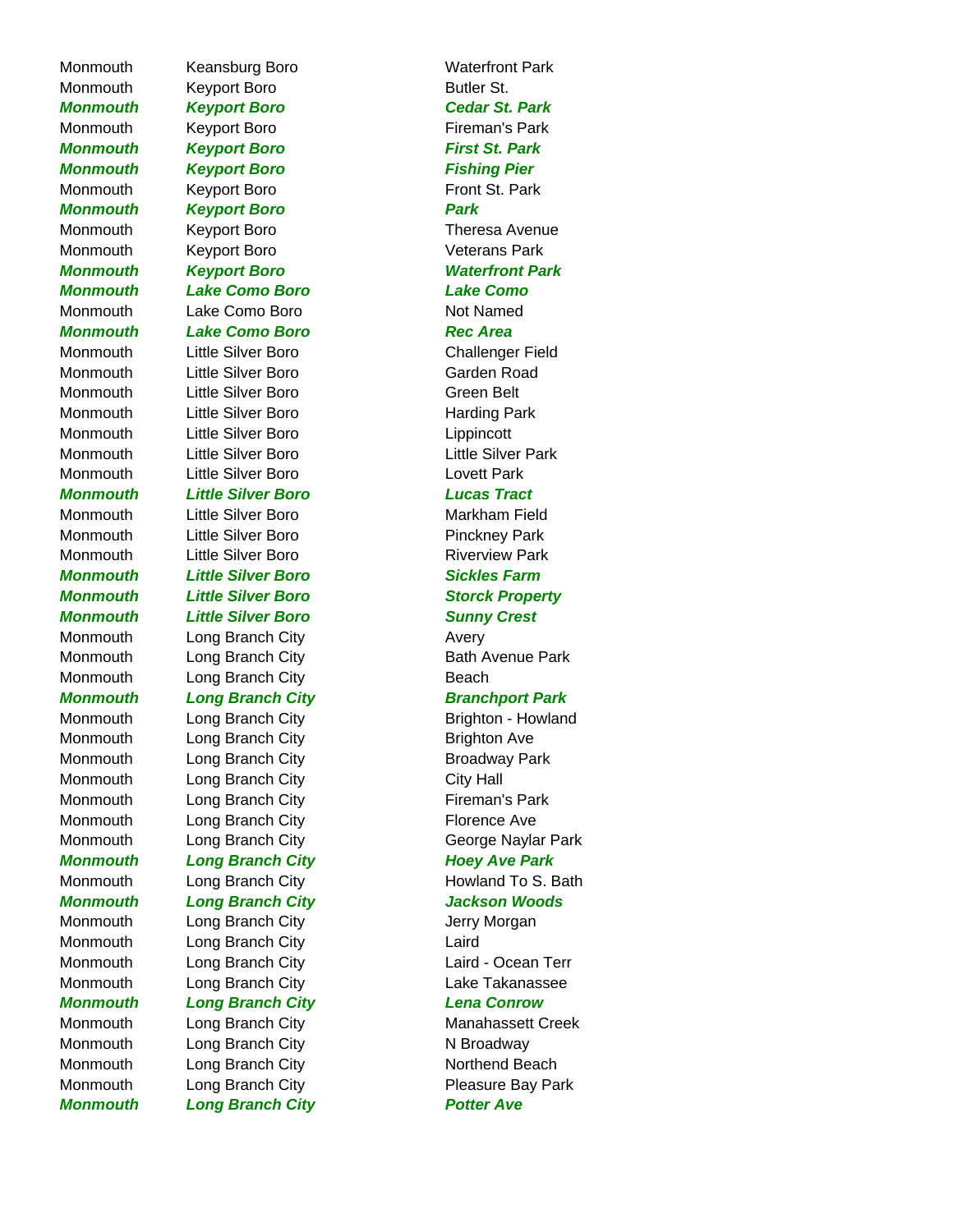| | | |
|---|---|---|
| Monmouth | Keansburg Boro | Waterfront Park |
| Monmouth | Keyport Boro | Butler St. |
| ***Monmouth*** | ***Keyport Boro*** | ***Cedar St. Park*** |
| Monmouth | Keyport Boro | Fireman's Park |
| ***Monmouth*** | ***Keyport Boro*** | ***First St. Park*** |
| ***Monmouth*** | ***Keyport Boro*** | ***Fishing Pier*** |
| Monmouth | Keyport Boro | Front St. Park |
| ***Monmouth*** | ***Keyport Boro*** | ***Park*** |
| Monmouth | Keyport Boro | Theresa Avenue |
| Monmouth | Keyport Boro | Veterans Park |
| ***Monmouth*** | ***Keyport Boro*** | ***Waterfront Park*** |
| ***Monmouth*** | ***Lake Como Boro*** | ***Lake Como*** |
| Monmouth | Lake Como Boro | Not Named |
| ***Monmouth*** | ***Lake Como Boro*** | ***Rec Area*** |
| Monmouth | Little Silver Boro | Challenger Field |
| Monmouth | Little Silver Boro | Garden Road |
| Monmouth | Little Silver Boro | Green Belt |
| Monmouth | Little Silver Boro | Harding Park |
| Monmouth | Little Silver Boro | Lippincott |
| Monmouth | Little Silver Boro | Little Silver Park |
| Monmouth | Little Silver Boro | Lovett Park |
| ***Monmouth*** | ***Little Silver Boro*** | ***Lucas Tract*** |
| Monmouth | Little Silver Boro | Markham Field |
| Monmouth | Little Silver Boro | Pinckney Park |
| Monmouth | Little Silver Boro | Riverview Park |
| ***Monmouth*** | ***Little Silver Boro*** | ***Sickles Farm*** |
| ***Monmouth*** | ***Little Silver Boro*** | ***Storck Property*** |
| ***Monmouth*** | ***Little Silver Boro*** | ***Sunny Crest*** |
| Monmouth | Long Branch City | Avery |
| Monmouth | Long Branch City | Bath Avenue Park |
| Monmouth | Long Branch City | Beach |
| ***Monmouth*** | ***Long Branch City*** | ***Branchport Park*** |
| Monmouth | Long Branch City | Brighton - Howland |
| Monmouth | Long Branch City | Brighton Ave |
| Monmouth | Long Branch City | Broadway Park |
| Monmouth | Long Branch City | City Hall |
| Monmouth | Long Branch City | Fireman's Park |
| Monmouth | Long Branch City | Florence Ave |
| Monmouth | Long Branch City | George Naylar Park |
| ***Monmouth*** | ***Long Branch City*** | ***Hoey Ave Park*** |
| Monmouth | Long Branch City | Howland To S. Bath |
| ***Monmouth*** | ***Long Branch City*** | ***Jackson Woods*** |
| Monmouth | Long Branch City | Jerry Morgan |
| Monmouth | Long Branch City | Laird |
| Monmouth | Long Branch City | Laird - Ocean Terr |
| Monmouth | Long Branch City | Lake Takanassee |
| ***Monmouth*** | ***Long Branch City*** | ***Lena Conrow*** |
| Monmouth | Long Branch City | Manahassett Creek |
| Monmouth | Long Branch City | N Broadway |
| Monmouth | Long Branch City | Northend Beach |
| Monmouth | Long Branch City | Pleasure Bay Park |
| ***Monmouth*** | ***Long Branch City*** | ***Potter Ave*** |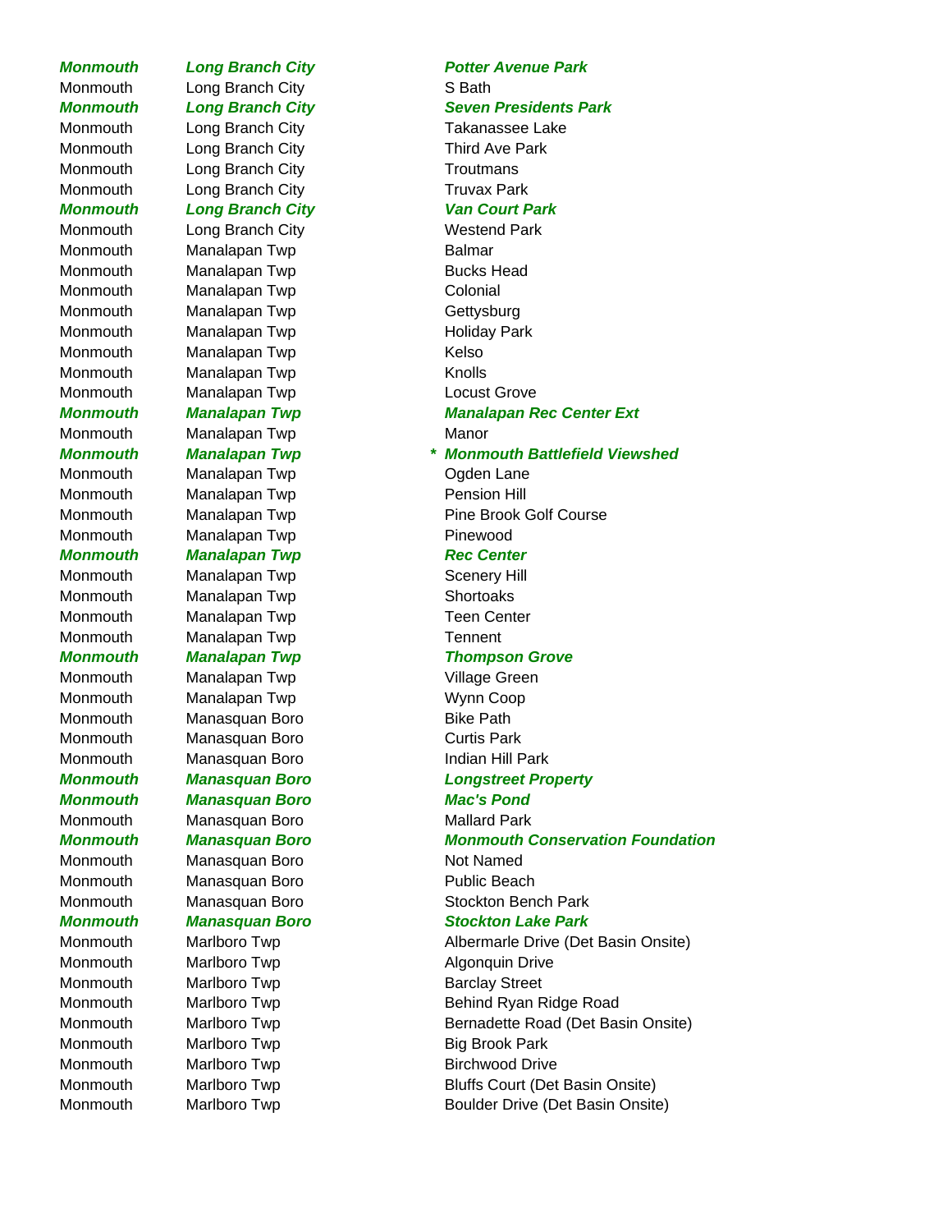| | | | |
|---|---|---|---|
| ***Monmouth*** | ***Long Branch City*** | | ***Potter Avenue Park*** |
| Monmouth | Long Branch City | | S Bath |
| ***Monmouth*** | ***Long Branch City*** | | ***Seven Presidents Park*** |
| Monmouth | Long Branch City | | Takanassee Lake |
| Monmouth | Long Branch City | | Third Ave Park |
| Monmouth | Long Branch City | | Troutmans |
| Monmouth | Long Branch City | | Truvax Park |
| ***Monmouth*** | ***Long Branch City*** | | ***Van Court Park*** |
| Monmouth | Long Branch City | | Westend Park |
| Monmouth | Manalapan Twp | | Balmar |
| Monmouth | Manalapan Twp | | Bucks Head |
| Monmouth | Manalapan Twp | | Colonial |
| Monmouth | Manalapan Twp | | Gettysburg |
| Monmouth | Manalapan Twp | | Holiday Park |
| Monmouth | Manalapan Twp | | Kelso |
| Monmouth | Manalapan Twp | | Knolls |
| Monmouth | Manalapan Twp | | Locust Grove |
| ***Monmouth*** | ***Manalapan Twp*** | | ***Manalapan Rec Center Ext*** |
| Monmouth | Manalapan Twp | | Manor |
| ***Monmouth*** | ***Manalapan Twp*** | * | ***Monmouth Battlefield Viewshed*** |
| Monmouth | Manalapan Twp | | Ogden Lane |
| Monmouth | Manalapan Twp | | Pension Hill |
| Monmouth | Manalapan Twp | | Pine Brook Golf Course |
| Monmouth | Manalapan Twp | | Pinewood |
| ***Monmouth*** | ***Manalapan Twp*** | | ***Rec Center*** |
| Monmouth | Manalapan Twp | | Scenery Hill |
| Monmouth | Manalapan Twp | | Shortoaks |
| Monmouth | Manalapan Twp | | Teen Center |
| Monmouth | Manalapan Twp | | Tennent |
| ***Monmouth*** | ***Manalapan Twp*** | | ***Thompson Grove*** |
| Monmouth | Manalapan Twp | | Village Green |
| Monmouth | Manalapan Twp | | Wynn Coop |
| Monmouth | Manasquan Boro | | Bike Path |
| Monmouth | Manasquan Boro | | Curtis Park |
| Monmouth | Manasquan Boro | | Indian Hill Park |
| ***Monmouth*** | ***Manasquan Boro*** | | ***Longstreet Property*** |
| ***Monmouth*** | ***Manasquan Boro*** | | ***Mac's Pond*** |
| Monmouth | Manasquan Boro | | Mallard Park |
| ***Monmouth*** | ***Manasquan Boro*** | | ***Monmouth Conservation Foundation*** |
| Monmouth | Manasquan Boro | | Not Named |
| Monmouth | Manasquan Boro | | Public Beach |
| Monmouth | Manasquan Boro | | Stockton Bench Park |
| ***Monmouth*** | ***Manasquan Boro*** | | ***Stockton Lake Park*** |
| Monmouth | Marlboro Twp | | Albermarle Drive (Det Basin Onsite) |
| Monmouth | Marlboro Twp | | Algonquin Drive |
| Monmouth | Marlboro Twp | | Barclay Street |
| Monmouth | Marlboro Twp | | Behind Ryan Ridge Road |
| Monmouth | Marlboro Twp | | Bernadette Road (Det Basin Onsite) |
| Monmouth | Marlboro Twp | | Big Brook Park |
| Monmouth | Marlboro Twp | | Birchwood Drive |
| Monmouth | Marlboro Twp | | Bluffs Court (Det Basin Onsite) |
| Monmouth | Marlboro Twp | | Boulder Drive (Det Basin Onsite) |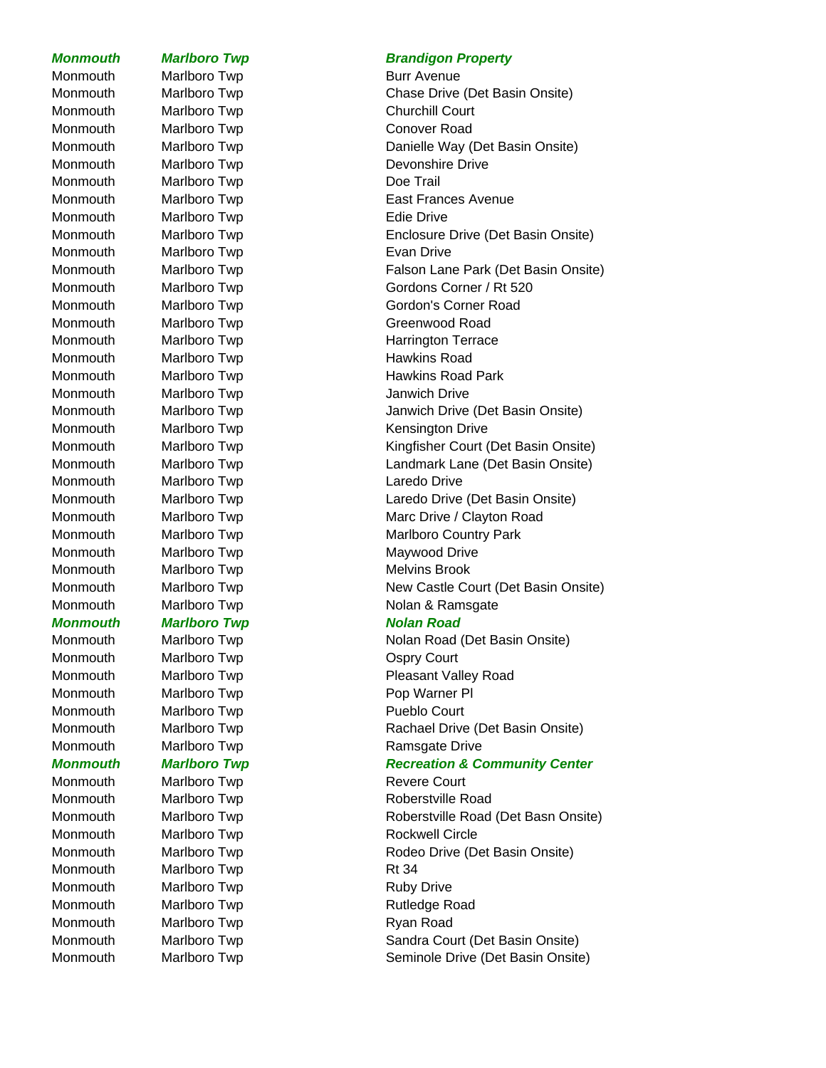| | | |
|---|---|---|
| ***Monmouth*** | ***Marlboro Twp*** | ***Brandigon Property*** |
| Monmouth | Marlboro Twp | Burr Avenue |
| Monmouth | Marlboro Twp | Chase Drive (Det Basin Onsite) |
| Monmouth | Marlboro Twp | Churchill Court |
| Monmouth | Marlboro Twp | Conover Road |
| Monmouth | Marlboro Twp | Danielle Way (Det Basin Onsite) |
| Monmouth | Marlboro Twp | Devonshire Drive |
| Monmouth | Marlboro Twp | Doe Trail |
| Monmouth | Marlboro Twp | East Frances Avenue |
| Monmouth | Marlboro Twp | Edie Drive |
| Monmouth | Marlboro Twp | Enclosure Drive (Det Basin Onsite) |
| Monmouth | Marlboro Twp | Evan Drive |
| Monmouth | Marlboro Twp | Falson Lane Park (Det Basin Onsite) |
| Monmouth | Marlboro Twp | Gordons Corner / Rt 520 |
| Monmouth | Marlboro Twp | Gordon's Corner Road |
| Monmouth | Marlboro Twp | Greenwood Road |
| Monmouth | Marlboro Twp | Harrington Terrace |
| Monmouth | Marlboro Twp | Hawkins Road |
| Monmouth | Marlboro Twp | Hawkins Road Park |
| Monmouth | Marlboro Twp | Janwich Drive |
| Monmouth | Marlboro Twp | Janwich Drive (Det Basin Onsite) |
| Monmouth | Marlboro Twp | Kensington Drive |
| Monmouth | Marlboro Twp | Kingfisher Court (Det Basin Onsite) |
| Monmouth | Marlboro Twp | Landmark Lane (Det Basin Onsite) |
| Monmouth | Marlboro Twp | Laredo Drive |
| Monmouth | Marlboro Twp | Laredo Drive (Det Basin Onsite) |
| Monmouth | Marlboro Twp | Marc Drive / Clayton Road |
| Monmouth | Marlboro Twp | Marlboro Country Park |
| Monmouth | Marlboro Twp | Maywood Drive |
| Monmouth | Marlboro Twp | Melvins Brook |
| Monmouth | Marlboro Twp | New Castle Court (Det Basin Onsite) |
| Monmouth | Marlboro Twp | Nolan & Ramsgate |
| ***Monmouth*** | ***Marlboro Twp*** | ***Nolan Road*** |
| Monmouth | Marlboro Twp | Nolan Road (Det Basin Onsite) |
| Monmouth | Marlboro Twp | Ospry Court |
| Monmouth | Marlboro Twp | Pleasant Valley Road |
| Monmouth | Marlboro Twp | Pop Warner Pl |
| Monmouth | Marlboro Twp | Pueblo Court |
| Monmouth | Marlboro Twp | Rachael Drive (Det Basin Onsite) |
| Monmouth | Marlboro Twp | Ramsgate Drive |
| ***Monmouth*** | ***Marlboro Twp*** | ***Recreation & Community Center*** |
| Monmouth | Marlboro Twp | Revere Court |
| Monmouth | Marlboro Twp | Roberstville Road |
| Monmouth | Marlboro Twp | Roberstville Road (Det Basn Onsite) |
| Monmouth | Marlboro Twp | Rockwell Circle |
| Monmouth | Marlboro Twp | Rodeo Drive (Det Basin Onsite) |
| Monmouth | Marlboro Twp | Rt 34 |
| Monmouth | Marlboro Twp | Ruby Drive |
| Monmouth | Marlboro Twp | Rutledge Road |
| Monmouth | Marlboro Twp | Ryan Road |
| Monmouth | Marlboro Twp | Sandra Court (Det Basin Onsite) |
| Monmouth | Marlboro Twp | Seminole Drive (Det Basin Onsite) |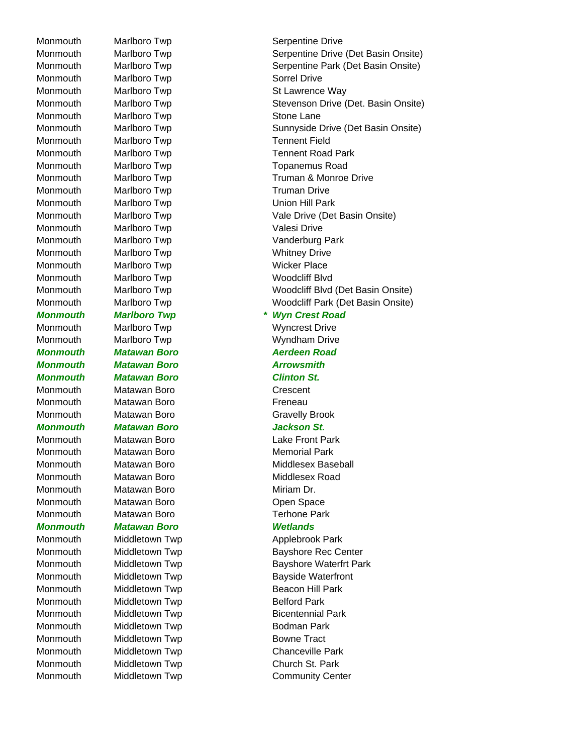| | | | |
|---|---|---|---|
| Monmouth | Marlboro Twp | | Serpentine Drive |
| Monmouth | Marlboro Twp | | Serpentine Drive (Det Basin Onsite) |
| Monmouth | Marlboro Twp | | Serpentine Park (Det Basin Onsite) |
| Monmouth | Marlboro Twp | | Sorrel Drive |
| Monmouth | Marlboro Twp | | St Lawrence Way |
| Monmouth | Marlboro Twp | | Stevenson Drive (Det. Basin Onsite) |
| Monmouth | Marlboro Twp | | Stone Lane |
| Monmouth | Marlboro Twp | | Sunnyside Drive (Det Basin Onsite) |
| Monmouth | Marlboro Twp | | Tennent Field |
| Monmouth | Marlboro Twp | | Tennent Road Park |
| Monmouth | Marlboro Twp | | Topanemus Road |
| Monmouth | Marlboro Twp | | Truman & Monroe Drive |
| Monmouth | Marlboro Twp | | Truman Drive |
| Monmouth | Marlboro Twp | | Union Hill Park |
| Monmouth | Marlboro Twp | | Vale Drive (Det Basin Onsite) |
| Monmouth | Marlboro Twp | | Valesi Drive |
| Monmouth | Marlboro Twp | | Vanderburg Park |
| Monmouth | Marlboro Twp | | Whitney Drive |
| Monmouth | Marlboro Twp | | Wicker Place |
| Monmouth | Marlboro Twp | | Woodcliff Blvd |
| Monmouth | Marlboro Twp | | Woodcliff Blvd (Det Basin Onsite) |
| Monmouth | Marlboro Twp | | Woodcliff Park (Det Basin Onsite) |
| ***Monmouth*** | ***Marlboro Twp*** | *** | ***Wyn Crest Road*** |
| Monmouth | Marlboro Twp | | Wyncrest Drive |
| Monmouth | Marlboro Twp | | Wyndham Drive |
| ***Monmouth*** | ***Matawan Boro*** | | ***Aerdeen Road*** |
| ***Monmouth*** | ***Matawan Boro*** | | ***Arrowsmith*** |
| ***Monmouth*** | ***Matawan Boro*** | | ***Clinton St.*** |
| Monmouth | Matawan Boro | | Crescent |
| Monmouth | Matawan Boro | | Freneau |
| Monmouth | Matawan Boro | | Gravelly Brook |
| ***Monmouth*** | ***Matawan Boro*** | | ***Jackson St.*** |
| Monmouth | Matawan Boro | | Lake Front Park |
| Monmouth | Matawan Boro | | Memorial Park |
| Monmouth | Matawan Boro | | Middlesex Baseball |
| Monmouth | Matawan Boro | | Middlesex Road |
| Monmouth | Matawan Boro | | Miriam Dr. |
| Monmouth | Matawan Boro | | Open Space |
| Monmouth | Matawan Boro | | Terhone Park |
| ***Monmouth*** | ***Matawan Boro*** | | ***Wetlands*** |
| Monmouth | Middletown Twp | | Applebrook Park |
| Monmouth | Middletown Twp | | Bayshore Rec Center |
| Monmouth | Middletown Twp | | Bayshore Waterfrt Park |
| Monmouth | Middletown Twp | | Bayside Waterfront |
| Monmouth | Middletown Twp | | Beacon Hill Park |
| Monmouth | Middletown Twp | | Belford Park |
| Monmouth | Middletown Twp | | Bicentennial Park |
| Monmouth | Middletown Twp | | Bodman Park |
| Monmouth | Middletown Twp | | Bowne Tract |
| Monmouth | Middletown Twp | | Chanceville Park |
| Monmouth | Middletown Twp | | Church St. Park |
| Monmouth | Middletown Twp | | Community Center |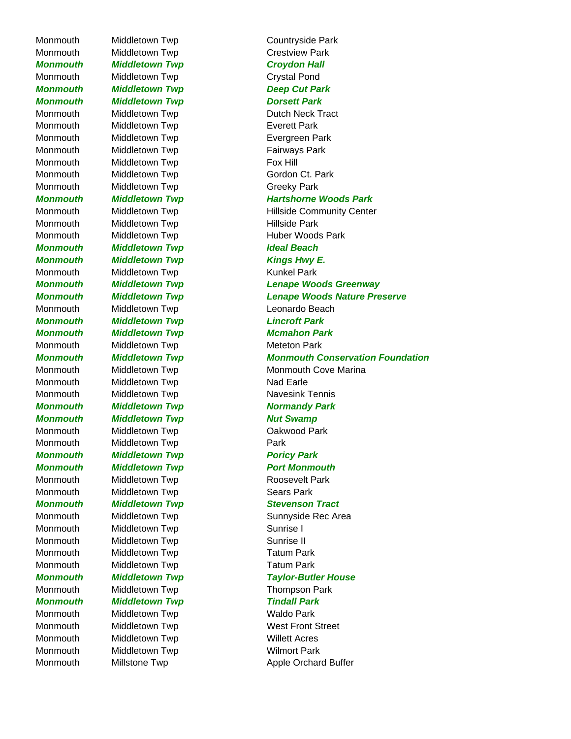| | | |
|---|---|---|
| Monmouth | Middletown Twp | Countryside Park |
| Monmouth | Middletown Twp | Crestview Park |
| ***Monmouth*** | ***Middletown Twp*** | ***Croydon Hall*** |
| Monmouth | Middletown Twp | Crystal Pond |
| ***Monmouth*** | ***Middletown Twp*** | ***Deep Cut Park*** |
| ***Monmouth*** | ***Middletown Twp*** | ***Dorsett Park*** |
| Monmouth | Middletown Twp | Dutch Neck Tract |
| Monmouth | Middletown Twp | Everett Park |
| Monmouth | Middletown Twp | Evergreen Park |
| Monmouth | Middletown Twp | Fairways Park |
| Monmouth | Middletown Twp | Fox Hill |
| Monmouth | Middletown Twp | Gordon Ct. Park |
| Monmouth | Middletown Twp | Greeky Park |
| ***Monmouth*** | ***Middletown Twp*** | ***Hartshorne Woods Park*** |
| Monmouth | Middletown Twp | Hillside Community Center |
| Monmouth | Middletown Twp | Hillside Park |
| Monmouth | Middletown Twp | Huber Woods Park |
| ***Monmouth*** | ***Middletown Twp*** | ***Ideal Beach*** |
| ***Monmouth*** | ***Middletown Twp*** | ***Kings Hwy E.*** |
| Monmouth | Middletown Twp | Kunkel Park |
| ***Monmouth*** | ***Middletown Twp*** | ***Lenape Woods Greenway*** |
| ***Monmouth*** | ***Middletown Twp*** | ***Lenape Woods Nature Preserve*** |
| Monmouth | Middletown Twp | Leonardo Beach |
| ***Monmouth*** | ***Middletown Twp*** | ***Lincroft Park*** |
| ***Monmouth*** | ***Middletown Twp*** | ***Mcmahon Park*** |
| Monmouth | Middletown Twp | Meteton Park |
| ***Monmouth*** | ***Middletown Twp*** | ***Monmouth Conservation Foundation*** |
| Monmouth | Middletown Twp | Monmouth Cove Marina |
| Monmouth | Middletown Twp | Nad Earle |
| Monmouth | Middletown Twp | Navesink Tennis |
| ***Monmouth*** | ***Middletown Twp*** | ***Normandy Park*** |
| ***Monmouth*** | ***Middletown Twp*** | ***Nut Swamp*** |
| Monmouth | Middletown Twp | Oakwood Park |
| Monmouth | Middletown Twp | Park |
| ***Monmouth*** | ***Middletown Twp*** | ***Poricy Park*** |
| ***Monmouth*** | ***Middletown Twp*** | ***Port Monmouth*** |
| Monmouth | Middletown Twp | Roosevelt Park |
| Monmouth | Middletown Twp | Sears Park |
| ***Monmouth*** | ***Middletown Twp*** | ***Stevenson Tract*** |
| Monmouth | Middletown Twp | Sunnyside Rec Area |
| Monmouth | Middletown Twp | Sunrise I |
| Monmouth | Middletown Twp | Sunrise II |
| Monmouth | Middletown Twp | Tatum Park |
| Monmouth | Middletown Twp | Tatum Park |
| ***Monmouth*** | ***Middletown Twp*** | ***Taylor-Butler House*** |
| Monmouth | Middletown Twp | Thompson Park |
| ***Monmouth*** | ***Middletown Twp*** | ***Tindall Park*** |
| Monmouth | Middletown Twp | Waldo Park |
| Monmouth | Middletown Twp | West Front Street |
| Monmouth | Middletown Twp | Willett Acres |
| Monmouth | Middletown Twp | Wilmort Park |
| Monmouth | Millstone Twp | Apple Orchard Buffer |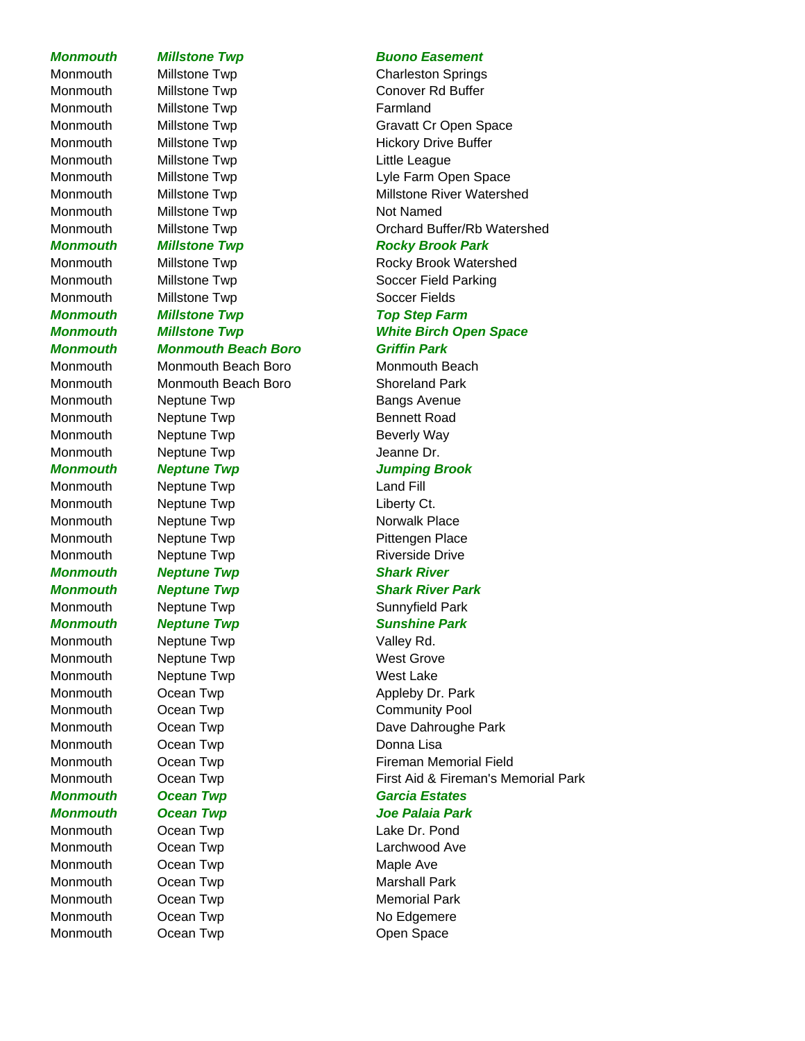| | | |
|---|---|---|
| ***Monmouth*** | ***Millstone Twp*** | ***Buono Easement*** |
| Monmouth | Millstone Twp | Charleston Springs |
| Monmouth | Millstone Twp | Conover Rd Buffer |
| Monmouth | Millstone Twp | Farmland |
| Monmouth | Millstone Twp | Gravatt Cr Open Space |
| Monmouth | Millstone Twp | Hickory Drive Buffer |
| Monmouth | Millstone Twp | Little League |
| Monmouth | Millstone Twp | Lyle Farm Open Space |
| Monmouth | Millstone Twp | Millstone River Watershed |
| Monmouth | Millstone Twp | Not Named |
| Monmouth | Millstone Twp | Orchard Buffer/Rb Watershed |
| ***Monmouth*** | ***Millstone Twp*** | ***Rocky Brook Park*** |
| Monmouth | Millstone Twp | Rocky Brook Watershed |
| Monmouth | Millstone Twp | Soccer Field Parking |
| Monmouth | Millstone Twp | Soccer Fields |
| ***Monmouth*** | ***Millstone Twp*** | ***Top Step Farm*** |
| ***Monmouth*** | ***Millstone Twp*** | ***White Birch Open Space*** |
| ***Monmouth*** | ***Monmouth Beach Boro*** | ***Griffin Park*** |
| Monmouth | Monmouth Beach Boro | Monmouth Beach |
| Monmouth | Monmouth Beach Boro | Shoreland Park |
| Monmouth | Neptune Twp | Bangs Avenue |
| Monmouth | Neptune Twp | Bennett Road |
| Monmouth | Neptune Twp | Beverly Way |
| Monmouth | Neptune Twp | Jeanne Dr. |
| ***Monmouth*** | ***Neptune Twp*** | ***Jumping Brook*** |
| Monmouth | Neptune Twp | Land Fill |
| Monmouth | Neptune Twp | Liberty Ct. |
| Monmouth | Neptune Twp | Norwalk Place |
| Monmouth | Neptune Twp | Pittengen Place |
| Monmouth | Neptune Twp | Riverside Drive |
| ***Monmouth*** | ***Neptune Twp*** | ***Shark River*** |
| ***Monmouth*** | ***Neptune Twp*** | ***Shark River Park*** |
| Monmouth | Neptune Twp | Sunnyfield Park |
| ***Monmouth*** | ***Neptune Twp*** | ***Sunshine Park*** |
| Monmouth | Neptune Twp | Valley Rd. |
| Monmouth | Neptune Twp | West Grove |
| Monmouth | Neptune Twp | West Lake |
| Monmouth | Ocean Twp | Appleby Dr. Park |
| Monmouth | Ocean Twp | Community Pool |
| Monmouth | Ocean Twp | Dave Dahroughe Park |
| Monmouth | Ocean Twp | Donna Lisa |
| Monmouth | Ocean Twp | Fireman Memorial Field |
| Monmouth | Ocean Twp | First Aid & Fireman's Memorial Park |
| ***Monmouth*** | ***Ocean Twp*** | ***Garcia Estates*** |
| ***Monmouth*** | ***Ocean Twp*** | ***Joe Palaia Park*** |
| Monmouth | Ocean Twp | Lake Dr. Pond |
| Monmouth | Ocean Twp | Larchwood Ave |
| Monmouth | Ocean Twp | Maple Ave |
| Monmouth | Ocean Twp | Marshall Park |
| Monmouth | Ocean Twp | Memorial Park |
| Monmouth | Ocean Twp | No Edgemere |
| Monmouth | Ocean Twp | Open Space |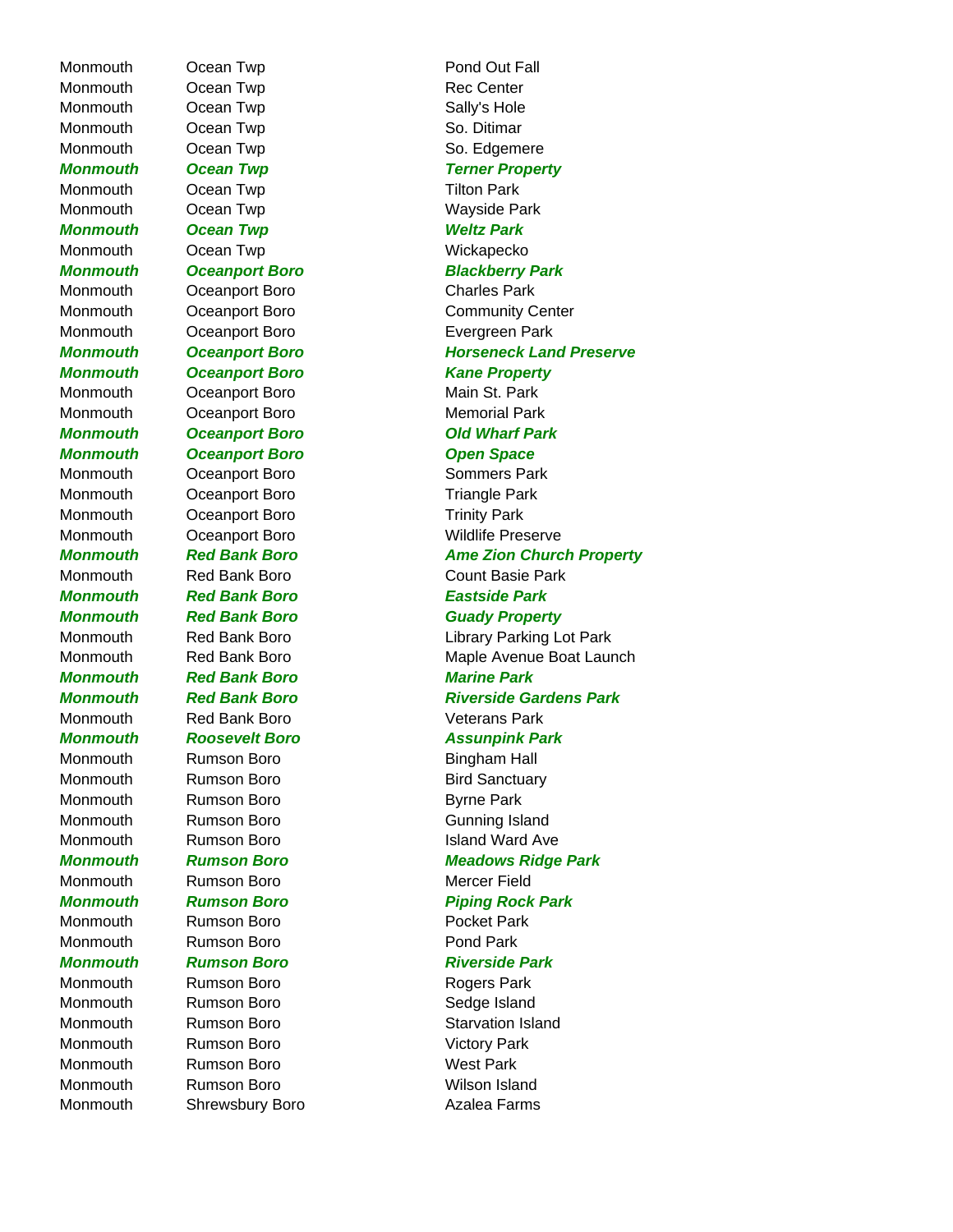| | | |
|---|---|---|
| Monmouth | Ocean Twp | Pond Out Fall |
| Monmouth | Ocean Twp | Rec Center |
| Monmouth | Ocean Twp | Sally's Hole |
| Monmouth | Ocean Twp | So. Ditimar |
| Monmouth | Ocean Twp | So. Edgemere |
| ***Monmouth*** | ***Ocean Twp*** | ***Terner Property*** |
| Monmouth | Ocean Twp | Tilton Park |
| Monmouth | Ocean Twp | Wayside Park |
| ***Monmouth*** | ***Ocean Twp*** | ***Weltz Park*** |
| Monmouth | Ocean Twp | Wickapecko |
| ***Monmouth*** | ***Oceanport Boro*** | ***Blackberry Park*** |
| Monmouth | Oceanport Boro | Charles Park |
| Monmouth | Oceanport Boro | Community Center |
| Monmouth | Oceanport Boro | Evergreen Park |
| ***Monmouth*** | ***Oceanport Boro*** | ***Horseneck Land Preserve*** |
| ***Monmouth*** | ***Oceanport Boro*** | ***Kane Property*** |
| Monmouth | Oceanport Boro | Main St. Park |
| Monmouth | Oceanport Boro | Memorial Park |
| ***Monmouth*** | ***Oceanport Boro*** | ***Old Wharf Park*** |
| ***Monmouth*** | ***Oceanport Boro*** | ***Open Space*** |
| Monmouth | Oceanport Boro | Sommers Park |
| Monmouth | Oceanport Boro | Triangle Park |
| Monmouth | Oceanport Boro | Trinity Park |
| Monmouth | Oceanport Boro | Wildlife Preserve |
| ***Monmouth*** | ***Red Bank Boro*** | ***Ame Zion Church Property*** |
| Monmouth | Red Bank Boro | Count Basie Park |
| ***Monmouth*** | ***Red Bank Boro*** | ***Eastside Park*** |
| ***Monmouth*** | ***Red Bank Boro*** | ***Guady Property*** |
| Monmouth | Red Bank Boro | Library Parking Lot Park |
| Monmouth | Red Bank Boro | Maple Avenue Boat Launch |
| ***Monmouth*** | ***Red Bank Boro*** | ***Marine Park*** |
| ***Monmouth*** | ***Red Bank Boro*** | ***Riverside Gardens Park*** |
| Monmouth | Red Bank Boro | Veterans Park |
| ***Monmouth*** | ***Roosevelt Boro*** | ***Assunpink Park*** |
| Monmouth | Rumson Boro | Bingham Hall |
| Monmouth | Rumson Boro | Bird Sanctuary |
| Monmouth | Rumson Boro | Byrne Park |
| Monmouth | Rumson Boro | Gunning Island |
| Monmouth | Rumson Boro | Island Ward Ave |
| ***Monmouth*** | ***Rumson Boro*** | ***Meadows Ridge Park*** |
| Monmouth | Rumson Boro | Mercer Field |
| ***Monmouth*** | ***Rumson Boro*** | ***Piping Rock Park*** |
| Monmouth | Rumson Boro | Pocket Park |
| Monmouth | Rumson Boro | Pond Park |
| ***Monmouth*** | ***Rumson Boro*** | ***Riverside Park*** |
| Monmouth | Rumson Boro | Rogers Park |
| Monmouth | Rumson Boro | Sedge Island |
| Monmouth | Rumson Boro | Starvation Island |
| Monmouth | Rumson Boro | Victory Park |
| Monmouth | Rumson Boro | West Park |
| Monmouth | Rumson Boro | Wilson Island |
| Monmouth | Shrewsbury Boro | Azalea Farms |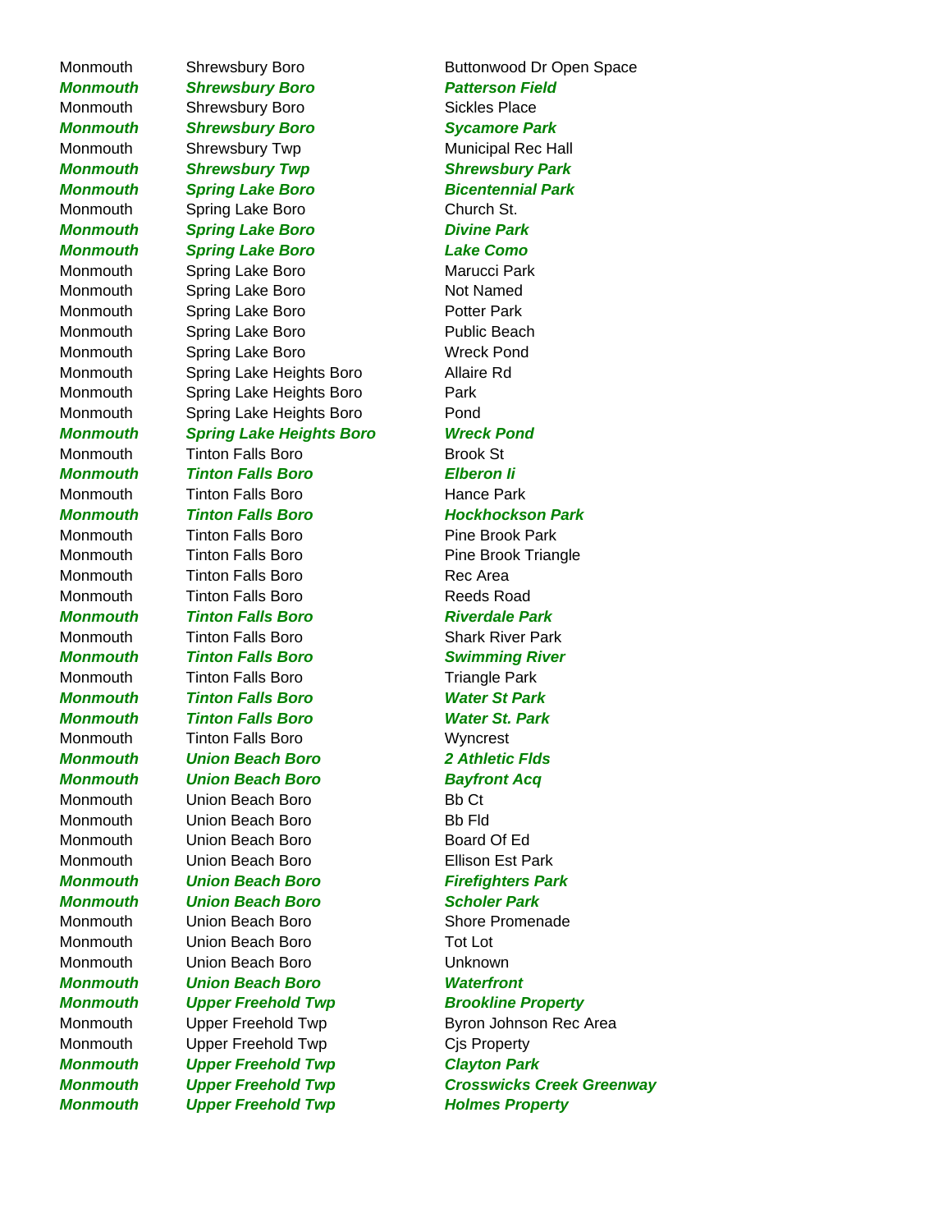| | | |
|---|---|---|
| Monmouth | Shrewsbury Boro | Buttonwood Dr Open Space |
| ***Monmouth*** | ***Shrewsbury Boro*** | ***Patterson Field*** |
| Monmouth | Shrewsbury Boro | Sickles Place |
| ***Monmouth*** | ***Shrewsbury Boro*** | ***Sycamore Park*** |
| Monmouth | Shrewsbury Twp | Municipal Rec Hall |
| ***Monmouth*** | ***Shrewsbury Twp*** | ***Shrewsbury Park*** |
| ***Monmouth*** | ***Spring Lake Boro*** | ***Bicentennial Park*** |
| Monmouth | Spring Lake Boro | Church St. |
| ***Monmouth*** | ***Spring Lake Boro*** | ***Divine Park*** |
| ***Monmouth*** | ***Spring Lake Boro*** | ***Lake Como*** |
| Monmouth | Spring Lake Boro | Marucci Park |
| Monmouth | Spring Lake Boro | Not Named |
| Monmouth | Spring Lake Boro | Potter Park |
| Monmouth | Spring Lake Boro | Public Beach |
| Monmouth | Spring Lake Boro | Wreck Pond |
| Monmouth | Spring Lake Heights Boro | Allaire Rd |
| Monmouth | Spring Lake Heights Boro | Park |
| Monmouth | Spring Lake Heights Boro | Pond |
| ***Monmouth*** | ***Spring Lake Heights Boro*** | ***Wreck Pond*** |
| Monmouth | Tinton Falls Boro | Brook St |
| ***Monmouth*** | ***Tinton Falls Boro*** | ***Elberon Ii*** |
| Monmouth | Tinton Falls Boro | Hance Park |
| ***Monmouth*** | ***Tinton Falls Boro*** | ***Hockhockson Park*** |
| Monmouth | Tinton Falls Boro | Pine Brook Park |
| Monmouth | Tinton Falls Boro | Pine Brook Triangle |
| Monmouth | Tinton Falls Boro | Rec Area |
| Monmouth | Tinton Falls Boro | Reeds Road |
| ***Monmouth*** | ***Tinton Falls Boro*** | ***Riverdale Park*** |
| Monmouth | Tinton Falls Boro | Shark River Park |
| ***Monmouth*** | ***Tinton Falls Boro*** | ***Swimming River*** |
| Monmouth | Tinton Falls Boro | Triangle Park |
| ***Monmouth*** | ***Tinton Falls Boro*** | ***Water St Park*** |
| ***Monmouth*** | ***Tinton Falls Boro*** | ***Water St. Park*** |
| Monmouth | Tinton Falls Boro | Wyncrest |
| ***Monmouth*** | ***Union Beach Boro*** | ***2 Athletic Flds*** |
| ***Monmouth*** | ***Union Beach Boro*** | ***Bayfront Acq*** |
| Monmouth | Union Beach Boro | Bb Ct |
| Monmouth | Union Beach Boro | Bb Fld |
| Monmouth | Union Beach Boro | Board Of Ed |
| Monmouth | Union Beach Boro | Ellison Est Park |
| ***Monmouth*** | ***Union Beach Boro*** | ***Firefighters Park*** |
| ***Monmouth*** | ***Union Beach Boro*** | ***Scholer Park*** |
| Monmouth | Union Beach Boro | Shore Promenade |
| Monmouth | Union Beach Boro | Tot Lot |
| Monmouth | Union Beach Boro | Unknown |
| ***Monmouth*** | ***Union Beach Boro*** | ***Waterfront*** |
| ***Monmouth*** | ***Upper Freehold Twp*** | ***Brookline Property*** |
| Monmouth | Upper Freehold Twp | Byron Johnson Rec Area |
| Monmouth | Upper Freehold Twp | Cjs Property |
| ***Monmouth*** | ***Upper Freehold Twp*** | ***Clayton Park*** |
| ***Monmouth*** | ***Upper Freehold Twp*** | ***Crosswicks Creek Greenway*** |
| ***Monmouth*** | ***Upper Freehold Twp*** | ***Holmes Property*** |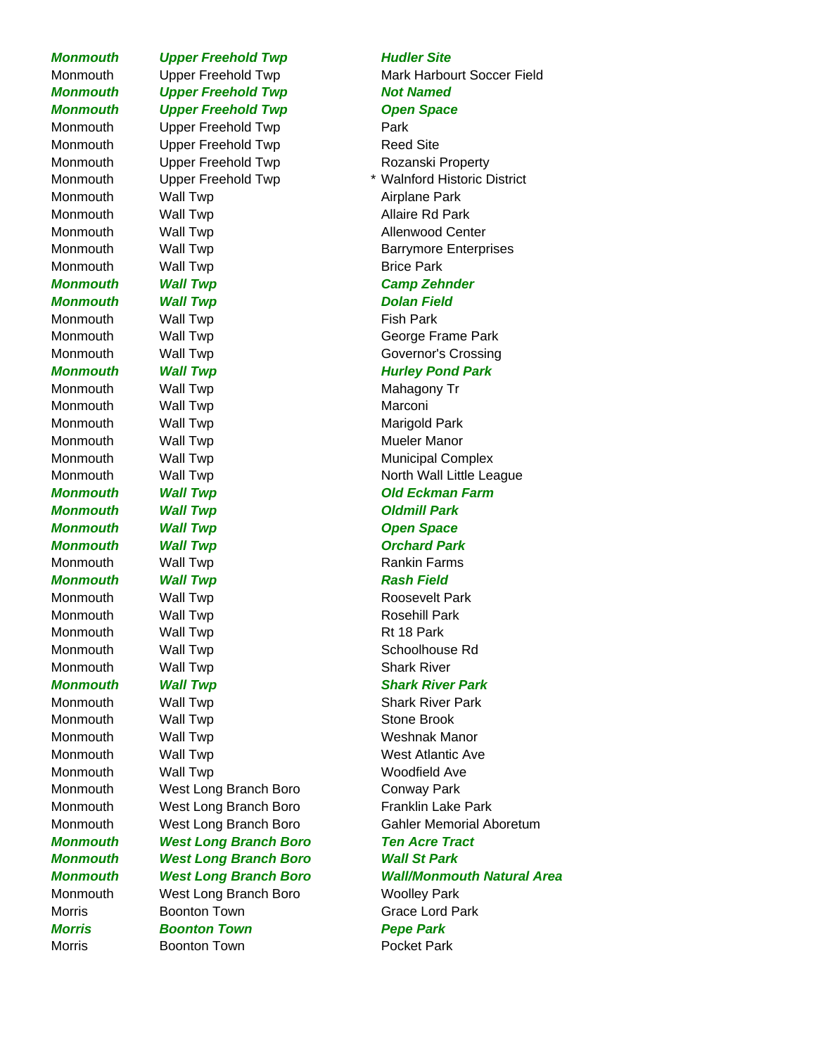| | | | |
|---|---|---|---|
| ***Monmouth*** | ***Upper Freehold Twp*** | | ***Hudler Site*** |
| Monmouth | Upper Freehold Twp | | Mark Harbourt Soccer Field |
| ***Monmouth*** | ***Upper Freehold Twp*** | | ***Not Named*** |
| ***Monmouth*** | ***Upper Freehold Twp*** | | ***Open Space*** |
| Monmouth | Upper Freehold Twp | | Park |
| Monmouth | Upper Freehold Twp | | Reed Site |
| Monmouth | Upper Freehold Twp | | Rozanski Property |
| Monmouth | Upper Freehold Twp | * | Walnford Historic District |
| Monmouth | Wall Twp | | Airplane Park |
| Monmouth | Wall Twp | | Allaire Rd Park |
| Monmouth | Wall Twp | | Allenwood Center |
| Monmouth | Wall Twp | | Barrymore Enterprises |
| Monmouth | Wall Twp | | Brice Park |
| ***Monmouth*** | ***Wall Twp*** | | ***Camp Zehnder*** |
| ***Monmouth*** | ***Wall Twp*** | | ***Dolan Field*** |
| Monmouth | Wall Twp | | Fish Park |
| Monmouth | Wall Twp | | George Frame Park |
| Monmouth | Wall Twp | | Governor's Crossing |
| ***Monmouth*** | ***Wall Twp*** | | ***Hurley Pond Park*** |
| Monmouth | Wall Twp | | Mahagony Tr |
| Monmouth | Wall Twp | | Marconi |
| Monmouth | Wall Twp | | Marigold Park |
| Monmouth | Wall Twp | | Mueler Manor |
| Monmouth | Wall Twp | | Municipal Complex |
| Monmouth | Wall Twp | | North Wall Little League |
| ***Monmouth*** | ***Wall Twp*** | | ***Old Eckman Farm*** |
| ***Monmouth*** | ***Wall Twp*** | | ***Oldmill Park*** |
| ***Monmouth*** | ***Wall Twp*** | | ***Open Space*** |
| ***Monmouth*** | ***Wall Twp*** | | ***Orchard Park*** |
| Monmouth | Wall Twp | | Rankin Farms |
| ***Monmouth*** | ***Wall Twp*** | | ***Rash Field*** |
| Monmouth | Wall Twp | | Roosevelt Park |
| Monmouth | Wall Twp | | Rosehill Park |
| Monmouth | Wall Twp | | Rt 18 Park |
| Monmouth | Wall Twp | | Schoolhouse Rd |
| Monmouth | Wall Twp | | Shark River |
| ***Monmouth*** | ***Wall Twp*** | | ***Shark River Park*** |
| Monmouth | Wall Twp | | Shark River Park |
| Monmouth | Wall Twp | | Stone Brook |
| Monmouth | Wall Twp | | Weshnak Manor |
| Monmouth | Wall Twp | | West Atlantic Ave |
| Monmouth | Wall Twp | | Woodfield Ave |
| Monmouth | West Long Branch Boro | | Conway Park |
| Monmouth | West Long Branch Boro | | Franklin Lake Park |
| Monmouth | West Long Branch Boro | | Gahler Memorial Aboretum |
| ***Monmouth*** | ***West Long Branch Boro*** | | ***Ten Acre Tract*** |
| ***Monmouth*** | ***West Long Branch Boro*** | | ***Wall St Park*** |
| ***Monmouth*** | ***West Long Branch Boro*** | | ***Wall/Monmouth Natural Area*** |
| Monmouth | West Long Branch Boro | | Woolley Park |
| Morris | Boonton Town | | Grace Lord Park |
| ***Morris*** | ***Boonton Town*** | | ***Pepe Park*** |
| Morris | Boonton Town | | Pocket Park |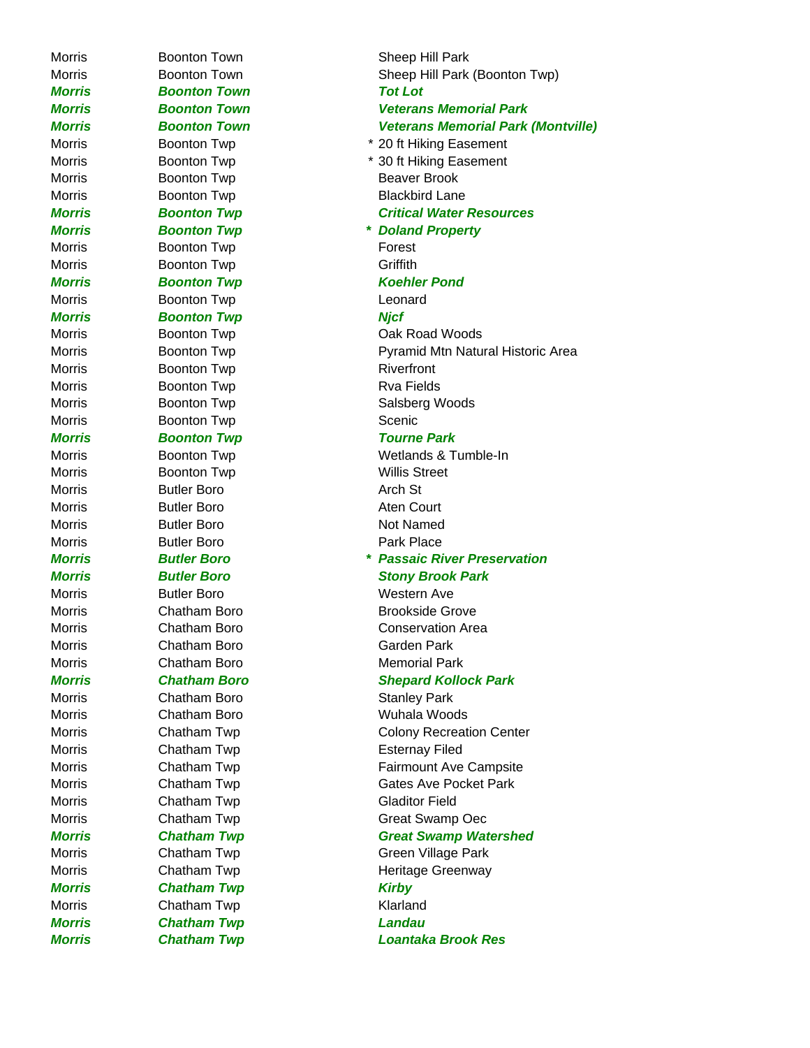| | | | |
|---|---|---|---|
| Morris | Boonton Town | | Sheep Hill Park |
| Morris | Boonton Town | | Sheep Hill Park (Boonton Twp) |
| ***Morris*** | ***Boonton Town*** | | ***Tot Lot*** |
| ***Morris*** | ***Boonton Town*** | | ***Veterans Memorial Park*** |
| ***Morris*** | ***Boonton Town*** | | ***Veterans Memorial Park (Montville)*** |
| Morris | Boonton Twp | * | 20 ft Hiking Easement |
| Morris | Boonton Twp | * | 30 ft Hiking Easement |
| Morris | Boonton Twp | | Beaver Brook |
| Morris | Boonton Twp | | Blackbird Lane |
| ***Morris*** | ***Boonton Twp*** | | ***Critical Water Resources*** |
| ***Morris*** | ***Boonton Twp*** | ***** | ***Doland Property*** |
| Morris | Boonton Twp | | Forest |
| Morris | Boonton Twp | | Griffith |
| ***Morris*** | ***Boonton Twp*** | | ***Koehler Pond*** |
| Morris | Boonton Twp | | Leonard |
| ***Morris*** | ***Boonton Twp*** | | ***Njcf*** |
| Morris | Boonton Twp | | Oak Road Woods |
| Morris | Boonton Twp | | Pyramid Mtn Natural Historic Area |
| Morris | Boonton Twp | | Riverfront |
| Morris | Boonton Twp | | Rva Fields |
| Morris | Boonton Twp | | Salsberg Woods |
| Morris | Boonton Twp | | Scenic |
| ***Morris*** | ***Boonton Twp*** | | ***Tourne Park*** |
| Morris | Boonton Twp | | Wetlands & Tumble-In |
| Morris | Boonton Twp | | Willis Street |
| Morris | Butler Boro | | Arch St |
| Morris | Butler Boro | | Aten Court |
| Morris | Butler Boro | | Not Named |
| Morris | Butler Boro | | Park Place |
| ***Morris*** | ***Butler Boro*** | ***** | ***Passaic River Preservation*** |
| ***Morris*** | ***Butler Boro*** | | ***Stony Brook Park*** |
| Morris | Butler Boro | | Western Ave |
| Morris | Chatham Boro | | Brookside Grove |
| Morris | Chatham Boro | | Conservation Area |
| Morris | Chatham Boro | | Garden Park |
| Morris | Chatham Boro | | Memorial Park |
| ***Morris*** | ***Chatham Boro*** | | ***Shepard Kollock Park*** |
| Morris | Chatham Boro | | Stanley Park |
| Morris | Chatham Boro | | Wuhala Woods |
| Morris | Chatham Twp | | Colony Recreation Center |
| Morris | Chatham Twp | | Esternay Filed |
| Morris | Chatham Twp | | Fairmount Ave Campsite |
| Morris | Chatham Twp | | Gates Ave Pocket Park |
| Morris | Chatham Twp | | Gladitor Field |
| Morris | Chatham Twp | | Great Swamp Oec |
| ***Morris*** | ***Chatham Twp*** | | ***Great Swamp Watershed*** |
| Morris | Chatham Twp | | Green Village Park |
| Morris | Chatham Twp | | Heritage Greenway |
| ***Morris*** | ***Chatham Twp*** | | ***Kirby*** |
| Morris | Chatham Twp | | Klarland |
| ***Morris*** | ***Chatham Twp*** | | ***Landau*** |
| ***Morris*** | ***Chatham Twp*** | | ***Loantaka Brook Res*** |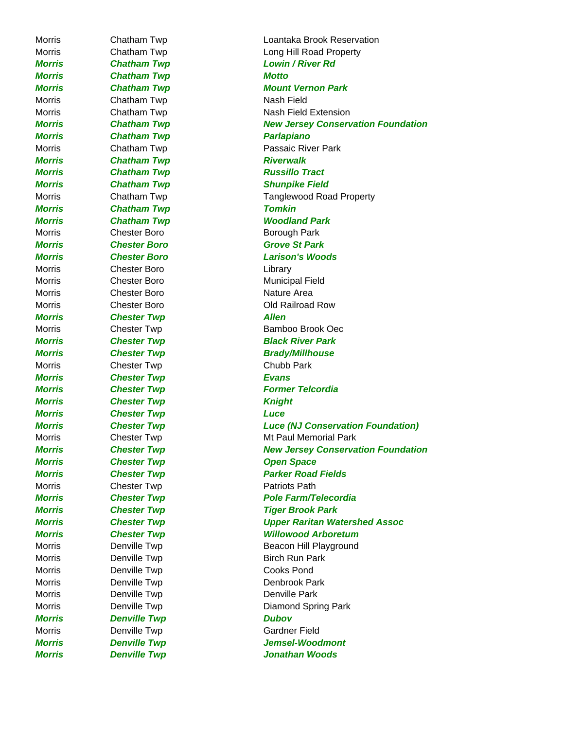| | | |
|---|---|---|
| Morris | Chatham Twp | Loantaka Brook Reservation |
| Morris | Chatham Twp | Long Hill Road Property |
| ***Morris*** | ***Chatham Twp*** | ***Lowin / River Rd*** |
| ***Morris*** | ***Chatham Twp*** | ***Motto*** |
| ***Morris*** | ***Chatham Twp*** | ***Mount Vernon Park*** |
| Morris | Chatham Twp | Nash Field |
| Morris | Chatham Twp | Nash Field Extension |
| ***Morris*** | ***Chatham Twp*** | ***New Jersey Conservation Foundation*** |
| ***Morris*** | ***Chatham Twp*** | ***Parlapiano*** |
| Morris | Chatham Twp | Passaic River Park |
| ***Morris*** | ***Chatham Twp*** | ***Riverwalk*** |
| ***Morris*** | ***Chatham Twp*** | ***Russillo Tract*** |
| ***Morris*** | ***Chatham Twp*** | ***Shunpike Field*** |
| Morris | Chatham Twp | Tanglewood Road Property |
| ***Morris*** | ***Chatham Twp*** | ***Tomkin*** |
| ***Morris*** | ***Chatham Twp*** | ***Woodland Park*** |
| Morris | Chester Boro | Borough Park |
| ***Morris*** | ***Chester Boro*** | ***Grove St Park*** |
| ***Morris*** | ***Chester Boro*** | ***Larison's Woods*** |
| Morris | Chester Boro | Library |
| Morris | Chester Boro | Municipal Field |
| Morris | Chester Boro | Nature Area |
| Morris | Chester Boro | Old Railroad Row |
| ***Morris*** | ***Chester Twp*** | ***Allen*** |
| Morris | Chester Twp | Bamboo Brook Oec |
| ***Morris*** | ***Chester Twp*** | ***Black River Park*** |
| ***Morris*** | ***Chester Twp*** | ***Brady/Millhouse*** |
| Morris | Chester Twp | Chubb Park |
| ***Morris*** | ***Chester Twp*** | ***Evans*** |
| ***Morris*** | ***Chester Twp*** | ***Former Telcordia*** |
| ***Morris*** | ***Chester Twp*** | ***Knight*** |
| ***Morris*** | ***Chester Twp*** | ***Luce*** |
| ***Morris*** | ***Chester Twp*** | ***Luce (NJ Conservation Foundation)*** |
| Morris | Chester Twp | Mt Paul Memorial Park |
| ***Morris*** | ***Chester Twp*** | ***New Jersey Conservation Foundation*** |
| ***Morris*** | ***Chester Twp*** | ***Open Space*** |
| ***Morris*** | ***Chester Twp*** | ***Parker Road Fields*** |
| Morris | Chester Twp | Patriots Path |
| ***Morris*** | ***Chester Twp*** | ***Pole Farm/Telecordia*** |
| ***Morris*** | ***Chester Twp*** | ***Tiger Brook Park*** |
| ***Morris*** | ***Chester Twp*** | ***Upper Raritan Watershed Assoc*** |
| ***Morris*** | ***Chester Twp*** | ***Willowood Arboretum*** |
| Morris | Denville Twp | Beacon Hill Playground |
| Morris | Denville Twp | Birch Run Park |
| Morris | Denville Twp | Cooks Pond |
| Morris | Denville Twp | Denbrook Park |
| Morris | Denville Twp | Denville Park |
| Morris | Denville Twp | Diamond Spring Park |
| ***Morris*** | ***Denville Twp*** | ***Dubov*** |
| Morris | Denville Twp | Gardner Field |
| ***Morris*** | ***Denville Twp*** | ***Jemsel-Woodmont*** |
| ***Morris*** | ***Denville Twp*** | ***Jonathan Woods*** |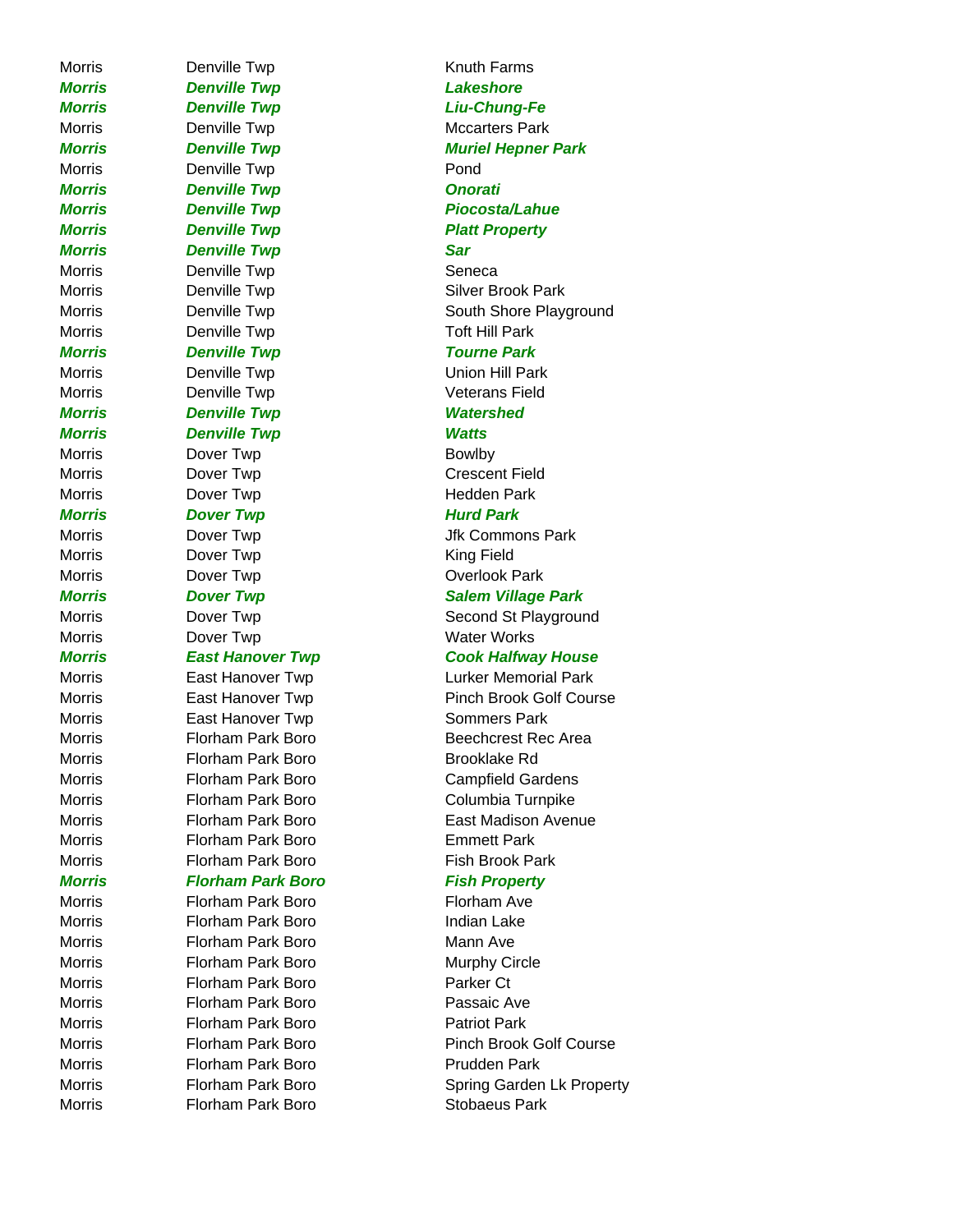| | | |
|---|---|---|
| Morris | Denville Twp | Knuth Farms |
| ***Morris*** | ***Denville Twp*** | ***Lakeshore*** |
| ***Morris*** | ***Denville Twp*** | ***Liu-Chung-Fe*** |
| Morris | Denville Twp | Mccarters Park |
| ***Morris*** | ***Denville Twp*** | ***Muriel Hepner Park*** |
| Morris | Denville Twp | Pond |
| ***Morris*** | ***Denville Twp*** | ***Onorati*** |
| ***Morris*** | ***Denville Twp*** | ***Piocosta/Lahue*** |
| ***Morris*** | ***Denville Twp*** | ***Platt Property*** |
| ***Morris*** | ***Denville Twp*** | ***Sar*** |
| Morris | Denville Twp | Seneca |
| Morris | Denville Twp | Silver Brook Park |
| Morris | Denville Twp | South Shore Playground |
| Morris | Denville Twp | Toft Hill Park |
| ***Morris*** | ***Denville Twp*** | ***Tourne Park*** |
| Morris | Denville Twp | Union Hill Park |
| Morris | Denville Twp | Veterans Field |
| ***Morris*** | ***Denville Twp*** | ***Watershed*** |
| ***Morris*** | ***Denville Twp*** | ***Watts*** |
| Morris | Dover Twp | Bowlby |
| Morris | Dover Twp | Crescent Field |
| Morris | Dover Twp | Hedden Park |
| ***Morris*** | ***Dover Twp*** | ***Hurd Park*** |
| Morris | Dover Twp | Jfk Commons Park |
| Morris | Dover Twp | King Field |
| Morris | Dover Twp | Overlook Park |
| ***Morris*** | ***Dover Twp*** | ***Salem Village Park*** |
| Morris | Dover Twp | Second St Playground |
| Morris | Dover Twp | Water Works |
| ***Morris*** | ***East Hanover Twp*** | ***Cook Halfway House*** |
| Morris | East Hanover Twp | Lurker Memorial Park |
| Morris | East Hanover Twp | Pinch Brook Golf Course |
| Morris | East Hanover Twp | Sommers Park |
| Morris | Florham Park Boro | Beechcrest Rec Area |
| Morris | Florham Park Boro | Brooklake Rd |
| Morris | Florham Park Boro | Campfield Gardens |
| Morris | Florham Park Boro | Columbia Turnpike |
| Morris | Florham Park Boro | East Madison Avenue |
| Morris | Florham Park Boro | Emmett Park |
| Morris | Florham Park Boro | Fish Brook Park |
| ***Morris*** | ***Florham Park Boro*** | ***Fish Property*** |
| Morris | Florham Park Boro | Florham Ave |
| Morris | Florham Park Boro | Indian Lake |
| Morris | Florham Park Boro | Mann Ave |
| Morris | Florham Park Boro | Murphy Circle |
| Morris | Florham Park Boro | Parker Ct |
| Morris | Florham Park Boro | Passaic Ave |
| Morris | Florham Park Boro | Patriot Park |
| Morris | Florham Park Boro | Pinch Brook Golf Course |
| Morris | Florham Park Boro | Prudden Park |
| Morris | Florham Park Boro | Spring Garden Lk Property |
| Morris | Florham Park Boro | Stobaeus Park |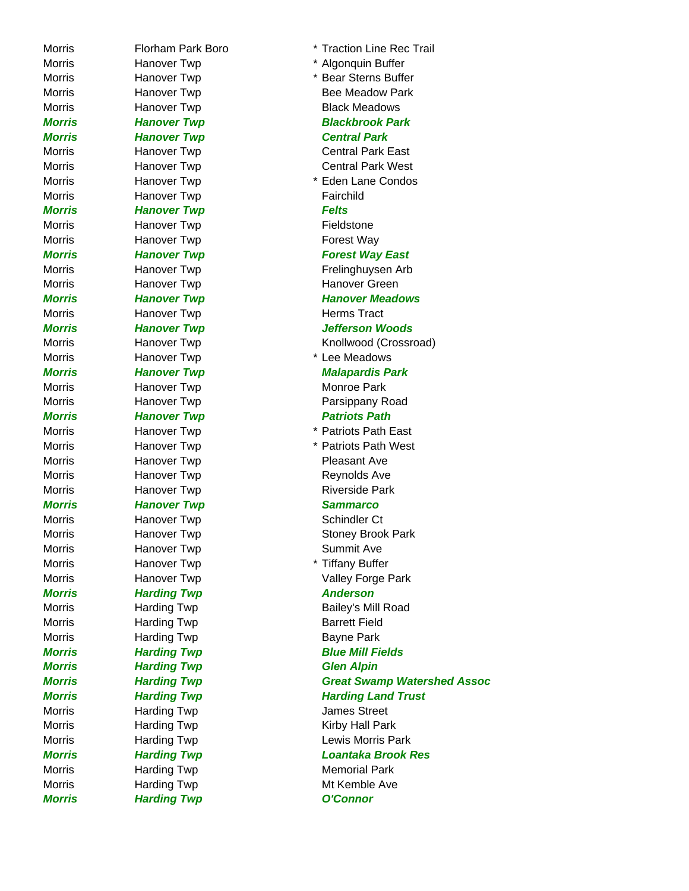| | | | |
|---|---|---|---|
| Morris | Florham Park Boro | * | Traction Line Rec Trail |
| Morris | Hanover Twp | * | Algonquin Buffer |
| Morris | Hanover Twp | * | Bear Sterns Buffer |
| Morris | Hanover Twp | | Bee Meadow Park |
| Morris | Hanover Twp | | Black Meadows |
| ***Morris*** | ***Hanover Twp*** | | ***Blackbrook Park*** |
| ***Morris*** | ***Hanover Twp*** | | ***Central Park*** |
| Morris | Hanover Twp | | Central Park East |
| Morris | Hanover Twp | | Central Park West |
| Morris | Hanover Twp | * | Eden Lane Condos |
| Morris | Hanover Twp | | Fairchild |
| ***Morris*** | ***Hanover Twp*** | | ***Felts*** |
| Morris | Hanover Twp | | Fieldstone |
| Morris | Hanover Twp | | Forest Way |
| ***Morris*** | ***Hanover Twp*** | | ***Forest Way East*** |
| Morris | Hanover Twp | | Frelinghuysen Arb |
| Morris | Hanover Twp | | Hanover Green |
| ***Morris*** | ***Hanover Twp*** | | ***Hanover Meadows*** |
| Morris | Hanover Twp | | Herms Tract |
| ***Morris*** | ***Hanover Twp*** | | ***Jefferson Woods*** |
| Morris | Hanover Twp | | Knollwood (Crossroad) |
| Morris | Hanover Twp | * | Lee Meadows |
| ***Morris*** | ***Hanover Twp*** | | ***Malapardis Park*** |
| Morris | Hanover Twp | | Monroe Park |
| Morris | Hanover Twp | | Parsippany Road |
| ***Morris*** | ***Hanover Twp*** | | ***Patriots Path*** |
| Morris | Hanover Twp | * | Patriots Path East |
| Morris | Hanover Twp | * | Patriots Path West |
| Morris | Hanover Twp | | Pleasant Ave |
| Morris | Hanover Twp | | Reynolds Ave |
| Morris | Hanover Twp | | Riverside Park |
| ***Morris*** | ***Hanover Twp*** | | ***Sammarco*** |
| Morris | Hanover Twp | | Schindler Ct |
| Morris | Hanover Twp | | Stoney Brook Park |
| Morris | Hanover Twp | | Summit Ave |
| Morris | Hanover Twp | * | Tiffany Buffer |
| Morris | Hanover Twp | | Valley Forge Park |
| ***Morris*** | ***Harding Twp*** | | ***Anderson*** |
| Morris | Harding Twp | | Bailey's Mill Road |
| Morris | Harding Twp | | Barrett Field |
| Morris | Harding Twp | | Bayne Park |
| ***Morris*** | ***Harding Twp*** | | ***Blue Mill Fields*** |
| ***Morris*** | ***Harding Twp*** | | ***Glen Alpin*** |
| ***Morris*** | ***Harding Twp*** | | ***Great Swamp Watershed Assoc*** |
| ***Morris*** | ***Harding Twp*** | | ***Harding Land Trust*** |
| Morris | Harding Twp | | James Street |
| Morris | Harding Twp | | Kirby Hall Park |
| Morris | Harding Twp | | Lewis Morris Park |
| ***Morris*** | ***Harding Twp*** | | ***Loantaka Brook Res*** |
| Morris | Harding Twp | | Memorial Park |
| Morris | Harding Twp | | Mt Kemble Ave |
| ***Morris*** | ***Harding Twp*** | | ***O'Connor*** |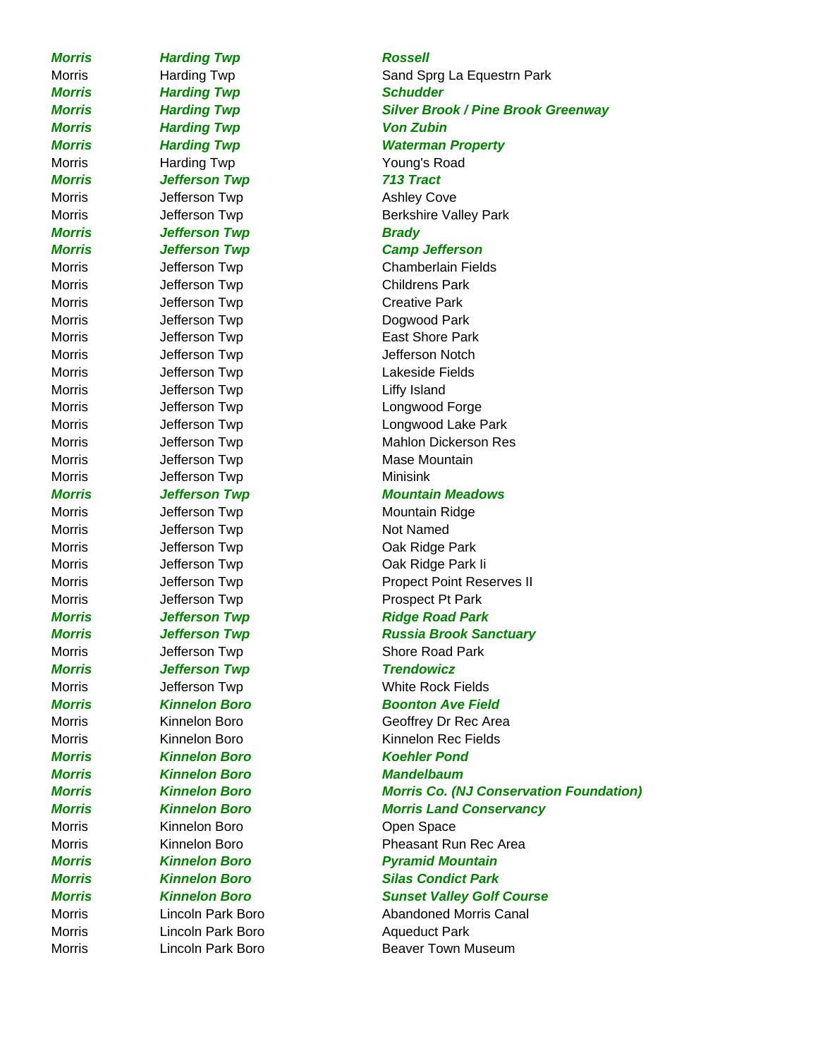| | | |
|---|---|---|
| ***Morris*** | ***Harding Twp*** | ***Rossell*** |
| Morris | Harding Twp | Sand Sprg La Equestrn Park |
| ***Morris*** | ***Harding Twp*** | ***Schudder*** |
| ***Morris*** | ***Harding Twp*** | ***Silver Brook / Pine Brook Greenway*** |
| ***Morris*** | ***Harding Twp*** | ***Von Zubin*** |
| ***Morris*** | ***Harding Twp*** | ***Waterman Property*** |
| Morris | Harding Twp | Young's Road |
| ***Morris*** | ***Jefferson Twp*** | ***713 Tract*** |
| Morris | Jefferson Twp | Ashley Cove |
| Morris | Jefferson Twp | Berkshire Valley Park |
| ***Morris*** | ***Jefferson Twp*** | ***Brady*** |
| ***Morris*** | ***Jefferson Twp*** | ***Camp Jefferson*** |
| Morris | Jefferson Twp | Chamberlain Fields |
| Morris | Jefferson Twp | Childrens Park |
| Morris | Jefferson Twp | Creative Park |
| Morris | Jefferson Twp | Dogwood Park |
| Morris | Jefferson Twp | East Shore Park |
| Morris | Jefferson Twp | Jefferson Notch |
| Morris | Jefferson Twp | Lakeside Fields |
| Morris | Jefferson Twp | Liffy Island |
| Morris | Jefferson Twp | Longwood Forge |
| Morris | Jefferson Twp | Longwood Lake Park |
| Morris | Jefferson Twp | Mahlon Dickerson Res |
| Morris | Jefferson Twp | Mase Mountain |
| Morris | Jefferson Twp | Minisink |
| ***Morris*** | ***Jefferson Twp*** | ***Mountain Meadows*** |
| Morris | Jefferson Twp | Mountain Ridge |
| Morris | Jefferson Twp | Not Named |
| Morris | Jefferson Twp | Oak Ridge Park |
| Morris | Jefferson Twp | Oak Ridge Park Ii |
| Morris | Jefferson Twp | Propect Point Reserves II |
| Morris | Jefferson Twp | Prospect Pt Park |
| ***Morris*** | ***Jefferson Twp*** | ***Ridge Road Park*** |
| ***Morris*** | ***Jefferson Twp*** | ***Russia Brook Sanctuary*** |
| Morris | Jefferson Twp | Shore Road Park |
| ***Morris*** | ***Jefferson Twp*** | ***Trendowicz*** |
| Morris | Jefferson Twp | White Rock Fields |
| ***Morris*** | ***Kinnelon Boro*** | ***Boonton Ave Field*** |
| Morris | Kinnelon Boro | Geoffrey Dr Rec Area |
| Morris | Kinnelon Boro | Kinnelon Rec Fields |
| ***Morris*** | ***Kinnelon Boro*** | ***Koehler Pond*** |
| ***Morris*** | ***Kinnelon Boro*** | ***Mandelbaum*** |
| ***Morris*** | ***Kinnelon Boro*** | ***Morris Co. (NJ Conservation Foundation)*** |
| ***Morris*** | ***Kinnelon Boro*** | ***Morris Land Conservancy*** |
| Morris | Kinnelon Boro | Open Space |
| Morris | Kinnelon Boro | Pheasant Run Rec Area |
| ***Morris*** | ***Kinnelon Boro*** | ***Pyramid Mountain*** |
| ***Morris*** | ***Kinnelon Boro*** | ***Silas Condict Park*** |
| ***Morris*** | ***Kinnelon Boro*** | ***Sunset Valley Golf Course*** |
| Morris | Lincoln Park Boro | Abandoned Morris Canal |
| Morris | Lincoln Park Boro | Aqueduct Park |
| Morris | Lincoln Park Boro | Beaver Town Museum |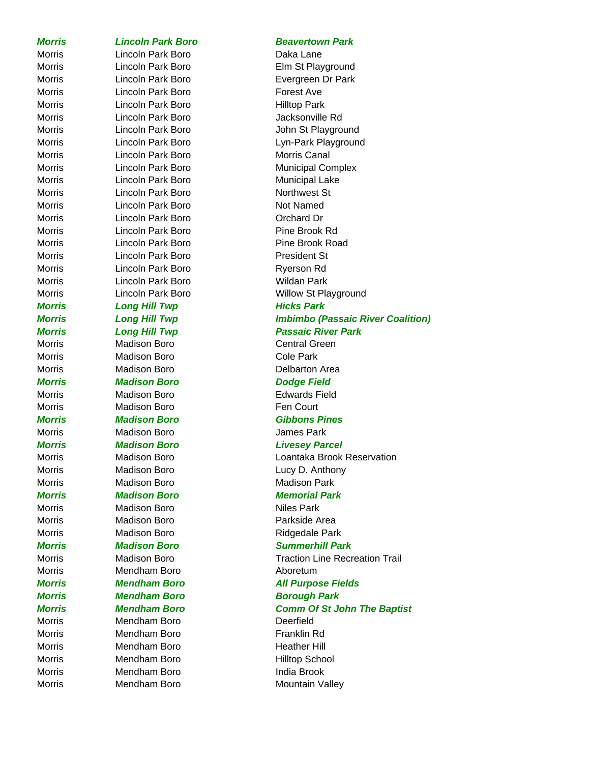| | | |
|---|---|---|
| ***Morris*** | ***Lincoln Park Boro*** | ***Beavertown Park*** |
| Morris | Lincoln Park Boro | Daka Lane |
| Morris | Lincoln Park Boro | Elm St Playground |
| Morris | Lincoln Park Boro | Evergreen Dr Park |
| Morris | Lincoln Park Boro | Forest Ave |
| Morris | Lincoln Park Boro | Hilltop Park |
| Morris | Lincoln Park Boro | Jacksonville Rd |
| Morris | Lincoln Park Boro | John St Playground |
| Morris | Lincoln Park Boro | Lyn-Park Playground |
| Morris | Lincoln Park Boro | Morris Canal |
| Morris | Lincoln Park Boro | Municipal Complex |
| Morris | Lincoln Park Boro | Municipal Lake |
| Morris | Lincoln Park Boro | Northwest St |
| Morris | Lincoln Park Boro | Not Named |
| Morris | Lincoln Park Boro | Orchard Dr |
| Morris | Lincoln Park Boro | Pine Brook Rd |
| Morris | Lincoln Park Boro | Pine Brook Road |
| Morris | Lincoln Park Boro | President St |
| Morris | Lincoln Park Boro | Ryerson Rd |
| Morris | Lincoln Park Boro | Wildan Park |
| Morris | Lincoln Park Boro | Willow St Playground |
| ***Morris*** | ***Long Hill Twp*** | ***Hicks Park*** |
| ***Morris*** | ***Long Hill Twp*** | ***Imbimbo (Passaic River Coalition)*** |
| ***Morris*** | ***Long Hill Twp*** | ***Passaic River Park*** |
| Morris | Madison Boro | Central Green |
| Morris | Madison Boro | Cole Park |
| Morris | Madison Boro | Delbarton Area |
| ***Morris*** | ***Madison Boro*** | ***Dodge Field*** |
| Morris | Madison Boro | Edwards Field |
| Morris | Madison Boro | Fen Court |
| ***Morris*** | ***Madison Boro*** | ***Gibbons Pines*** |
| Morris | Madison Boro | James Park |
| ***Morris*** | ***Madison Boro*** | ***Livesey Parcel*** |
| Morris | Madison Boro | Loantaka Brook Reservation |
| Morris | Madison Boro | Lucy D. Anthony |
| Morris | Madison Boro | Madison Park |
| ***Morris*** | ***Madison Boro*** | ***Memorial Park*** |
| Morris | Madison Boro | Niles Park |
| Morris | Madison Boro | Parkside Area |
| Morris | Madison Boro | Ridgedale Park |
| ***Morris*** | ***Madison Boro*** | ***Summerhill Park*** |
| Morris | Madison Boro | Traction Line Recreation Trail |
| Morris | Mendham Boro | Aboretum |
| ***Morris*** | ***Mendham Boro*** | ***All Purpose Fields*** |
| ***Morris*** | ***Mendham Boro*** | ***Borough Park*** |
| ***Morris*** | ***Mendham Boro*** | ***Comm Of St John The Baptist*** |
| Morris | Mendham Boro | Deerfield |
| Morris | Mendham Boro | Franklin Rd |
| Morris | Mendham Boro | Heather Hill |
| Morris | Mendham Boro | Hilltop School |
| Morris | Mendham Boro | India Brook |
| Morris | Mendham Boro | Mountain Valley |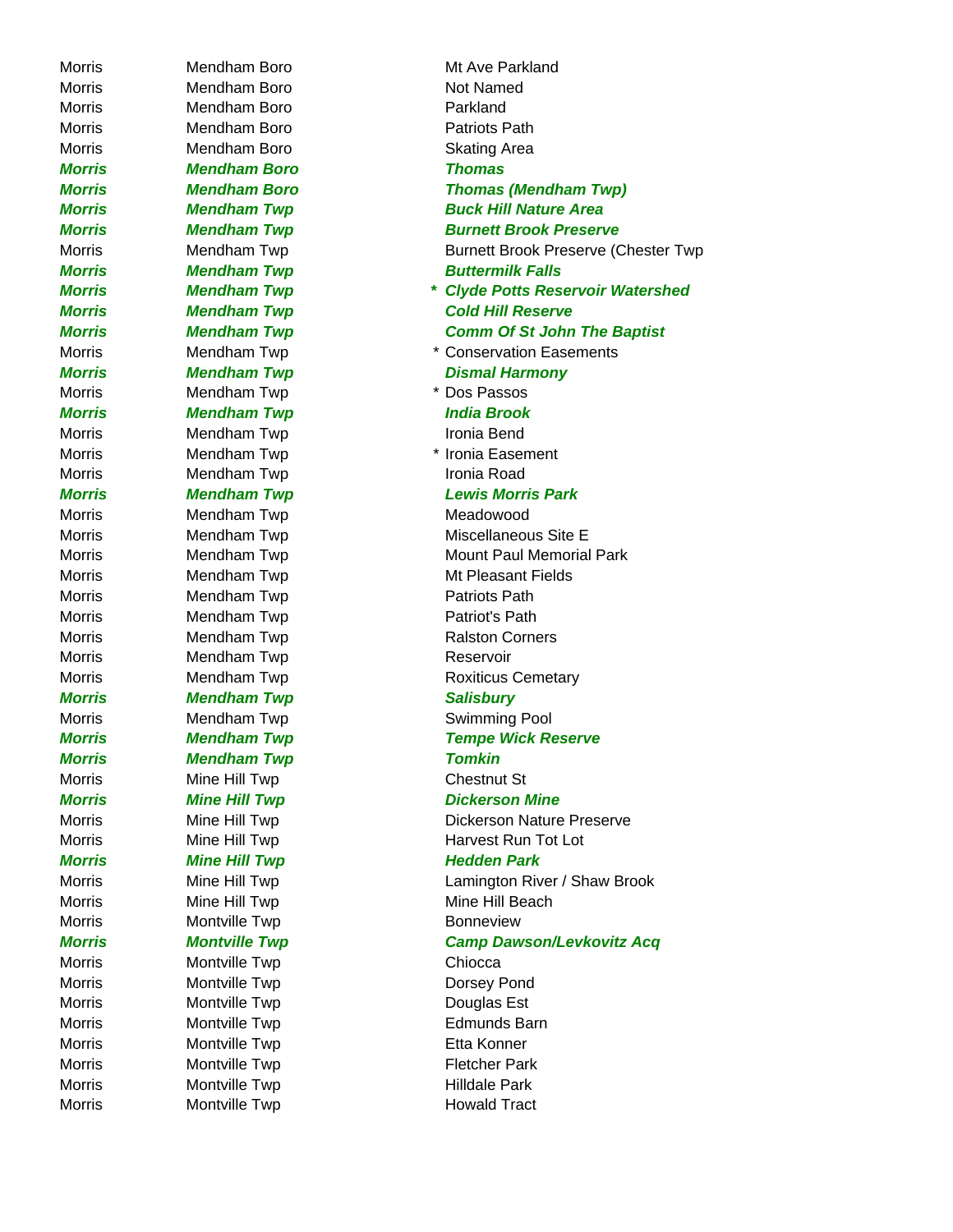| | | | |
|---|---|---|---|
| Morris | Mendham Boro | | Mt Ave Parkland |
| Morris | Mendham Boro | | Not Named |
| Morris | Mendham Boro | | Parkland |
| Morris | Mendham Boro | | Patriots Path |
| Morris | Mendham Boro | | Skating Area |
| ***Morris*** | ***Mendham Boro*** | | ***Thomas*** |
| ***Morris*** | ***Mendham Boro*** | | ***Thomas (Mendham Twp)*** |
| ***Morris*** | ***Mendham Twp*** | | ***Buck Hill Nature Area*** |
| ***Morris*** | ***Mendham Twp*** | | ***Burnett Brook Preserve*** |
| Morris | Mendham Twp | | Burnett Brook Preserve (Chester Twp |
| ***Morris*** | ***Mendham Twp*** | | ***Buttermilk Falls*** |
| ***Morris*** | ***Mendham Twp*** | *** | ***Clyde Potts Reservoir Watershed*** |
| ***Morris*** | ***Mendham Twp*** | | ***Cold Hill Reserve*** |
| ***Morris*** | ***Mendham Twp*** | | ***Comm Of St John The Baptist*** |
| Morris | Mendham Twp | * | Conservation Easements |
| ***Morris*** | ***Mendham Twp*** | | ***Dismal Harmony*** |
| Morris | Mendham Twp | * | Dos Passos |
| ***Morris*** | ***Mendham Twp*** | | ***India Brook*** |
| Morris | Mendham Twp | | Ironia Bend |
| Morris | Mendham Twp | * | Ironia Easement |
| Morris | Mendham Twp | | Ironia Road |
| ***Morris*** | ***Mendham Twp*** | | ***Lewis Morris Park*** |
| Morris | Mendham Twp | | Meadowood |
| Morris | Mendham Twp | | Miscellaneous Site E |
| Morris | Mendham Twp | | Mount Paul Memorial Park |
| Morris | Mendham Twp | | Mt Pleasant Fields |
| Morris | Mendham Twp | | Patriots Path |
| Morris | Mendham Twp | | Patriot's Path |
| Morris | Mendham Twp | | Ralston Corners |
| Morris | Mendham Twp | | Reservoir |
| Morris | Mendham Twp | | Roxiticus Cemetary |
| ***Morris*** | ***Mendham Twp*** | | ***Salisbury*** |
| Morris | Mendham Twp | | Swimming Pool |
| ***Morris*** | ***Mendham Twp*** | | ***Tempe Wick Reserve*** |
| ***Morris*** | ***Mendham Twp*** | | ***Tomkin*** |
| Morris | Mine Hill Twp | | Chestnut St |
| ***Morris*** | ***Mine Hill Twp*** | | ***Dickerson Mine*** |
| Morris | Mine Hill Twp | | Dickerson Nature Preserve |
| Morris | Mine Hill Twp | | Harvest Run Tot Lot |
| ***Morris*** | ***Mine Hill Twp*** | | ***Hedden Park*** |
| Morris | Mine Hill Twp | | Lamington River / Shaw Brook |
| Morris | Mine Hill Twp | | Mine Hill Beach |
| Morris | Montville Twp | | Bonneview |
| ***Morris*** | ***Montville Twp*** | | ***Camp Dawson/Levkovitz Acq*** |
| Morris | Montville Twp | | Chiocca |
| Morris | Montville Twp | | Dorsey Pond |
| Morris | Montville Twp | | Douglas Est |
| Morris | Montville Twp | | Edmunds Barn |
| Morris | Montville Twp | | Etta Konner |
| Morris | Montville Twp | | Fletcher Park |
| Morris | Montville Twp | | Hilldale Park |
| Morris | Montville Twp | | Howald Tract |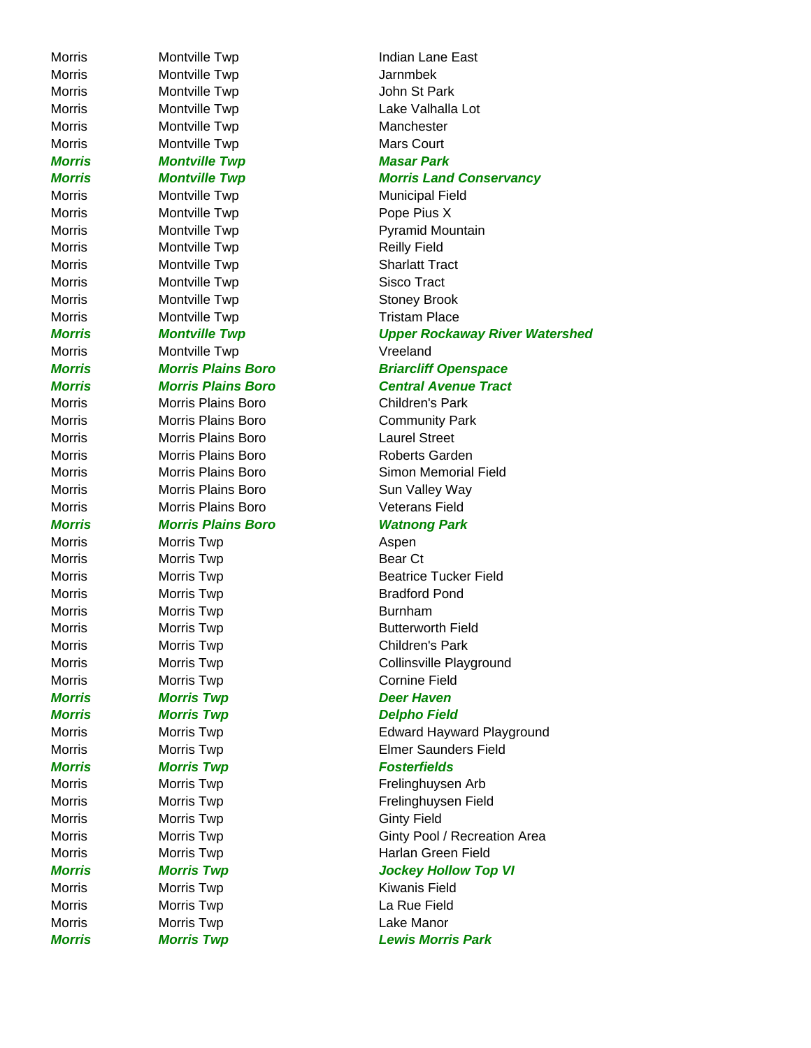| | | |
|---|---|---|
| Morris | Montville Twp | Indian Lane East |
| Morris | Montville Twp | Jarnmbek |
| Morris | Montville Twp | John St Park |
| Morris | Montville Twp | Lake Valhalla Lot |
| Morris | Montville Twp | Manchester |
| Morris | Montville Twp | Mars Court |
| ***Morris*** | ***Montville Twp*** | ***Masar Park*** |
| ***Morris*** | ***Montville Twp*** | ***Morris Land Conservancy*** |
| Morris | Montville Twp | Municipal Field |
| Morris | Montville Twp | Pope Pius X |
| Morris | Montville Twp | Pyramid Mountain |
| Morris | Montville Twp | Reilly Field |
| Morris | Montville Twp | Sharlatt Tract |
| Morris | Montville Twp | Sisco Tract |
| Morris | Montville Twp | Stoney Brook |
| Morris | Montville Twp | Tristam Place |
| ***Morris*** | ***Montville Twp*** | ***Upper Rockaway River Watershed*** |
| Morris | Montville Twp | Vreeland |
| ***Morris*** | ***Morris Plains Boro*** | ***Briarcliff Openspace*** |
| ***Morris*** | ***Morris Plains Boro*** | ***Central Avenue Tract*** |
| Morris | Morris Plains Boro | Children's Park |
| Morris | Morris Plains Boro | Community Park |
| Morris | Morris Plains Boro | Laurel Street |
| Morris | Morris Plains Boro | Roberts Garden |
| Morris | Morris Plains Boro | Simon Memorial Field |
| Morris | Morris Plains Boro | Sun Valley Way |
| Morris | Morris Plains Boro | Veterans Field |
| ***Morris*** | ***Morris Plains Boro*** | ***Watnong Park*** |
| Morris | Morris Twp | Aspen |
| Morris | Morris Twp | Bear Ct |
| Morris | Morris Twp | Beatrice Tucker Field |
| Morris | Morris Twp | Bradford Pond |
| Morris | Morris Twp | Burnham |
| Morris | Morris Twp | Butterworth Field |
| Morris | Morris Twp | Children's Park |
| Morris | Morris Twp | Collinsville Playground |
| Morris | Morris Twp | Cornine Field |
| ***Morris*** | ***Morris Twp*** | ***Deer Haven*** |
| ***Morris*** | ***Morris Twp*** | ***Delpho Field*** |
| Morris | Morris Twp | Edward Hayward Playground |
| Morris | Morris Twp | Elmer Saunders Field |
| ***Morris*** | ***Morris Twp*** | ***Fosterfields*** |
| Morris | Morris Twp | Frelinghuysen Arb |
| Morris | Morris Twp | Frelinghuysen Field |
| Morris | Morris Twp | Ginty Field |
| Morris | Morris Twp | Ginty Pool / Recreation Area |
| Morris | Morris Twp | Harlan Green Field |
| ***Morris*** | ***Morris Twp*** | ***Jockey Hollow Top VI*** |
| Morris | Morris Twp | Kiwanis Field |
| Morris | Morris Twp | La Rue Field |
| Morris | Morris Twp | Lake Manor |
| ***Morris*** | ***Morris Twp*** | ***Lewis Morris Park*** |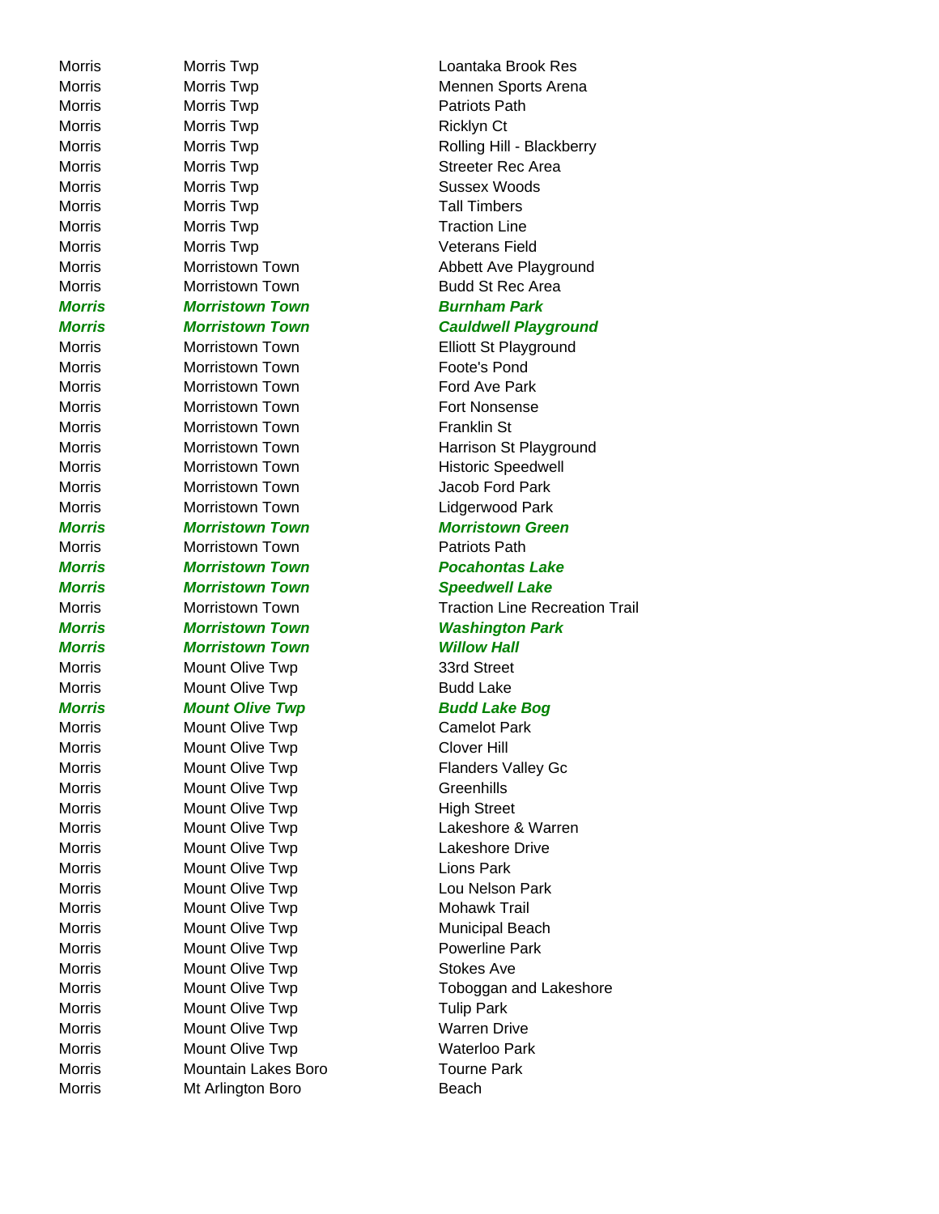| | | |
|---|---|---|
| Morris | Morris Twp | Loantaka Brook Res |
| Morris | Morris Twp | Mennen Sports Arena |
| Morris | Morris Twp | Patriots Path |
| Morris | Morris Twp | Ricklyn Ct |
| Morris | Morris Twp | Rolling Hill - Blackberry |
| Morris | Morris Twp | Streeter Rec Area |
| Morris | Morris Twp | Sussex Woods |
| Morris | Morris Twp | Tall Timbers |
| Morris | Morris Twp | Traction Line |
| Morris | Morris Twp | Veterans Field |
| Morris | Morristown Town | Abbett Ave Playground |
| Morris | Morristown Town | Budd St Rec Area |
| ***Morris*** | ***Morristown Town*** | ***Burnham Park*** |
| ***Morris*** | ***Morristown Town*** | ***Cauldwell Playground*** |
| Morris | Morristown Town | Elliott St Playground |
| Morris | Morristown Town | Foote's Pond |
| Morris | Morristown Town | Ford Ave Park |
| Morris | Morristown Town | Fort Nonsense |
| Morris | Morristown Town | Franklin St |
| Morris | Morristown Town | Harrison St Playground |
| Morris | Morristown Town | Historic Speedwell |
| Morris | Morristown Town | Jacob Ford Park |
| Morris | Morristown Town | Lidgerwood Park |
| ***Morris*** | ***Morristown Town*** | ***Morristown Green*** |
| Morris | Morristown Town | Patriots Path |
| ***Morris*** | ***Morristown Town*** | ***Pocahontas Lake*** |
| ***Morris*** | ***Morristown Town*** | ***Speedwell Lake*** |
| Morris | Morristown Town | Traction Line Recreation Trail |
| ***Morris*** | ***Morristown Town*** | ***Washington Park*** |
| ***Morris*** | ***Morristown Town*** | ***Willow Hall*** |
| Morris | Mount Olive Twp | 33rd Street |
| Morris | Mount Olive Twp | Budd Lake |
| ***Morris*** | ***Mount Olive Twp*** | ***Budd Lake Bog*** |
| Morris | Mount Olive Twp | Camelot Park |
| Morris | Mount Olive Twp | Clover Hill |
| Morris | Mount Olive Twp | Flanders Valley Gc |
| Morris | Mount Olive Twp | Greenhills |
| Morris | Mount Olive Twp | High Street |
| Morris | Mount Olive Twp | Lakeshore & Warren |
| Morris | Mount Olive Twp | Lakeshore Drive |
| Morris | Mount Olive Twp | Lions Park |
| Morris | Mount Olive Twp | Lou Nelson Park |
| Morris | Mount Olive Twp | Mohawk Trail |
| Morris | Mount Olive Twp | Municipal Beach |
| Morris | Mount Olive Twp | Powerline Park |
| Morris | Mount Olive Twp | Stokes Ave |
| Morris | Mount Olive Twp | Toboggan and Lakeshore |
| Morris | Mount Olive Twp | Tulip Park |
| Morris | Mount Olive Twp | Warren Drive |
| Morris | Mount Olive Twp | Waterloo Park |
| Morris | Mountain Lakes Boro | Tourne Park |
| Morris | Mt Arlington Boro | Beach |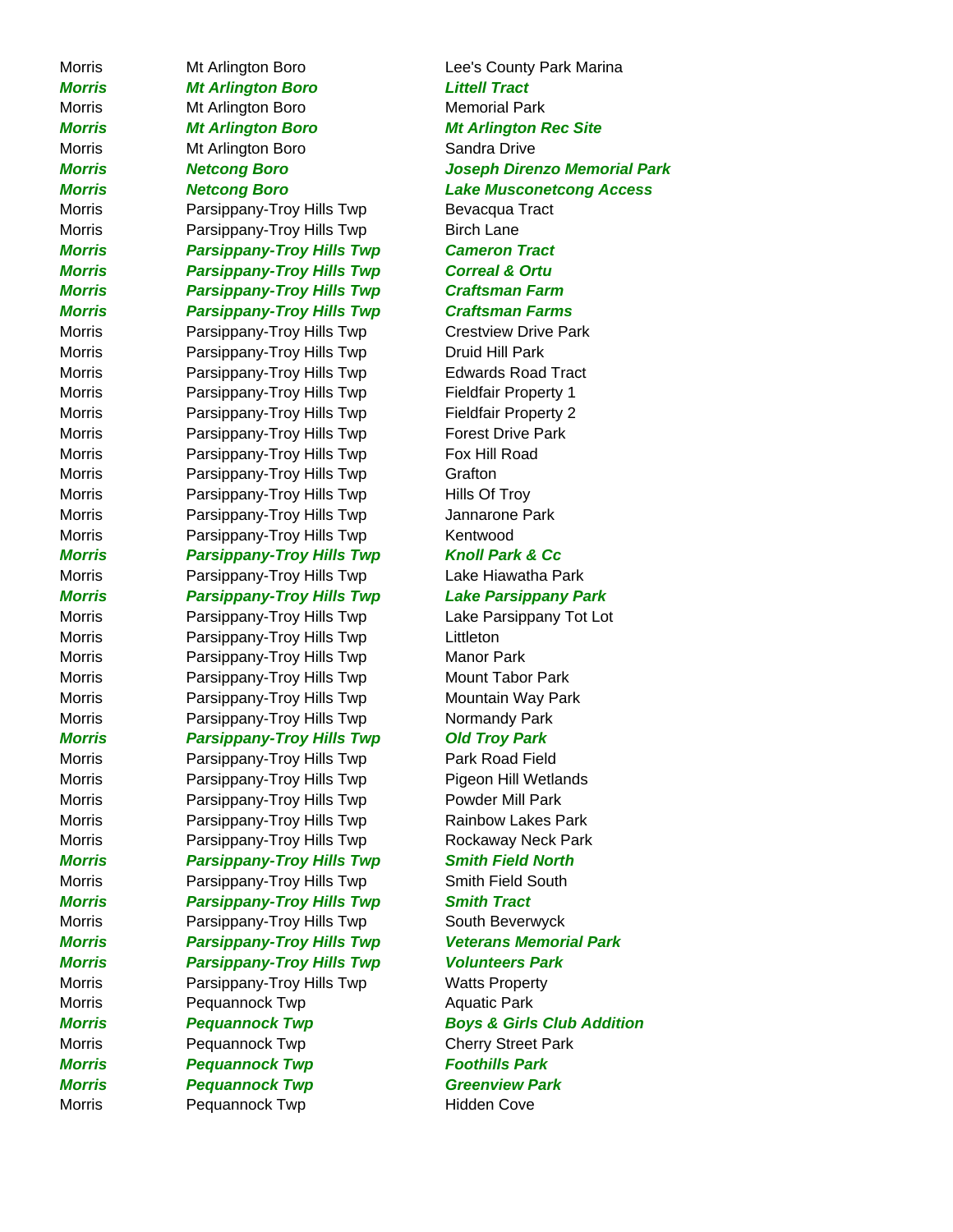| | | |
|---|---|---|
| Morris | Mt Arlington Boro | Lee's County Park Marina |
| ***Morris*** | ***Mt Arlington Boro*** | ***Littell Tract*** |
| Morris | Mt Arlington Boro | Memorial Park |
| ***Morris*** | ***Mt Arlington Boro*** | ***Mt Arlington Rec Site*** |
| Morris | Mt Arlington Boro | Sandra Drive |
| ***Morris*** | ***Netcong Boro*** | ***Joseph Direnzo Memorial Park*** |
| ***Morris*** | ***Netcong Boro*** | ***Lake Musconetcong Access*** |
| Morris | Parsippany-Troy Hills Twp | Bevacqua Tract |
| Morris | Parsippany-Troy Hills Twp | Birch Lane |
| ***Morris*** | ***Parsippany-Troy Hills Twp*** | ***Cameron Tract*** |
| ***Morris*** | ***Parsippany-Troy Hills Twp*** | ***Correal & Ortu*** |
| ***Morris*** | ***Parsippany-Troy Hills Twp*** | ***Craftsman Farm*** |
| ***Morris*** | ***Parsippany-Troy Hills Twp*** | ***Craftsman Farms*** |
| Morris | Parsippany-Troy Hills Twp | Crestview Drive Park |
| Morris | Parsippany-Troy Hills Twp | Druid Hill Park |
| Morris | Parsippany-Troy Hills Twp | Edwards Road Tract |
| Morris | Parsippany-Troy Hills Twp | Fieldfair Property 1 |
| Morris | Parsippany-Troy Hills Twp | Fieldfair Property 2 |
| Morris | Parsippany-Troy Hills Twp | Forest Drive Park |
| Morris | Parsippany-Troy Hills Twp | Fox Hill Road |
| Morris | Parsippany-Troy Hills Twp | Grafton |
| Morris | Parsippany-Troy Hills Twp | Hills Of Troy |
| Morris | Parsippany-Troy Hills Twp | Jannarone Park |
| Morris | Parsippany-Troy Hills Twp | Kentwood |
| ***Morris*** | ***Parsippany-Troy Hills Twp*** | ***Knoll Park & Cc*** |
| Morris | Parsippany-Troy Hills Twp | Lake Hiawatha Park |
| ***Morris*** | ***Parsippany-Troy Hills Twp*** | ***Lake Parsippany Park*** |
| Morris | Parsippany-Troy Hills Twp | Lake Parsippany Tot Lot |
| Morris | Parsippany-Troy Hills Twp | Littleton |
| Morris | Parsippany-Troy Hills Twp | Manor Park |
| Morris | Parsippany-Troy Hills Twp | Mount Tabor Park |
| Morris | Parsippany-Troy Hills Twp | Mountain Way Park |
| Morris | Parsippany-Troy Hills Twp | Normandy Park |
| ***Morris*** | ***Parsippany-Troy Hills Twp*** | ***Old Troy Park*** |
| Morris | Parsippany-Troy Hills Twp | Park Road Field |
| Morris | Parsippany-Troy Hills Twp | Pigeon Hill Wetlands |
| Morris | Parsippany-Troy Hills Twp | Powder Mill Park |
| Morris | Parsippany-Troy Hills Twp | Rainbow Lakes Park |
| Morris | Parsippany-Troy Hills Twp | Rockaway Neck Park |
| ***Morris*** | ***Parsippany-Troy Hills Twp*** | ***Smith Field North*** |
| Morris | Parsippany-Troy Hills Twp | Smith Field South |
| ***Morris*** | ***Parsippany-Troy Hills Twp*** | ***Smith Tract*** |
| Morris | Parsippany-Troy Hills Twp | South Beverwyck |
| ***Morris*** | ***Parsippany-Troy Hills Twp*** | ***Veterans Memorial Park*** |
| ***Morris*** | ***Parsippany-Troy Hills Twp*** | ***Volunteers Park*** |
| Morris | Parsippany-Troy Hills Twp | Watts Property |
| Morris | Pequannock Twp | Aquatic Park |
| ***Morris*** | ***Pequannock Twp*** | ***Boys & Girls Club Addition*** |
| Morris | Pequannock Twp | Cherry Street Park |
| ***Morris*** | ***Pequannock Twp*** | ***Foothills Park*** |
| ***Morris*** | ***Pequannock Twp*** | ***Greenview Park*** |
| Morris | Pequannock Twp | Hidden Cove |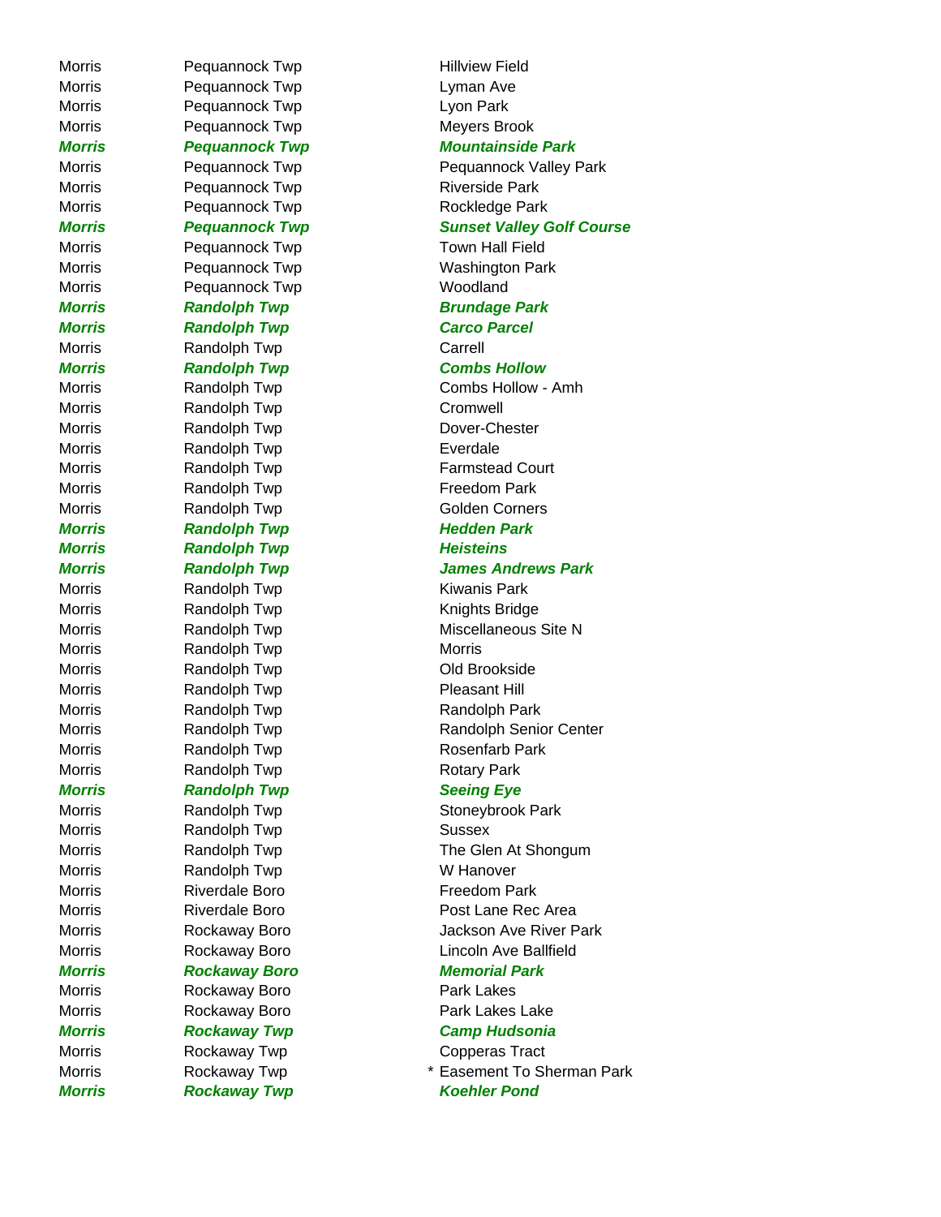| | | |
|---|---|---|
| Morris | Pequannock Twp | Hillview Field |
| Morris | Pequannock Twp | Lyman Ave |
| Morris | Pequannock Twp | Lyon Park |
| Morris | Pequannock Twp | Meyers Brook |
| ***Morris*** | ***Pequannock Twp*** | ***Mountainside Park*** |
| Morris | Pequannock Twp | Pequannock Valley Park |
| Morris | Pequannock Twp | Riverside Park |
| Morris | Pequannock Twp | Rockledge Park |
| ***Morris*** | ***Pequannock Twp*** | ***Sunset Valley Golf Course*** |
| Morris | Pequannock Twp | Town Hall Field |
| Morris | Pequannock Twp | Washington Park |
| Morris | Pequannock Twp | Woodland |
| ***Morris*** | ***Randolph Twp*** | ***Brundage Park*** |
| ***Morris*** | ***Randolph Twp*** | ***Carco Parcel*** |
| Morris | Randolph Twp | Carrell |
| ***Morris*** | ***Randolph Twp*** | ***Combs Hollow*** |
| Morris | Randolph Twp | Combs Hollow - Amh |
| Morris | Randolph Twp | Cromwell |
| Morris | Randolph Twp | Dover-Chester |
| Morris | Randolph Twp | Everdale |
| Morris | Randolph Twp | Farmstead Court |
| Morris | Randolph Twp | Freedom Park |
| Morris | Randolph Twp | Golden Corners |
| ***Morris*** | ***Randolph Twp*** | ***Hedden Park*** |
| ***Morris*** | ***Randolph Twp*** | ***Heisteins*** |
| ***Morris*** | ***Randolph Twp*** | ***James Andrews Park*** |
| Morris | Randolph Twp | Kiwanis Park |
| Morris | Randolph Twp | Knights Bridge |
| Morris | Randolph Twp | Miscellaneous Site N |
| Morris | Randolph Twp | Morris |
| Morris | Randolph Twp | Old Brookside |
| Morris | Randolph Twp | Pleasant Hill |
| Morris | Randolph Twp | Randolph Park |
| Morris | Randolph Twp | Randolph Senior Center |
| Morris | Randolph Twp | Rosenfarb Park |
| Morris | Randolph Twp | Rotary Park |
| ***Morris*** | ***Randolph Twp*** | ***Seeing Eye*** |
| Morris | Randolph Twp | Stoneybrook Park |
| Morris | Randolph Twp | Sussex |
| Morris | Randolph Twp | The Glen At Shongum |
| Morris | Randolph Twp | W Hanover |
| Morris | Riverdale Boro | Freedom Park |
| Morris | Riverdale Boro | Post Lane Rec Area |
| Morris | Rockaway Boro | Jackson Ave River Park |
| Morris | Rockaway Boro | Lincoln Ave Ballfield |
| ***Morris*** | ***Rockaway Boro*** | ***Memorial Park*** |
| Morris | Rockaway Boro | Park Lakes |
| Morris | Rockaway Boro | Park Lakes Lake |
| ***Morris*** | ***Rockaway Twp*** | ***Camp Hudsonia*** |
| Morris | Rockaway Twp | Copperas Tract |
| Morris | Rockaway Twp | * Easement To Sherman Park |
| ***Morris*** | ***Rockaway Twp*** | ***Koehler Pond*** |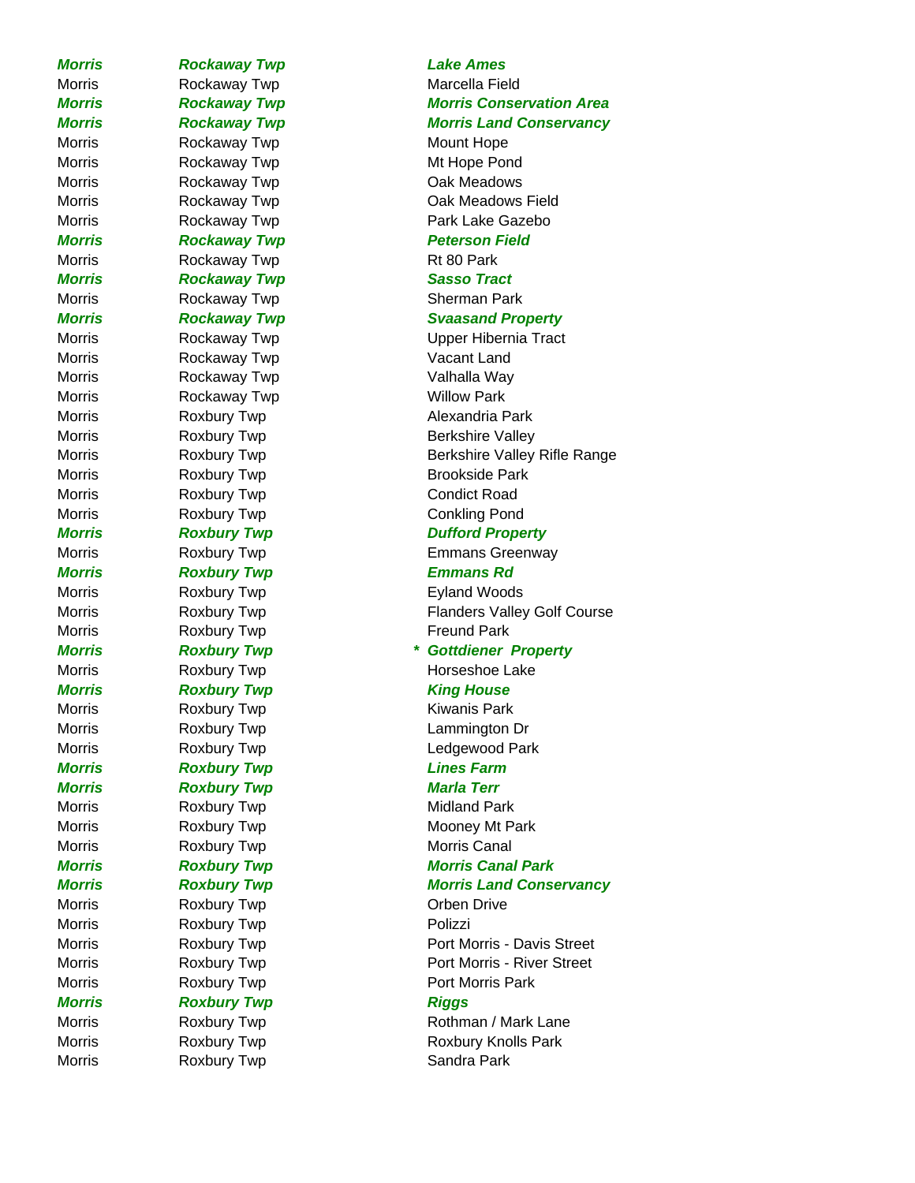| | | | |
|---|---|---|---|
| ***Morris*** | ***Rockaway Twp*** | | ***Lake Ames*** |
| Morris | Rockaway Twp | | Marcella Field |
| ***Morris*** | ***Rockaway Twp*** | | ***Morris Conservation Area*** |
| ***Morris*** | ***Rockaway Twp*** | | ***Morris Land Conservancy*** |
| Morris | Rockaway Twp | | Mount Hope |
| Morris | Rockaway Twp | | Mt Hope Pond |
| Morris | Rockaway Twp | | Oak Meadows |
| Morris | Rockaway Twp | | Oak Meadows Field |
| Morris | Rockaway Twp | | Park Lake Gazebo |
| ***Morris*** | ***Rockaway Twp*** | | ***Peterson Field*** |
| Morris | Rockaway Twp | | Rt 80 Park |
| ***Morris*** | ***Rockaway Twp*** | | ***Sasso Tract*** |
| Morris | Rockaway Twp | | Sherman Park |
| ***Morris*** | ***Rockaway Twp*** | | ***Svaasand Property*** |
| Morris | Rockaway Twp | | Upper Hibernia Tract |
| Morris | Rockaway Twp | | Vacant Land |
| Morris | Rockaway Twp | | Valhalla Way |
| Morris | Rockaway Twp | | Willow Park |
| Morris | Roxbury Twp | | Alexandria Park |
| Morris | Roxbury Twp | | Berkshire Valley |
| Morris | Roxbury Twp | | Berkshire Valley Rifle Range |
| Morris | Roxbury Twp | | Brookside Park |
| Morris | Roxbury Twp | | Condict Road |
| Morris | Roxbury Twp | | Conkling Pond |
| ***Morris*** | ***Roxbury Twp*** | | ***Dufford Property*** |
| Morris | Roxbury Twp | | Emmans Greenway |
| ***Morris*** | ***Roxbury Twp*** | | ***Emmans Rd*** |
| Morris | Roxbury Twp | | Eyland Woods |
| Morris | Roxbury Twp | | Flanders Valley Golf Course |
| Morris | Roxbury Twp | | Freund Park |
| ***Morris*** | ***Roxbury Twp*** | * | ***Gottdiener Property*** |
| Morris | Roxbury Twp | | Horseshoe Lake |
| ***Morris*** | ***Roxbury Twp*** | | ***King House*** |
| Morris | Roxbury Twp | | Kiwanis Park |
| Morris | Roxbury Twp | | Lammington Dr |
| Morris | Roxbury Twp | | Ledgewood Park |
| ***Morris*** | ***Roxbury Twp*** | | ***Lines Farm*** |
| ***Morris*** | ***Roxbury Twp*** | | ***Marla Terr*** |
| Morris | Roxbury Twp | | Midland Park |
| Morris | Roxbury Twp | | Mooney Mt Park |
| Morris | Roxbury Twp | | Morris Canal |
| ***Morris*** | ***Roxbury Twp*** | | ***Morris Canal Park*** |
| ***Morris*** | ***Roxbury Twp*** | | ***Morris Land Conservancy*** |
| Morris | Roxbury Twp | | Orben Drive |
| Morris | Roxbury Twp | | Polizzi |
| Morris | Roxbury Twp | | Port Morris - Davis Street |
| Morris | Roxbury Twp | | Port Morris - River Street |
| Morris | Roxbury Twp | | Port Morris Park |
| ***Morris*** | ***Roxbury Twp*** | | ***Riggs*** |
| Morris | Roxbury Twp | | Rothman / Mark Lane |
| Morris | Roxbury Twp | | Roxbury Knolls Park |
| Morris | Roxbury Twp | | Sandra Park |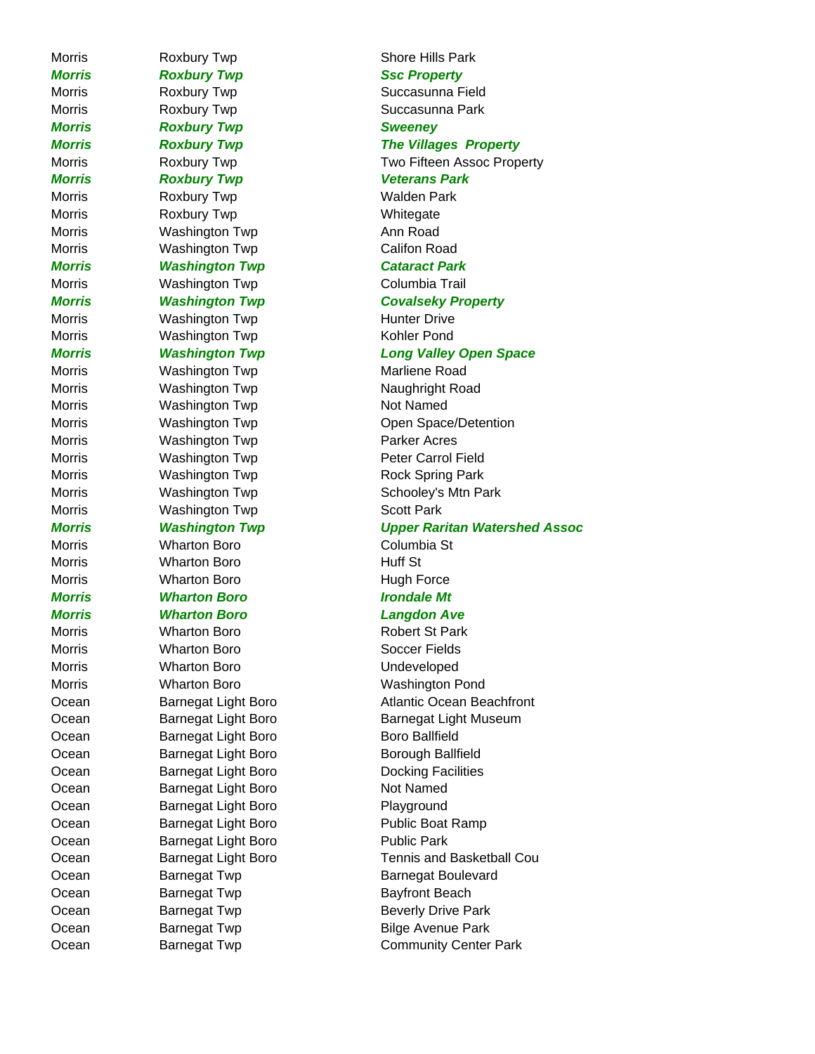| | | |
|---|---|---|
| Morris | Roxbury Twp | Shore Hills Park |
| ***Morris*** | ***Roxbury Twp*** | ***Ssc Property*** |
| Morris | Roxbury Twp | Succasunna Field |
| Morris | Roxbury Twp | Succasunna Park |
| ***Morris*** | ***Roxbury Twp*** | ***Sweeney*** |
| ***Morris*** | ***Roxbury Twp*** | ***The Villages  Property*** |
| Morris | Roxbury Twp | Two Fifteen Assoc Property |
| ***Morris*** | ***Roxbury Twp*** | ***Veterans Park*** |
| Morris | Roxbury Twp | Walden Park |
| Morris | Roxbury Twp | Whitegate |
| Morris | Washington Twp | Ann Road |
| Morris | Washington Twp | Califon Road |
| ***Morris*** | ***Washington Twp*** | ***Cataract Park*** |
| Morris | Washington Twp | Columbia Trail |
| ***Morris*** | ***Washington Twp*** | ***Covalseky Property*** |
| Morris | Washington Twp | Hunter Drive |
| Morris | Washington Twp | Kohler Pond |
| ***Morris*** | ***Washington Twp*** | ***Long Valley Open Space*** |
| Morris | Washington Twp | Marliene Road |
| Morris | Washington Twp | Naughright Road |
| Morris | Washington Twp | Not Named |
| Morris | Washington Twp | Open Space/Detention |
| Morris | Washington Twp | Parker Acres |
| Morris | Washington Twp | Peter Carrol Field |
| Morris | Washington Twp | Rock Spring Park |
| Morris | Washington Twp | Schooley's Mtn Park |
| Morris | Washington Twp | Scott Park |
| ***Morris*** | ***Washington Twp*** | ***Upper Raritan Watershed Assoc*** |
| Morris | Wharton Boro | Columbia St |
| Morris | Wharton Boro | Huff St |
| Morris | Wharton Boro | Hugh Force |
| ***Morris*** | ***Wharton Boro*** | ***Irondale Mt*** |
| ***Morris*** | ***Wharton Boro*** | ***Langdon Ave*** |
| Morris | Wharton Boro | Robert St Park |
| Morris | Wharton Boro | Soccer Fields |
| Morris | Wharton Boro | Undeveloped |
| Morris | Wharton Boro | Washington Pond |
| Ocean | Barnegat Light Boro | Atlantic Ocean Beachfront |
| Ocean | Barnegat Light Boro | Barnegat Light Museum |
| Ocean | Barnegat Light Boro | Boro Ballfield |
| Ocean | Barnegat Light Boro | Borough Ballfield |
| Ocean | Barnegat Light Boro | Docking Facilities |
| Ocean | Barnegat Light Boro | Not Named |
| Ocean | Barnegat Light Boro | Playground |
| Ocean | Barnegat Light Boro | Public Boat Ramp |
| Ocean | Barnegat Light Boro | Public Park |
| Ocean | Barnegat Light Boro | Tennis and Basketball Cou |
| Ocean | Barnegat Twp | Barnegat Boulevard |
| Ocean | Barnegat Twp | Bayfront Beach |
| Ocean | Barnegat Twp | Beverly Drive Park |
| Ocean | Barnegat Twp | Bilge Avenue Park |
| Ocean | Barnegat Twp | Community Center Park |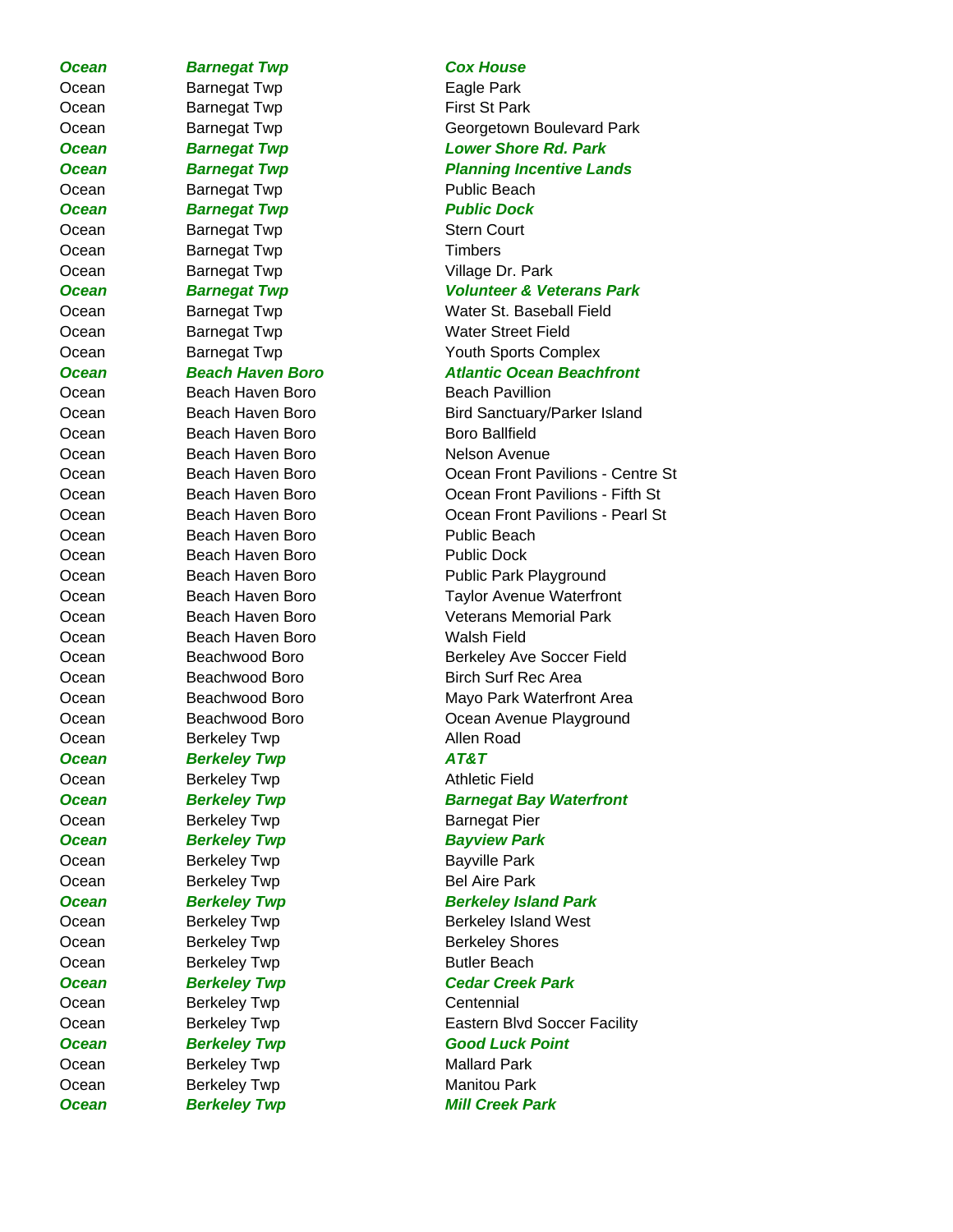| | | |
|---|---|---|
| ***Ocean*** | ***Barnegat Twp*** | ***Cox House*** |
| Ocean | Barnegat Twp | Eagle Park |
| Ocean | Barnegat Twp | First St Park |
| Ocean | Barnegat Twp | Georgetown Boulevard Park |
| ***Ocean*** | ***Barnegat Twp*** | ***Lower Shore Rd. Park*** |
| ***Ocean*** | ***Barnegat Twp*** | ***Planning Incentive Lands*** |
| Ocean | Barnegat Twp | Public Beach |
| ***Ocean*** | ***Barnegat Twp*** | ***Public Dock*** |
| Ocean | Barnegat Twp | Stern Court |
| Ocean | Barnegat Twp | Timbers |
| Ocean | Barnegat Twp | Village Dr. Park |
| ***Ocean*** | ***Barnegat Twp*** | ***Volunteer & Veterans Park*** |
| Ocean | Barnegat Twp | Water St. Baseball Field |
| Ocean | Barnegat Twp | Water Street Field |
| Ocean | Barnegat Twp | Youth Sports Complex |
| ***Ocean*** | ***Beach Haven Boro*** | ***Atlantic Ocean Beachfront*** |
| Ocean | Beach Haven Boro | Beach Pavillion |
| Ocean | Beach Haven Boro | Bird Sanctuary/Parker Island |
| Ocean | Beach Haven Boro | Boro Ballfield |
| Ocean | Beach Haven Boro | Nelson Avenue |
| Ocean | Beach Haven Boro | Ocean Front Pavilions - Centre St |
| Ocean | Beach Haven Boro | Ocean Front Pavilions - Fifth St |
| Ocean | Beach Haven Boro | Ocean Front Pavilions - Pearl St |
| Ocean | Beach Haven Boro | Public Beach |
| Ocean | Beach Haven Boro | Public Dock |
| Ocean | Beach Haven Boro | Public Park Playground |
| Ocean | Beach Haven Boro | Taylor Avenue Waterfront |
| Ocean | Beach Haven Boro | Veterans Memorial Park |
| Ocean | Beach Haven Boro | Walsh Field |
| Ocean | Beachwood Boro | Berkeley Ave Soccer Field |
| Ocean | Beachwood Boro | Birch Surf Rec Area |
| Ocean | Beachwood Boro | Mayo Park Waterfront Area |
| Ocean | Beachwood Boro | Ocean Avenue Playground |
| Ocean | Berkeley Twp | Allen Road |
| ***Ocean*** | ***Berkeley Twp*** | ***AT&T*** |
| Ocean | Berkeley Twp | Athletic Field |
| ***Ocean*** | ***Berkeley Twp*** | ***Barnegat Bay Waterfront*** |
| Ocean | Berkeley Twp | Barnegat Pier |
| ***Ocean*** | ***Berkeley Twp*** | ***Bayview Park*** |
| Ocean | Berkeley Twp | Bayville Park |
| Ocean | Berkeley Twp | Bel Aire Park |
| ***Ocean*** | ***Berkeley Twp*** | ***Berkeley Island Park*** |
| Ocean | Berkeley Twp | Berkeley Island West |
| Ocean | Berkeley Twp | Berkeley Shores |
| Ocean | Berkeley Twp | Butler Beach |
| ***Ocean*** | ***Berkeley Twp*** | ***Cedar Creek Park*** |
| Ocean | Berkeley Twp | Centennial |
| Ocean | Berkeley Twp | Eastern Blvd Soccer Facility |
| ***Ocean*** | ***Berkeley Twp*** | ***Good Luck Point*** |
| Ocean | Berkeley Twp | Mallard Park |
| Ocean | Berkeley Twp | Manitou Park |
| ***Ocean*** | ***Berkeley Twp*** | ***Mill Creek Park*** |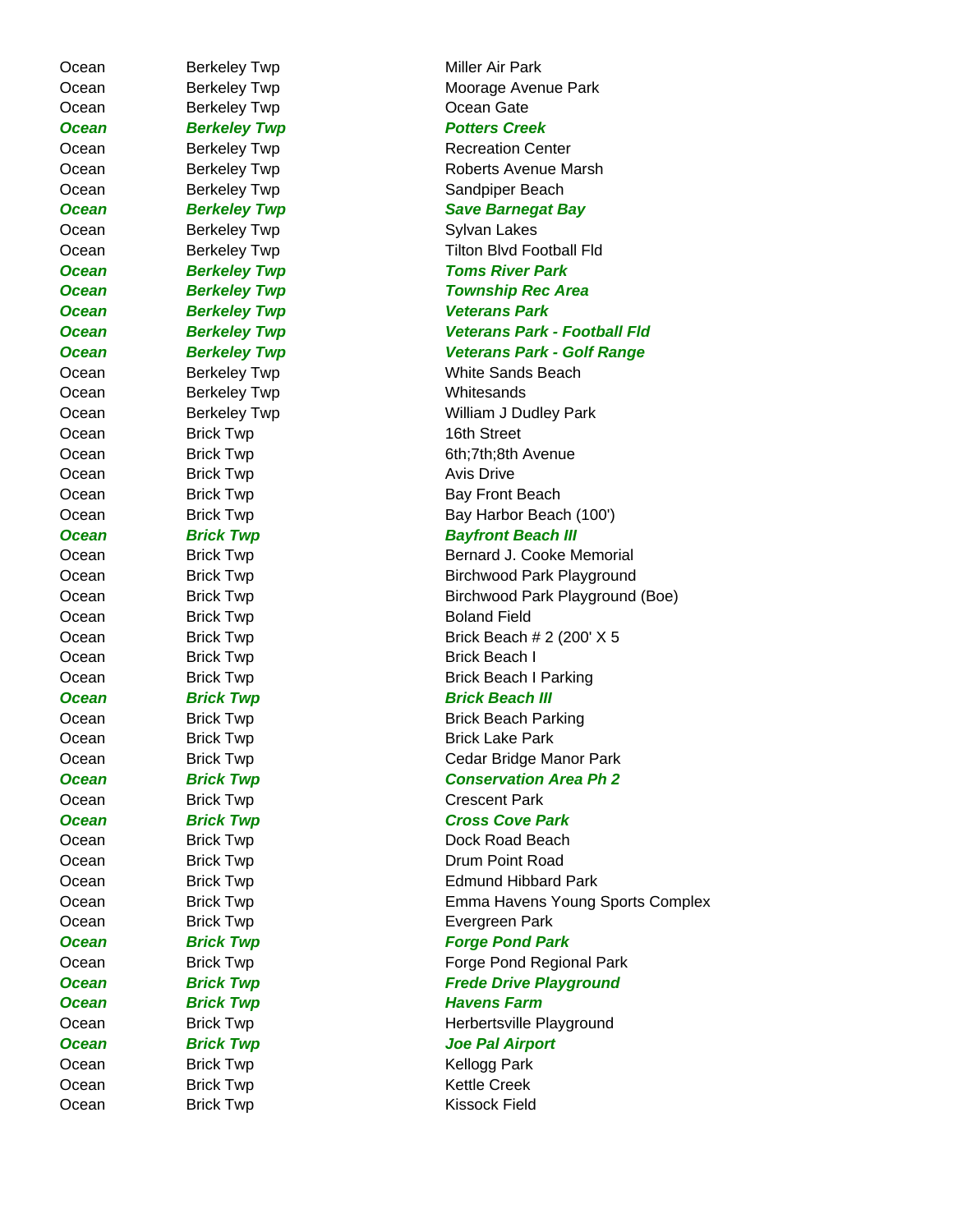| | | |
|---|---|---|
| Ocean | Berkeley Twp | Miller Air Park |
| Ocean | Berkeley Twp | Moorage Avenue Park |
| Ocean | Berkeley Twp | Ocean Gate |
| ***Ocean*** | ***Berkeley Twp*** | ***Potters Creek*** |
| Ocean | Berkeley Twp | Recreation Center |
| Ocean | Berkeley Twp | Roberts Avenue Marsh |
| Ocean | Berkeley Twp | Sandpiper Beach |
| ***Ocean*** | ***Berkeley Twp*** | ***Save Barnegat Bay*** |
| Ocean | Berkeley Twp | Sylvan Lakes |
| Ocean | Berkeley Twp | Tilton Blvd Football Fld |
| ***Ocean*** | ***Berkeley Twp*** | ***Toms River Park*** |
| ***Ocean*** | ***Berkeley Twp*** | ***Township Rec Area*** |
| ***Ocean*** | ***Berkeley Twp*** | ***Veterans Park*** |
| ***Ocean*** | ***Berkeley Twp*** | ***Veterans Park - Football Fld*** |
| ***Ocean*** | ***Berkeley Twp*** | ***Veterans Park - Golf Range*** |
| Ocean | Berkeley Twp | White Sands Beach |
| Ocean | Berkeley Twp | Whitesands |
| Ocean | Berkeley Twp | William J Dudley Park |
| Ocean | Brick Twp | 16th Street |
| Ocean | Brick Twp | 6th;7th;8th Avenue |
| Ocean | Brick Twp | Avis Drive |
| Ocean | Brick Twp | Bay Front Beach |
| Ocean | Brick Twp | Bay Harbor Beach (100') |
| ***Ocean*** | ***Brick Twp*** | ***Bayfront Beach III*** |
| Ocean | Brick Twp | Bernard J. Cooke Memorial |
| Ocean | Brick Twp | Birchwood Park Playground |
| Ocean | Brick Twp | Birchwood Park Playground (Boe) |
| Ocean | Brick Twp | Boland Field |
| Ocean | Brick Twp | Brick Beach # 2 (200' X 5 |
| Ocean | Brick Twp | Brick Beach I |
| Ocean | Brick Twp | Brick Beach I Parking |
| ***Ocean*** | ***Brick Twp*** | ***Brick Beach III*** |
| Ocean | Brick Twp | Brick Beach Parking |
| Ocean | Brick Twp | Brick Lake Park |
| Ocean | Brick Twp | Cedar Bridge Manor Park |
| ***Ocean*** | ***Brick Twp*** | ***Conservation Area Ph 2*** |
| Ocean | Brick Twp | Crescent Park |
| ***Ocean*** | ***Brick Twp*** | ***Cross Cove Park*** |
| Ocean | Brick Twp | Dock Road Beach |
| Ocean | Brick Twp | Drum Point Road |
| Ocean | Brick Twp | Edmund Hibbard Park |
| Ocean | Brick Twp | Emma Havens Young Sports Complex |
| Ocean | Brick Twp | Evergreen Park |
| ***Ocean*** | ***Brick Twp*** | ***Forge Pond Park*** |
| Ocean | Brick Twp | Forge Pond Regional Park |
| ***Ocean*** | ***Brick Twp*** | ***Frede Drive Playground*** |
| ***Ocean*** | ***Brick Twp*** | ***Havens Farm*** |
| Ocean | Brick Twp | Herbertsville Playground |
| ***Ocean*** | ***Brick Twp*** | ***Joe Pal Airport*** |
| Ocean | Brick Twp | Kellogg Park |
| Ocean | Brick Twp | Kettle Creek |
| Ocean | Brick Twp | Kissock Field |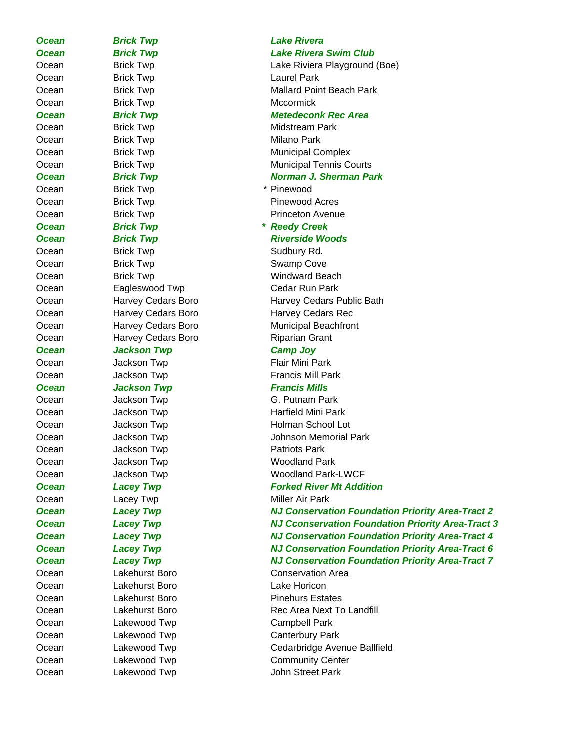| | | | |
|---|---|---|---|
| ***Ocean*** | ***Brick Twp*** | | ***Lake Rivera*** |
| ***Ocean*** | ***Brick Twp*** | | ***Lake Rivera Swim Club*** |
| Ocean | Brick Twp | | Lake Riviera Playground (Boe) |
| Ocean | Brick Twp | | Laurel Park |
| Ocean | Brick Twp | | Mallard Point Beach Park |
| Ocean | Brick Twp | | Mccormick |
| ***Ocean*** | ***Brick Twp*** | | ***Metedeconk Rec Area*** |
| Ocean | Brick Twp | | Midstream Park |
| Ocean | Brick Twp | | Milano Park |
| Ocean | Brick Twp | | Municipal Complex |
| Ocean | Brick Twp | | Municipal Tennis Courts |
| ***Ocean*** | ***Brick Twp*** | | ***Norman J. Sherman Park*** |
| Ocean | Brick Twp | * | Pinewood |
| Ocean | Brick Twp | | Pinewood Acres |
| Ocean | Brick Twp | | Princeton Avenue |
| ***Ocean*** | ***Brick Twp*** | ***** | ***Reedy Creek*** |
| ***Ocean*** | ***Brick Twp*** | | ***Riverside Woods*** |
| Ocean | Brick Twp | | Sudbury Rd. |
| Ocean | Brick Twp | | Swamp Cove |
| Ocean | Brick Twp | | Windward Beach |
| Ocean | Eagleswood Twp | | Cedar Run Park |
| Ocean | Harvey Cedars Boro | | Harvey Cedars Public Bath |
| Ocean | Harvey Cedars Boro | | Harvey Cedars Rec |
| Ocean | Harvey Cedars Boro | | Municipal Beachfront |
| Ocean | Harvey Cedars Boro | | Riparian Grant |
| ***Ocean*** | ***Jackson Twp*** | | ***Camp Joy*** |
| Ocean | Jackson Twp | | Flair Mini Park |
| Ocean | Jackson Twp | | Francis Mill Park |
| ***Ocean*** | ***Jackson Twp*** | | ***Francis Mills*** |
| Ocean | Jackson Twp | | G. Putnam Park |
| Ocean | Jackson Twp | | Harfield Mini Park |
| Ocean | Jackson Twp | | Holman School Lot |
| Ocean | Jackson Twp | | Johnson Memorial Park |
| Ocean | Jackson Twp | | Patriots Park |
| Ocean | Jackson Twp | | Woodland Park |
| Ocean | Jackson Twp | | Woodland Park-LWCF |
| ***Ocean*** | ***Lacey Twp*** | | ***Forked River Mt Addition*** |
| Ocean | Lacey Twp | | Miller Air Park |
| ***Ocean*** | ***Lacey Twp*** | | ***NJ Conservation Foundation Priority Area-Tract 2*** |
| ***Ocean*** | ***Lacey Twp*** | | ***NJ Cconservation Foundation Priority Area-Tract 3*** |
| ***Ocean*** | ***Lacey Twp*** | | ***NJ Conservation Foundation Priority Area-Tract 4*** |
| ***Ocean*** | ***Lacey Twp*** | | ***NJ Conservation Foundation Priority Area-Tract 6*** |
| ***Ocean*** | ***Lacey Twp*** | | ***NJ Conservation Foundation Priority Area-Tract 7*** |
| Ocean | Lakehurst Boro | | Conservation Area |
| Ocean | Lakehurst Boro | | Lake Horicon |
| Ocean | Lakehurst Boro | | Pinehurs Estates |
| Ocean | Lakehurst Boro | | Rec Area Next To Landfill |
| Ocean | Lakewood Twp | | Campbell Park |
| Ocean | Lakewood Twp | | Canterbury Park |
| Ocean | Lakewood Twp | | Cedarbridge Avenue Ballfield |
| Ocean | Lakewood Twp | | Community Center |
| Ocean | Lakewood Twp | | John Street Park |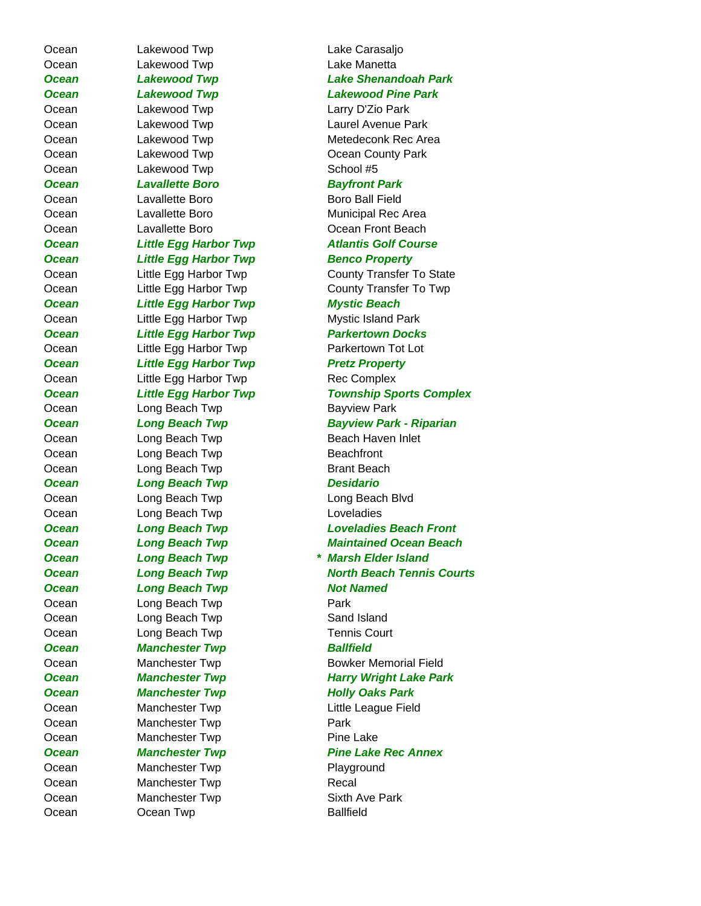| | | | |
|---|---|---|---|
| Ocean | Lakewood Twp | | Lake Carasaljo |
| Ocean | Lakewood Twp | | Lake Manetta |
| ***Ocean*** | ***Lakewood Twp*** | | ***Lake Shenandoah Park*** |
| ***Ocean*** | ***Lakewood Twp*** | | ***Lakewood Pine Park*** |
| Ocean | Lakewood Twp | | Larry D'Zio Park |
| Ocean | Lakewood Twp | | Laurel Avenue Park |
| Ocean | Lakewood Twp | | Metedeconk Rec Area |
| Ocean | Lakewood Twp | | Ocean County Park |
| Ocean | Lakewood Twp | | School #5 |
| ***Ocean*** | ***Lavallette Boro*** | | ***Bayfront Park*** |
| Ocean | Lavallette Boro | | Boro Ball Field |
| Ocean | Lavallette Boro | | Municipal Rec Area |
| Ocean | Lavallette Boro | | Ocean Front Beach |
| ***Ocean*** | ***Little Egg Harbor Twp*** | | ***Atlantis Golf Course*** |
| ***Ocean*** | ***Little Egg Harbor Twp*** | | ***Benco Property*** |
| Ocean | Little Egg Harbor Twp | | County Transfer To State |
| Ocean | Little Egg Harbor Twp | | County Transfer To Twp |
| ***Ocean*** | ***Little Egg Harbor Twp*** | | ***Mystic Beach*** |
| Ocean | Little Egg Harbor Twp | | Mystic Island Park |
| ***Ocean*** | ***Little Egg Harbor Twp*** | | ***Parkertown Docks*** |
| Ocean | Little Egg Harbor Twp | | Parkertown Tot Lot |
| ***Ocean*** | ***Little Egg Harbor Twp*** | | ***Pretz Property*** |
| Ocean | Little Egg Harbor Twp | | Rec Complex |
| ***Ocean*** | ***Little Egg Harbor Twp*** | | ***Township Sports Complex*** |
| Ocean | Long Beach Twp | | Bayview Park |
| ***Ocean*** | ***Long Beach Twp*** | | ***Bayview Park - Riparian*** |
| Ocean | Long Beach Twp | | Beach Haven Inlet |
| Ocean | Long Beach Twp | | Beachfront |
| Ocean | Long Beach Twp | | Brant Beach |
| ***Ocean*** | ***Long Beach Twp*** | | ***Desidario*** |
| Ocean | Long Beach Twp | | Long Beach Blvd |
| Ocean | Long Beach Twp | | Loveladies |
| ***Ocean*** | ***Long Beach Twp*** | | ***Loveladies Beach Front*** |
| ***Ocean*** | ***Long Beach Twp*** | | ***Maintained Ocean Beach*** |
| ***Ocean*** | ***Long Beach Twp*** | * | ***Marsh Elder Island*** |
| ***Ocean*** | ***Long Beach Twp*** | | ***North Beach Tennis Courts*** |
| ***Ocean*** | ***Long Beach Twp*** | | ***Not Named*** |
| Ocean | Long Beach Twp | | Park |
| Ocean | Long Beach Twp | | Sand Island |
| Ocean | Long Beach Twp | | Tennis Court |
| ***Ocean*** | ***Manchester Twp*** | | ***Ballfield*** |
| Ocean | Manchester Twp | | Bowker Memorial Field |
| ***Ocean*** | ***Manchester Twp*** | | ***Harry Wright Lake Park*** |
| ***Ocean*** | ***Manchester Twp*** | | ***Holly Oaks Park*** |
| Ocean | Manchester Twp | | Little League Field |
| Ocean | Manchester Twp | | Park |
| Ocean | Manchester Twp | | Pine Lake |
| ***Ocean*** | ***Manchester Twp*** | | ***Pine Lake Rec Annex*** |
| Ocean | Manchester Twp | | Playground |
| Ocean | Manchester Twp | | Recal |
| Ocean | Manchester Twp | | Sixth Ave Park |
| Ocean | Ocean Twp | | Ballfield |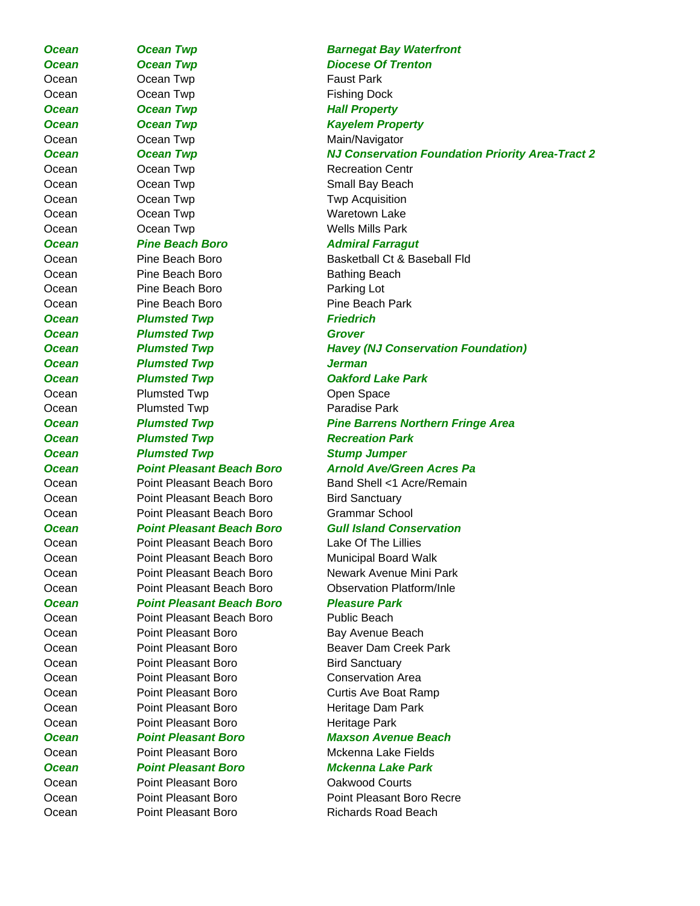| | | |
|---|---|---|
| ***Ocean*** | ***Ocean Twp*** | ***Barnegat Bay Waterfront*** |
| ***Ocean*** | ***Ocean Twp*** | ***Diocese Of Trenton*** |
| Ocean | Ocean Twp | Faust Park |
| Ocean | Ocean Twp | Fishing Dock |
| ***Ocean*** | ***Ocean Twp*** | ***Hall Property*** |
| ***Ocean*** | ***Ocean Twp*** | ***Kayelem Property*** |
| Ocean | Ocean Twp | Main/Navigator |
| ***Ocean*** | ***Ocean Twp*** | ***NJ Conservation Foundation Priority Area-Tract 2*** |
| Ocean | Ocean Twp | Recreation Centr |
| Ocean | Ocean Twp | Small Bay Beach |
| Ocean | Ocean Twp | Twp Acquisition |
| Ocean | Ocean Twp | Waretown Lake |
| Ocean | Ocean Twp | Wells Mills Park |
| ***Ocean*** | ***Pine Beach Boro*** | ***Admiral Farragut*** |
| Ocean | Pine Beach Boro | Basketball Ct & Baseball Fld |
| Ocean | Pine Beach Boro | Bathing Beach |
| Ocean | Pine Beach Boro | Parking Lot |
| Ocean | Pine Beach Boro | Pine Beach Park |
| ***Ocean*** | ***Plumsted Twp*** | ***Friedrich*** |
| ***Ocean*** | ***Plumsted Twp*** | ***Grover*** |
| ***Ocean*** | ***Plumsted Twp*** | ***Havey (NJ Conservation Foundation)*** |
| ***Ocean*** | ***Plumsted Twp*** | ***Jerman*** |
| ***Ocean*** | ***Plumsted Twp*** | ***Oakford Lake Park*** |
| Ocean | Plumsted Twp | Open Space |
| Ocean | Plumsted Twp | Paradise Park |
| ***Ocean*** | ***Plumsted Twp*** | ***Pine Barrens Northern Fringe Area*** |
| ***Ocean*** | ***Plumsted Twp*** | ***Recreation Park*** |
| ***Ocean*** | ***Plumsted Twp*** | ***Stump Jumper*** |
| ***Ocean*** | ***Point Pleasant Beach Boro*** | ***Arnold Ave/Green Acres Pa*** |
| Ocean | Point Pleasant Beach Boro | Band Shell <1 Acre/Remain |
| Ocean | Point Pleasant Beach Boro | Bird Sanctuary |
| Ocean | Point Pleasant Beach Boro | Grammar School |
| ***Ocean*** | ***Point Pleasant Beach Boro*** | ***Gull Island Conservation*** |
| Ocean | Point Pleasant Beach Boro | Lake Of The Lillies |
| Ocean | Point Pleasant Beach Boro | Municipal Board Walk |
| Ocean | Point Pleasant Beach Boro | Newark Avenue Mini Park |
| Ocean | Point Pleasant Beach Boro | Observation Platform/Inle |
| ***Ocean*** | ***Point Pleasant Beach Boro*** | ***Pleasure Park*** |
| Ocean | Point Pleasant Beach Boro | Public Beach |
| Ocean | Point Pleasant Boro | Bay Avenue Beach |
| Ocean | Point Pleasant Boro | Beaver Dam Creek Park |
| Ocean | Point Pleasant Boro | Bird Sanctuary |
| Ocean | Point Pleasant Boro | Conservation Area |
| Ocean | Point Pleasant Boro | Curtis Ave Boat Ramp |
| Ocean | Point Pleasant Boro | Heritage Dam Park |
| Ocean | Point Pleasant Boro | Heritage Park |
| ***Ocean*** | ***Point Pleasant Boro*** | ***Maxson Avenue Beach*** |
| Ocean | Point Pleasant Boro | Mckenna Lake Fields |
| ***Ocean*** | ***Point Pleasant Boro*** | ***Mckenna Lake Park*** |
| Ocean | Point Pleasant Boro | Oakwood Courts |
| Ocean | Point Pleasant Boro | Point Pleasant Boro Recre |
| Ocean | Point Pleasant Boro | Richards Road Beach |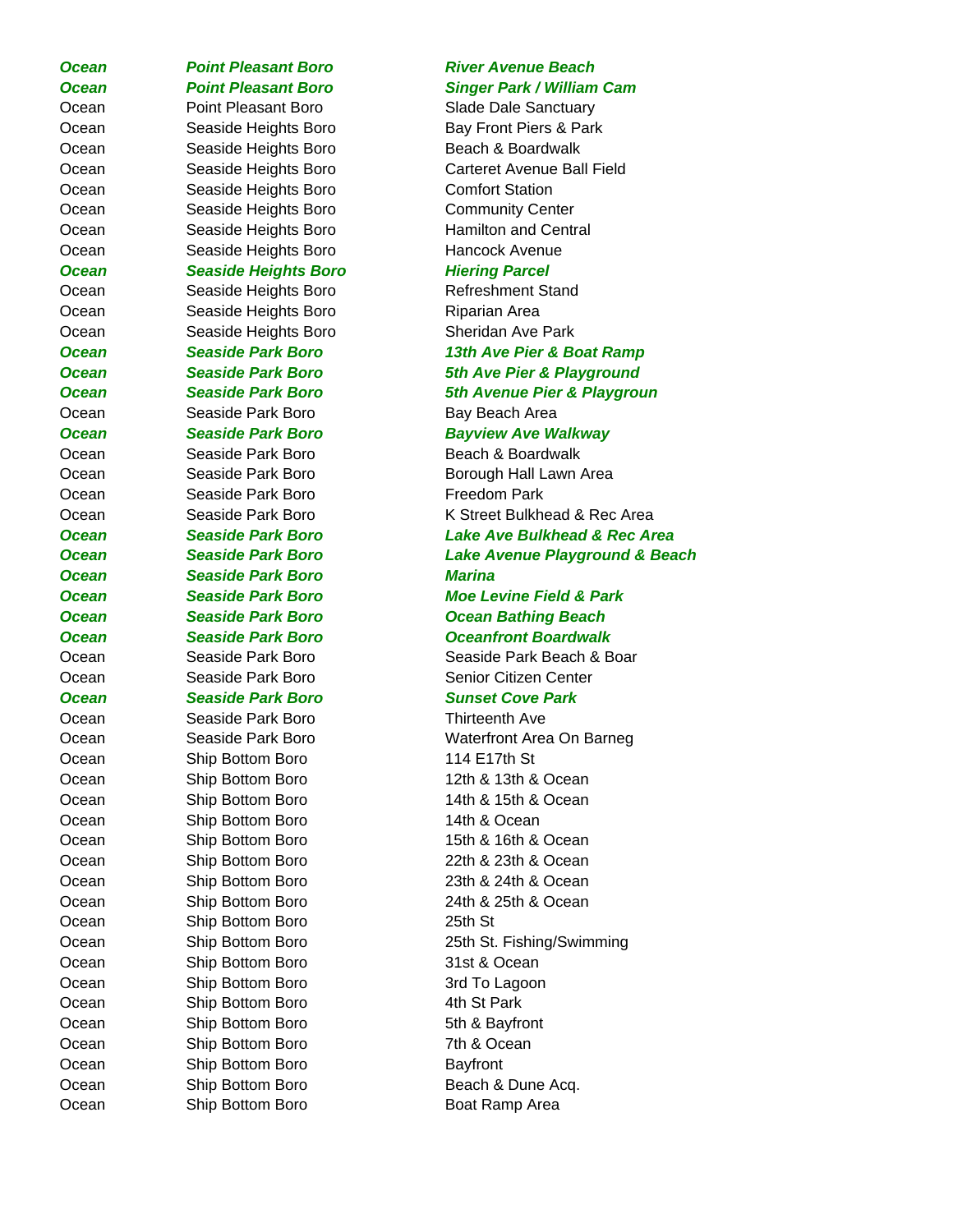| | | |
|---|---|---|
| ***Ocean*** | ***Point Pleasant Boro*** | ***River Avenue Beach*** |
| ***Ocean*** | ***Point Pleasant Boro*** | ***Singer Park / William Cam*** |
| Ocean | Point Pleasant Boro | Slade Dale Sanctuary |
| Ocean | Seaside Heights Boro | Bay Front Piers & Park |
| Ocean | Seaside Heights Boro | Beach & Boardwalk |
| Ocean | Seaside Heights Boro | Carteret Avenue Ball Field |
| Ocean | Seaside Heights Boro | Comfort Station |
| Ocean | Seaside Heights Boro | Community Center |
| Ocean | Seaside Heights Boro | Hamilton and Central |
| Ocean | Seaside Heights Boro | Hancock Avenue |
| ***Ocean*** | ***Seaside Heights Boro*** | ***Hiering Parcel*** |
| Ocean | Seaside Heights Boro | Refreshment Stand |
| Ocean | Seaside Heights Boro | Riparian Area |
| Ocean | Seaside Heights Boro | Sheridan Ave Park |
| ***Ocean*** | ***Seaside Park Boro*** | ***13th Ave Pier & Boat Ramp*** |
| ***Ocean*** | ***Seaside Park Boro*** | ***5th Ave Pier & Playground*** |
| ***Ocean*** | ***Seaside Park Boro*** | ***5th Avenue Pier & Playgroun*** |
| Ocean | Seaside Park Boro | Bay Beach Area |
| ***Ocean*** | ***Seaside Park Boro*** | ***Bayview Ave Walkway*** |
| Ocean | Seaside Park Boro | Beach & Boardwalk |
| Ocean | Seaside Park Boro | Borough Hall Lawn Area |
| Ocean | Seaside Park Boro | Freedom Park |
| Ocean | Seaside Park Boro | K Street Bulkhead & Rec Area |
| ***Ocean*** | ***Seaside Park Boro*** | ***Lake Ave Bulkhead & Rec Area*** |
| ***Ocean*** | ***Seaside Park Boro*** | ***Lake Avenue Playground & Beach*** |
| ***Ocean*** | ***Seaside Park Boro*** | ***Marina*** |
| ***Ocean*** | ***Seaside Park Boro*** | ***Moe Levine Field & Park*** |
| ***Ocean*** | ***Seaside Park Boro*** | ***Ocean Bathing Beach*** |
| ***Ocean*** | ***Seaside Park Boro*** | ***Oceanfront Boardwalk*** |
| Ocean | Seaside Park Boro | Seaside Park Beach & Boar |
| Ocean | Seaside Park Boro | Senior Citizen Center |
| ***Ocean*** | ***Seaside Park Boro*** | ***Sunset Cove Park*** |
| Ocean | Seaside Park Boro | Thirteenth Ave |
| Ocean | Seaside Park Boro | Waterfront Area On Barneg |
| Ocean | Ship Bottom Boro | 114 E17th St |
| Ocean | Ship Bottom Boro | 12th & 13th & Ocean |
| Ocean | Ship Bottom Boro | 14th & 15th & Ocean |
| Ocean | Ship Bottom Boro | 14th & Ocean |
| Ocean | Ship Bottom Boro | 15th & 16th & Ocean |
| Ocean | Ship Bottom Boro | 22th & 23th & Ocean |
| Ocean | Ship Bottom Boro | 23th & 24th & Ocean |
| Ocean | Ship Bottom Boro | 24th & 25th & Ocean |
| Ocean | Ship Bottom Boro | 25th St |
| Ocean | Ship Bottom Boro | 25th St. Fishing/Swimming |
| Ocean | Ship Bottom Boro | 31st & Ocean |
| Ocean | Ship Bottom Boro | 3rd To Lagoon |
| Ocean | Ship Bottom Boro | 4th St Park |
| Ocean | Ship Bottom Boro | 5th & Bayfront |
| Ocean | Ship Bottom Boro | 7th & Ocean |
| Ocean | Ship Bottom Boro | Bayfront |
| Ocean | Ship Bottom Boro | Beach & Dune Acq. |
| Ocean | Ship Bottom Boro | Boat Ramp Area |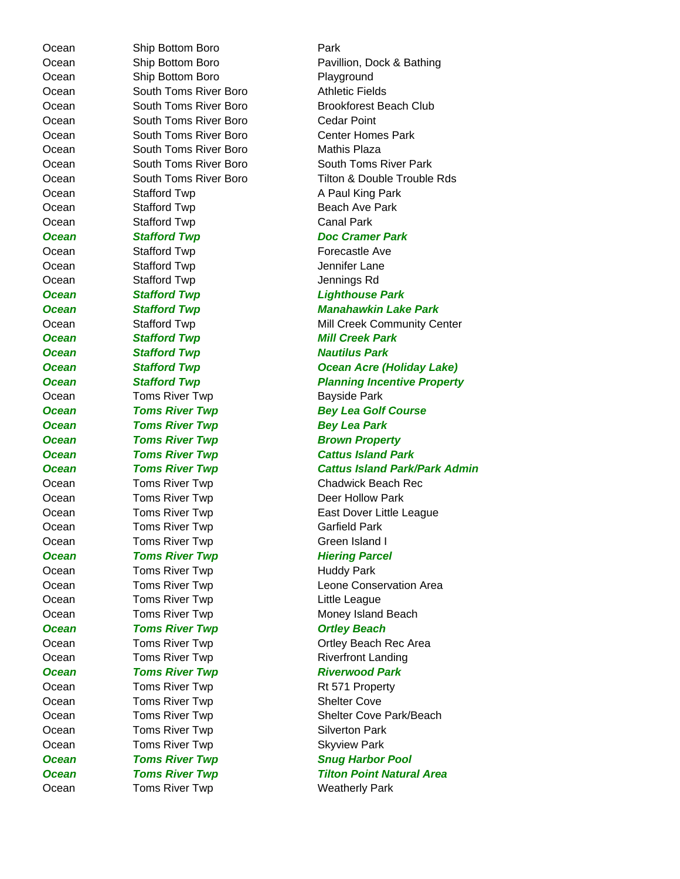| | | |
|---|---|---|
| Ocean | Ship Bottom Boro | Park |
| Ocean | Ship Bottom Boro | Pavillion, Dock & Bathing |
| Ocean | Ship Bottom Boro | Playground |
| Ocean | South Toms River Boro | Athletic Fields |
| Ocean | South Toms River Boro | Brookforest Beach Club |
| Ocean | South Toms River Boro | Cedar Point |
| Ocean | South Toms River Boro | Center Homes Park |
| Ocean | South Toms River Boro | Mathis Plaza |
| Ocean | South Toms River Boro | South Toms River Park |
| Ocean | South Toms River Boro | Tilton & Double Trouble Rds |
| Ocean | Stafford Twp | A Paul King Park |
| Ocean | Stafford Twp | Beach Ave Park |
| Ocean | Stafford Twp | Canal Park |
| ***Ocean*** | ***Stafford Twp*** | ***Doc Cramer Park*** |
| Ocean | Stafford Twp | Forecastle Ave |
| Ocean | Stafford Twp | Jennifer Lane |
| Ocean | Stafford Twp | Jennings Rd |
| ***Ocean*** | ***Stafford Twp*** | ***Lighthouse Park*** |
| ***Ocean*** | ***Stafford Twp*** | ***Manahawkin Lake Park*** |
| Ocean | Stafford Twp | Mill Creek Community Center |
| ***Ocean*** | ***Stafford Twp*** | ***Mill Creek Park*** |
| ***Ocean*** | ***Stafford Twp*** | ***Nautilus Park*** |
| ***Ocean*** | ***Stafford Twp*** | ***Ocean Acre (Holiday Lake)*** |
| ***Ocean*** | ***Stafford Twp*** | ***Planning Incentive Property*** |
| Ocean | Toms River Twp | Bayside Park |
| ***Ocean*** | ***Toms River Twp*** | ***Bey Lea Golf Course*** |
| ***Ocean*** | ***Toms River Twp*** | ***Bey Lea Park*** |
| ***Ocean*** | ***Toms River Twp*** | ***Brown Property*** |
| ***Ocean*** | ***Toms River Twp*** | ***Cattus Island Park*** |
| ***Ocean*** | ***Toms River Twp*** | ***Cattus Island Park/Park Admin*** |
| Ocean | Toms River Twp | Chadwick Beach Rec |
| Ocean | Toms River Twp | Deer Hollow Park |
| Ocean | Toms River Twp | East Dover Little League |
| Ocean | Toms River Twp | Garfield Park |
| Ocean | Toms River Twp | Green Island I |
| ***Ocean*** | ***Toms River Twp*** | ***Hiering Parcel*** |
| Ocean | Toms River Twp | Huddy Park |
| Ocean | Toms River Twp | Leone Conservation Area |
| Ocean | Toms River Twp | Little League |
| Ocean | Toms River Twp | Money Island Beach |
| ***Ocean*** | ***Toms River Twp*** | ***Ortley Beach*** |
| Ocean | Toms River Twp | Ortley Beach Rec Area |
| Ocean | Toms River Twp | Riverfront Landing |
| ***Ocean*** | ***Toms River Twp*** | ***Riverwood Park*** |
| Ocean | Toms River Twp | Rt 571 Property |
| Ocean | Toms River Twp | Shelter Cove |
| Ocean | Toms River Twp | Shelter Cove Park/Beach |
| Ocean | Toms River Twp | Silverton Park |
| Ocean | Toms River Twp | Skyview Park |
| ***Ocean*** | ***Toms River Twp*** | ***Snug Harbor Pool*** |
| ***Ocean*** | ***Toms River Twp*** | ***Tilton Point Natural Area*** |
| Ocean | Toms River Twp | Weatherly Park |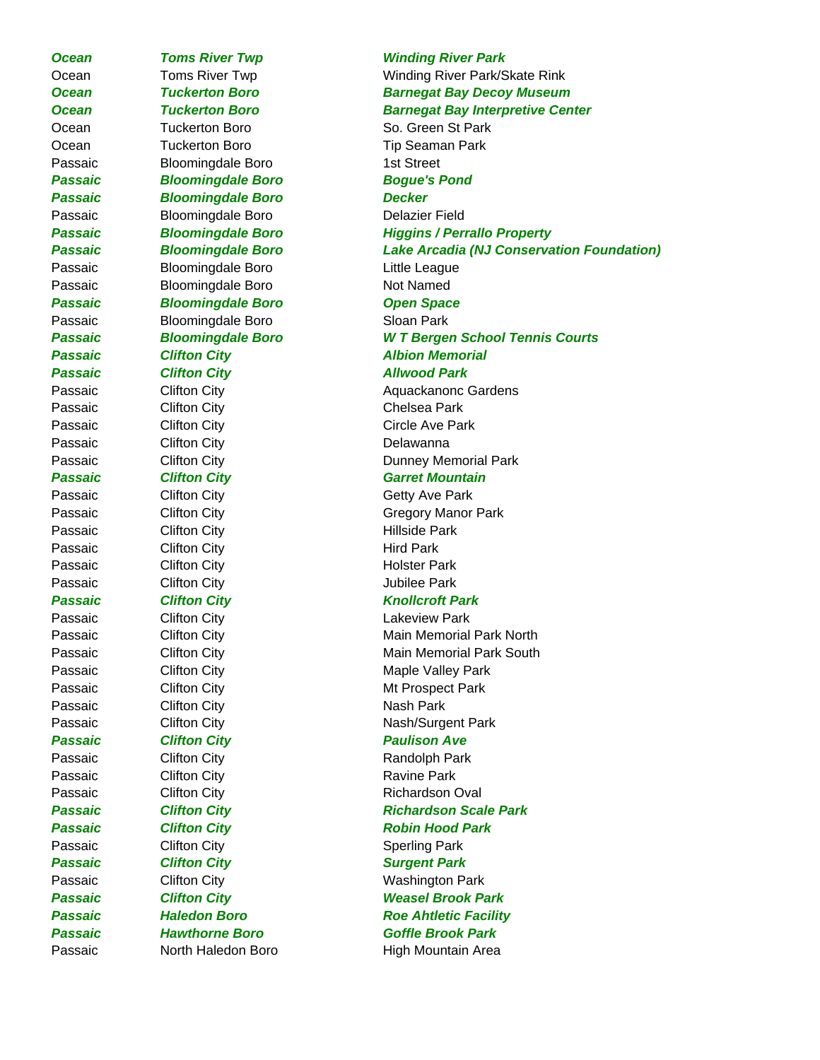| | | |
|---|---|---|
| ***Ocean*** | ***Toms River Twp*** | ***Winding River Park*** |
| Ocean | Toms River Twp | Winding River Park/Skate Rink |
| ***Ocean*** | ***Tuckerton Boro*** | ***Barnegat Bay Decoy Museum*** |
| ***Ocean*** | ***Tuckerton Boro*** | ***Barnegat Bay Interpretive Center*** |
| Ocean | Tuckerton Boro | So. Green St Park |
| Ocean | Tuckerton Boro | Tip Seaman Park |
| Passaic | Bloomingdale Boro | 1st Street |
| ***Passaic*** | ***Bloomingdale Boro*** | ***Bogue's Pond*** |
| ***Passaic*** | ***Bloomingdale Boro*** | ***Decker*** |
| Passaic | Bloomingdale Boro | Delazier Field |
| ***Passaic*** | ***Bloomingdale Boro*** | ***Higgins / Perrallo Property*** |
| ***Passaic*** | ***Bloomingdale Boro*** | ***Lake Arcadia (NJ Conservation Foundation)*** |
| Passaic | Bloomingdale Boro | Little League |
| Passaic | Bloomingdale Boro | Not Named |
| ***Passaic*** | ***Bloomingdale Boro*** | ***Open Space*** |
| Passaic | Bloomingdale Boro | Sloan Park |
| ***Passaic*** | ***Bloomingdale Boro*** | ***W T Bergen School Tennis Courts*** |
| ***Passaic*** | ***Clifton City*** | ***Albion Memorial*** |
| ***Passaic*** | ***Clifton City*** | ***Allwood Park*** |
| Passaic | Clifton City | Aquackanonc Gardens |
| Passaic | Clifton City | Chelsea Park |
| Passaic | Clifton City | Circle Ave Park |
| Passaic | Clifton City | Delawanna |
| Passaic | Clifton City | Dunney Memorial Park |
| ***Passaic*** | ***Clifton City*** | ***Garret Mountain*** |
| Passaic | Clifton City | Getty Ave Park |
| Passaic | Clifton City | Gregory Manor Park |
| Passaic | Clifton City | Hillside Park |
| Passaic | Clifton City | Hird Park |
| Passaic | Clifton City | Holster Park |
| Passaic | Clifton City | Jubilee Park |
| ***Passaic*** | ***Clifton City*** | ***Knollcroft Park*** |
| Passaic | Clifton City | Lakeview Park |
| Passaic | Clifton City | Main Memorial Park North |
| Passaic | Clifton City | Main Memorial Park South |
| Passaic | Clifton City | Maple Valley Park |
| Passaic | Clifton City | Mt Prospect Park |
| Passaic | Clifton City | Nash Park |
| Passaic | Clifton City | Nash/Surgent Park |
| ***Passaic*** | ***Clifton City*** | ***Paulison Ave*** |
| Passaic | Clifton City | Randolph Park |
| Passaic | Clifton City | Ravine Park |
| Passaic | Clifton City | Richardson Oval |
| ***Passaic*** | ***Clifton City*** | ***Richardson Scale Park*** |
| ***Passaic*** | ***Clifton City*** | ***Robin Hood Park*** |
| Passaic | Clifton City | Sperling Park |
| ***Passaic*** | ***Clifton City*** | ***Surgent Park*** |
| Passaic | Clifton City | Washington Park |
| ***Passaic*** | ***Clifton City*** | ***Weasel Brook Park*** |
| ***Passaic*** | ***Haledon Boro*** | ***Roe Ahtletic Facility*** |
| ***Passaic*** | ***Hawthorne Boro*** | ***Goffle Brook Park*** |
| Passaic | North Haledon Boro | High Mountain Area |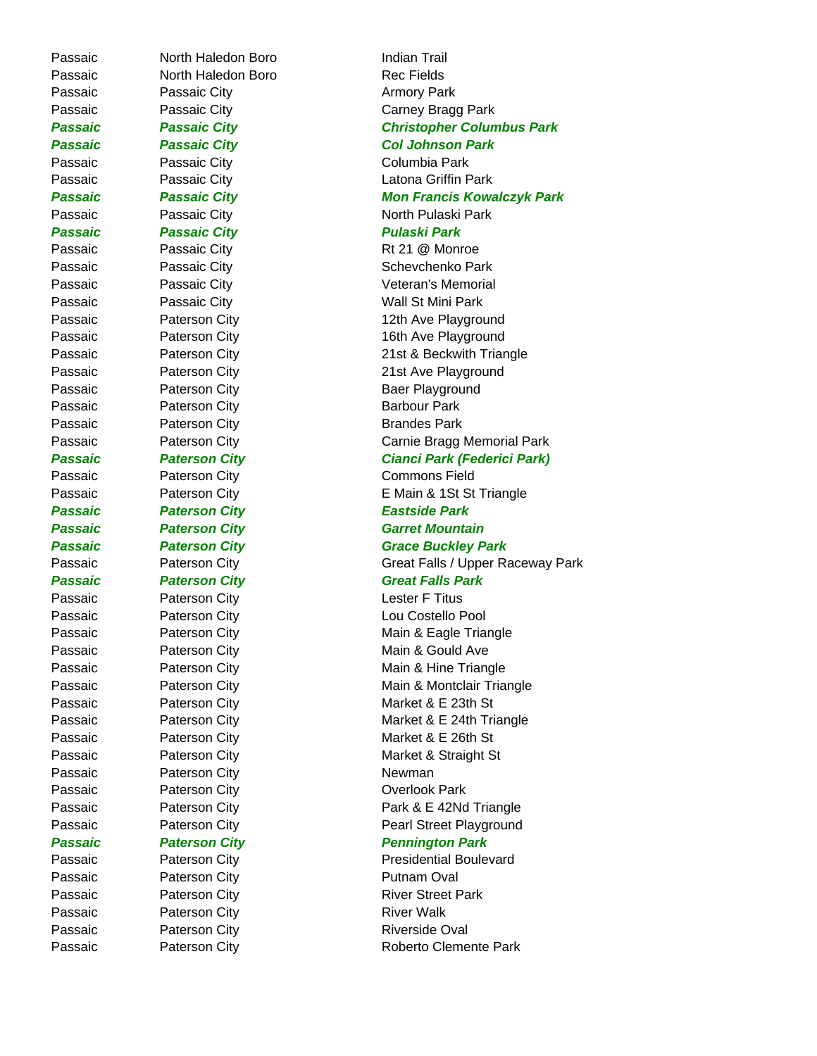| | | |
|---|---|---|
| Passaic | North Haledon Boro | Indian Trail |
| Passaic | North Haledon Boro | Rec Fields |
| Passaic | Passaic City | Armory Park |
| Passaic | Passaic City | Carney Bragg Park |
| ***Passaic*** | ***Passaic City*** | ***Christopher Columbus Park*** |
| ***Passaic*** | ***Passaic City*** | ***Col Johnson Park*** |
| Passaic | Passaic City | Columbia Park |
| Passaic | Passaic City | Latona Griffin Park |
| ***Passaic*** | ***Passaic City*** | ***Mon Francis Kowalczyk Park*** |
| Passaic | Passaic City | North Pulaski Park |
| ***Passaic*** | ***Passaic City*** | ***Pulaski Park*** |
| Passaic | Passaic City | Rt 21 @ Monroe |
| Passaic | Passaic City | Schevchenko Park |
| Passaic | Passaic City | Veteran's Memorial |
| Passaic | Passaic City | Wall St Mini Park |
| Passaic | Paterson City | 12th Ave Playground |
| Passaic | Paterson City | 16th Ave Playground |
| Passaic | Paterson City | 21st & Beckwith Triangle |
| Passaic | Paterson City | 21st Ave Playground |
| Passaic | Paterson City | Baer Playground |
| Passaic | Paterson City | Barbour Park |
| Passaic | Paterson City | Brandes Park |
| Passaic | Paterson City | Carnie Bragg Memorial Park |
| ***Passaic*** | ***Paterson City*** | ***Cianci Park (Federici Park)*** |
| Passaic | Paterson City | Commons Field |
| Passaic | Paterson City | E Main & 1St St Triangle |
| ***Passaic*** | ***Paterson City*** | ***Eastside Park*** |
| ***Passaic*** | ***Paterson City*** | ***Garret Mountain*** |
| ***Passaic*** | ***Paterson City*** | ***Grace Buckley Park*** |
| Passaic | Paterson City | Great Falls / Upper Raceway Park |
| ***Passaic*** | ***Paterson City*** | ***Great Falls Park*** |
| Passaic | Paterson City | Lester F Titus |
| Passaic | Paterson City | Lou Costello Pool |
| Passaic | Paterson City | Main & Eagle Triangle |
| Passaic | Paterson City | Main & Gould Ave |
| Passaic | Paterson City | Main & Hine Triangle |
| Passaic | Paterson City | Main & Montclair Triangle |
| Passaic | Paterson City | Market & E 23th St |
| Passaic | Paterson City | Market & E 24th Triangle |
| Passaic | Paterson City | Market & E 26th St |
| Passaic | Paterson City | Market & Straight St |
| Passaic | Paterson City | Newman |
| Passaic | Paterson City | Overlook Park |
| Passaic | Paterson City | Park & E 42Nd Triangle |
| Passaic | Paterson City | Pearl Street Playground |
| ***Passaic*** | ***Paterson City*** | ***Pennington Park*** |
| Passaic | Paterson City | Presidential Boulevard |
| Passaic | Paterson City | Putnam Oval |
| Passaic | Paterson City | River Street Park |
| Passaic | Paterson City | River Walk |
| Passaic | Paterson City | Riverside Oval |
| Passaic | Paterson City | Roberto Clemente Park |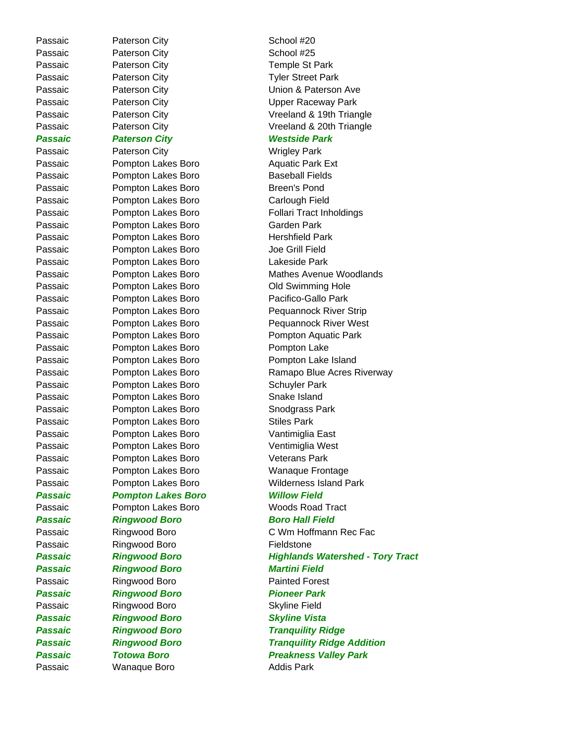| | | |
|---|---|---|
| Passaic | Paterson City | School #20 |
| Passaic | Paterson City | School #25 |
| Passaic | Paterson City | Temple St Park |
| Passaic | Paterson City | Tyler Street Park |
| Passaic | Paterson City | Union & Paterson Ave |
| Passaic | Paterson City | Upper Raceway Park |
| Passaic | Paterson City | Vreeland & 19th Triangle |
| Passaic | Paterson City | Vreeland & 20th Triangle |
| ***Passaic*** | ***Paterson City*** | ***Westside Park*** |
| Passaic | Paterson City | Wrigley Park |
| Passaic | Pompton Lakes Boro | Aquatic Park Ext |
| Passaic | Pompton Lakes Boro | Baseball Fields |
| Passaic | Pompton Lakes Boro | Breen's Pond |
| Passaic | Pompton Lakes Boro | Carlough Field |
| Passaic | Pompton Lakes Boro | Follari Tract Inholdings |
| Passaic | Pompton Lakes Boro | Garden Park |
| Passaic | Pompton Lakes Boro | Hershfield Park |
| Passaic | Pompton Lakes Boro | Joe Grill Field |
| Passaic | Pompton Lakes Boro | Lakeside Park |
| Passaic | Pompton Lakes Boro | Mathes Avenue Woodlands |
| Passaic | Pompton Lakes Boro | Old Swimming Hole |
| Passaic | Pompton Lakes Boro | Pacifico-Gallo Park |
| Passaic | Pompton Lakes Boro | Pequannock River Strip |
| Passaic | Pompton Lakes Boro | Pequannock River West |
| Passaic | Pompton Lakes Boro | Pompton Aquatic Park |
| Passaic | Pompton Lakes Boro | Pompton Lake |
| Passaic | Pompton Lakes Boro | Pompton Lake Island |
| Passaic | Pompton Lakes Boro | Ramapo Blue Acres Riverway |
| Passaic | Pompton Lakes Boro | Schuyler Park |
| Passaic | Pompton Lakes Boro | Snake Island |
| Passaic | Pompton Lakes Boro | Snodgrass Park |
| Passaic | Pompton Lakes Boro | Stiles Park |
| Passaic | Pompton Lakes Boro | Vantimiglia East |
| Passaic | Pompton Lakes Boro | Ventimiglia West |
| Passaic | Pompton Lakes Boro | Veterans Park |
| Passaic | Pompton Lakes Boro | Wanaque Frontage |
| Passaic | Pompton Lakes Boro | Wilderness Island Park |
| ***Passaic*** | ***Pompton Lakes Boro*** | ***Willow Field*** |
| Passaic | Pompton Lakes Boro | Woods Road Tract |
| ***Passaic*** | ***Ringwood Boro*** | ***Boro Hall Field*** |
| Passaic | Ringwood Boro | C Wm Hoffmann Rec Fac |
| Passaic | Ringwood Boro | Fieldstone |
| ***Passaic*** | ***Ringwood Boro*** | ***Highlands Watershed - Tory Tract*** |
| ***Passaic*** | ***Ringwood Boro*** | ***Martini Field*** |
| Passaic | Ringwood Boro | Painted Forest |
| ***Passaic*** | ***Ringwood Boro*** | ***Pioneer Park*** |
| Passaic | Ringwood Boro | Skyline Field |
| ***Passaic*** | ***Ringwood Boro*** | ***Skyline Vista*** |
| ***Passaic*** | ***Ringwood Boro*** | ***Tranquility Ridge*** |
| ***Passaic*** | ***Ringwood Boro*** | ***Tranquility Ridge Addition*** |
| ***Passaic*** | ***Totowa Boro*** | ***Preakness Valley Park*** |
| Passaic | Wanaque Boro | Addis Park |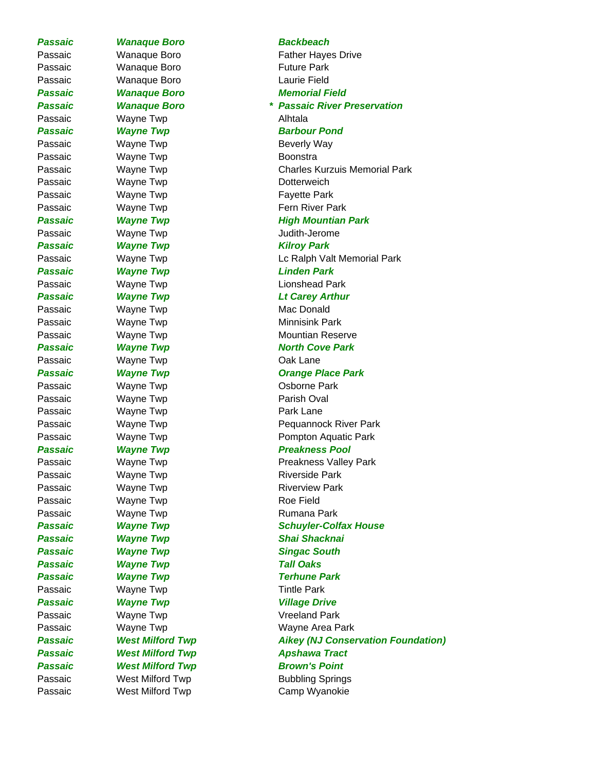| | | | |
|---|---|---|---|
| ***Passaic*** | ***Wanaque Boro*** | | ***Backbeach*** |
| Passaic | Wanaque Boro | | Father Hayes Drive |
| Passaic | Wanaque Boro | | Future Park |
| Passaic | Wanaque Boro | | Laurie Field |
| ***Passaic*** | ***Wanaque Boro*** | | ***Memorial Field*** |
| ***Passaic*** | ***Wanaque Boro*** | * | ***Passaic River Preservation*** |
| Passaic | Wayne Twp | | Alhtala |
| ***Passaic*** | ***Wayne Twp*** | | ***Barbour Pond*** |
| Passaic | Wayne Twp | | Beverly Way |
| Passaic | Wayne Twp | | Boonstra |
| Passaic | Wayne Twp | | Charles Kurzuis Memorial Park |
| Passaic | Wayne Twp | | Dotterweich |
| Passaic | Wayne Twp | | Fayette Park |
| Passaic | Wayne Twp | | Fern River Park |
| ***Passaic*** | ***Wayne Twp*** | | ***High Mountian Park*** |
| Passaic | Wayne Twp | | Judith-Jerome |
| ***Passaic*** | ***Wayne Twp*** | | ***Kilroy Park*** |
| Passaic | Wayne Twp | | Lc Ralph Valt Memorial Park |
| ***Passaic*** | ***Wayne Twp*** | | ***Linden Park*** |
| Passaic | Wayne Twp | | Lionshead Park |
| ***Passaic*** | ***Wayne Twp*** | | ***Lt Carey Arthur*** |
| Passaic | Wayne Twp | | Mac Donald |
| Passaic | Wayne Twp | | Minnisink Park |
| Passaic | Wayne Twp | | Mountian Reserve |
| ***Passaic*** | ***Wayne Twp*** | | ***North Cove Park*** |
| Passaic | Wayne Twp | | Oak Lane |
| ***Passaic*** | ***Wayne Twp*** | | ***Orange Place Park*** |
| Passaic | Wayne Twp | | Osborne Park |
| Passaic | Wayne Twp | | Parish Oval |
| Passaic | Wayne Twp | | Park Lane |
| Passaic | Wayne Twp | | Pequannock River Park |
| Passaic | Wayne Twp | | Pompton Aquatic Park |
| ***Passaic*** | ***Wayne Twp*** | | ***Preakness Pool*** |
| Passaic | Wayne Twp | | Preakness Valley Park |
| Passaic | Wayne Twp | | Riverside Park |
| Passaic | Wayne Twp | | Riverview Park |
| Passaic | Wayne Twp | | Roe Field |
| Passaic | Wayne Twp | | Rumana Park |
| ***Passaic*** | ***Wayne Twp*** | | ***Schuyler-Colfax House*** |
| ***Passaic*** | ***Wayne Twp*** | | ***Shai Shacknai*** |
| ***Passaic*** | ***Wayne Twp*** | | ***Singac South*** |
| ***Passaic*** | ***Wayne Twp*** | | ***Tall Oaks*** |
| ***Passaic*** | ***Wayne Twp*** | | ***Terhune Park*** |
| Passaic | Wayne Twp | | Tintle Park |
| ***Passaic*** | ***Wayne Twp*** | | ***Village Drive*** |
| Passaic | Wayne Twp | | Vreeland Park |
| Passaic | Wayne Twp | | Wayne Area Park |
| ***Passaic*** | ***West Milford Twp*** | | ***Aikey (NJ Conservation Foundation)*** |
| ***Passaic*** | ***West Milford Twp*** | | ***Apshawa Tract*** |
| ***Passaic*** | ***West Milford Twp*** | | ***Brown's Point*** |
| Passaic | West Milford Twp | | Bubbling Springs |
| Passaic | West Milford Twp | | Camp Wyanokie |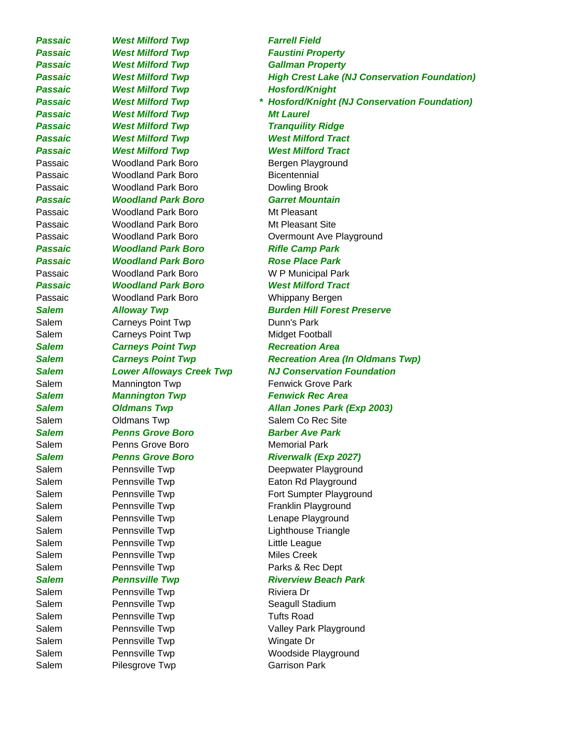| | | | |
|---|---|---|---|
| ***Passaic*** | ***West Milford Twp*** | | ***Farrell Field*** |
| ***Passaic*** | ***West Milford Twp*** | | ***Faustini Property*** |
| ***Passaic*** | ***West Milford Twp*** | | ***Gallman Property*** |
| ***Passaic*** | ***West Milford Twp*** | | ***High Crest Lake (NJ Conservation Foundation)*** |
| ***Passaic*** | ***West Milford Twp*** | | ***Hosford/Knight*** |
| ***Passaic*** | ***West Milford Twp*** | * | ***Hosford/Knight (NJ Conservation Foundation)*** |
| ***Passaic*** | ***West Milford Twp*** | | ***Mt Laurel*** |
| ***Passaic*** | ***West Milford Twp*** | | ***Tranquility Ridge*** |
| ***Passaic*** | ***West Milford Twp*** | | ***West Milford Tract*** |
| ***Passaic*** | ***West Milford Twp*** | | ***West Milford Tract*** |
| Passaic | Woodland Park Boro | | Bergen Playground |
| Passaic | Woodland Park Boro | | Bicentennial |
| Passaic | Woodland Park Boro | | Dowling Brook |
| ***Passaic*** | ***Woodland Park Boro*** | | ***Garret Mountain*** |
| Passaic | Woodland Park Boro | | Mt Pleasant |
| Passaic | Woodland Park Boro | | Mt Pleasant Site |
| Passaic | Woodland Park Boro | | Overmount Ave Playground |
| ***Passaic*** | ***Woodland Park Boro*** | | ***Rifle Camp Park*** |
| ***Passaic*** | ***Woodland Park Boro*** | | ***Rose Place Park*** |
| Passaic | Woodland Park Boro | | W P Municipal Park |
| ***Passaic*** | ***Woodland Park Boro*** | | ***West Milford Tract*** |
| Passaic | Woodland Park Boro | | Whippany Bergen |
| ***Salem*** | ***Alloway Twp*** | | ***Burden Hill Forest Preserve*** |
| Salem | Carneys Point Twp | | Dunn's Park |
| Salem | Carneys Point Twp | | Midget Football |
| ***Salem*** | ***Carneys Point Twp*** | | ***Recreation Area*** |
| ***Salem*** | ***Carneys Point Twp*** | | ***Recreation Area (In Oldmans Twp)*** |
| ***Salem*** | ***Lower Alloways Creek Twp*** | | ***NJ Conservation Foundation*** |
| Salem | Mannington Twp | | Fenwick Grove Park |
| ***Salem*** | ***Mannington Twp*** | | ***Fenwick Rec Area*** |
| ***Salem*** | ***Oldmans Twp*** | | ***Allan Jones Park (Exp 2003)*** |
| Salem | Oldmans Twp | | Salem Co Rec Site |
| ***Salem*** | ***Penns Grove Boro*** | | ***Barber Ave Park*** |
| Salem | Penns Grove Boro | | Memorial Park |
| ***Salem*** | ***Penns Grove Boro*** | | ***Riverwalk (Exp 2027)*** |
| Salem | Pennsville Twp | | Deepwater Playground |
| Salem | Pennsville Twp | | Eaton Rd Playground |
| Salem | Pennsville Twp | | Fort Sumpter Playground |
| Salem | Pennsville Twp | | Franklin Playground |
| Salem | Pennsville Twp | | Lenape Playground |
| Salem | Pennsville Twp | | Lighthouse Triangle |
| Salem | Pennsville Twp | | Little League |
| Salem | Pennsville Twp | | Miles Creek |
| Salem | Pennsville Twp | | Parks & Rec Dept |
| ***Salem*** | ***Pennsville Twp*** | | ***Riverview Beach Park*** |
| Salem | Pennsville Twp | | Riviera Dr |
| Salem | Pennsville Twp | | Seagull Stadium |
| Salem | Pennsville Twp | | Tufts Road |
| Salem | Pennsville Twp | | Valley Park Playground |
| Salem | Pennsville Twp | | Wingate Dr |
| Salem | Pennsville Twp | | Woodside Playground |
| Salem | Pilesgrove Twp | | Garrison Park |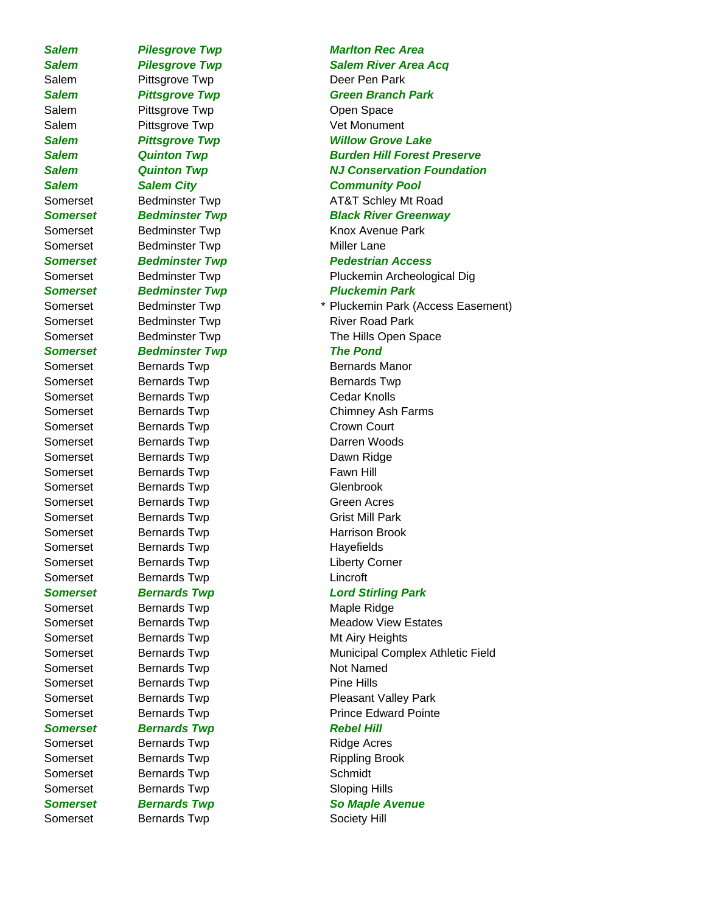| | | | |
|---|---|---|---|
| ***Salem*** | ***Pilesgrove Twp*** | | ***Marlton Rec Area*** |
| ***Salem*** | ***Pilesgrove Twp*** | | ***Salem River Area Acq*** |
| Salem | Pittsgrove Twp | | Deer Pen Park |
| ***Salem*** | ***Pittsgrove Twp*** | | ***Green Branch Park*** |
| Salem | Pittsgrove Twp | | Open Space |
| Salem | Pittsgrove Twp | | Vet Monument |
| ***Salem*** | ***Pittsgrove Twp*** | | ***Willow Grove Lake*** |
| ***Salem*** | ***Quinton Twp*** | | ***Burden Hill Forest Preserve*** |
| ***Salem*** | ***Quinton Twp*** | | ***NJ Conservation Foundation*** |
| ***Salem*** | ***Salem City*** | | ***Community Pool*** |
| Somerset | Bedminster Twp | | AT&T Schley Mt Road |
| ***Somerset*** | ***Bedminster Twp*** | | ***Black River Greenway*** |
| Somerset | Bedminster Twp | | Knox Avenue Park |
| Somerset | Bedminster Twp | | Miller Lane |
| ***Somerset*** | ***Bedminster Twp*** | | ***Pedestrian Access*** |
| Somerset | Bedminster Twp | | Pluckemin Archeological Dig |
| ***Somerset*** | ***Bedminster Twp*** | | ***Pluckemin Park*** |
| Somerset | Bedminster Twp | * | Pluckemin Park (Access Easement) |
| Somerset | Bedminster Twp | | River Road Park |
| Somerset | Bedminster Twp | | The Hills Open Space |
| ***Somerset*** | ***Bedminster Twp*** | | ***The Pond*** |
| Somerset | Bernards Twp | | Bernards Manor |
| Somerset | Bernards Twp | | Bernards Twp |
| Somerset | Bernards Twp | | Cedar Knolls |
| Somerset | Bernards Twp | | Chimney Ash Farms |
| Somerset | Bernards Twp | | Crown Court |
| Somerset | Bernards Twp | | Darren Woods |
| Somerset | Bernards Twp | | Dawn Ridge |
| Somerset | Bernards Twp | | Fawn Hill |
| Somerset | Bernards Twp | | Glenbrook |
| Somerset | Bernards Twp | | Green Acres |
| Somerset | Bernards Twp | | Grist Mill Park |
| Somerset | Bernards Twp | | Harrison Brook |
| Somerset | Bernards Twp | | Hayefields |
| Somerset | Bernards Twp | | Liberty Corner |
| Somerset | Bernards Twp | | Lincroft |
| ***Somerset*** | ***Bernards Twp*** | | ***Lord Stirling Park*** |
| Somerset | Bernards Twp | | Maple Ridge |
| Somerset | Bernards Twp | | Meadow View Estates |
| Somerset | Bernards Twp | | Mt Airy Heights |
| Somerset | Bernards Twp | | Municipal Complex Athletic Field |
| Somerset | Bernards Twp | | Not Named |
| Somerset | Bernards Twp | | Pine Hills |
| Somerset | Bernards Twp | | Pleasant Valley Park |
| Somerset | Bernards Twp | | Prince Edward Pointe |
| ***Somerset*** | ***Bernards Twp*** | | ***Rebel Hill*** |
| Somerset | Bernards Twp | | Ridge Acres |
| Somerset | Bernards Twp | | Rippling Brook |
| Somerset | Bernards Twp | | Schmidt |
| Somerset | Bernards Twp | | Sloping Hills |
| ***Somerset*** | ***Bernards Twp*** | | ***So Maple Avenue*** |
| Somerset | Bernards Twp | | Society Hill |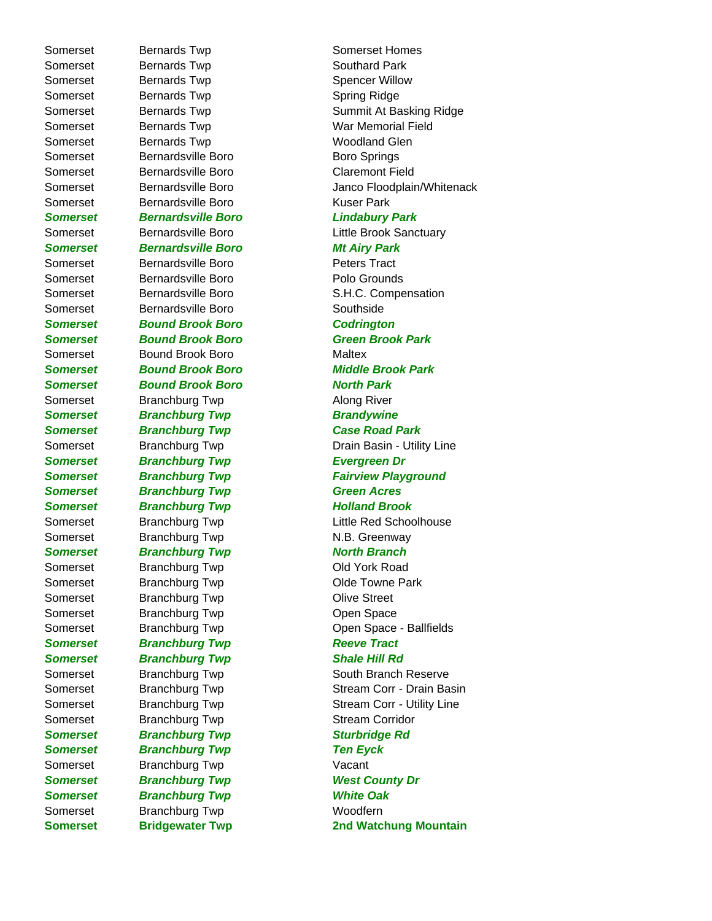| | | |
|---|---|---|
| Somerset | Bernards Twp | Somerset Homes |
| Somerset | Bernards Twp | Southard Park |
| Somerset | Bernards Twp | Spencer Willow |
| Somerset | Bernards Twp | Spring Ridge |
| Somerset | Bernards Twp | Summit At Basking Ridge |
| Somerset | Bernards Twp | War Memorial Field |
| Somerset | Bernards Twp | Woodland Glen |
| Somerset | Bernardsville Boro | Boro Springs |
| Somerset | Bernardsville Boro | Claremont Field |
| Somerset | Bernardsville Boro | Janco Floodplain/Whitenack |
| Somerset | Bernardsville Boro | Kuser Park |
| ***Somerset*** | ***Bernardsville Boro*** | ***Lindabury Park*** |
| Somerset | Bernardsville Boro | Little Brook Sanctuary |
| ***Somerset*** | ***Bernardsville Boro*** | ***Mt Airy Park*** |
| Somerset | Bernardsville Boro | Peters Tract |
| Somerset | Bernardsville Boro | Polo Grounds |
| Somerset | Bernardsville Boro | S.H.C. Compensation |
| Somerset | Bernardsville Boro | Southside |
| ***Somerset*** | ***Bound Brook Boro*** | ***Codrington*** |
| ***Somerset*** | ***Bound Brook Boro*** | ***Green Brook Park*** |
| Somerset | Bound Brook Boro | Maltex |
| ***Somerset*** | ***Bound Brook Boro*** | ***Middle Brook Park*** |
| ***Somerset*** | ***Bound Brook Boro*** | ***North Park*** |
| Somerset | Branchburg Twp | Along River |
| ***Somerset*** | ***Branchburg Twp*** | ***Brandywine*** |
| ***Somerset*** | ***Branchburg Twp*** | ***Case Road Park*** |
| Somerset | Branchburg Twp | Drain Basin - Utility Line |
| ***Somerset*** | ***Branchburg Twp*** | ***Evergreen Dr*** |
| ***Somerset*** | ***Branchburg Twp*** | ***Fairview Playground*** |
| ***Somerset*** | ***Branchburg Twp*** | ***Green Acres*** |
| ***Somerset*** | ***Branchburg Twp*** | ***Holland Brook*** |
| Somerset | Branchburg Twp | Little Red Schoolhouse |
| Somerset | Branchburg Twp | N.B. Greenway |
| ***Somerset*** | ***Branchburg Twp*** | ***North Branch*** |
| Somerset | Branchburg Twp | Old York Road |
| Somerset | Branchburg Twp | Olde Towne Park |
| Somerset | Branchburg Twp | Olive Street |
| Somerset | Branchburg Twp | Open Space |
| Somerset | Branchburg Twp | Open Space - Ballfields |
| ***Somerset*** | ***Branchburg Twp*** | ***Reeve Tract*** |
| ***Somerset*** | ***Branchburg Twp*** | ***Shale Hill Rd*** |
| Somerset | Branchburg Twp | South Branch Reserve |
| Somerset | Branchburg Twp | Stream Corr - Drain Basin |
| Somerset | Branchburg Twp | Stream Corr - Utility Line |
| Somerset | Branchburg Twp | Stream Corridor |
| ***Somerset*** | ***Branchburg Twp*** | ***Sturbridge Rd*** |
| ***Somerset*** | ***Branchburg Twp*** | ***Ten Eyck*** |
| Somerset | Branchburg Twp | Vacant |
| ***Somerset*** | ***Branchburg Twp*** | ***West County Dr*** |
| ***Somerset*** | ***Branchburg Twp*** | ***White Oak*** |
| Somerset | Branchburg Twp | Woodfern |
| **Somerset** | **Bridgewater Twp** | **2nd Watchung Mountain** |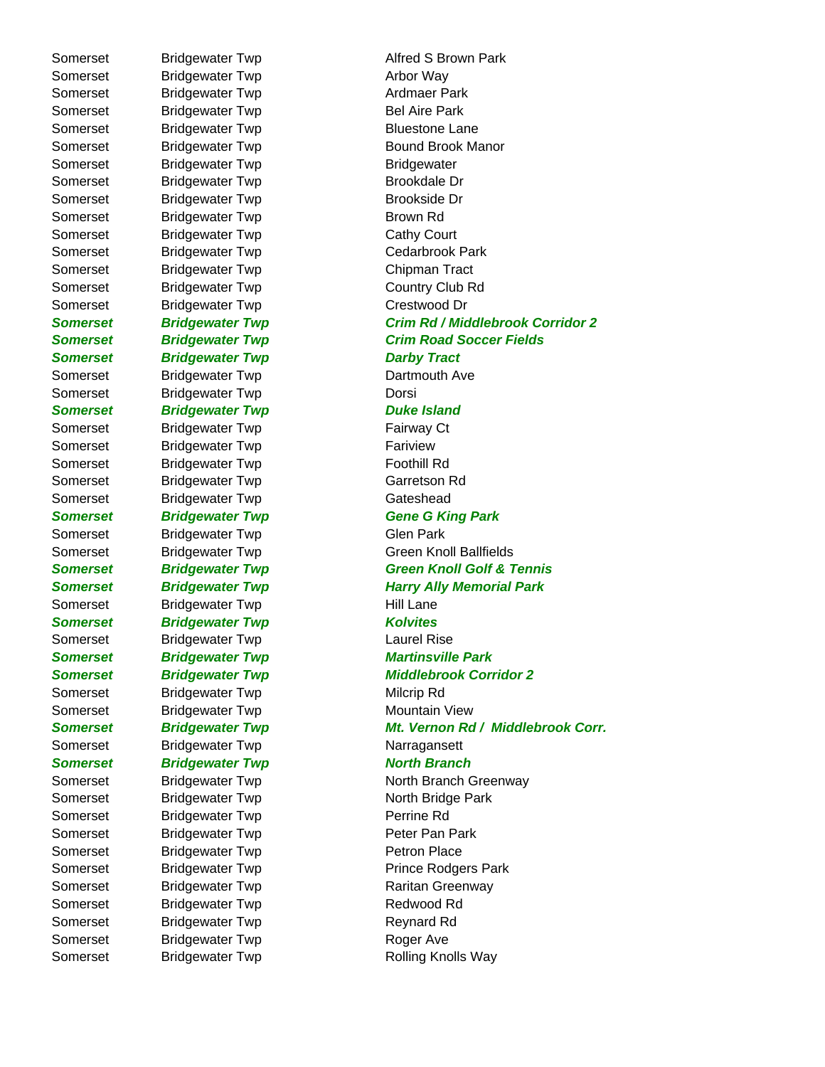| | | |
|---|---|---|
| Somerset | Bridgewater Twp | Alfred S Brown Park |
| Somerset | Bridgewater Twp | Arbor Way |
| Somerset | Bridgewater Twp | Ardmaer Park |
| Somerset | Bridgewater Twp | Bel Aire Park |
| Somerset | Bridgewater Twp | Bluestone Lane |
| Somerset | Bridgewater Twp | Bound Brook Manor |
| Somerset | Bridgewater Twp | Bridgewater |
| Somerset | Bridgewater Twp | Brookdale Dr |
| Somerset | Bridgewater Twp | Brookside Dr |
| Somerset | Bridgewater Twp | Brown Rd |
| Somerset | Bridgewater Twp | Cathy Court |
| Somerset | Bridgewater Twp | Cedarbrook Park |
| Somerset | Bridgewater Twp | Chipman Tract |
| Somerset | Bridgewater Twp | Country Club Rd |
| Somerset | Bridgewater Twp | Crestwood Dr |
| ***Somerset*** | ***Bridgewater Twp*** | ***Crim Rd / Middlebrook Corridor 2*** |
| ***Somerset*** | ***Bridgewater Twp*** | ***Crim Road Soccer Fields*** |
| ***Somerset*** | ***Bridgewater Twp*** | ***Darby Tract*** |
| Somerset | Bridgewater Twp | Dartmouth Ave |
| Somerset | Bridgewater Twp | Dorsi |
| ***Somerset*** | ***Bridgewater Twp*** | ***Duke Island*** |
| Somerset | Bridgewater Twp | Fairway Ct |
| Somerset | Bridgewater Twp | Fariview |
| Somerset | Bridgewater Twp | Foothill Rd |
| Somerset | Bridgewater Twp | Garretson Rd |
| Somerset | Bridgewater Twp | Gateshead |
| ***Somerset*** | ***Bridgewater Twp*** | ***Gene G King Park*** |
| Somerset | Bridgewater Twp | Glen Park |
| Somerset | Bridgewater Twp | Green Knoll Ballfields |
| ***Somerset*** | ***Bridgewater Twp*** | ***Green Knoll Golf & Tennis*** |
| ***Somerset*** | ***Bridgewater Twp*** | ***Harry Ally Memorial Park*** |
| Somerset | Bridgewater Twp | Hill Lane |
| ***Somerset*** | ***Bridgewater Twp*** | ***Kolvites*** |
| Somerset | Bridgewater Twp | Laurel Rise |
| ***Somerset*** | ***Bridgewater Twp*** | ***Martinsville Park*** |
| ***Somerset*** | ***Bridgewater Twp*** | ***Middlebrook Corridor 2*** |
| Somerset | Bridgewater Twp | Milcrip Rd |
| Somerset | Bridgewater Twp | Mountain View |
| ***Somerset*** | ***Bridgewater Twp*** | ***Mt. Vernon Rd / Middlebrook Corr.*** |
| Somerset | Bridgewater Twp | Narragansett |
| ***Somerset*** | ***Bridgewater Twp*** | ***North Branch*** |
| Somerset | Bridgewater Twp | North Branch Greenway |
| Somerset | Bridgewater Twp | North Bridge Park |
| Somerset | Bridgewater Twp | Perrine Rd |
| Somerset | Bridgewater Twp | Peter Pan Park |
| Somerset | Bridgewater Twp | Petron Place |
| Somerset | Bridgewater Twp | Prince Rodgers Park |
| Somerset | Bridgewater Twp | Raritan Greenway |
| Somerset | Bridgewater Twp | Redwood Rd |
| Somerset | Bridgewater Twp | Reynard Rd |
| Somerset | Bridgewater Twp | Roger Ave |
| Somerset | Bridgewater Twp | Rolling Knolls Way |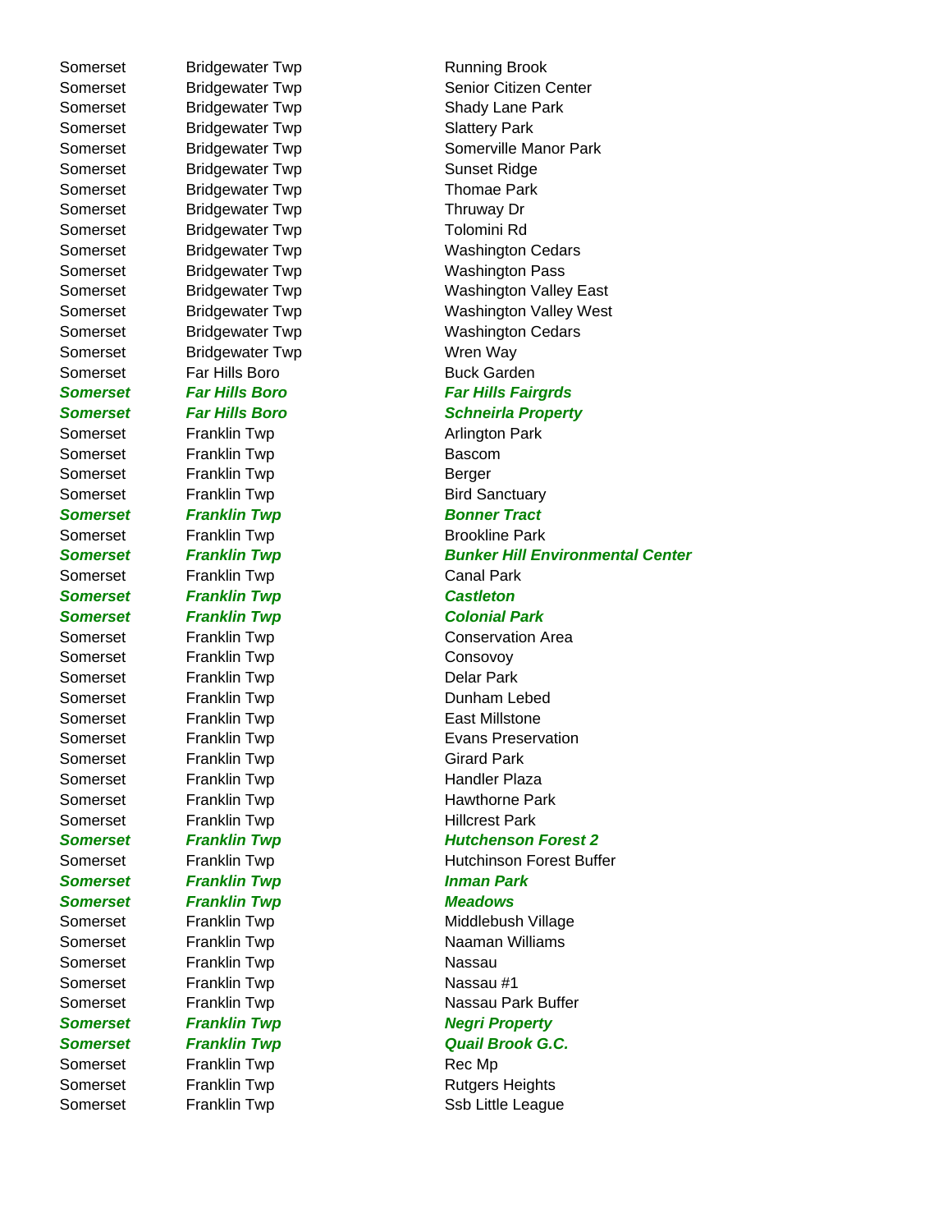| | | |
|---|---|---|
| Somerset | Bridgewater Twp | Running Brook |
| Somerset | Bridgewater Twp | Senior Citizen Center |
| Somerset | Bridgewater Twp | Shady Lane Park |
| Somerset | Bridgewater Twp | Slattery Park |
| Somerset | Bridgewater Twp | Somerville Manor Park |
| Somerset | Bridgewater Twp | Sunset Ridge |
| Somerset | Bridgewater Twp | Thomae Park |
| Somerset | Bridgewater Twp | Thruway Dr |
| Somerset | Bridgewater Twp | Tolomini Rd |
| Somerset | Bridgewater Twp | Washington Cedars |
| Somerset | Bridgewater Twp | Washington Pass |
| Somerset | Bridgewater Twp | Washington Valley East |
| Somerset | Bridgewater Twp | Washington Valley West |
| Somerset | Bridgewater Twp | Washington Cedars |
| Somerset | Bridgewater Twp | Wren Way |
| Somerset | Far Hills Boro | Buck Garden |
| ***Somerset*** | ***Far Hills Boro*** | ***Far Hills Fairgrds*** |
| ***Somerset*** | ***Far Hills Boro*** | ***Schneirla Property*** |
| Somerset | Franklin Twp | Arlington Park |
| Somerset | Franklin Twp | Bascom |
| Somerset | Franklin Twp | Berger |
| Somerset | Franklin Twp | Bird Sanctuary |
| ***Somerset*** | ***Franklin Twp*** | ***Bonner Tract*** |
| Somerset | Franklin Twp | Brookline Park |
| ***Somerset*** | ***Franklin Twp*** | ***Bunker Hill Environmental Center*** |
| Somerset | Franklin Twp | Canal Park |
| ***Somerset*** | ***Franklin Twp*** | ***Castleton*** |
| ***Somerset*** | ***Franklin Twp*** | ***Colonial Park*** |
| Somerset | Franklin Twp | Conservation Area |
| Somerset | Franklin Twp | Consovoy |
| Somerset | Franklin Twp | Delar Park |
| Somerset | Franklin Twp | Dunham Lebed |
| Somerset | Franklin Twp | East Millstone |
| Somerset | Franklin Twp | Evans Preservation |
| Somerset | Franklin Twp | Girard Park |
| Somerset | Franklin Twp | Handler Plaza |
| Somerset | Franklin Twp | Hawthorne Park |
| Somerset | Franklin Twp | Hillcrest Park |
| ***Somerset*** | ***Franklin Twp*** | ***Hutchenson Forest 2*** |
| Somerset | Franklin Twp | Hutchinson Forest Buffer |
| ***Somerset*** | ***Franklin Twp*** | ***Inman Park*** |
| ***Somerset*** | ***Franklin Twp*** | ***Meadows*** |
| Somerset | Franklin Twp | Middlebush Village |
| Somerset | Franklin Twp | Naaman Williams |
| Somerset | Franklin Twp | Nassau |
| Somerset | Franklin Twp | Nassau #1 |
| Somerset | Franklin Twp | Nassau Park Buffer |
| ***Somerset*** | ***Franklin Twp*** | ***Negri Property*** |
| ***Somerset*** | ***Franklin Twp*** | ***Quail Brook G.C.*** |
| Somerset | Franklin Twp | Rec Mp |
| Somerset | Franklin Twp | Rutgers Heights |
| Somerset | Franklin Twp | Ssb Little League |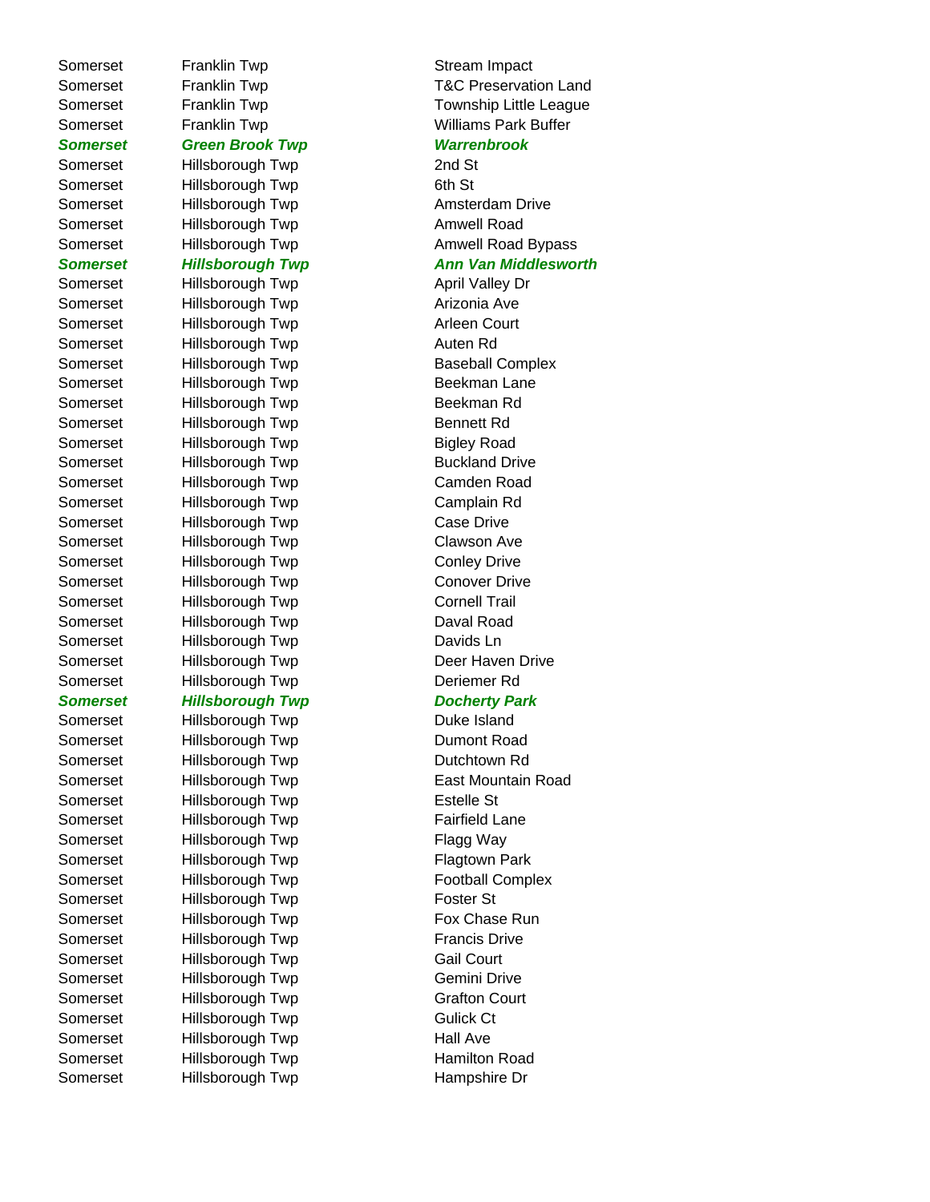| | | |
|---|---|---|
| Somerset | Franklin Twp | Stream Impact |
| Somerset | Franklin Twp | T&C Preservation Land |
| Somerset | Franklin Twp | Township Little League |
| Somerset | Franklin Twp | Williams Park Buffer |
| ***Somerset*** | ***Green Brook Twp*** | ***Warrenbrook*** |
| Somerset | Hillsborough Twp | 2nd St |
| Somerset | Hillsborough Twp | 6th St |
| Somerset | Hillsborough Twp | Amsterdam Drive |
| Somerset | Hillsborough Twp | Amwell Road |
| Somerset | Hillsborough Twp | Amwell Road Bypass |
| ***Somerset*** | ***Hillsborough Twp*** | ***Ann Van Middlesworth*** |
| Somerset | Hillsborough Twp | April Valley Dr |
| Somerset | Hillsborough Twp | Arizonia Ave |
| Somerset | Hillsborough Twp | Arleen Court |
| Somerset | Hillsborough Twp | Auten Rd |
| Somerset | Hillsborough Twp | Baseball Complex |
| Somerset | Hillsborough Twp | Beekman Lane |
| Somerset | Hillsborough Twp | Beekman Rd |
| Somerset | Hillsborough Twp | Bennett Rd |
| Somerset | Hillsborough Twp | Bigley Road |
| Somerset | Hillsborough Twp | Buckland Drive |
| Somerset | Hillsborough Twp | Camden Road |
| Somerset | Hillsborough Twp | Camplain Rd |
| Somerset | Hillsborough Twp | Case Drive |
| Somerset | Hillsborough Twp | Clawson Ave |
| Somerset | Hillsborough Twp | Conley Drive |
| Somerset | Hillsborough Twp | Conover Drive |
| Somerset | Hillsborough Twp | Cornell Trail |
| Somerset | Hillsborough Twp | Daval Road |
| Somerset | Hillsborough Twp | Davids Ln |
| Somerset | Hillsborough Twp | Deer Haven Drive |
| Somerset | Hillsborough Twp | Deriemer Rd |
| ***Somerset*** | ***Hillsborough Twp*** | ***Docherty Park*** |
| Somerset | Hillsborough Twp | Duke Island |
| Somerset | Hillsborough Twp | Dumont Road |
| Somerset | Hillsborough Twp | Dutchtown Rd |
| Somerset | Hillsborough Twp | East Mountain Road |
| Somerset | Hillsborough Twp | Estelle St |
| Somerset | Hillsborough Twp | Fairfield Lane |
| Somerset | Hillsborough Twp | Flagg Way |
| Somerset | Hillsborough Twp | Flagtown Park |
| Somerset | Hillsborough Twp | Football Complex |
| Somerset | Hillsborough Twp | Foster St |
| Somerset | Hillsborough Twp | Fox Chase Run |
| Somerset | Hillsborough Twp | Francis Drive |
| Somerset | Hillsborough Twp | Gail Court |
| Somerset | Hillsborough Twp | Gemini Drive |
| Somerset | Hillsborough Twp | Grafton Court |
| Somerset | Hillsborough Twp | Gulick Ct |
| Somerset | Hillsborough Twp | Hall Ave |
| Somerset | Hillsborough Twp | Hamilton Road |
| Somerset | Hillsborough Twp | Hampshire Dr |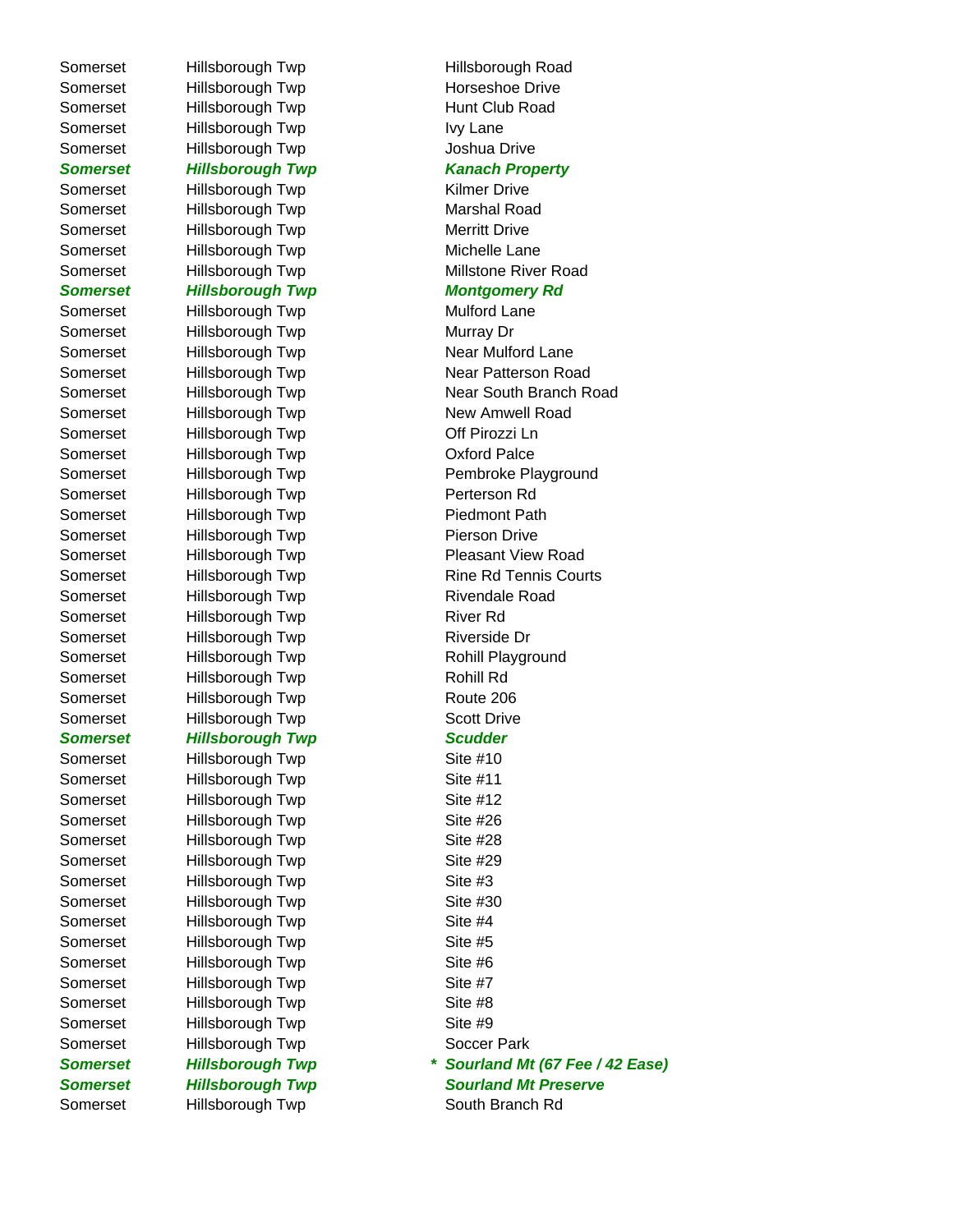| | | | |
|---|---|---|---|
| Somerset | Hillsborough Twp | | Hillsborough Road |
| Somerset | Hillsborough Twp | | Horseshoe Drive |
| Somerset | Hillsborough Twp | | Hunt Club Road |
| Somerset | Hillsborough Twp | | Ivy Lane |
| Somerset | Hillsborough Twp | | Joshua Drive |
| ***Somerset*** | ***Hillsborough Twp*** | | ***Kanach Property*** |
| Somerset | Hillsborough Twp | | Kilmer Drive |
| Somerset | Hillsborough Twp | | Marshal Road |
| Somerset | Hillsborough Twp | | Merritt Drive |
| Somerset | Hillsborough Twp | | Michelle Lane |
| Somerset | Hillsborough Twp | | Millstone River Road |
| ***Somerset*** | ***Hillsborough Twp*** | | ***Montgomery Rd*** |
| Somerset | Hillsborough Twp | | Mulford Lane |
| Somerset | Hillsborough Twp | | Murray Dr |
| Somerset | Hillsborough Twp | | Near Mulford Lane |
| Somerset | Hillsborough Twp | | Near Patterson Road |
| Somerset | Hillsborough Twp | | Near South Branch Road |
| Somerset | Hillsborough Twp | | New Amwell Road |
| Somerset | Hillsborough Twp | | Off Pirozzi Ln |
| Somerset | Hillsborough Twp | | Oxford Palce |
| Somerset | Hillsborough Twp | | Pembroke Playground |
| Somerset | Hillsborough Twp | | Perterson Rd |
| Somerset | Hillsborough Twp | | Piedmont Path |
| Somerset | Hillsborough Twp | | Pierson Drive |
| Somerset | Hillsborough Twp | | Pleasant View Road |
| Somerset | Hillsborough Twp | | Rine Rd Tennis Courts |
| Somerset | Hillsborough Twp | | Rivendale Road |
| Somerset | Hillsborough Twp | | River Rd |
| Somerset | Hillsborough Twp | | Riverside Dr |
| Somerset | Hillsborough Twp | | Rohill Playground |
| Somerset | Hillsborough Twp | | Rohill Rd |
| Somerset | Hillsborough Twp | | Route 206 |
| Somerset | Hillsborough Twp | | Scott Drive |
| ***Somerset*** | ***Hillsborough Twp*** | | ***Scudder*** |
| Somerset | Hillsborough Twp | | Site #10 |
| Somerset | Hillsborough Twp | | Site #11 |
| Somerset | Hillsborough Twp | | Site #12 |
| Somerset | Hillsborough Twp | | Site #26 |
| Somerset | Hillsborough Twp | | Site #28 |
| Somerset | Hillsborough Twp | | Site #29 |
| Somerset | Hillsborough Twp | | Site #3 |
| Somerset | Hillsborough Twp | | Site #30 |
| Somerset | Hillsborough Twp | | Site #4 |
| Somerset | Hillsborough Twp | | Site #5 |
| Somerset | Hillsborough Twp | | Site #6 |
| Somerset | Hillsborough Twp | | Site #7 |
| Somerset | Hillsborough Twp | | Site #8 |
| Somerset | Hillsborough Twp | | Site #9 |
| Somerset | Hillsborough Twp | | Soccer Park |
| ***Somerset*** | ***Hillsborough Twp*** | * | ***Sourland Mt (67 Fee / 42 Ease)*** |
| ***Somerset*** | ***Hillsborough Twp*** | | ***Sourland Mt Preserve*** |
| Somerset | Hillsborough Twp | | South Branch Rd |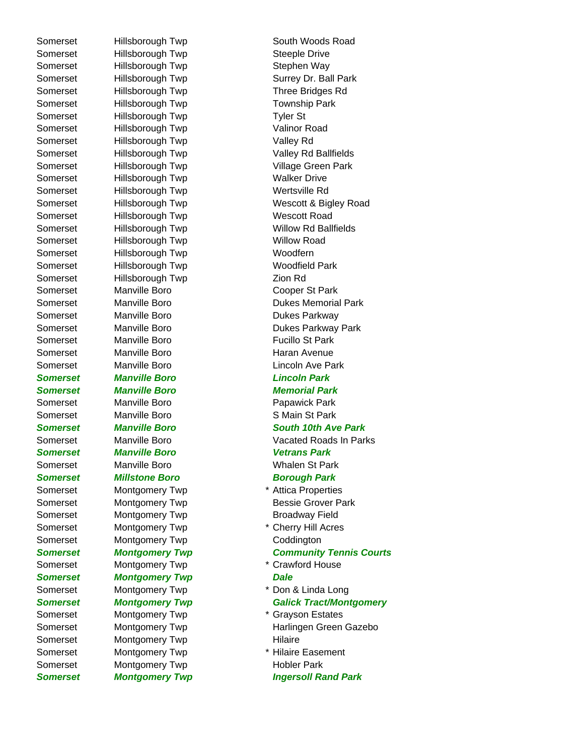| | | | |
|---|---|---|---|
| Somerset | Hillsborough Twp | | South Woods Road |
| Somerset | Hillsborough Twp | | Steeple Drive |
| Somerset | Hillsborough Twp | | Stephen Way |
| Somerset | Hillsborough Twp | | Surrey Dr. Ball Park |
| Somerset | Hillsborough Twp | | Three Bridges Rd |
| Somerset | Hillsborough Twp | | Township Park |
| Somerset | Hillsborough Twp | | Tyler St |
| Somerset | Hillsborough Twp | | Valinor Road |
| Somerset | Hillsborough Twp | | Valley Rd |
| Somerset | Hillsborough Twp | | Valley Rd Ballfields |
| Somerset | Hillsborough Twp | | Village Green Park |
| Somerset | Hillsborough Twp | | Walker Drive |
| Somerset | Hillsborough Twp | | Wertsville Rd |
| Somerset | Hillsborough Twp | | Wescott & Bigley Road |
| Somerset | Hillsborough Twp | | Wescott Road |
| Somerset | Hillsborough Twp | | Willow Rd Ballfields |
| Somerset | Hillsborough Twp | | Willow Road |
| Somerset | Hillsborough Twp | | Woodfern |
| Somerset | Hillsborough Twp | | Woodfield Park |
| Somerset | Hillsborough Twp | | Zion Rd |
| Somerset | Manville Boro | | Cooper St Park |
| Somerset | Manville Boro | | Dukes Memorial Park |
| Somerset | Manville Boro | | Dukes Parkway |
| Somerset | Manville Boro | | Dukes Parkway Park |
| Somerset | Manville Boro | | Fucillo St Park |
| Somerset | Manville Boro | | Haran Avenue |
| Somerset | Manville Boro | | Lincoln Ave Park |
| ***Somerset*** | ***Manville Boro*** | | ***Lincoln Park*** |
| ***Somerset*** | ***Manville Boro*** | | ***Memorial Park*** |
| Somerset | Manville Boro | | Papawick Park |
| Somerset | Manville Boro | | S Main St Park |
| ***Somerset*** | ***Manville Boro*** | | ***South 10th Ave Park*** |
| Somerset | Manville Boro | | Vacated Roads In Parks |
| ***Somerset*** | ***Manville Boro*** | | ***Vetrans Park*** |
| Somerset | Manville Boro | | Whalen St Park |
| ***Somerset*** | ***Millstone Boro*** | | ***Borough Park*** |
| Somerset | Montgomery Twp | * | Attica Properties |
| Somerset | Montgomery Twp | | Bessie Grover Park |
| Somerset | Montgomery Twp | | Broadway Field |
| Somerset | Montgomery Twp | * | Cherry Hill Acres |
| Somerset | Montgomery Twp | | Coddington |
| ***Somerset*** | ***Montgomery Twp*** | | ***Community Tennis Courts*** |
| Somerset | Montgomery Twp | * | Crawford House |
| ***Somerset*** | ***Montgomery Twp*** | | ***Dale*** |
| Somerset | Montgomery Twp | * | Don & Linda Long |
| ***Somerset*** | ***Montgomery Twp*** | | ***Galick Tract/Montgomery*** |
| Somerset | Montgomery Twp | * | Grayson Estates |
| Somerset | Montgomery Twp | | Harlingen Green Gazebo |
| Somerset | Montgomery Twp | | Hilaire |
| Somerset | Montgomery Twp | * | Hilaire Easement |
| Somerset | Montgomery Twp | | Hobler Park |
| ***Somerset*** | ***Montgomery Twp*** | | ***Ingersoll Rand Park*** |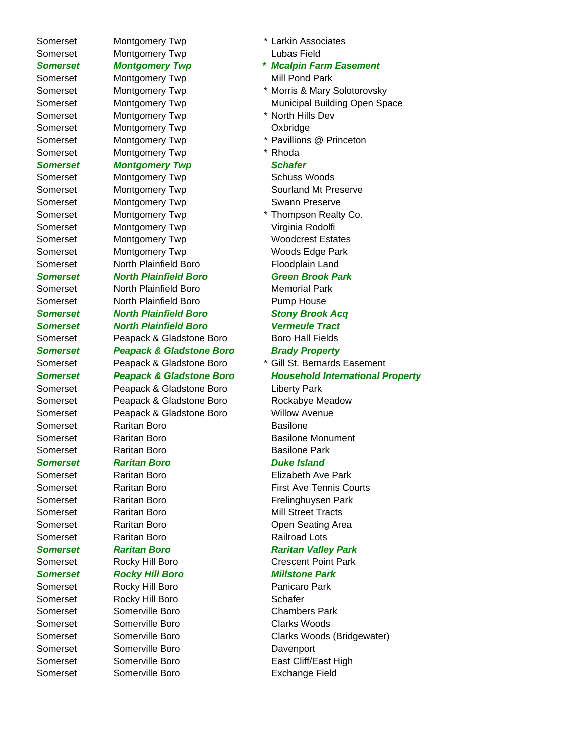| | | | |
|---|---|---|---|
| Somerset | Montgomery Twp | * | Larkin Associates |
| Somerset | Montgomery Twp | | Lubas Field |
| ***Somerset*** | ***Montgomery Twp*** | ***** | ***Mcalpin Farm Easement*** |
| Somerset | Montgomery Twp | | Mill Pond Park |
| Somerset | Montgomery Twp | * | Morris & Mary Solotorovsky |
| Somerset | Montgomery Twp | | Municipal Building Open Space |
| Somerset | Montgomery Twp | * | North Hills Dev |
| Somerset | Montgomery Twp | | Oxbridge |
| Somerset | Montgomery Twp | * | Pavillions @ Princeton |
| Somerset | Montgomery Twp | * | Rhoda |
| ***Somerset*** | ***Montgomery Twp*** | | ***Schafer*** |
| Somerset | Montgomery Twp | | Schuss Woods |
| Somerset | Montgomery Twp | | Sourland Mt Preserve |
| Somerset | Montgomery Twp | | Swann Preserve |
| Somerset | Montgomery Twp | * | Thompson Realty Co. |
| Somerset | Montgomery Twp | | Virginia Rodolfi |
| Somerset | Montgomery Twp | | Woodcrest Estates |
| Somerset | Montgomery Twp | | Woods Edge Park |
| Somerset | North Plainfield Boro | | Floodplain Land |
| ***Somerset*** | ***North Plainfield Boro*** | | ***Green Brook Park*** |
| Somerset | North Plainfield Boro | | Memorial Park |
| Somerset | North Plainfield Boro | | Pump House |
| ***Somerset*** | ***North Plainfield Boro*** | | ***Stony Brook Acq*** |
| ***Somerset*** | ***North Plainfield Boro*** | | ***Vermeule Tract*** |
| Somerset | Peapack & Gladstone Boro | | Boro Hall Fields |
| ***Somerset*** | ***Peapack & Gladstone Boro*** | | ***Brady Property*** |
| Somerset | Peapack & Gladstone Boro | * | Gill St. Bernards Easement |
| ***Somerset*** | ***Peapack & Gladstone Boro*** | | ***Household International Property*** |
| Somerset | Peapack & Gladstone Boro | | Liberty Park |
| Somerset | Peapack & Gladstone Boro | | Rockabye Meadow |
| Somerset | Peapack & Gladstone Boro | | Willow Avenue |
| Somerset | Raritan Boro | | Basilone |
| Somerset | Raritan Boro | | Basilone Monument |
| Somerset | Raritan Boro | | Basilone Park |
| ***Somerset*** | ***Raritan Boro*** | | ***Duke Island*** |
| Somerset | Raritan Boro | | Elizabeth Ave Park |
| Somerset | Raritan Boro | | First Ave Tennis Courts |
| Somerset | Raritan Boro | | Frelinghuysen Park |
| Somerset | Raritan Boro | | Mill Street Tracts |
| Somerset | Raritan Boro | | Open Seating Area |
| Somerset | Raritan Boro | | Railroad Lots |
| ***Somerset*** | ***Raritan Boro*** | | ***Raritan Valley Park*** |
| Somerset | Rocky Hill Boro | | Crescent Point Park |
| ***Somerset*** | ***Rocky Hill Boro*** | | ***Millstone Park*** |
| Somerset | Rocky Hill Boro | | Panicaro Park |
| Somerset | Rocky Hill Boro | | Schafer |
| Somerset | Somerville Boro | | Chambers Park |
| Somerset | Somerville Boro | | Clarks Woods |
| Somerset | Somerville Boro | | Clarks Woods (Bridgewater) |
| Somerset | Somerville Boro | | Davenport |
| Somerset | Somerville Boro | | East Cliff/East High |
| Somerset | Somerville Boro | | Exchange Field |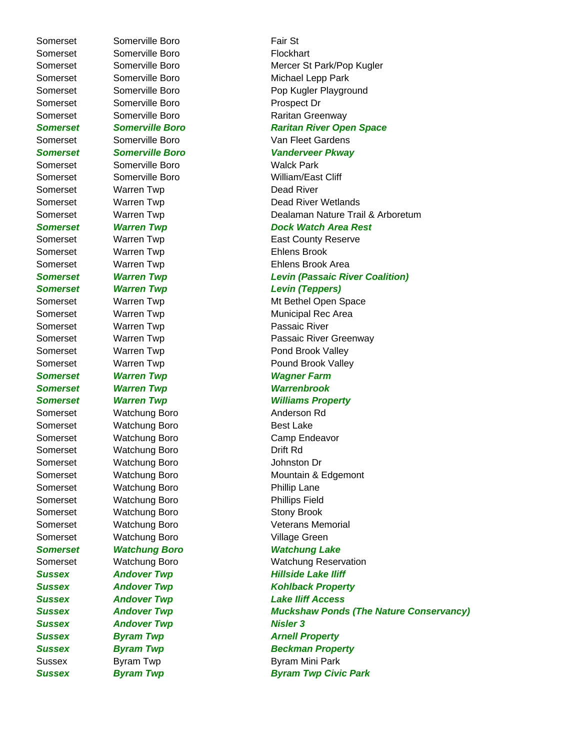| | | |
|---|---|---|
| Somerset | Somerville Boro | Fair St |
| Somerset | Somerville Boro | Flockhart |
| Somerset | Somerville Boro | Mercer St Park/Pop Kugler |
| Somerset | Somerville Boro | Michael Lepp Park |
| Somerset | Somerville Boro | Pop Kugler Playground |
| Somerset | Somerville Boro | Prospect Dr |
| Somerset | Somerville Boro | Raritan Greenway |
| ***Somerset*** | ***Somerville Boro*** | ***Raritan River Open Space*** |
| Somerset | Somerville Boro | Van Fleet Gardens |
| ***Somerset*** | ***Somerville Boro*** | ***Vanderveer Pkway*** |
| Somerset | Somerville Boro | Walck Park |
| Somerset | Somerville Boro | William/East Cliff |
| Somerset | Warren Twp | Dead River |
| Somerset | Warren Twp | Dead River Wetlands |
| Somerset | Warren Twp | Dealaman Nature Trail & Arboretum |
| ***Somerset*** | ***Warren Twp*** | ***Dock Watch Area Rest*** |
| Somerset | Warren Twp | East County Reserve |
| Somerset | Warren Twp | Ehlens Brook |
| Somerset | Warren Twp | Ehlens Brook Area |
| ***Somerset*** | ***Warren Twp*** | ***Levin (Passaic River Coalition)*** |
| ***Somerset*** | ***Warren Twp*** | ***Levin (Teppers)*** |
| Somerset | Warren Twp | Mt Bethel Open Space |
| Somerset | Warren Twp | Municipal Rec Area |
| Somerset | Warren Twp | Passaic River |
| Somerset | Warren Twp | Passaic River Greenway |
| Somerset | Warren Twp | Pond Brook Valley |
| Somerset | Warren Twp | Pound Brook Valley |
| ***Somerset*** | ***Warren Twp*** | ***Wagner Farm*** |
| ***Somerset*** | ***Warren Twp*** | ***Warrenbrook*** |
| ***Somerset*** | ***Warren Twp*** | ***Williams Property*** |
| Somerset | Watchung Boro | Anderson Rd |
| Somerset | Watchung Boro | Best Lake |
| Somerset | Watchung Boro | Camp Endeavor |
| Somerset | Watchung Boro | Drift Rd |
| Somerset | Watchung Boro | Johnston Dr |
| Somerset | Watchung Boro | Mountain & Edgemont |
| Somerset | Watchung Boro | Phillip Lane |
| Somerset | Watchung Boro | Phillips Field |
| Somerset | Watchung Boro | Stony Brook |
| Somerset | Watchung Boro | Veterans Memorial |
| Somerset | Watchung Boro | Village Green |
| ***Somerset*** | ***Watchung Boro*** | ***Watchung Lake*** |
| Somerset | Watchung Boro | Watchung Reservation |
| ***Sussex*** | ***Andover Twp*** | ***Hillside Lake Iliff*** |
| ***Sussex*** | ***Andover Twp*** | ***Kohlback Property*** |
| ***Sussex*** | ***Andover Twp*** | ***Lake Iliff Access*** |
| ***Sussex*** | ***Andover Twp*** | ***Muckshaw Ponds (The Nature Conservancy)*** |
| ***Sussex*** | ***Andover Twp*** | ***Nisler 3*** |
| ***Sussex*** | ***Byram Twp*** | ***Arnell Property*** |
| ***Sussex*** | ***Byram Twp*** | ***Beckman Property*** |
| Sussex | Byram Twp | Byram Mini Park |
| ***Sussex*** | ***Byram Twp*** | ***Byram Twp Civic Park*** |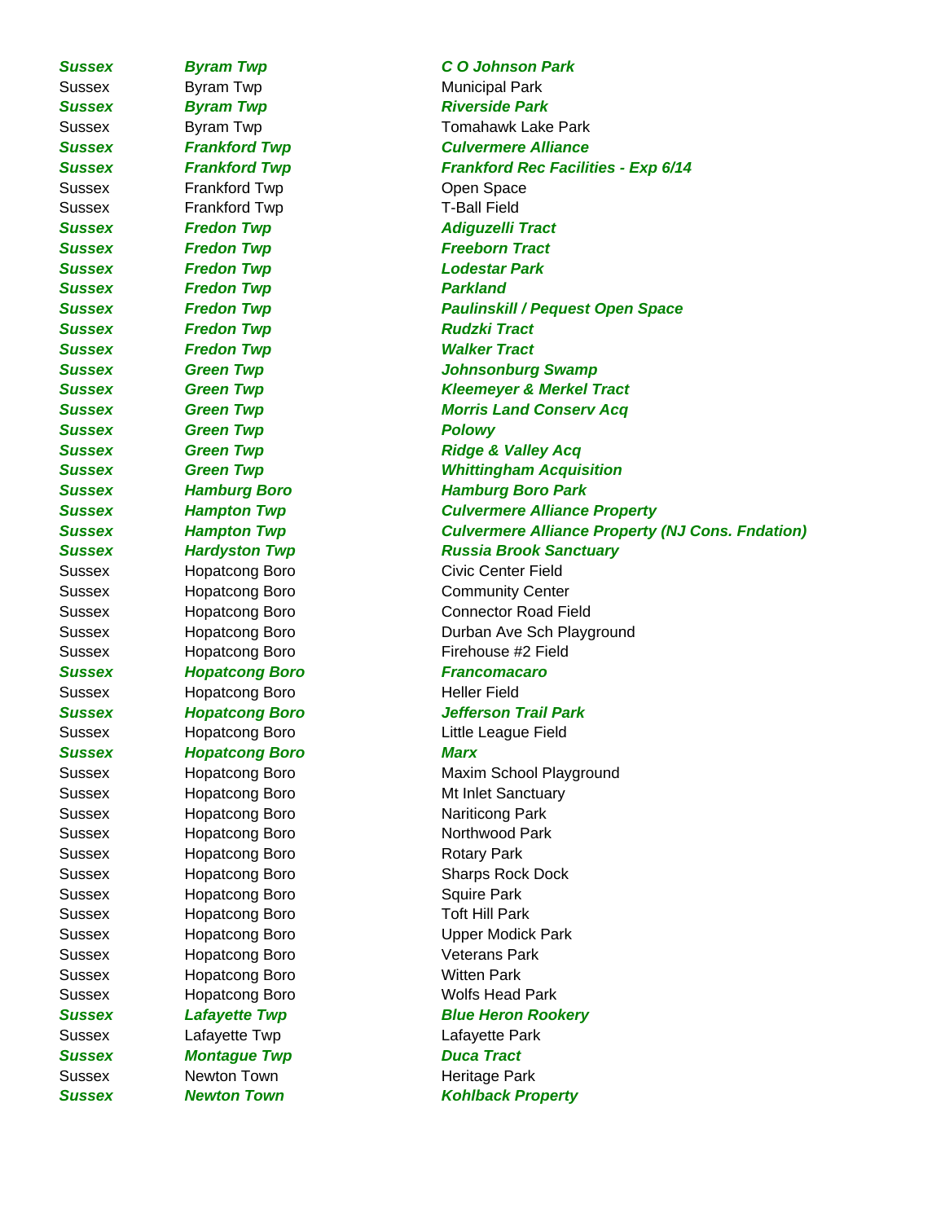| | | |
|---|---|---|
| ***Sussex*** | ***Byram Twp*** | ***C O Johnson Park*** |
| Sussex | Byram Twp | Municipal Park |
| ***Sussex*** | ***Byram Twp*** | ***Riverside Park*** |
| Sussex | Byram Twp | Tomahawk Lake Park |
| ***Sussex*** | ***Frankford Twp*** | ***Culvermere Alliance*** |
| ***Sussex*** | ***Frankford Twp*** | ***Frankford Rec Facilities - Exp 6/14*** |
| Sussex | Frankford Twp | Open Space |
| Sussex | Frankford Twp | T-Ball Field |
| ***Sussex*** | ***Fredon Twp*** | ***Adiguzelli Tract*** |
| ***Sussex*** | ***Fredon Twp*** | ***Freeborn Tract*** |
| ***Sussex*** | ***Fredon Twp*** | ***Lodestar Park*** |
| ***Sussex*** | ***Fredon Twp*** | ***Parkland*** |
| ***Sussex*** | ***Fredon Twp*** | ***Paulinskill / Pequest Open Space*** |
| ***Sussex*** | ***Fredon Twp*** | ***Rudzki Tract*** |
| ***Sussex*** | ***Fredon Twp*** | ***Walker Tract*** |
| ***Sussex*** | ***Green Twp*** | ***Johnsonburg Swamp*** |
| ***Sussex*** | ***Green Twp*** | ***Kleemeyer & Merkel Tract*** |
| ***Sussex*** | ***Green Twp*** | ***Morris Land Conserv Acq*** |
| ***Sussex*** | ***Green Twp*** | ***Polowy*** |
| ***Sussex*** | ***Green Twp*** | ***Ridge & Valley Acq*** |
| ***Sussex*** | ***Green Twp*** | ***Whittingham Acquisition*** |
| ***Sussex*** | ***Hamburg Boro*** | ***Hamburg Boro Park*** |
| ***Sussex*** | ***Hampton Twp*** | ***Culvermere Alliance Property*** |
| ***Sussex*** | ***Hampton Twp*** | ***Culvermere Alliance Property (NJ Cons. Fndation)*** |
| ***Sussex*** | ***Hardyston Twp*** | ***Russia Brook Sanctuary*** |
| Sussex | Hopatcong Boro | Civic Center Field |
| Sussex | Hopatcong Boro | Community Center |
| Sussex | Hopatcong Boro | Connector Road Field |
| Sussex | Hopatcong Boro | Durban Ave Sch Playground |
| Sussex | Hopatcong Boro | Firehouse #2 Field |
| ***Sussex*** | ***Hopatcong Boro*** | ***Francomacaro*** |
| Sussex | Hopatcong Boro | Heller Field |
| ***Sussex*** | ***Hopatcong Boro*** | ***Jefferson Trail Park*** |
| Sussex | Hopatcong Boro | Little League Field |
| ***Sussex*** | ***Hopatcong Boro*** | ***Marx*** |
| Sussex | Hopatcong Boro | Maxim School Playground |
| Sussex | Hopatcong Boro | Mt Inlet Sanctuary |
| Sussex | Hopatcong Boro | Nariticong Park |
| Sussex | Hopatcong Boro | Northwood Park |
| Sussex | Hopatcong Boro | Rotary Park |
| Sussex | Hopatcong Boro | Sharps Rock Dock |
| Sussex | Hopatcong Boro | Squire Park |
| Sussex | Hopatcong Boro | Toft Hill Park |
| Sussex | Hopatcong Boro | Upper Modick Park |
| Sussex | Hopatcong Boro | Veterans Park |
| Sussex | Hopatcong Boro | Witten Park |
| Sussex | Hopatcong Boro | Wolfs Head Park |
| ***Sussex*** | ***Lafayette Twp*** | ***Blue Heron Rookery*** |
| Sussex | Lafayette Twp | Lafayette Park |
| ***Sussex*** | ***Montague Twp*** | ***Duca Tract*** |
| Sussex | Newton Town | Heritage Park |
| ***Sussex*** | ***Newton Town*** | ***Kohlback Property*** |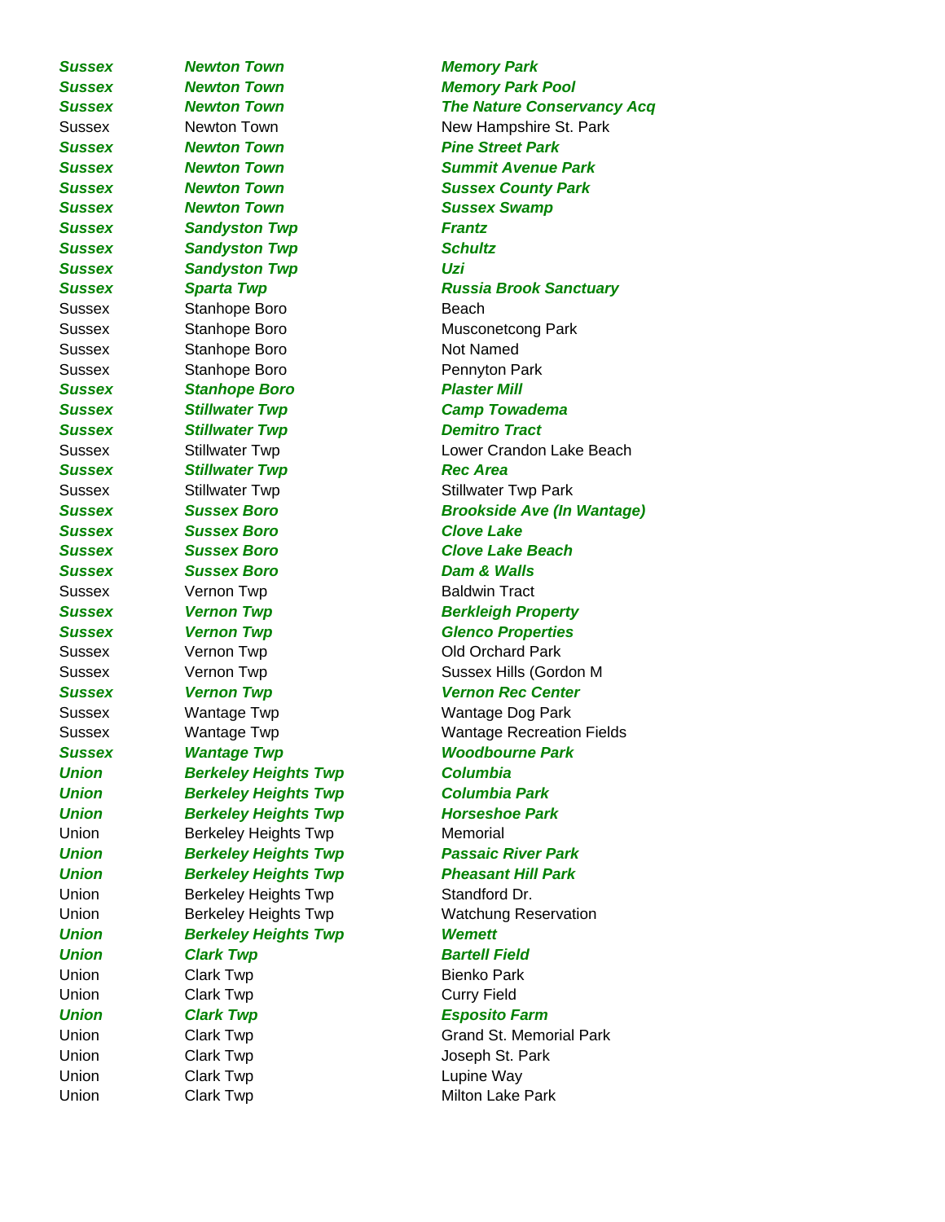| | | |
|---|---|---|
| ***Sussex*** | ***Newton Town*** | ***Memory Park*** |
| ***Sussex*** | ***Newton Town*** | ***Memory Park Pool*** |
| ***Sussex*** | ***Newton Town*** | ***The Nature Conservancy Acq*** |
| Sussex | Newton Town | New Hampshire St. Park |
| ***Sussex*** | ***Newton Town*** | ***Pine Street Park*** |
| ***Sussex*** | ***Newton Town*** | ***Summit Avenue Park*** |
| ***Sussex*** | ***Newton Town*** | ***Sussex County Park*** |
| ***Sussex*** | ***Newton Town*** | ***Sussex Swamp*** |
| ***Sussex*** | ***Sandyston Twp*** | ***Frantz*** |
| ***Sussex*** | ***Sandyston Twp*** | ***Schultz*** |
| ***Sussex*** | ***Sandyston Twp*** | ***Uzi*** |
| ***Sussex*** | ***Sparta Twp*** | ***Russia Brook Sanctuary*** |
| Sussex | Stanhope Boro | Beach |
| Sussex | Stanhope Boro | Musconetcong Park |
| Sussex | Stanhope Boro | Not Named |
| Sussex | Stanhope Boro | Pennyton Park |
| ***Sussex*** | ***Stanhope Boro*** | ***Plaster Mill*** |
| ***Sussex*** | ***Stillwater Twp*** | ***Camp Towadema*** |
| ***Sussex*** | ***Stillwater Twp*** | ***Demitro Tract*** |
| Sussex | Stillwater Twp | Lower Crandon Lake Beach |
| ***Sussex*** | ***Stillwater Twp*** | ***Rec Area*** |
| Sussex | Stillwater Twp | Stillwater Twp Park |
| ***Sussex*** | ***Sussex Boro*** | ***Brookside Ave (In Wantage)*** |
| ***Sussex*** | ***Sussex Boro*** | ***Clove Lake*** |
| ***Sussex*** | ***Sussex Boro*** | ***Clove Lake Beach*** |
| ***Sussex*** | ***Sussex Boro*** | ***Dam & Walls*** |
| Sussex | Vernon Twp | Baldwin Tract |
| ***Sussex*** | ***Vernon Twp*** | ***Berkleigh Property*** |
| ***Sussex*** | ***Vernon Twp*** | ***Glenco Properties*** |
| Sussex | Vernon Twp | Old Orchard Park |
| Sussex | Vernon Twp | Sussex Hills (Gordon M |
| ***Sussex*** | ***Vernon Twp*** | ***Vernon Rec Center*** |
| Sussex | Wantage Twp | Wantage Dog Park |
| Sussex | Wantage Twp | Wantage Recreation Fields |
| ***Sussex*** | ***Wantage Twp*** | ***Woodbourne Park*** |
| ***Union*** | ***Berkeley Heights Twp*** | ***Columbia*** |
| ***Union*** | ***Berkeley Heights Twp*** | ***Columbia Park*** |
| ***Union*** | ***Berkeley Heights Twp*** | ***Horseshoe Park*** |
| Union | Berkeley Heights Twp | Memorial |
| ***Union*** | ***Berkeley Heights Twp*** | ***Passaic River Park*** |
| ***Union*** | ***Berkeley Heights Twp*** | ***Pheasant Hill Park*** |
| Union | Berkeley Heights Twp | Standford Dr. |
| Union | Berkeley Heights Twp | Watchung Reservation |
| ***Union*** | ***Berkeley Heights Twp*** | ***Wemett*** |
| ***Union*** | ***Clark Twp*** | ***Bartell Field*** |
| Union | Clark Twp | Bienko Park |
| Union | Clark Twp | Curry Field |
| ***Union*** | ***Clark Twp*** | ***Esposito Farm*** |
| Union | Clark Twp | Grand St. Memorial Park |
| Union | Clark Twp | Joseph St. Park |
| Union | Clark Twp | Lupine Way |
| Union | Clark Twp | Milton Lake Park |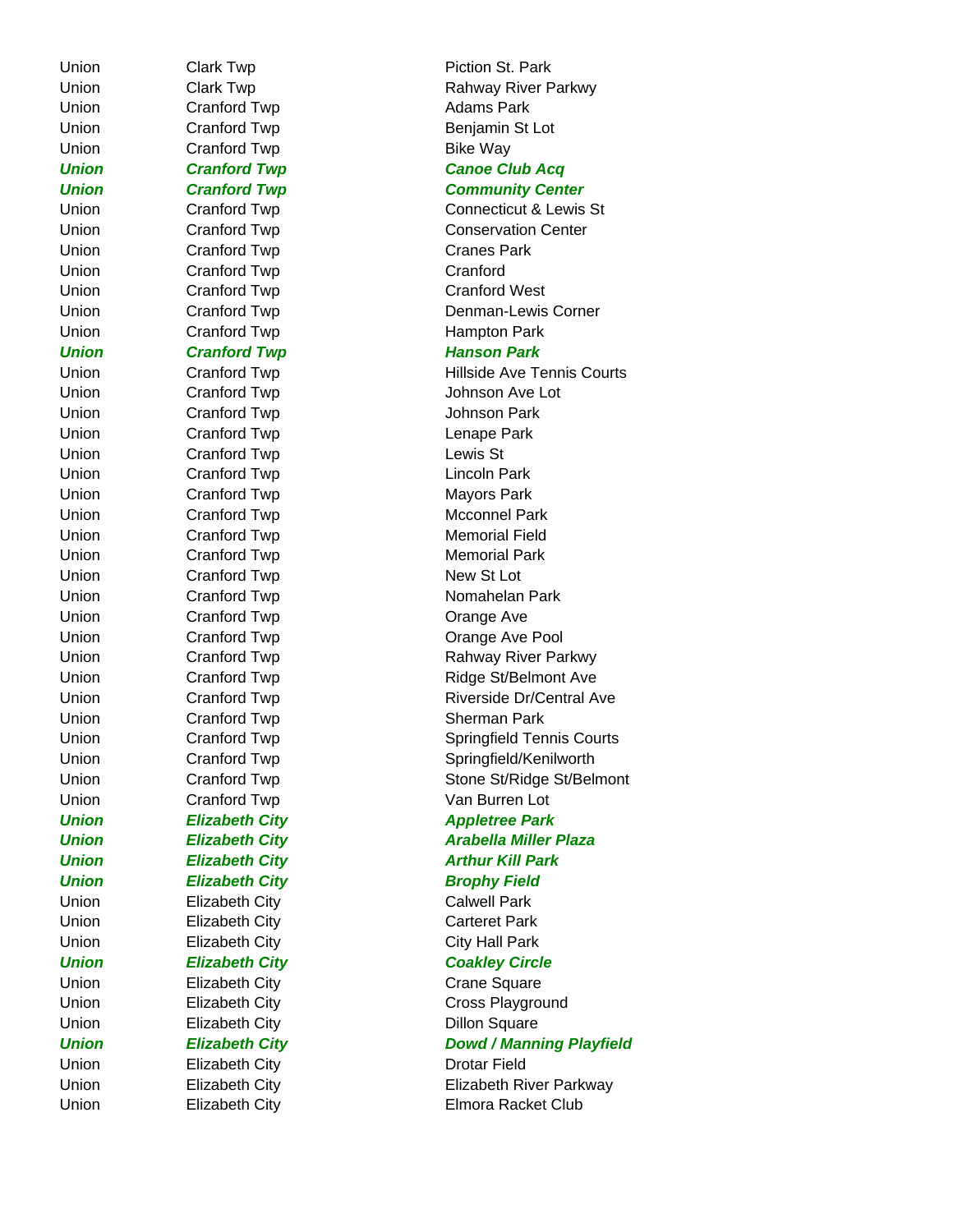| | | |
|---|---|---|
| Union | Clark Twp | Piction St. Park |
| Union | Clark Twp | Rahway River Parkwy |
| Union | Cranford Twp | Adams Park |
| Union | Cranford Twp | Benjamin St Lot |
| Union | Cranford Twp | Bike Way |
| ***Union*** | ***Cranford Twp*** | ***Canoe Club Acq*** |
| ***Union*** | ***Cranford Twp*** | ***Community Center*** |
| Union | Cranford Twp | Connecticut & Lewis St |
| Union | Cranford Twp | Conservation Center |
| Union | Cranford Twp | Cranes Park |
| Union | Cranford Twp | Cranford |
| Union | Cranford Twp | Cranford West |
| Union | Cranford Twp | Denman-Lewis Corner |
| Union | Cranford Twp | Hampton Park |
| ***Union*** | ***Cranford Twp*** | ***Hanson Park*** |
| Union | Cranford Twp | Hillside Ave Tennis Courts |
| Union | Cranford Twp | Johnson Ave Lot |
| Union | Cranford Twp | Johnson Park |
| Union | Cranford Twp | Lenape Park |
| Union | Cranford Twp | Lewis St |
| Union | Cranford Twp | Lincoln Park |
| Union | Cranford Twp | Mayors Park |
| Union | Cranford Twp | Mcconnel Park |
| Union | Cranford Twp | Memorial Field |
| Union | Cranford Twp | Memorial Park |
| Union | Cranford Twp | New St Lot |
| Union | Cranford Twp | Nomahelan Park |
| Union | Cranford Twp | Orange Ave |
| Union | Cranford Twp | Orange Ave Pool |
| Union | Cranford Twp | Rahway River Parkwy |
| Union | Cranford Twp | Ridge St/Belmont Ave |
| Union | Cranford Twp | Riverside Dr/Central Ave |
| Union | Cranford Twp | Sherman Park |
| Union | Cranford Twp | Springfield Tennis Courts |
| Union | Cranford Twp | Springfield/Kenilworth |
| Union | Cranford Twp | Stone St/Ridge St/Belmont |
| Union | Cranford Twp | Van Burren Lot |
| ***Union*** | ***Elizabeth City*** | ***Appletree Park*** |
| ***Union*** | ***Elizabeth City*** | ***Arabella Miller Plaza*** |
| ***Union*** | ***Elizabeth City*** | ***Arthur Kill Park*** |
| ***Union*** | ***Elizabeth City*** | ***Brophy Field*** |
| Union | Elizabeth City | Calwell Park |
| Union | Elizabeth City | Carteret Park |
| Union | Elizabeth City | City Hall Park |
| ***Union*** | ***Elizabeth City*** | ***Coakley Circle*** |
| Union | Elizabeth City | Crane Square |
| Union | Elizabeth City | Cross Playground |
| Union | Elizabeth City | Dillon Square |
| ***Union*** | ***Elizabeth City*** | ***Dowd / Manning Playfield*** |
| Union | Elizabeth City | Drotar Field |
| Union | Elizabeth City | Elizabeth River Parkway |
| Union | Elizabeth City | Elmora Racket Club |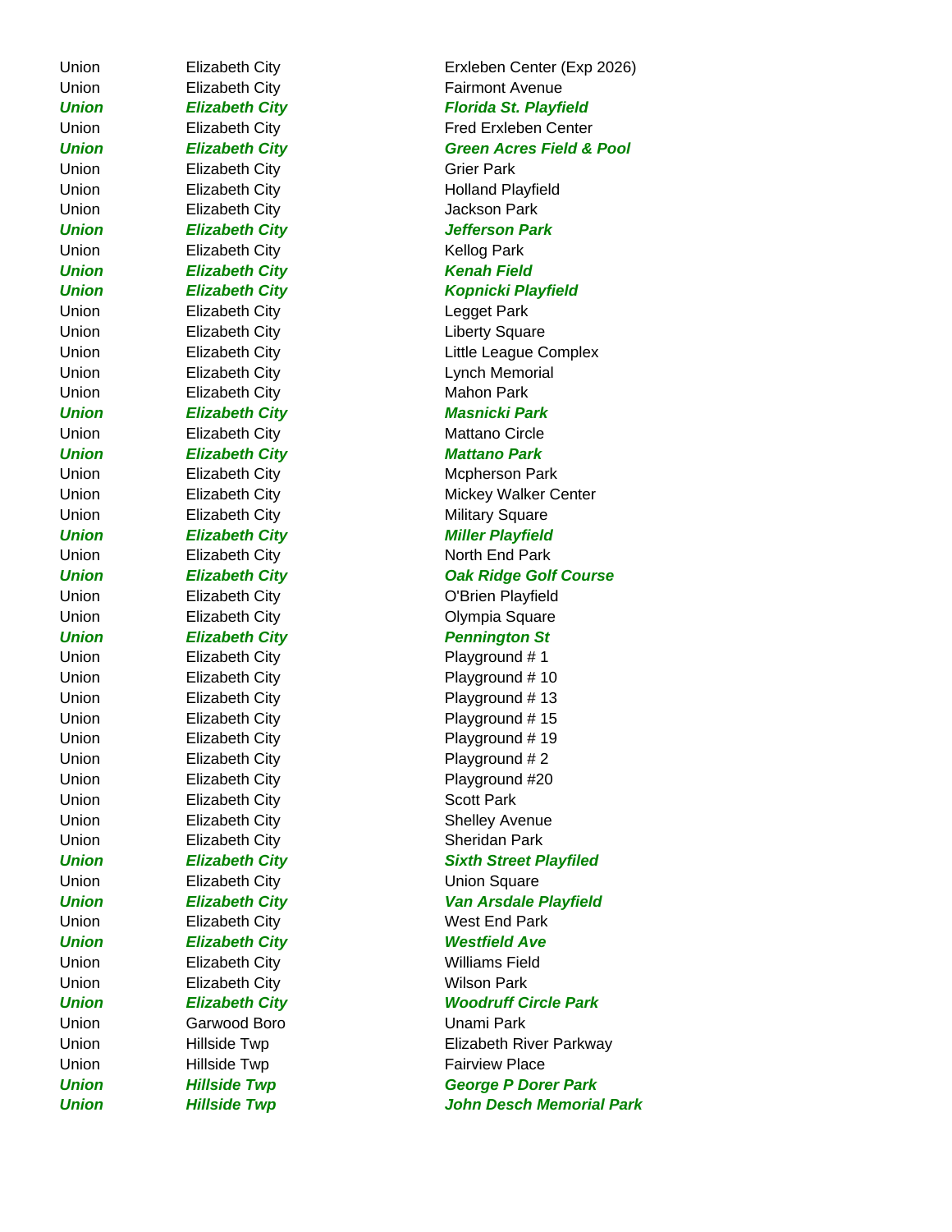| | | |
|---|---|---|
| Union | Elizabeth City | Erxleben Center (Exp 2026) |
| Union | Elizabeth City | Fairmont Avenue |
| ***Union*** | ***Elizabeth City*** | ***Florida St. Playfield*** |
| Union | Elizabeth City | Fred Erxleben Center |
| ***Union*** | ***Elizabeth City*** | ***Green Acres Field & Pool*** |
| Union | Elizabeth City | Grier Park |
| Union | Elizabeth City | Holland Playfield |
| Union | Elizabeth City | Jackson Park |
| ***Union*** | ***Elizabeth City*** | ***Jefferson Park*** |
| Union | Elizabeth City | Kellog Park |
| ***Union*** | ***Elizabeth City*** | ***Kenah Field*** |
| ***Union*** | ***Elizabeth City*** | ***Kopnicki Playfield*** |
| Union | Elizabeth City | Legget Park |
| Union | Elizabeth City | Liberty Square |
| Union | Elizabeth City | Little League Complex |
| Union | Elizabeth City | Lynch Memorial |
| Union | Elizabeth City | Mahon Park |
| ***Union*** | ***Elizabeth City*** | ***Masnicki Park*** |
| Union | Elizabeth City | Mattano Circle |
| ***Union*** | ***Elizabeth City*** | ***Mattano Park*** |
| Union | Elizabeth City | Mcpherson Park |
| Union | Elizabeth City | Mickey Walker Center |
| Union | Elizabeth City | Military Square |
| ***Union*** | ***Elizabeth City*** | ***Miller Playfield*** |
| Union | Elizabeth City | North End Park |
| ***Union*** | ***Elizabeth City*** | ***Oak Ridge Golf Course*** |
| Union | Elizabeth City | O'Brien Playfield |
| Union | Elizabeth City | Olympia Square |
| ***Union*** | ***Elizabeth City*** | ***Pennington St*** |
| Union | Elizabeth City | Playground # 1 |
| Union | Elizabeth City | Playground # 10 |
| Union | Elizabeth City | Playground # 13 |
| Union | Elizabeth City | Playground # 15 |
| Union | Elizabeth City | Playground # 19 |
| Union | Elizabeth City | Playground # 2 |
| Union | Elizabeth City | Playground #20 |
| Union | Elizabeth City | Scott Park |
| Union | Elizabeth City | Shelley Avenue |
| Union | Elizabeth City | Sheridan Park |
| ***Union*** | ***Elizabeth City*** | ***Sixth Street Playfiled*** |
| Union | Elizabeth City | Union Square |
| ***Union*** | ***Elizabeth City*** | ***Van Arsdale Playfield*** |
| Union | Elizabeth City | West End Park |
| ***Union*** | ***Elizabeth City*** | ***Westfield Ave*** |
| Union | Elizabeth City | Williams Field |
| Union | Elizabeth City | Wilson Park |
| ***Union*** | ***Elizabeth City*** | ***Woodruff Circle Park*** |
| Union | Garwood Boro | Unami Park |
| Union | Hillside Twp | Elizabeth River Parkway |
| Union | Hillside Twp | Fairview Place |
| ***Union*** | ***Hillside Twp*** | ***George P Dorer Park*** |
| ***Union*** | ***Hillside Twp*** | ***John Desch Memorial Park*** |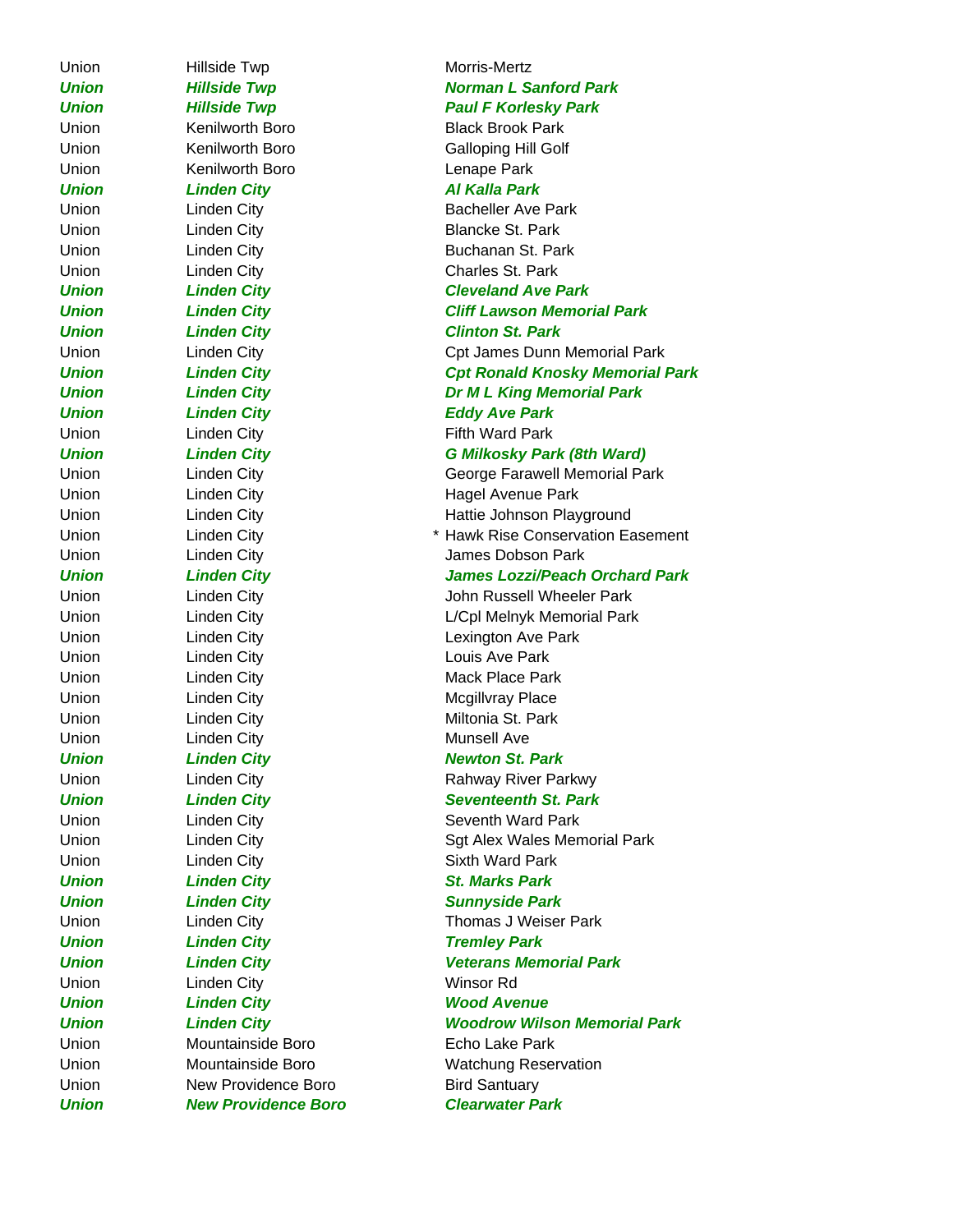| | | |
|---|---|---|
| Union | Hillside Twp | Morris-Mertz |
| ***Union*** | ***Hillside Twp*** | ***Norman L Sanford Park*** |
| ***Union*** | ***Hillside Twp*** | ***Paul F Korlesky Park*** |
| Union | Kenilworth Boro | Black Brook Park |
| Union | Kenilworth Boro | Galloping Hill Golf |
| Union | Kenilworth Boro | Lenape Park |
| ***Union*** | ***Linden City*** | ***Al Kalla Park*** |
| Union | Linden City | Bacheller Ave Park |
| Union | Linden City | Blancke St. Park |
| Union | Linden City | Buchanan St. Park |
| Union | Linden City | Charles St. Park |
| ***Union*** | ***Linden City*** | ***Cleveland Ave Park*** |
| ***Union*** | ***Linden City*** | ***Cliff Lawson Memorial Park*** |
| ***Union*** | ***Linden City*** | ***Clinton St. Park*** |
| Union | Linden City | Cpt James Dunn Memorial Park |
| ***Union*** | ***Linden City*** | ***Cpt Ronald Knosky Memorial Park*** |
| ***Union*** | ***Linden City*** | ***Dr M L King Memorial Park*** |
| ***Union*** | ***Linden City*** | ***Eddy Ave Park*** |
| Union | Linden City | Fifth Ward Park |
| ***Union*** | ***Linden City*** | ***G Milkosky Park (8th Ward)*** |
| Union | Linden City | George Farawell Memorial Park |
| Union | Linden City | Hagel Avenue Park |
| Union | Linden City | Hattie Johnson Playground |
| Union | Linden City | * Hawk Rise Conservation Easement |
| Union | Linden City | James Dobson Park |
| ***Union*** | ***Linden City*** | ***James Lozzi/Peach Orchard Park*** |
| Union | Linden City | John Russell Wheeler Park |
| Union | Linden City | L/Cpl Melnyk Memorial Park |
| Union | Linden City | Lexington Ave Park |
| Union | Linden City | Louis Ave Park |
| Union | Linden City | Mack Place Park |
| Union | Linden City | Mcgillvray Place |
| Union | Linden City | Miltonia St. Park |
| Union | Linden City | Munsell Ave |
| ***Union*** | ***Linden City*** | ***Newton St. Park*** |
| Union | Linden City | Rahway River Parkwy |
| ***Union*** | ***Linden City*** | ***Seventeenth St. Park*** |
| Union | Linden City | Seventh Ward Park |
| Union | Linden City | Sgt Alex Wales Memorial Park |
| Union | Linden City | Sixth Ward Park |
| ***Union*** | ***Linden City*** | ***St. Marks Park*** |
| ***Union*** | ***Linden City*** | ***Sunnyside Park*** |
| Union | Linden City | Thomas J Weiser Park |
| ***Union*** | ***Linden City*** | ***Tremley Park*** |
| ***Union*** | ***Linden City*** | ***Veterans Memorial Park*** |
| Union | Linden City | Winsor Rd |
| ***Union*** | ***Linden City*** | ***Wood Avenue*** |
| ***Union*** | ***Linden City*** | ***Woodrow Wilson Memorial Park*** |
| Union | Mountainside Boro | Echo Lake Park |
| Union | Mountainside Boro | Watchung Reservation |
| Union | New Providence Boro | Bird Santuary |
| ***Union*** | ***New Providence Boro*** | ***Clearwater Park*** |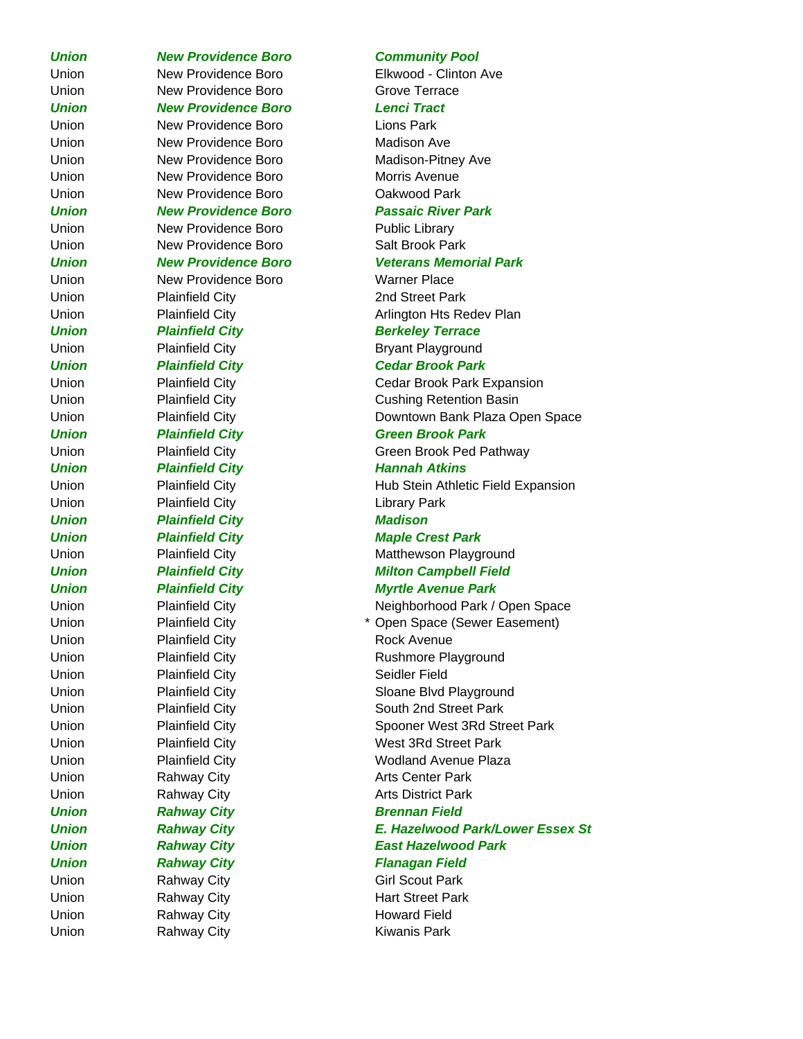| | | |
|---|---|---|
| ***Union*** | ***New Providence Boro*** | ***Community Pool*** |
| Union | New Providence Boro | Elkwood - Clinton Ave |
| Union | New Providence Boro | Grove Terrace |
| ***Union*** | ***New Providence Boro*** | ***Lenci Tract*** |
| Union | New Providence Boro | Lions Park |
| Union | New Providence Boro | Madison Ave |
| Union | New Providence Boro | Madison-Pitney Ave |
| Union | New Providence Boro | Morris Avenue |
| Union | New Providence Boro | Oakwood Park |
| ***Union*** | ***New Providence Boro*** | ***Passaic River Park*** |
| Union | New Providence Boro | Public Library |
| Union | New Providence Boro | Salt Brook Park |
| ***Union*** | ***New Providence Boro*** | ***Veterans Memorial Park*** |
| Union | New Providence Boro | Warner Place |
| Union | Plainfield City | 2nd Street Park |
| Union | Plainfield City | Arlington Hts Redev Plan |
| ***Union*** | ***Plainfield City*** | ***Berkeley Terrace*** |
| Union | Plainfield City | Bryant Playground |
| ***Union*** | ***Plainfield City*** | ***Cedar Brook Park*** |
| Union | Plainfield City | Cedar Brook Park Expansion |
| Union | Plainfield City | Cushing Retention Basin |
| Union | Plainfield City | Downtown Bank Plaza Open Space |
| ***Union*** | ***Plainfield City*** | ***Green Brook Park*** |
| Union | Plainfield City | Green Brook Ped Pathway |
| ***Union*** | ***Plainfield City*** | ***Hannah Atkins*** |
| Union | Plainfield City | Hub Stein Athletic Field Expansion |
| Union | Plainfield City | Library Park |
| ***Union*** | ***Plainfield City*** | ***Madison*** |
| ***Union*** | ***Plainfield City*** | ***Maple Crest Park*** |
| Union | Plainfield City | Matthewson Playground |
| ***Union*** | ***Plainfield City*** | ***Milton Campbell Field*** |
| ***Union*** | ***Plainfield City*** | ***Myrtle Avenue Park*** |
| Union | Plainfield City | Neighborhood Park / Open Space |
| Union | Plainfield City | * Open Space (Sewer Easement) |
| Union | Plainfield City | Rock Avenue |
| Union | Plainfield City | Rushmore Playground |
| Union | Plainfield City | Seidler Field |
| Union | Plainfield City | Sloane Blvd Playground |
| Union | Plainfield City | South 2nd Street Park |
| Union | Plainfield City | Spooner West 3Rd Street Park |
| Union | Plainfield City | West 3Rd Street Park |
| Union | Plainfield City | Wodland Avenue Plaza |
| Union | Rahway City | Arts Center Park |
| Union | Rahway City | Arts District Park |
| ***Union*** | ***Rahway City*** | ***Brennan Field*** |
| ***Union*** | ***Rahway City*** | ***E. Hazelwood Park/Lower Essex St*** |
| ***Union*** | ***Rahway City*** | ***East Hazelwood Park*** |
| ***Union*** | ***Rahway City*** | ***Flanagan Field*** |
| Union | Rahway City | Girl Scout Park |
| Union | Rahway City | Hart Street Park |
| Union | Rahway City | Howard Field |
| Union | Rahway City | Kiwanis Park |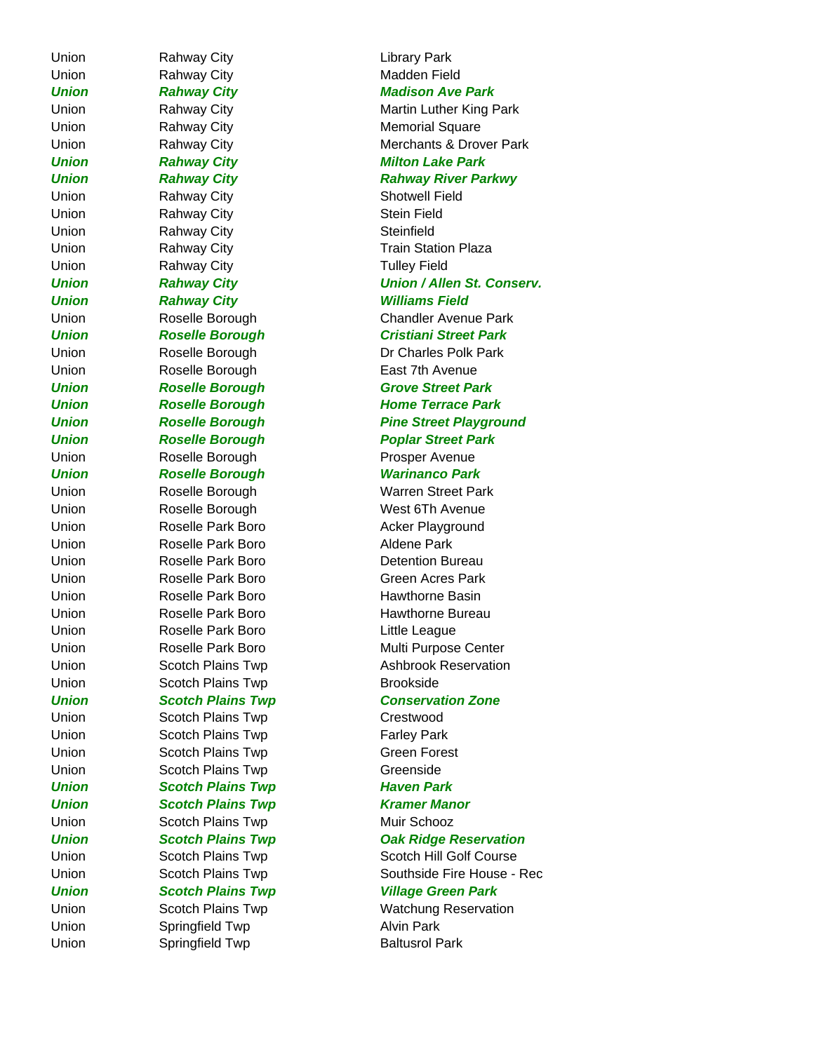| | | |
|---|---|---|
| Union | Rahway City | Library Park |
| Union | Rahway City | Madden Field |
| ***Union*** | ***Rahway City*** | ***Madison Ave Park*** |
| Union | Rahway City | Martin Luther King Park |
| Union | Rahway City | Memorial Square |
| Union | Rahway City | Merchants & Drover Park |
| ***Union*** | ***Rahway City*** | ***Milton Lake Park*** |
| ***Union*** | ***Rahway City*** | ***Rahway River Parkwy*** |
| Union | Rahway City | Shotwell Field |
| Union | Rahway City | Stein Field |
| Union | Rahway City | Steinfield |
| Union | Rahway City | Train Station Plaza |
| Union | Rahway City | Tulley Field |
| ***Union*** | ***Rahway City*** | ***Union / Allen St. Conserv.*** |
| ***Union*** | ***Rahway City*** | ***Williams Field*** |
| Union | Roselle Borough | Chandler Avenue Park |
| ***Union*** | ***Roselle Borough*** | ***Cristiani Street Park*** |
| Union | Roselle Borough | Dr Charles Polk Park |
| Union | Roselle Borough | East 7th Avenue |
| ***Union*** | ***Roselle Borough*** | ***Grove Street Park*** |
| ***Union*** | ***Roselle Borough*** | ***Home Terrace Park*** |
| ***Union*** | ***Roselle Borough*** | ***Pine Street Playground*** |
| ***Union*** | ***Roselle Borough*** | ***Poplar Street Park*** |
| Union | Roselle Borough | Prosper Avenue |
| ***Union*** | ***Roselle Borough*** | ***Warinanco Park*** |
| Union | Roselle Borough | Warren Street Park |
| Union | Roselle Borough | West 6Th Avenue |
| Union | Roselle Park Boro | Acker Playground |
| Union | Roselle Park Boro | Aldene Park |
| Union | Roselle Park Boro | Detention Bureau |
| Union | Roselle Park Boro | Green Acres Park |
| Union | Roselle Park Boro | Hawthorne Basin |
| Union | Roselle Park Boro | Hawthorne Bureau |
| Union | Roselle Park Boro | Little League |
| Union | Roselle Park Boro | Multi Purpose Center |
| Union | Scotch Plains Twp | Ashbrook Reservation |
| Union | Scotch Plains Twp | Brookside |
| ***Union*** | ***Scotch Plains Twp*** | ***Conservation Zone*** |
| Union | Scotch Plains Twp | Crestwood |
| Union | Scotch Plains Twp | Farley Park |
| Union | Scotch Plains Twp | Green Forest |
| Union | Scotch Plains Twp | Greenside |
| ***Union*** | ***Scotch Plains Twp*** | ***Haven Park*** |
| ***Union*** | ***Scotch Plains Twp*** | ***Kramer Manor*** |
| Union | Scotch Plains Twp | Muir Schooz |
| ***Union*** | ***Scotch Plains Twp*** | ***Oak Ridge Reservation*** |
| Union | Scotch Plains Twp | Scotch Hill Golf Course |
| Union | Scotch Plains Twp | Southside Fire House - Rec |
| ***Union*** | ***Scotch Plains Twp*** | ***Village Green Park*** |
| Union | Scotch Plains Twp | Watchung Reservation |
| Union | Springfield Twp | Alvin Park |
| Union | Springfield Twp | Baltusrol Park |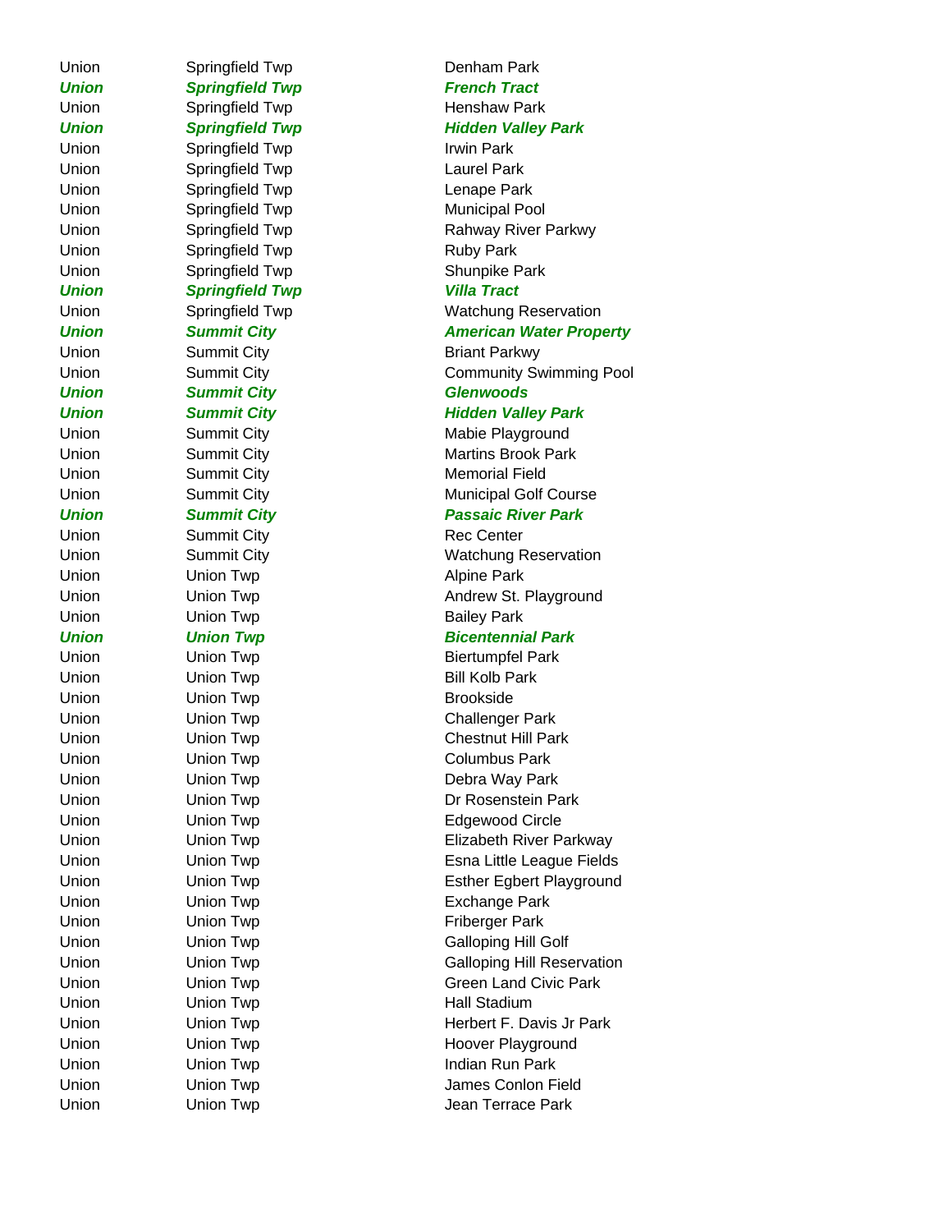| | | |
|---|---|---|
| Union | Springfield Twp | Denham Park |
| ***Union*** | ***Springfield Twp*** | ***French Tract*** |
| Union | Springfield Twp | Henshaw Park |
| ***Union*** | ***Springfield Twp*** | ***Hidden Valley Park*** |
| Union | Springfield Twp | Irwin Park |
| Union | Springfield Twp | Laurel Park |
| Union | Springfield Twp | Lenape Park |
| Union | Springfield Twp | Municipal Pool |
| Union | Springfield Twp | Rahway River Parkwy |
| Union | Springfield Twp | Ruby Park |
| Union | Springfield Twp | Shunpike Park |
| ***Union*** | ***Springfield Twp*** | ***Villa Tract*** |
| Union | Springfield Twp | Watchung Reservation |
| ***Union*** | ***Summit City*** | ***American Water Property*** |
| Union | Summit City | Briant Parkwy |
| Union | Summit City | Community Swimming Pool |
| ***Union*** | ***Summit City*** | ***Glenwoods*** |
| ***Union*** | ***Summit City*** | ***Hidden Valley Park*** |
| Union | Summit City | Mabie Playground |
| Union | Summit City | Martins Brook Park |
| Union | Summit City | Memorial Field |
| Union | Summit City | Municipal Golf Course |
| ***Union*** | ***Summit City*** | ***Passaic River Park*** |
| Union | Summit City | Rec Center |
| Union | Summit City | Watchung Reservation |
| Union | Union Twp | Alpine Park |
| Union | Union Twp | Andrew St. Playground |
| Union | Union Twp | Bailey Park |
| ***Union*** | ***Union Twp*** | ***Bicentennial Park*** |
| Union | Union Twp | Biertumpfel Park |
| Union | Union Twp | Bill Kolb Park |
| Union | Union Twp | Brookside |
| Union | Union Twp | Challenger Park |
| Union | Union Twp | Chestnut Hill Park |
| Union | Union Twp | Columbus Park |
| Union | Union Twp | Debra Way Park |
| Union | Union Twp | Dr Rosenstein Park |
| Union | Union Twp | Edgewood Circle |
| Union | Union Twp | Elizabeth River Parkway |
| Union | Union Twp | Esna Little League Fields |
| Union | Union Twp | Esther Egbert Playground |
| Union | Union Twp | Exchange Park |
| Union | Union Twp | Friberger Park |
| Union | Union Twp | Galloping Hill Golf |
| Union | Union Twp | Galloping Hill Reservation |
| Union | Union Twp | Green Land Civic Park |
| Union | Union Twp | Hall Stadium |
| Union | Union Twp | Herbert F. Davis Jr Park |
| Union | Union Twp | Hoover Playground |
| Union | Union Twp | Indian Run Park |
| Union | Union Twp | James Conlon Field |
| Union | Union Twp | Jean Terrace Park |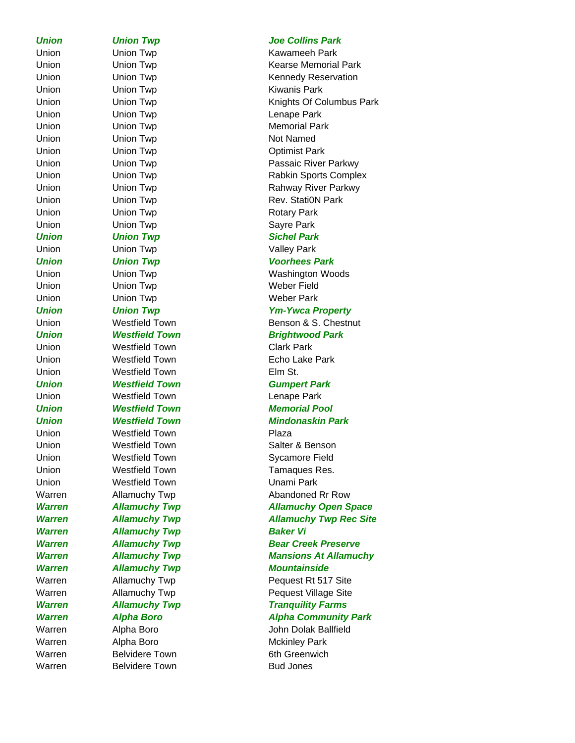| | | |
|---|---|---|
| ***Union*** | ***Union Twp*** | ***Joe Collins Park*** |
| Union | Union Twp | Kawameeh Park |
| Union | Union Twp | Kearse Memorial Park |
| Union | Union Twp | Kennedy Reservation |
| Union | Union Twp | Kiwanis Park |
| Union | Union Twp | Knights Of Columbus Park |
| Union | Union Twp | Lenape Park |
| Union | Union Twp | Memorial Park |
| Union | Union Twp | Not Named |
| Union | Union Twp | Optimist Park |
| Union | Union Twp | Passaic River Parkwy |
| Union | Union Twp | Rabkin Sports Complex |
| Union | Union Twp | Rahway River Parkwy |
| Union | Union Twp | Rev. Stati0N Park |
| Union | Union Twp | Rotary Park |
| Union | Union Twp | Sayre Park |
| ***Union*** | ***Union Twp*** | ***Sichel Park*** |
| Union | Union Twp | Valley Park |
| ***Union*** | ***Union Twp*** | ***Voorhees Park*** |
| Union | Union Twp | Washington Woods |
| Union | Union Twp | Weber Field |
| Union | Union Twp | Weber Park |
| ***Union*** | ***Union Twp*** | ***Ym-Ywca Property*** |
| Union | Westfield Town | Benson & S. Chestnut |
| ***Union*** | ***Westfield Town*** | ***Brightwood Park*** |
| Union | Westfield Town | Clark Park |
| Union | Westfield Town | Echo Lake Park |
| Union | Westfield Town | Elm St. |
| ***Union*** | ***Westfield Town*** | ***Gumpert Park*** |
| Union | Westfield Town | Lenape Park |
| ***Union*** | ***Westfield Town*** | ***Memorial Pool*** |
| ***Union*** | ***Westfield Town*** | ***Mindonaskin Park*** |
| Union | Westfield Town | Plaza |
| Union | Westfield Town | Salter & Benson |
| Union | Westfield Town | Sycamore Field |
| Union | Westfield Town | Tamaques Res. |
| Union | Westfield Town | Unami Park |
| Warren | Allamuchy Twp | Abandoned Rr Row |
| ***Warren*** | ***Allamuchy Twp*** | ***Allamuchy Open Space*** |
| ***Warren*** | ***Allamuchy Twp*** | ***Allamuchy Twp Rec Site*** |
| ***Warren*** | ***Allamuchy Twp*** | ***Baker Vi*** |
| ***Warren*** | ***Allamuchy Twp*** | ***Bear Creek Preserve*** |
| ***Warren*** | ***Allamuchy Twp*** | ***Mansions At Allamuchy*** |
| ***Warren*** | ***Allamuchy Twp*** | ***Mountainside*** |
| Warren | Allamuchy Twp | Pequest Rt 517 Site |
| Warren | Allamuchy Twp | Pequest Village Site |
| ***Warren*** | ***Allamuchy Twp*** | ***Tranquility Farms*** |
| ***Warren*** | ***Alpha Boro*** | ***Alpha Community Park*** |
| Warren | Alpha Boro | John Dolak Ballfield |
| Warren | Alpha Boro | Mckinley Park |
| Warren | Belvidere Town | 6th Greenwich |
| Warren | Belvidere Town | Bud Jones |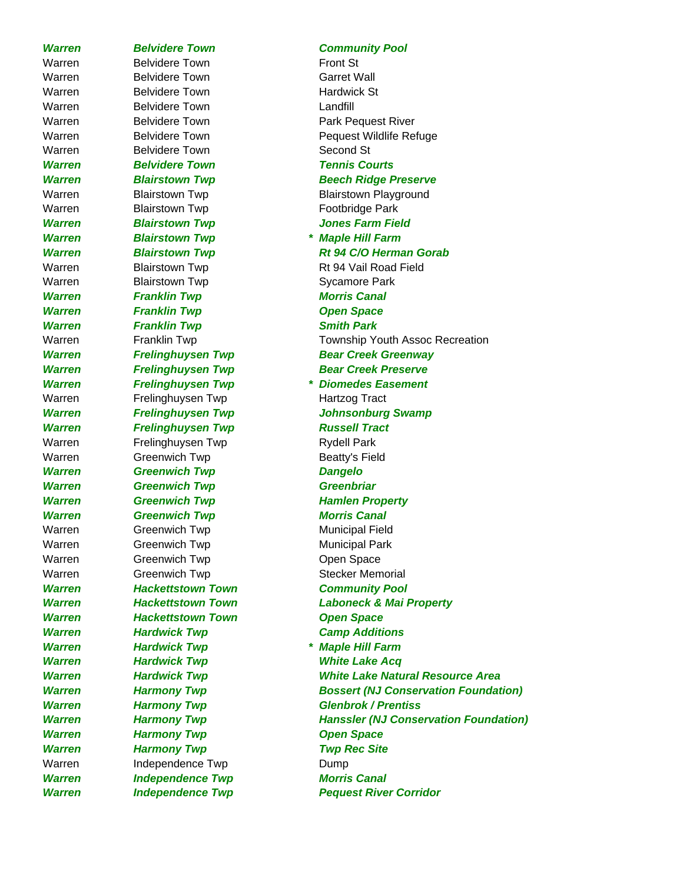| | | | |
|---|---|---|---|
| ***Warren*** | ***Belvidere Town*** | | ***Community Pool*** |
| Warren | Belvidere Town | | Front St |
| Warren | Belvidere Town | | Garret Wall |
| Warren | Belvidere Town | | Hardwick St |
| Warren | Belvidere Town | | Landfill |
| Warren | Belvidere Town | | Park Pequest River |
| Warren | Belvidere Town | | Pequest Wildlife Refuge |
| Warren | Belvidere Town | | Second St |
| ***Warren*** | ***Belvidere Town*** | | ***Tennis Courts*** |
| ***Warren*** | ***Blairstown Twp*** | | ***Beech Ridge Preserve*** |
| Warren | Blairstown Twp | | Blairstown Playground |
| Warren | Blairstown Twp | | Footbridge Park |
| ***Warren*** | ***Blairstown Twp*** | | ***Jones Farm Field*** |
| ***Warren*** | ***Blairstown Twp*** | * | ***Maple Hill Farm*** |
| ***Warren*** | ***Blairstown Twp*** | | ***Rt 94 C/O Herman Gorab*** |
| Warren | Blairstown Twp | | Rt 94 Vail Road Field |
| Warren | Blairstown Twp | | Sycamore Park |
| ***Warren*** | ***Franklin Twp*** | | ***Morris Canal*** |
| ***Warren*** | ***Franklin Twp*** | | ***Open Space*** |
| ***Warren*** | ***Franklin Twp*** | | ***Smith Park*** |
| Warren | Franklin Twp | | Township Youth Assoc Recreation |
| ***Warren*** | ***Frelinghuysen Twp*** | | ***Bear Creek Greenway*** |
| ***Warren*** | ***Frelinghuysen Twp*** | | ***Bear Creek Preserve*** |
| ***Warren*** | ***Frelinghuysen Twp*** | * | ***Diomedes Easement*** |
| Warren | Frelinghuysen Twp | | Hartzog Tract |
| ***Warren*** | ***Frelinghuysen Twp*** | | ***Johnsonburg Swamp*** |
| ***Warren*** | ***Frelinghuysen Twp*** | | ***Russell Tract*** |
| Warren | Frelinghuysen Twp | | Rydell Park |
| Warren | Greenwich Twp | | Beatty's Field |
| ***Warren*** | ***Greenwich Twp*** | | ***Dangelo*** |
| ***Warren*** | ***Greenwich Twp*** | | ***Greenbriar*** |
| ***Warren*** | ***Greenwich Twp*** | | ***Hamlen Property*** |
| ***Warren*** | ***Greenwich Twp*** | | ***Morris Canal*** |
| Warren | Greenwich Twp | | Municipal Field |
| Warren | Greenwich Twp | | Municipal Park |
| Warren | Greenwich Twp | | Open Space |
| Warren | Greenwich Twp | | Stecker Memorial |
| ***Warren*** | ***Hackettstown Town*** | | ***Community Pool*** |
| ***Warren*** | ***Hackettstown Town*** | | ***Laboneck & Mai Property*** |
| ***Warren*** | ***Hackettstown Town*** | | ***Open Space*** |
| ***Warren*** | ***Hardwick Twp*** | | ***Camp Additions*** |
| ***Warren*** | ***Hardwick Twp*** | * | ***Maple Hill Farm*** |
| ***Warren*** | ***Hardwick Twp*** | | ***White Lake Acq*** |
| ***Warren*** | ***Hardwick Twp*** | | ***White Lake Natural Resource Area*** |
| ***Warren*** | ***Harmony Twp*** | | ***Bossert (NJ Conservation Foundation)*** |
| ***Warren*** | ***Harmony Twp*** | | ***Glenbrok / Prentiss*** |
| ***Warren*** | ***Harmony Twp*** | | ***Hanssler (NJ Conservation Foundation)*** |
| ***Warren*** | ***Harmony Twp*** | | ***Open Space*** |
| ***Warren*** | ***Harmony Twp*** | | ***Twp Rec Site*** |
| Warren | Independence Twp | | Dump |
| ***Warren*** | ***Independence Twp*** | | ***Morris Canal*** |
| ***Warren*** | ***Independence Twp*** | | ***Pequest River Corridor*** |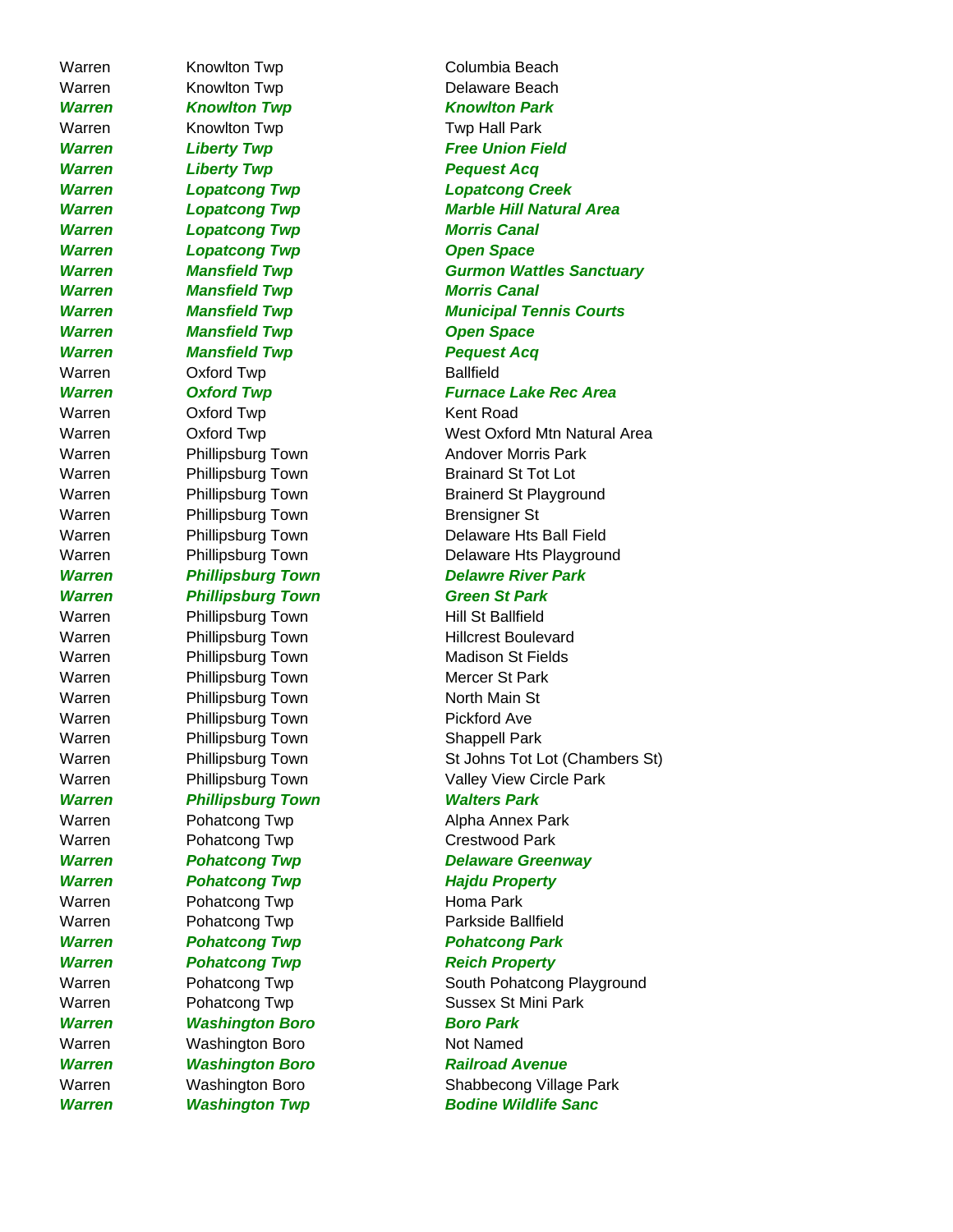| | | |
|---|---|---|
| Warren | Knowlton Twp | Columbia Beach |
| Warren | Knowlton Twp | Delaware Beach |
| ***Warren*** | ***Knowlton Twp*** | ***Knowlton Park*** |
| Warren | Knowlton Twp | Twp Hall Park |
| ***Warren*** | ***Liberty Twp*** | ***Free Union Field*** |
| ***Warren*** | ***Liberty Twp*** | ***Pequest Acq*** |
| ***Warren*** | ***Lopatcong Twp*** | ***Lopatcong Creek*** |
| ***Warren*** | ***Lopatcong Twp*** | ***Marble Hill Natural Area*** |
| ***Warren*** | ***Lopatcong Twp*** | ***Morris Canal*** |
| ***Warren*** | ***Lopatcong Twp*** | ***Open Space*** |
| ***Warren*** | ***Mansfield Twp*** | ***Gurmon Wattles Sanctuary*** |
| ***Warren*** | ***Mansfield Twp*** | ***Morris Canal*** |
| ***Warren*** | ***Mansfield Twp*** | ***Municipal Tennis Courts*** |
| ***Warren*** | ***Mansfield Twp*** | ***Open Space*** |
| ***Warren*** | ***Mansfield Twp*** | ***Pequest Acq*** |
| Warren | Oxford Twp | Ballfield |
| ***Warren*** | ***Oxford Twp*** | ***Furnace Lake Rec Area*** |
| Warren | Oxford Twp | Kent Road |
| Warren | Oxford Twp | West Oxford Mtn Natural Area |
| Warren | Phillipsburg Town | Andover Morris Park |
| Warren | Phillipsburg Town | Brainard St Tot Lot |
| Warren | Phillipsburg Town | Brainerd St Playground |
| Warren | Phillipsburg Town | Brensigner St |
| Warren | Phillipsburg Town | Delaware Hts Ball Field |
| Warren | Phillipsburg Town | Delaware Hts Playground |
| ***Warren*** | ***Phillipsburg Town*** | ***Delawre River Park*** |
| ***Warren*** | ***Phillipsburg Town*** | ***Green St Park*** |
| Warren | Phillipsburg Town | Hill St Ballfield |
| Warren | Phillipsburg Town | Hillcrest Boulevard |
| Warren | Phillipsburg Town | Madison St Fields |
| Warren | Phillipsburg Town | Mercer St Park |
| Warren | Phillipsburg Town | North Main St |
| Warren | Phillipsburg Town | Pickford Ave |
| Warren | Phillipsburg Town | Shappell Park |
| Warren | Phillipsburg Town | St Johns Tot Lot (Chambers St) |
| Warren | Phillipsburg Town | Valley View Circle Park |
| ***Warren*** | ***Phillipsburg Town*** | ***Walters Park*** |
| Warren | Pohatcong Twp | Alpha Annex Park |
| Warren | Pohatcong Twp | Crestwood Park |
| ***Warren*** | ***Pohatcong Twp*** | ***Delaware Greenway*** |
| ***Warren*** | ***Pohatcong Twp*** | ***Hajdu Property*** |
| Warren | Pohatcong Twp | Homa Park |
| Warren | Pohatcong Twp | Parkside Ballfield |
| ***Warren*** | ***Pohatcong Twp*** | ***Pohatcong Park*** |
| ***Warren*** | ***Pohatcong Twp*** | ***Reich Property*** |
| Warren | Pohatcong Twp | South Pohatcong Playground |
| Warren | Pohatcong Twp | Sussex St Mini Park |
| ***Warren*** | ***Washington Boro*** | ***Boro Park*** |
| Warren | Washington Boro | Not Named |
| ***Warren*** | ***Washington Boro*** | ***Railroad Avenue*** |
| Warren | Washington Boro | Shabbecong Village Park |
| ***Warren*** | ***Washington Twp*** | ***Bodine Wildlife Sanc*** |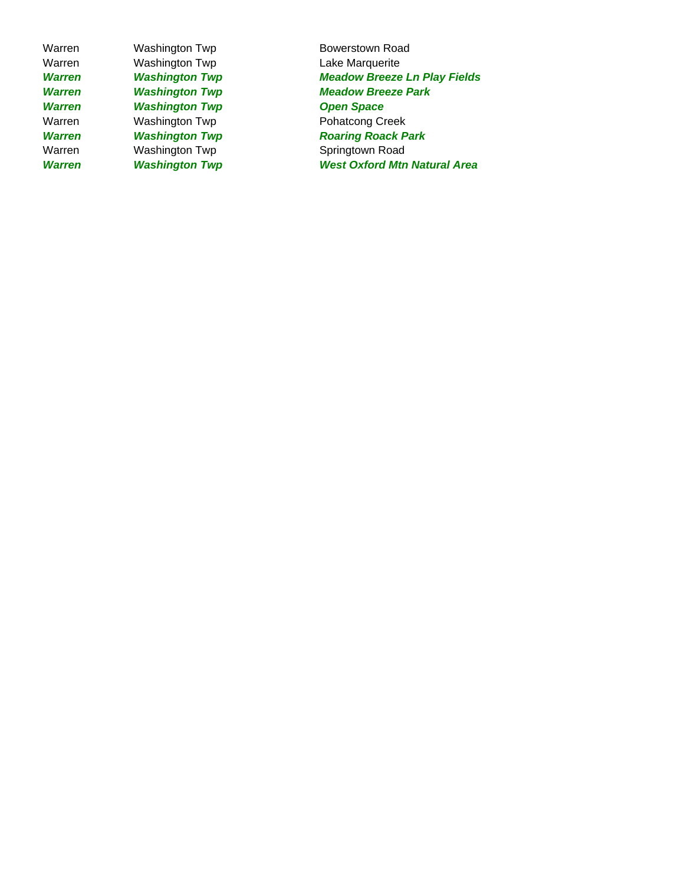| | | |
|---|---|---|
| Warren | Washington Twp | Bowerstown Road |
| Warren | Washington Twp | Lake Marquerite |
| ***Warren*** | ***Washington Twp*** | ***Meadow Breeze Ln Play Fields*** |
| ***Warren*** | ***Washington Twp*** | ***Meadow Breeze Park*** |
| ***Warren*** | ***Washington Twp*** | ***Open Space*** |
| Warren | Washington Twp | Pohatcong Creek |
| ***Warren*** | ***Washington Twp*** | ***Roaring Roack Park*** |
| Warren | Washington Twp | Springtown Road |
| ***Warren*** | ***Washington Twp*** | ***West Oxford Mtn Natural Area*** |